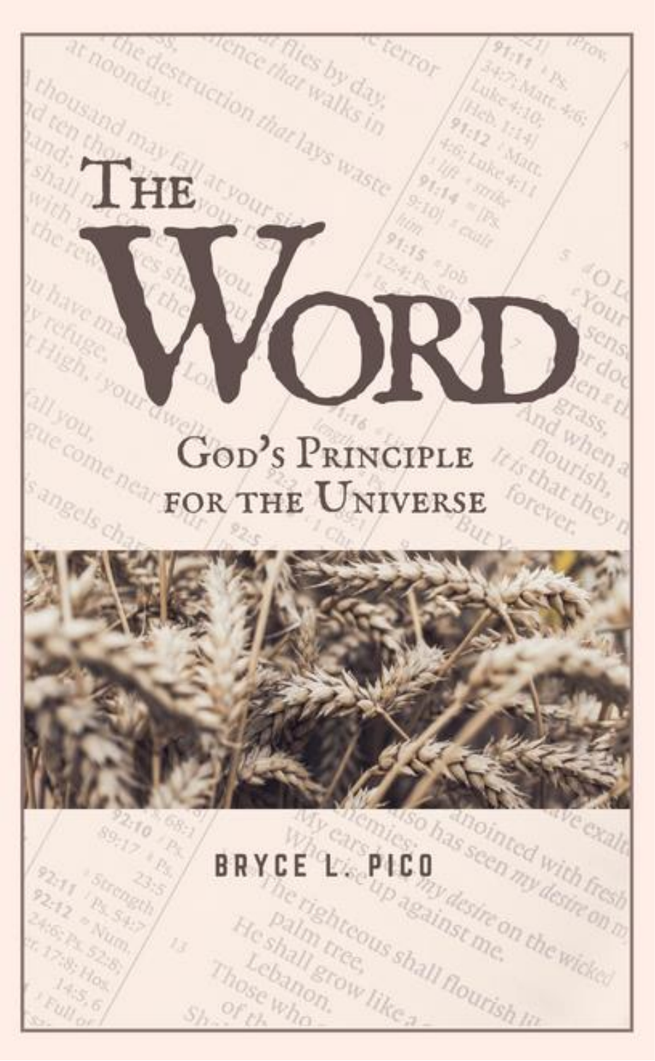# The Word

## God's Principle for the Universe

Bryce L. Pico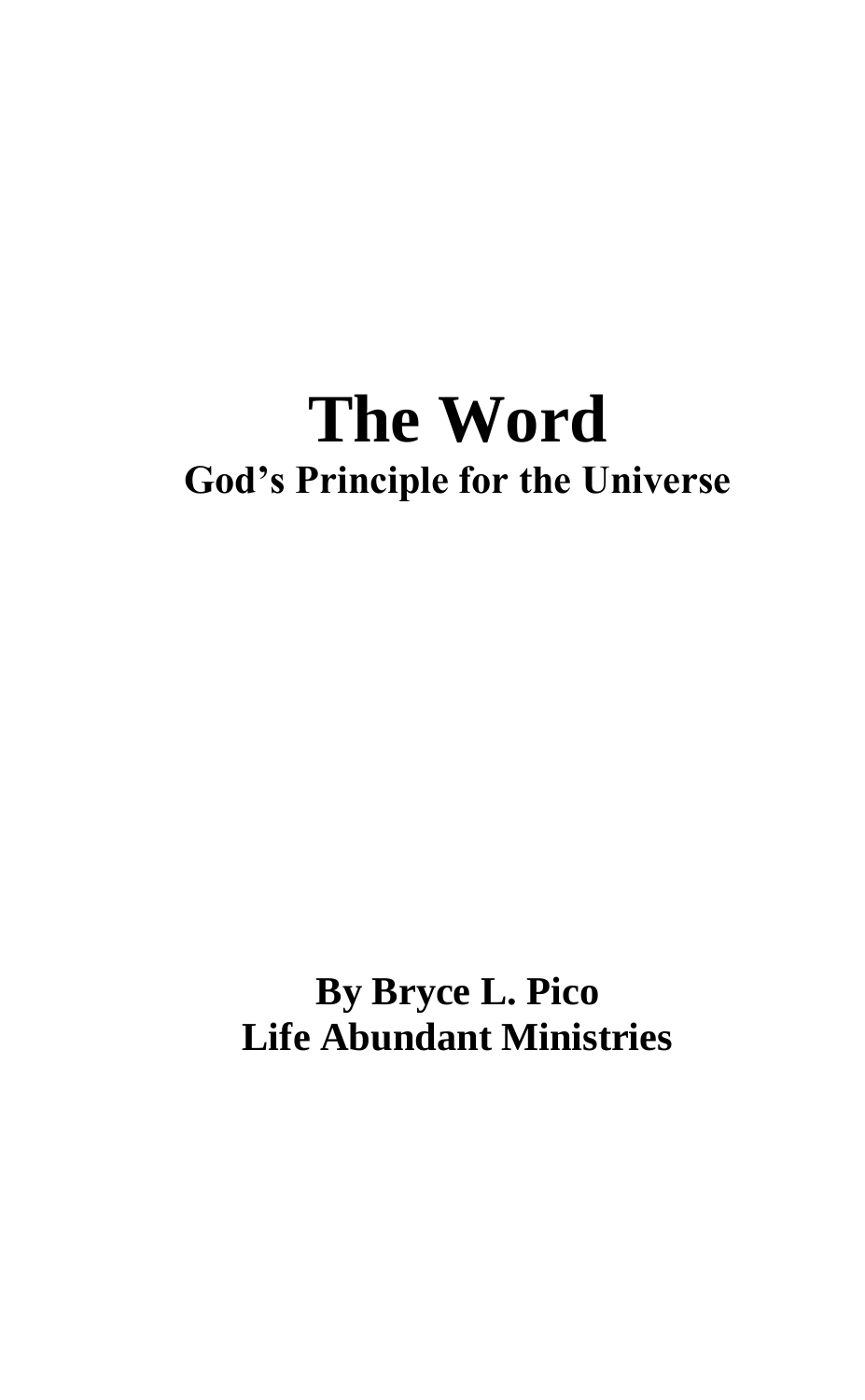# The Word

## God's Principle for the Universe

**By Bryce L. Pico**
**Life Abundant Ministries**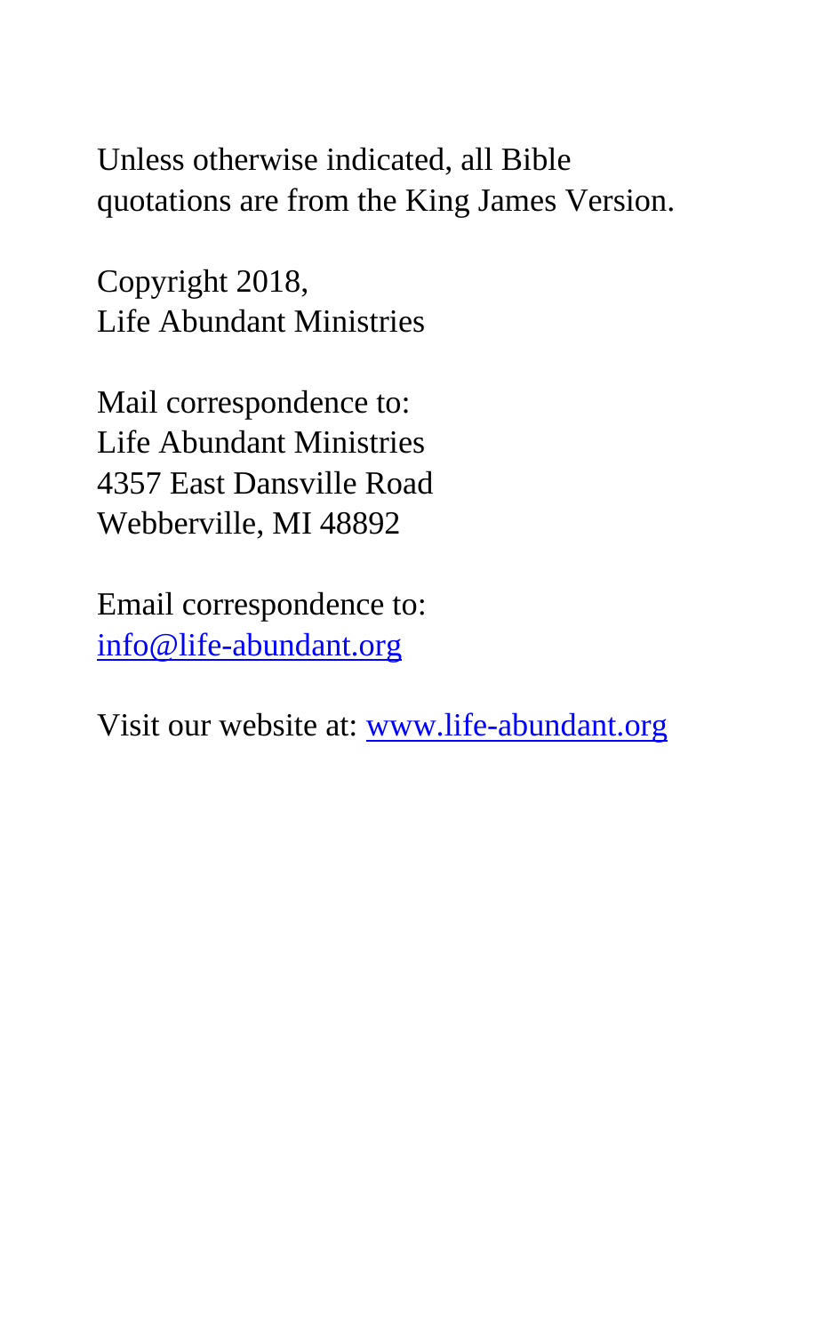Unless otherwise indicated, all Bible quotations are from the King James Version.

Copyright 2018,
Life Abundant Ministries

Mail correspondence to:
Life Abundant Ministries
4357 East Dansville Road
Webberville, MI 48892

Email correspondence to:
info@life-abundant.org

Visit our website at: www.life-abundant.org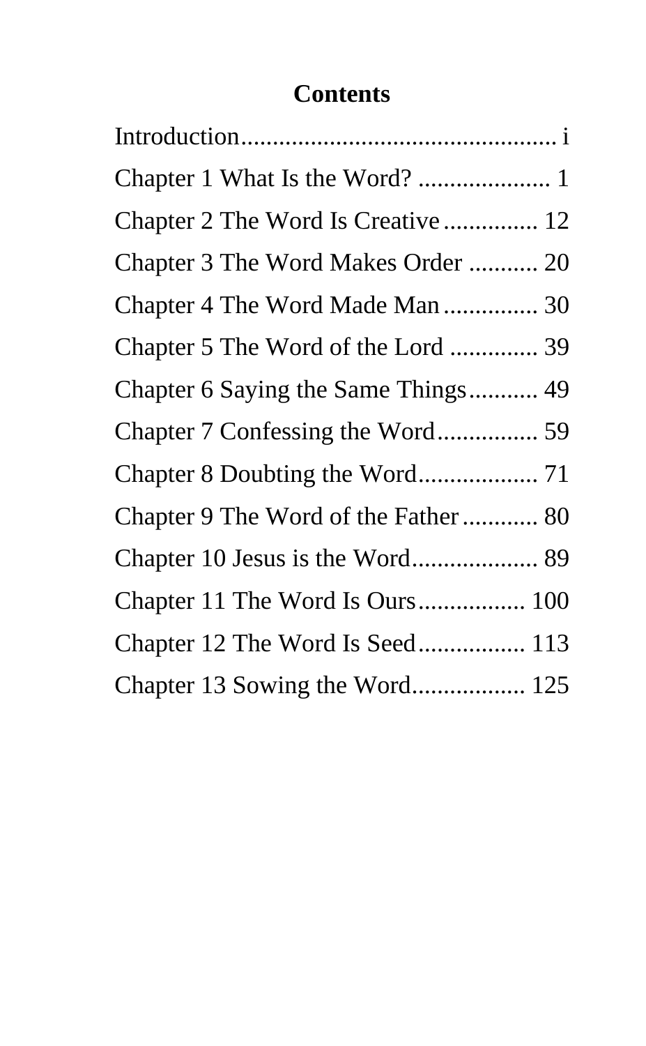# Contents

Introduction.................................................. i

Chapter 1 What Is the Word? ..................... 1

Chapter 2 The Word Is Creative............... 12

Chapter 3 The Word Makes Order ........... 20

Chapter 4 The Word Made Man............... 30

Chapter 5 The Word of the Lord .............. 39

Chapter 6 Saying the Same Things........... 49

Chapter 7 Confessing the Word................ 59

Chapter 8 Doubting the Word................... 71

Chapter 9 The Word of the Father............ 80

Chapter 10 Jesus is the Word.................... 89

Chapter 11 The Word Is Ours................. 100

Chapter 12 The Word Is Seed................. 113

Chapter 13 Sowing the Word.................. 125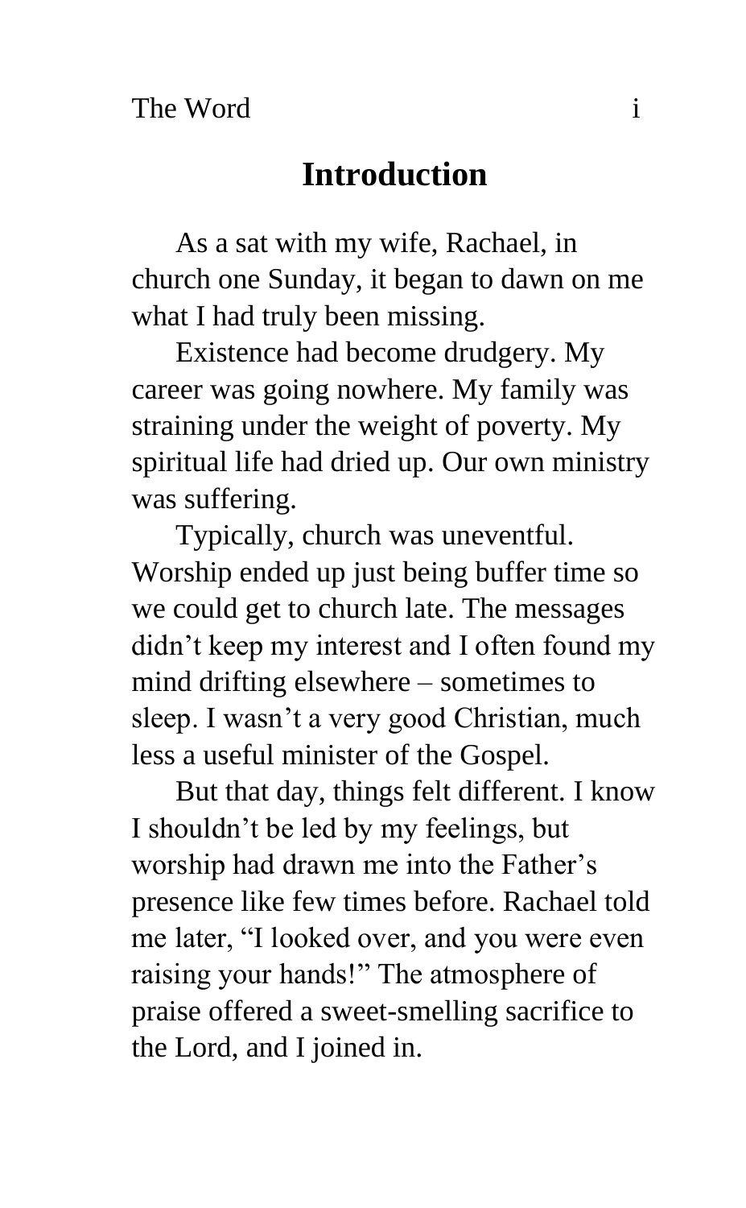# Introduction

As a sat with my wife, Rachael, in church one Sunday, it began to dawn on me what I had truly been missing.

Existence had become drudgery. My career was going nowhere. My family was straining under the weight of poverty. My spiritual life had dried up. Our own ministry was suffering.

Typically, church was uneventful. Worship ended up just being buffer time so we could get to church late. The messages didn't keep my interest and I often found my mind drifting elsewhere – sometimes to sleep. I wasn't a very good Christian, much less a useful minister of the Gospel.

But that day, things felt different. I know I shouldn't be led by my feelings, but worship had drawn me into the Father's presence like few times before. Rachael told me later, "I looked over, and you were even raising your hands!" The atmosphere of praise offered a sweet-smelling sacrifice to the Lord, and I joined in.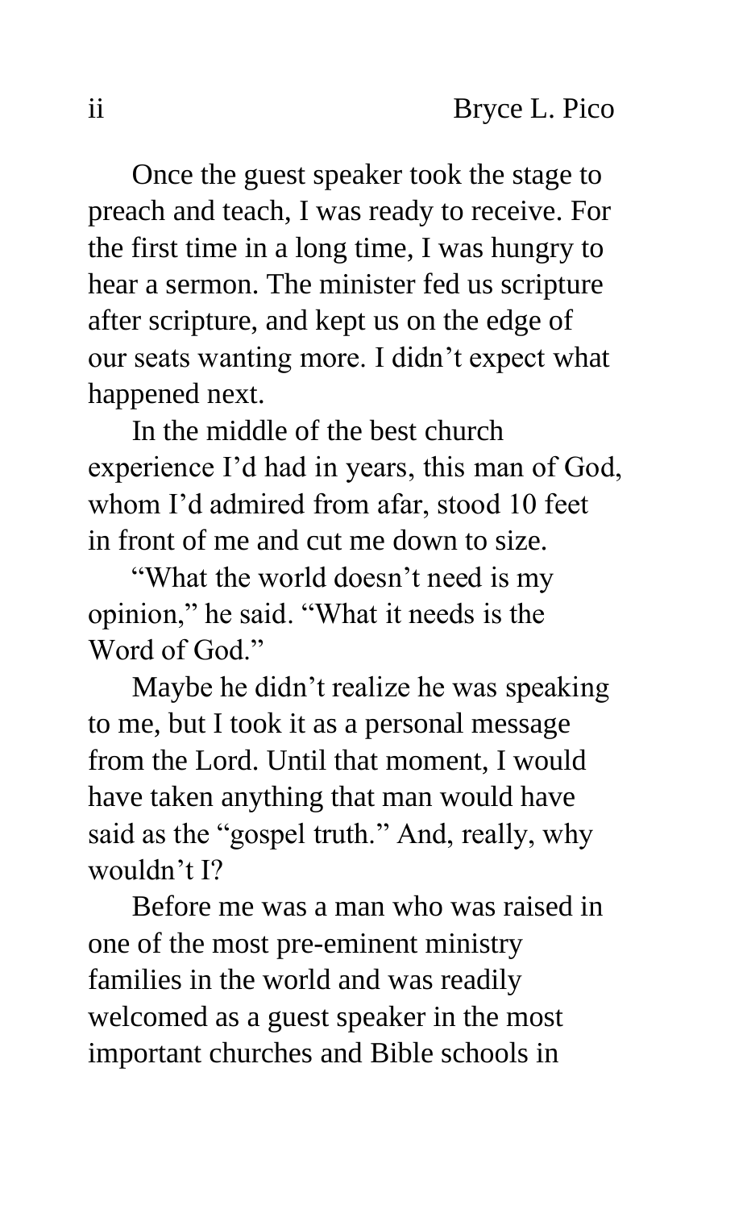Once the guest speaker took the stage to preach and teach, I was ready to receive. For the first time in a long time, I was hungry to hear a sermon. The minister fed us scripture after scripture, and kept us on the edge of our seats wanting more. I didn't expect what happened next.

In the middle of the best church experience I'd had in years, this man of God, whom I'd admired from afar, stood 10 feet in front of me and cut me down to size.

"What the world doesn't need is my opinion," he said. "What it needs is the Word of God."

Maybe he didn't realize he was speaking to me, but I took it as a personal message from the Lord. Until that moment, I would have taken anything that man would have said as the "gospel truth." And, really, why wouldn't I?

Before me was a man who was raised in one of the most pre-eminent ministry families in the world and was readily welcomed as a guest speaker in the most important churches and Bible schools in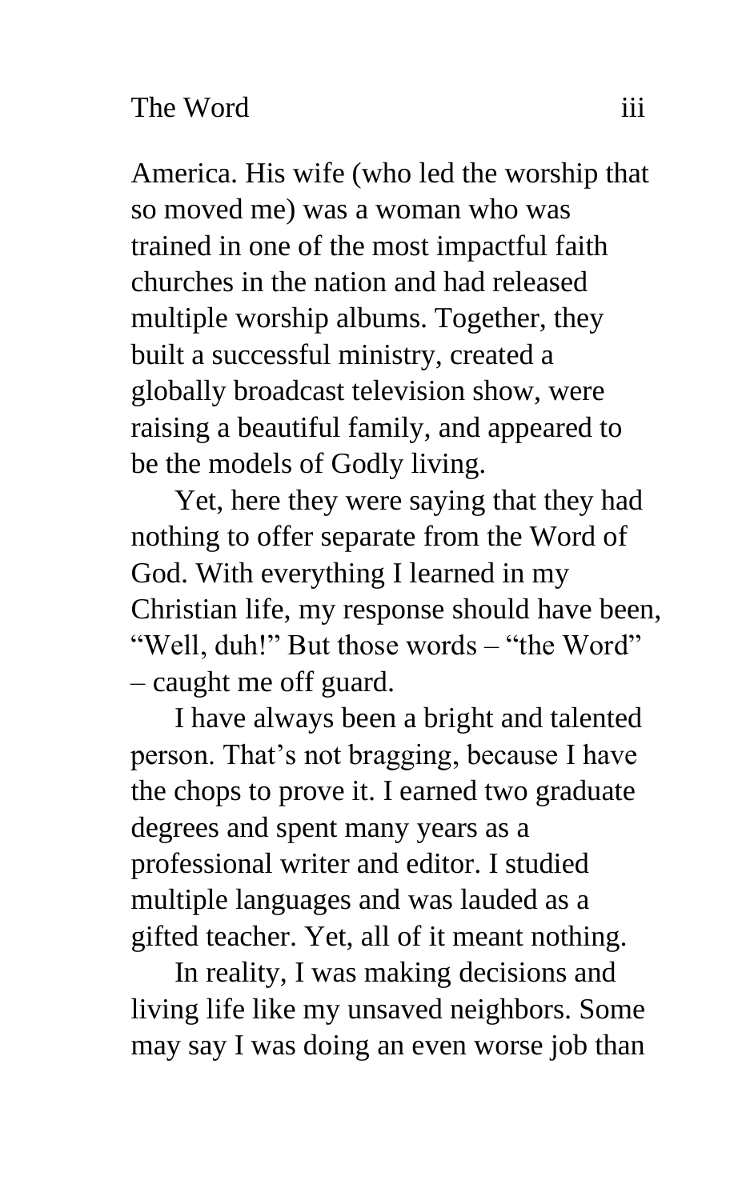America. His wife (who led the worship that so moved me) was a woman who was trained in one of the most impactful faith churches in the nation and had released multiple worship albums. Together, they built a successful ministry, created a globally broadcast television show, were raising a beautiful family, and appeared to be the models of Godly living.

Yet, here they were saying that they had nothing to offer separate from the Word of God. With everything I learned in my Christian life, my response should have been, "Well, duh!" But those words – "the Word" – caught me off guard.

I have always been a bright and talented person. That's not bragging, because I have the chops to prove it. I earned two graduate degrees and spent many years as a professional writer and editor. I studied multiple languages and was lauded as a gifted teacher. Yet, all of it meant nothing.

In reality, I was making decisions and living life like my unsaved neighbors. Some may say I was doing an even worse job than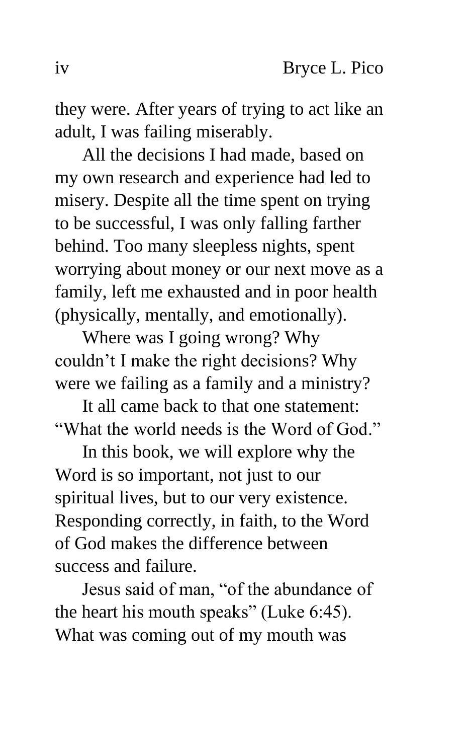they were. After years of trying to act like an adult, I was failing miserably.

All the decisions I had made, based on my own research and experience had led to misery. Despite all the time spent on trying to be successful, I was only falling farther behind. Too many sleepless nights, spent worrying about money or our next move as a family, left me exhausted and in poor health (physically, mentally, and emotionally).

Where was I going wrong? Why couldn't I make the right decisions? Why were we failing as a family and a ministry?

It all came back to that one statement: "What the world needs is the Word of God."

In this book, we will explore why the Word is so important, not just to our spiritual lives, but to our very existence. Responding correctly, in faith, to the Word of God makes the difference between success and failure.

Jesus said of man, "of the abundance of the heart his mouth speaks" (Luke 6:45). What was coming out of my mouth was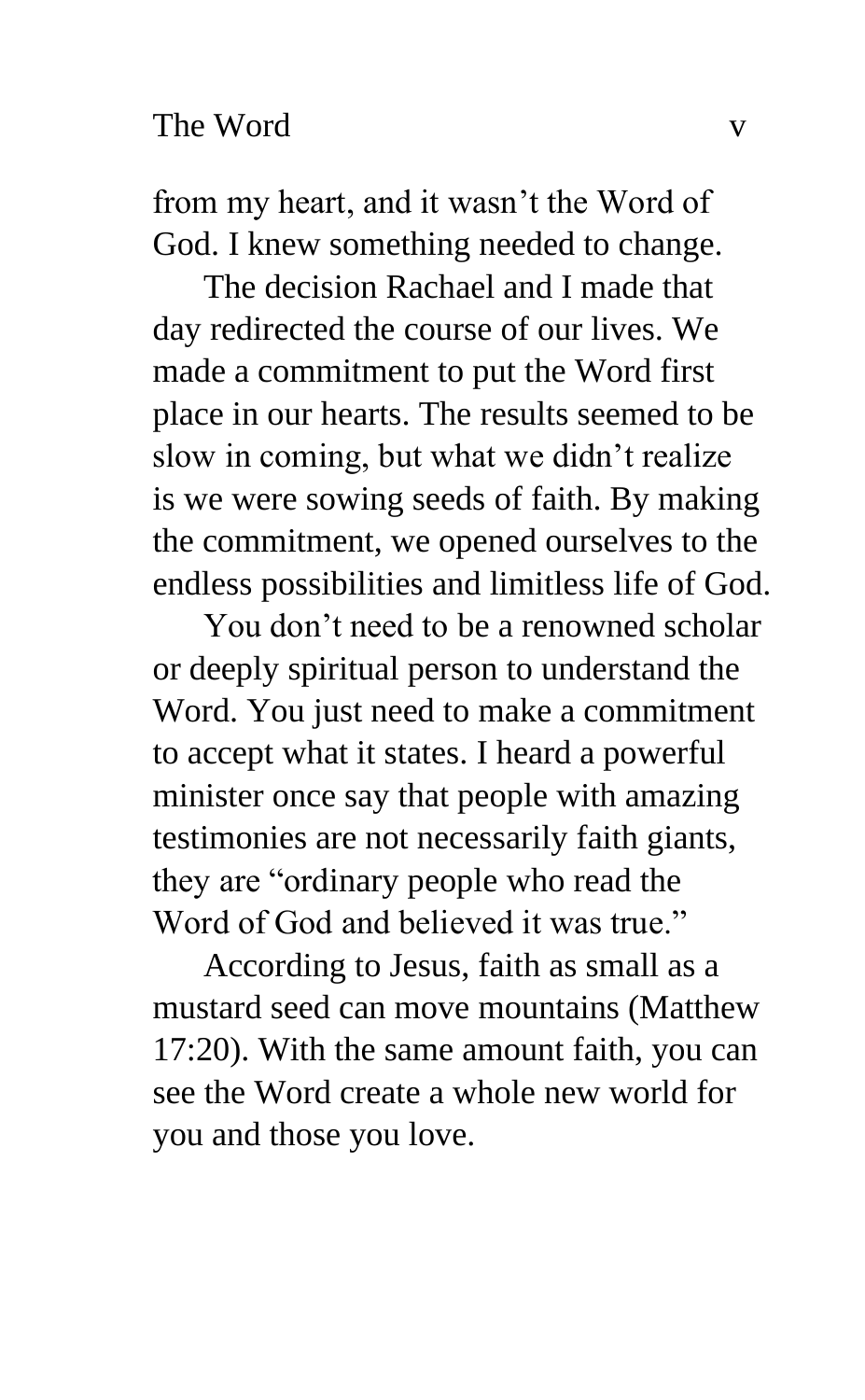from my heart, and it wasn't the Word of God. I knew something needed to change.

The decision Rachael and I made that day redirected the course of our lives. We made a commitment to put the Word first place in our hearts. The results seemed to be slow in coming, but what we didn't realize is we were sowing seeds of faith. By making the commitment, we opened ourselves to the endless possibilities and limitless life of God.

You don't need to be a renowned scholar or deeply spiritual person to understand the Word. You just need to make a commitment to accept what it states. I heard a powerful minister once say that people with amazing testimonies are not necessarily faith giants, they are "ordinary people who read the Word of God and believed it was true."

According to Jesus, faith as small as a mustard seed can move mountains (Matthew 17:20). With the same amount faith, you can see the Word create a whole new world for you and those you love.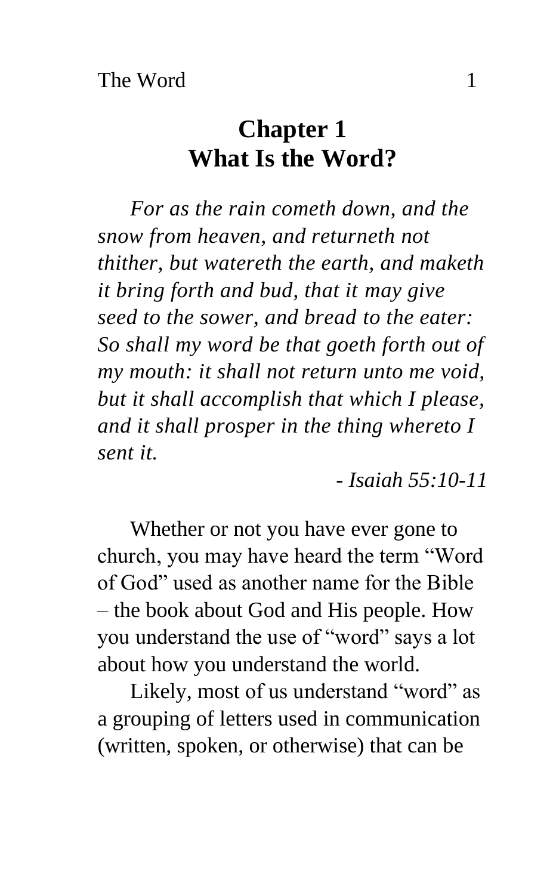# Chapter 1
# What Is the Word?

*For as the rain cometh down, and the snow from heaven, and returneth not thither, but watereth the earth, and maketh it bring forth and bud, that it may give seed to the sower, and bread to the eater: So shall my word be that goeth forth out of my mouth: it shall not return unto me void, but it shall accomplish that which I please, and it shall prosper in the thing whereto I sent it.*

*- Isaiah 55:10-11*

Whether or not you have ever gone to church, you may have heard the term "Word of God" used as another name for the Bible – the book about God and His people. How you understand the use of "word" says a lot about how you understand the world.

Likely, most of us understand "word" as a grouping of letters used in communication (written, spoken, or otherwise) that can be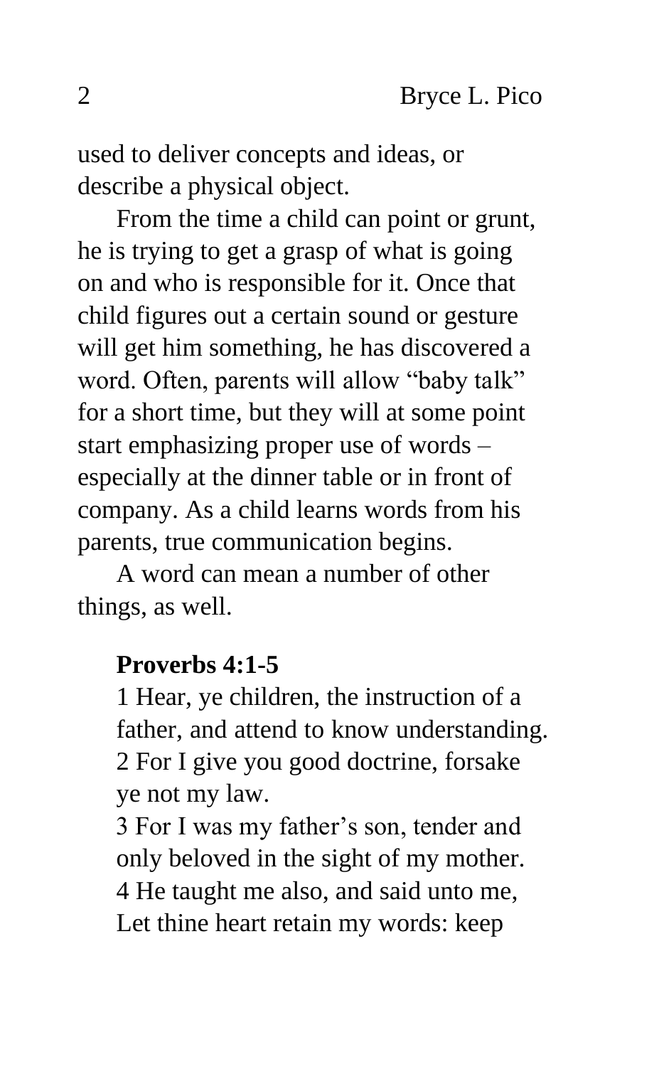used to deliver concepts and ideas, or describe a physical object.

From the time a child can point or grunt, he is trying to get a grasp of what is going on and who is responsible for it. Once that child figures out a certain sound or gesture will get him something, he has discovered a word. Often, parents will allow "baby talk" for a short time, but they will at some point start emphasizing proper use of words – especially at the dinner table or in front of company. As a child learns words from his parents, true communication begins.

A word can mean a number of other things, as well.

**Proverbs 4:1-5**

1 Hear, ye children, the instruction of a father, and attend to know understanding.
2 For I give you good doctrine, forsake ye not my law.
3 For I was my father's son, tender and only beloved in the sight of my mother.
4 He taught me also, and said unto me, Let thine heart retain my words: keep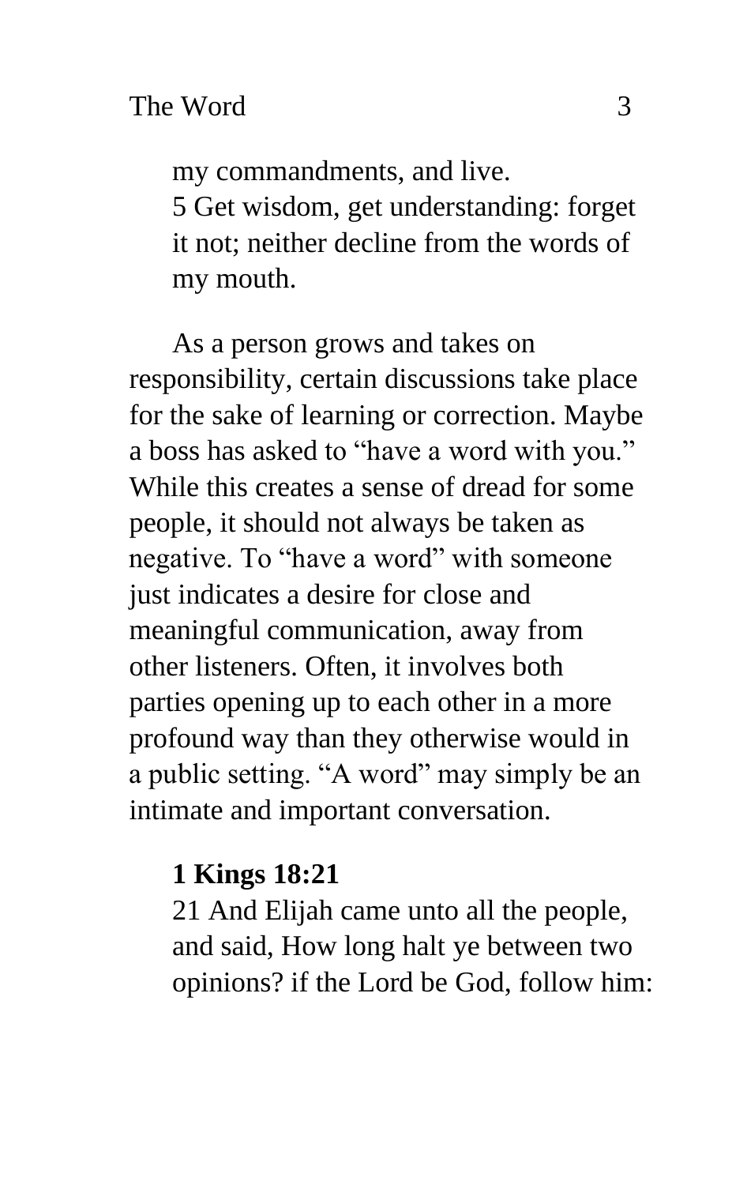my commandments, and live.
5 Get wisdom, get understanding: forget it not; neither decline from the words of my mouth.

As a person grows and takes on responsibility, certain discussions take place for the sake of learning or correction. Maybe a boss has asked to "have a word with you." While this creates a sense of dread for some people, it should not always be taken as negative. To "have a word" with someone just indicates a desire for close and meaningful communication, away from other listeners. Often, it involves both parties opening up to each other in a more profound way than they otherwise would in a public setting. "A word" may simply be an intimate and important conversation.

**1 Kings 18:21**

21 And Elijah came unto all the people, and said, How long halt ye between two opinions? if the Lord be God, follow him: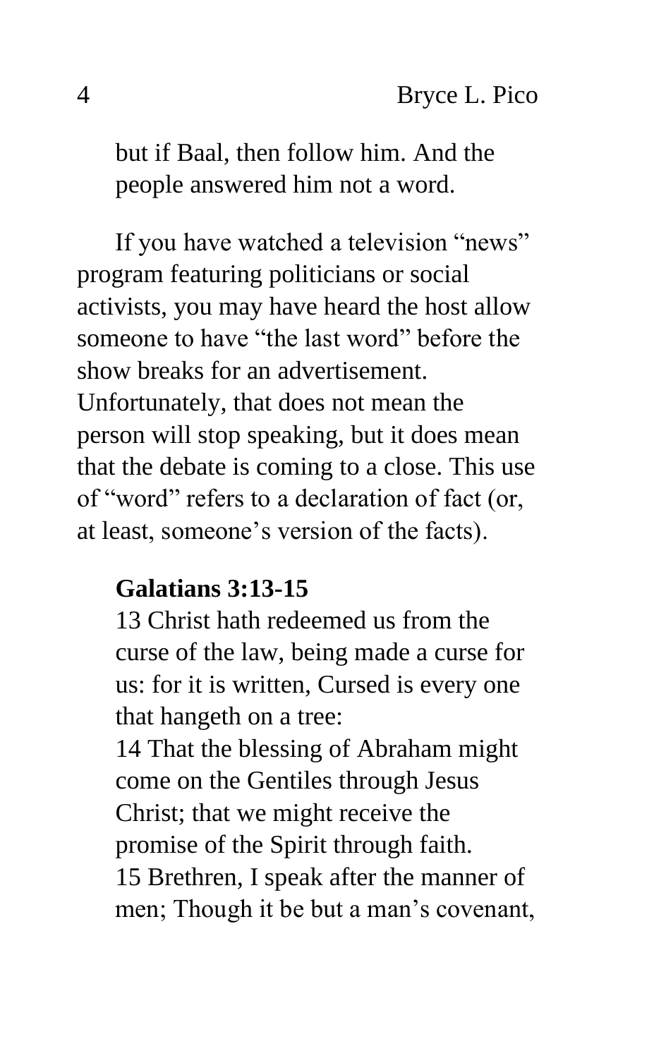but if Baal, then follow him. And the people answered him not a word.

If you have watched a television "news" program featuring politicians or social activists, you may have heard the host allow someone to have "the last word" before the show breaks for an advertisement. Unfortunately, that does not mean the person will stop speaking, but it does mean that the debate is coming to a close. This use of "word" refers to a declaration of fact (or, at least, someone's version of the facts).

**Galatians 3:13-15**

13 Christ hath redeemed us from the curse of the law, being made a curse for us: for it is written, Cursed is every one that hangeth on a tree:
14 That the blessing of Abraham might come on the Gentiles through Jesus Christ; that we might receive the promise of the Spirit through faith.
15 Brethren, I speak after the manner of men; Though it be but a man's covenant,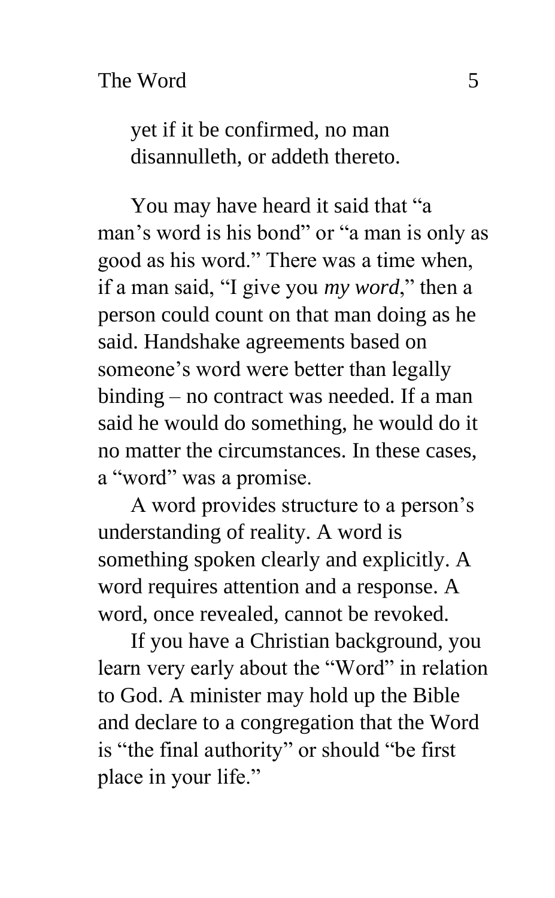> yet if it be confirmed, no man disannulleth, or addeth thereto.

You may have heard it said that "a man's word is his bond" or "a man is only as good as his word." There was a time when, if a man said, "I give you *my word*," then a person could count on that man doing as he said. Handshake agreements based on someone's word were better than legally binding – no contract was needed. If a man said he would do something, he would do it no matter the circumstances. In these cases, a "word" was a promise.

A word provides structure to a person's understanding of reality. A word is something spoken clearly and explicitly. A word requires attention and a response. A word, once revealed, cannot be revoked.

If you have a Christian background, you learn very early about the "Word" in relation to God. A minister may hold up the Bible and declare to a congregation that the Word is "the final authority" or should "be first place in your life."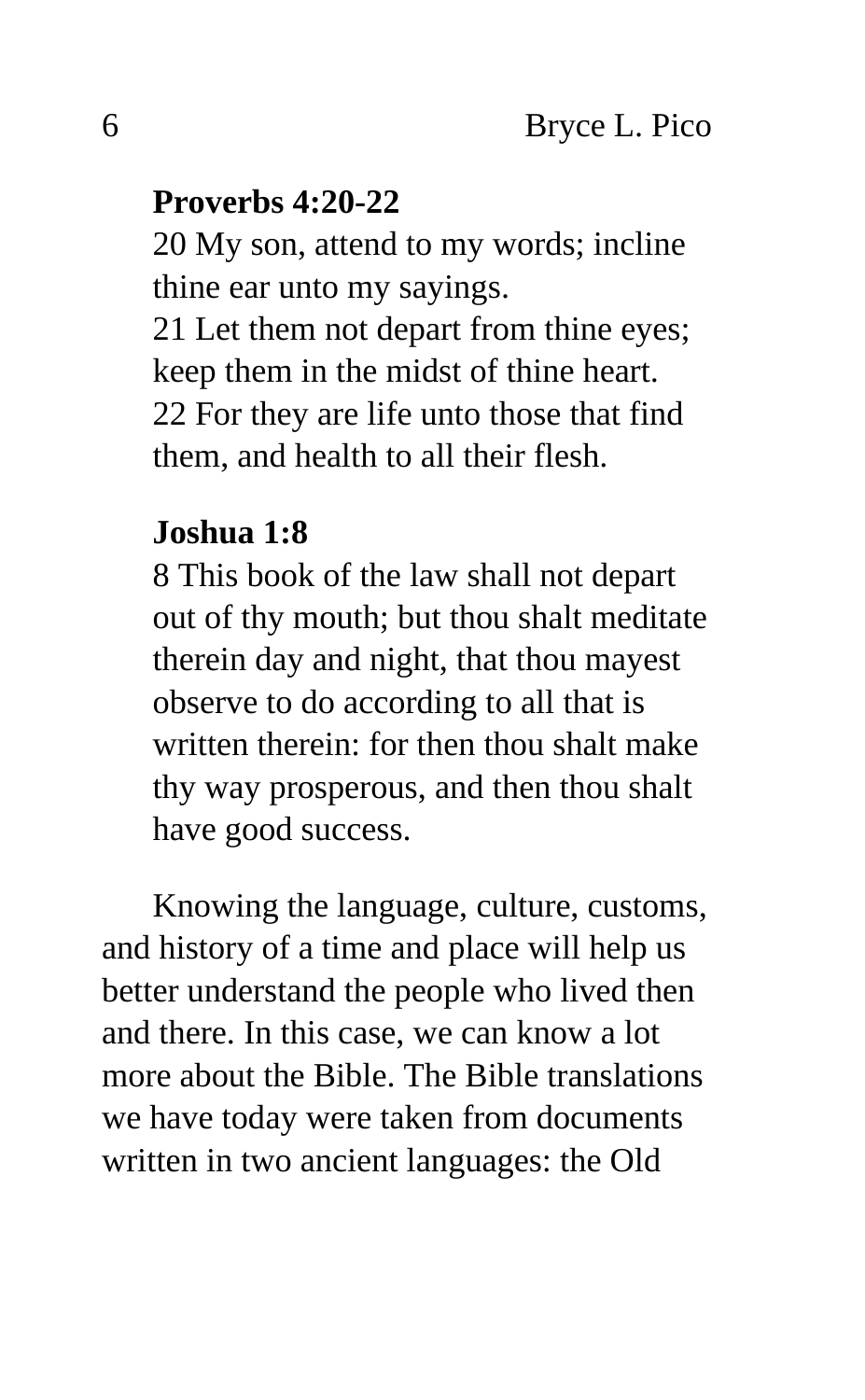**Proverbs 4:20-22**

20 My son, attend to my words; incline thine ear unto my sayings.
21 Let them not depart from thine eyes; keep them in the midst of thine heart.
22 For they are life unto those that find them, and health to all their flesh.

**Joshua 1:8**

8 This book of the law shall not depart out of thy mouth; but thou shalt meditate therein day and night, that thou mayest observe to do according to all that is written therein: for then thou shalt make thy way prosperous, and then thou shalt have good success.

Knowing the language, culture, customs, and history of a time and place will help us better understand the people who lived then and there. In this case, we can know a lot more about the Bible. The Bible translations we have today were taken from documents written in two ancient languages: the Old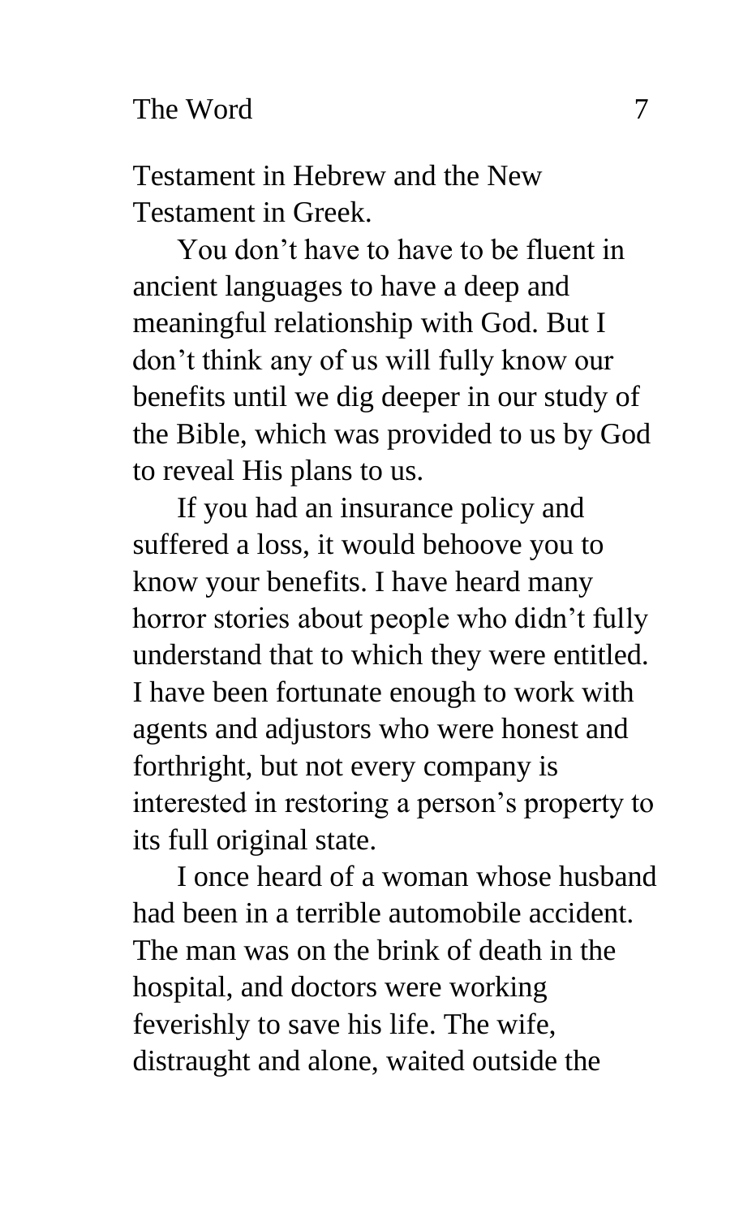Testament in Hebrew and the New Testament in Greek.

You don't have to have to be fluent in ancient languages to have a deep and meaningful relationship with God. But I don't think any of us will fully know our benefits until we dig deeper in our study of the Bible, which was provided to us by God to reveal His plans to us.

If you had an insurance policy and suffered a loss, it would behoove you to know your benefits. I have heard many horror stories about people who didn't fully understand that to which they were entitled. I have been fortunate enough to work with agents and adjustors who were honest and forthright, but not every company is interested in restoring a person's property to its full original state.

I once heard of a woman whose husband had been in a terrible automobile accident. The man was on the brink of death in the hospital, and doctors were working feverishly to save his life. The wife, distraught and alone, waited outside the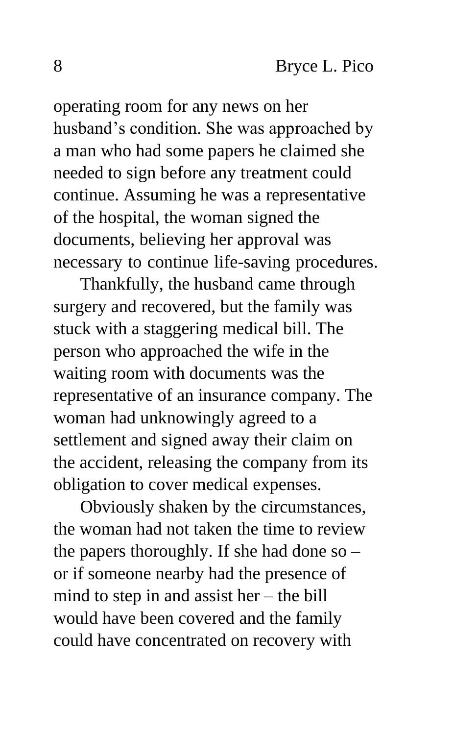operating room for any news on her husband's condition. She was approached by a man who had some papers he claimed she needed to sign before any treatment could continue. Assuming he was a representative of the hospital, the woman signed the documents, believing her approval was necessary to continue life-saving procedures.

Thankfully, the husband came through surgery and recovered, but the family was stuck with a staggering medical bill. The person who approached the wife in the waiting room with documents was the representative of an insurance company. The woman had unknowingly agreed to a settlement and signed away their claim on the accident, releasing the company from its obligation to cover medical expenses.

Obviously shaken by the circumstances, the woman had not taken the time to review the papers thoroughly. If she had done so – or if someone nearby had the presence of mind to step in and assist her – the bill would have been covered and the family could have concentrated on recovery with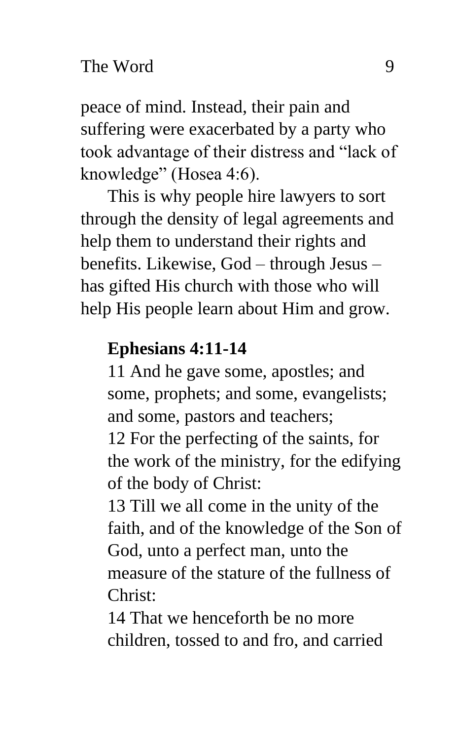peace of mind. Instead, their pain and suffering were exacerbated by a party who took advantage of their distress and "lack of knowledge" (Hosea 4:6).

This is why people hire lawyers to sort through the density of legal agreements and help them to understand their rights and benefits. Likewise, God – through Jesus – has gifted His church with those who will help His people learn about Him and grow.

**Ephesians 4:11-14**

11 And he gave some, apostles; and some, prophets; and some, evangelists; and some, pastors and teachers;
12 For the perfecting of the saints, for the work of the ministry, for the edifying of the body of Christ:
13 Till we all come in the unity of the faith, and of the knowledge of the Son of God, unto a perfect man, unto the measure of the stature of the fullness of Christ:
14 That we henceforth be no more children, tossed to and fro, and carried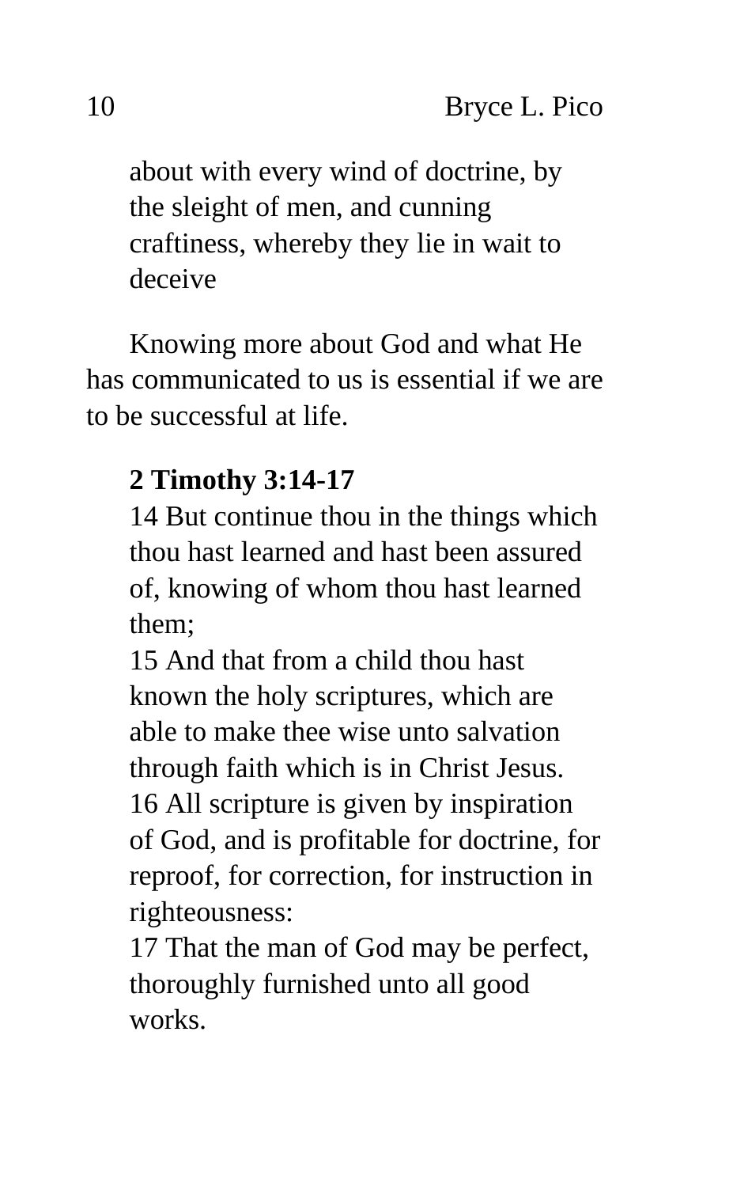about with every wind of doctrine, by the sleight of men, and cunning craftiness, whereby they lie in wait to deceive

Knowing more about God and what He has communicated to us is essential if we are to be successful at life.

**2 Timothy 3:14-17**
14 But continue thou in the things which thou hast learned and hast been assured of, knowing of whom thou hast learned them;
15 And that from a child thou hast known the holy scriptures, which are able to make thee wise unto salvation through faith which is in Christ Jesus.
16 All scripture is given by inspiration of God, and is profitable for doctrine, for reproof, for correction, for instruction in righteousness:
17 That the man of God may be perfect, thoroughly furnished unto all good works.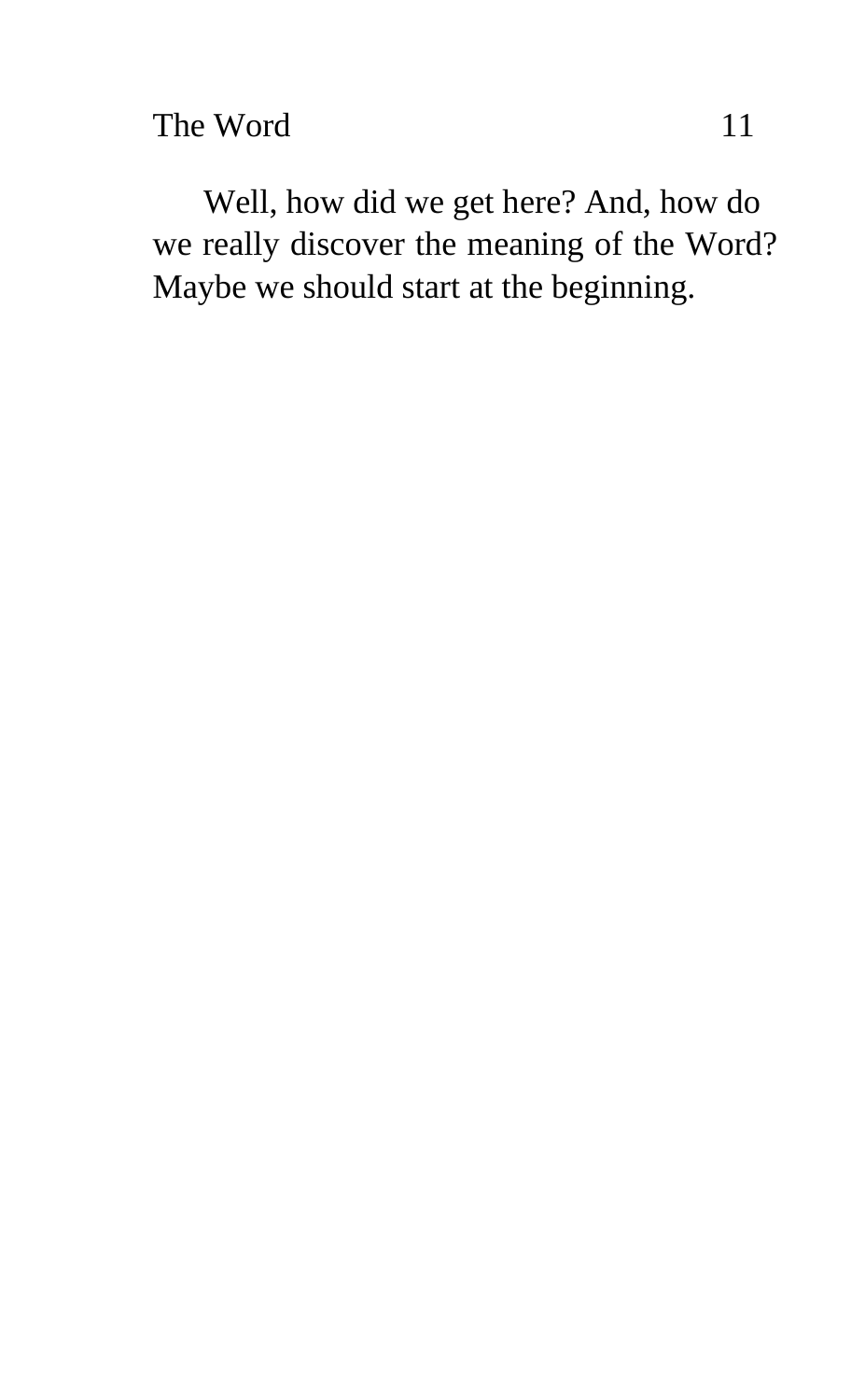Well, how did we get here? And, how do we really discover the meaning of the Word? Maybe we should start at the beginning.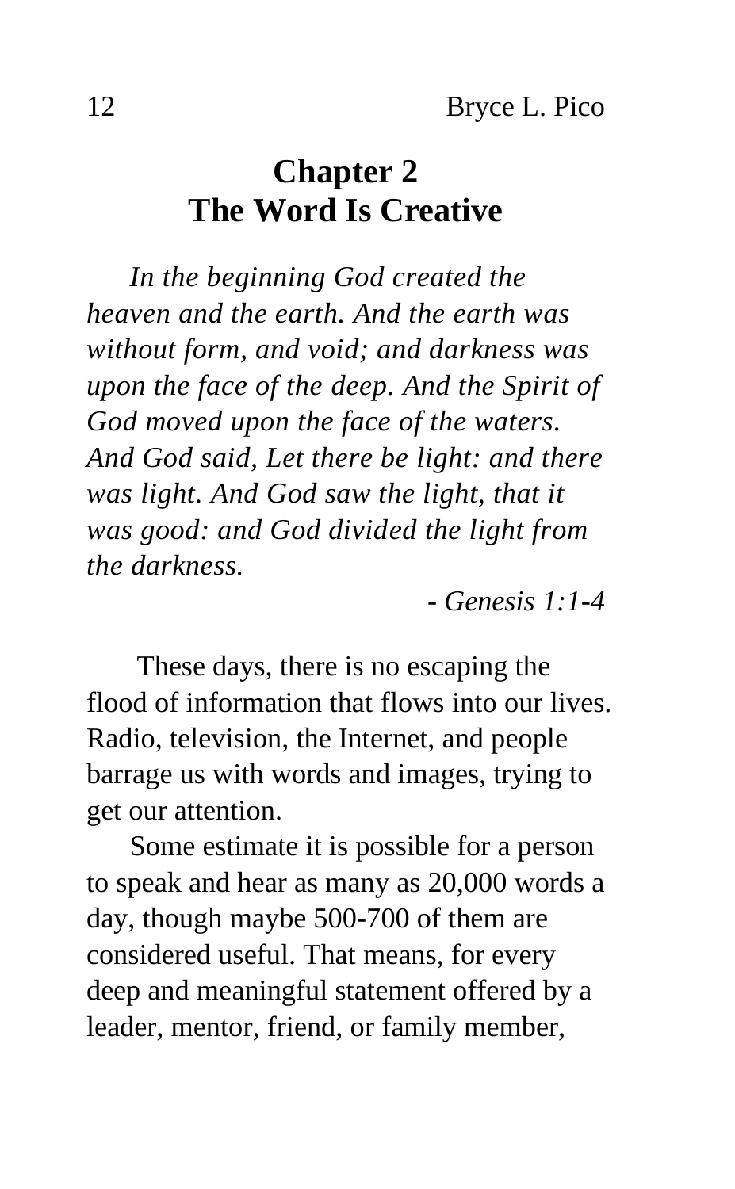# Chapter 2
# The Word Is Creative

*In the beginning God created the heaven and the earth. And the earth was without form, and void; and darkness was upon the face of the deep. And the Spirit of God moved upon the face of the waters. And God said, Let there be light: and there was light. And God saw the light, that it was good: and God divided the light from the darkness.*

*- Genesis 1:1-4*

These days, there is no escaping the flood of information that flows into our lives. Radio, television, the Internet, and people barrage us with words and images, trying to get our attention.

Some estimate it is possible for a person to speak and hear as many as 20,000 words a day, though maybe 500-700 of them are considered useful. That means, for every deep and meaningful statement offered by a leader, mentor, friend, or family member,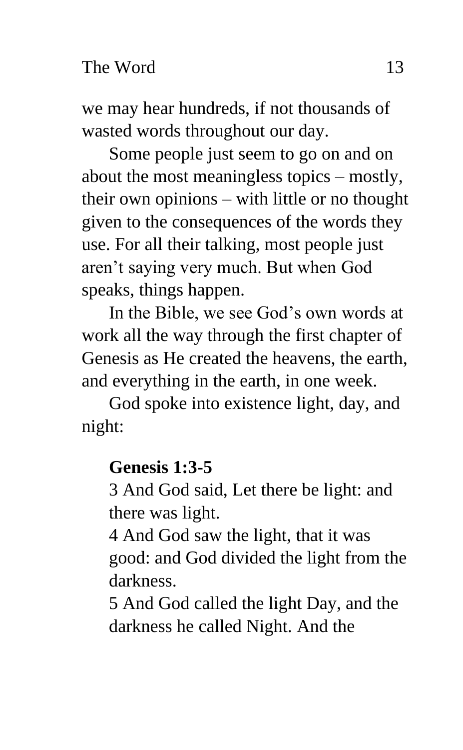we may hear hundreds, if not thousands of wasted words throughout our day.

Some people just seem to go on and on about the most meaningless topics – mostly, their own opinions – with little or no thought given to the consequences of the words they use. For all their talking, most people just aren't saying very much. But when God speaks, things happen.

In the Bible, we see God's own words at work all the way through the first chapter of Genesis as He created the heavens, the earth, and everything in the earth, in one week.

God spoke into existence light, day, and night:

> **Genesis 1:3-5**
> 3 And God said, Let there be light: and there was light.
> 4 And God saw the light, that it was good: and God divided the light from the darkness.
> 5 And God called the light Day, and the darkness he called Night. And the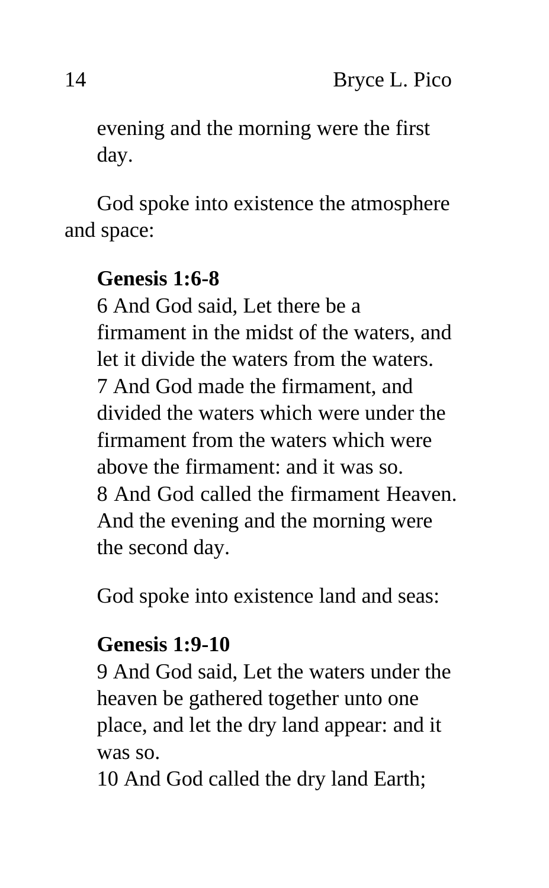evening and the morning were the first day.

God spoke into existence the atmosphere and space:

**Genesis 1:6-8**
6 And God said, Let there be a firmament in the midst of the waters, and let it divide the waters from the waters.
7 And God made the firmament, and divided the waters which were under the firmament from the waters which were above the firmament: and it was so.
8 And God called the firmament Heaven. And the evening and the morning were the second day.

God spoke into existence land and seas:

**Genesis 1:9-10**
9 And God said, Let the waters under the heaven be gathered together unto one place, and let the dry land appear: and it was so.
10 And God called the dry land Earth;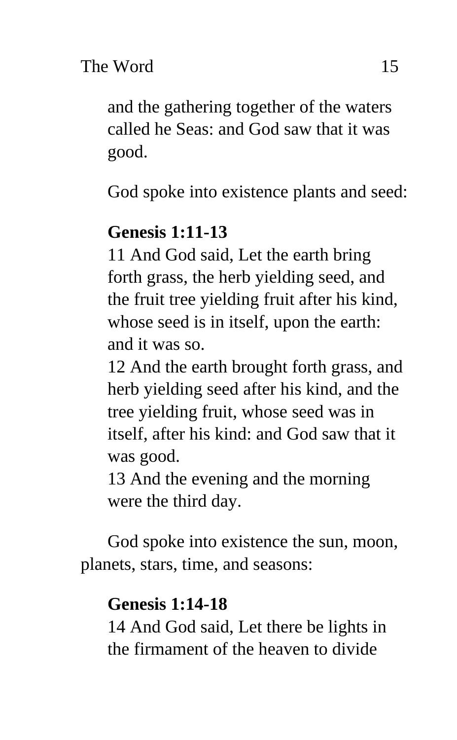and the gathering together of the waters called he Seas: and God saw that it was good.

God spoke into existence plants and seed:

**Genesis 1:11-13**
11 And God said, Let the earth bring forth grass, the herb yielding seed, and the fruit tree yielding fruit after his kind, whose seed is in itself, upon the earth: and it was so.
12 And the earth brought forth grass, and herb yielding seed after his kind, and the tree yielding fruit, whose seed was in itself, after his kind: and God saw that it was good.
13 And the evening and the morning were the third day.

God spoke into existence the sun, moon, planets, stars, time, and seasons:

**Genesis 1:14-18**
14 And God said, Let there be lights in the firmament of the heaven to divide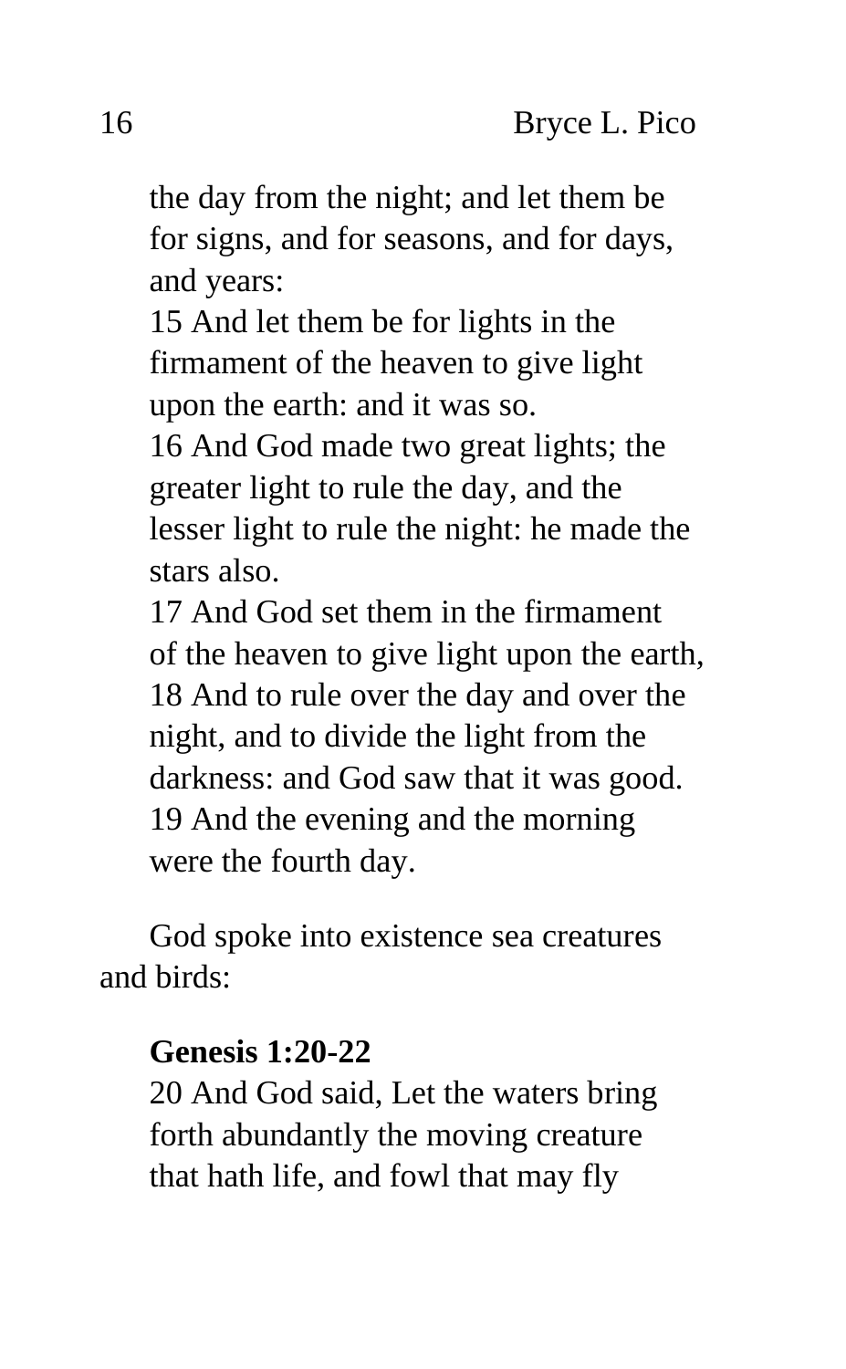the day from the night; and let them be for signs, and for seasons, and for days, and years:
15 And let them be for lights in the firmament of the heaven to give light upon the earth: and it was so.
16 And God made two great lights; the greater light to rule the day, and the lesser light to rule the night: he made the stars also.
17 And God set them in the firmament of the heaven to give light upon the earth,
18 And to rule over the day and over the night, and to divide the light from the darkness: and God saw that it was good.
19 And the evening and the morning were the fourth day.

God spoke into existence sea creatures and birds:

**Genesis 1:20-22**
20 And God said, Let the waters bring forth abundantly the moving creature that hath life, and fowl that may fly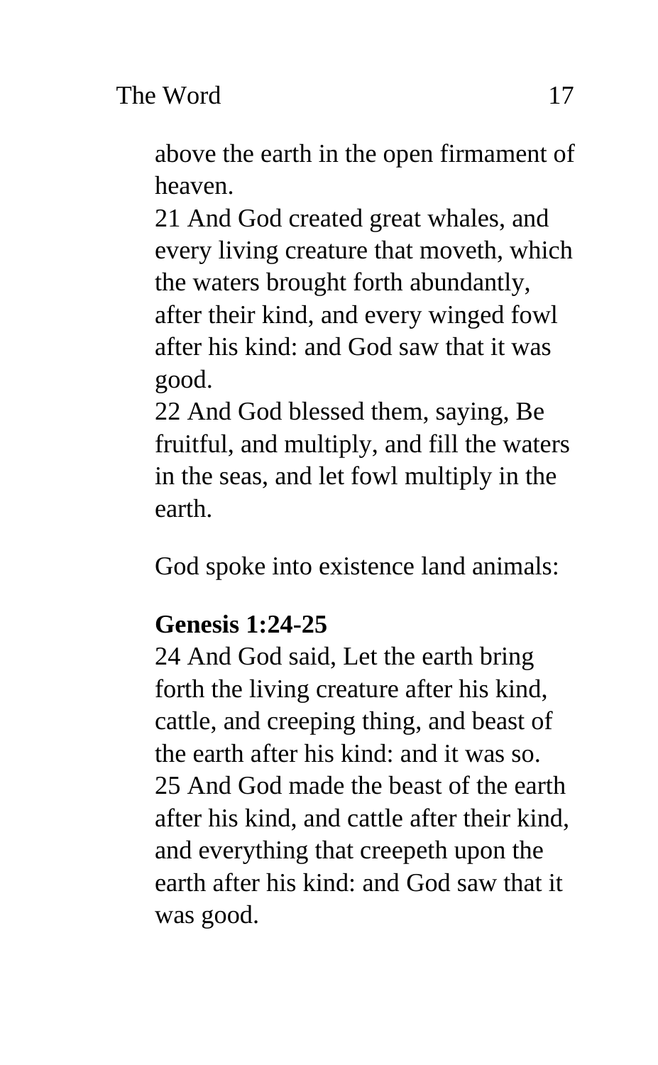above the earth in the open firmament of heaven.

21 And God created great whales, and every living creature that moveth, which the waters brought forth abundantly, after their kind, and every winged fowl after his kind: and God saw that it was good.

22 And God blessed them, saying, Be fruitful, and multiply, and fill the waters in the seas, and let fowl multiply in the earth.

God spoke into existence land animals:

**Genesis 1:24-25**

24 And God said, Let the earth bring forth the living creature after his kind, cattle, and creeping thing, and beast of the earth after his kind: and it was so.

25 And God made the beast of the earth after his kind, and cattle after their kind, and everything that creepeth upon the earth after his kind: and God saw that it was good.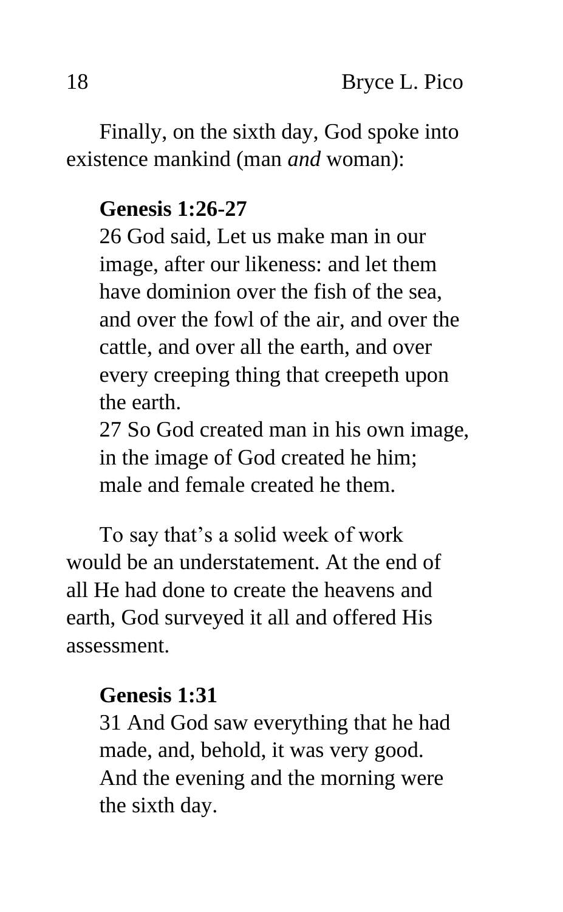Finally, on the sixth day, God spoke into existence mankind (man *and* woman):

**Genesis 1:26-27**

26 God said, Let us make man in our image, after our likeness: and let them have dominion over the fish of the sea, and over the fowl of the air, and over the cattle, and over all the earth, and over every creeping thing that creepeth upon the earth.

27 So God created man in his own image, in the image of God created he him; male and female created he them.

To say that's a solid week of work would be an understatement. At the end of all He had done to create the heavens and earth, God surveyed it all and offered His assessment.

**Genesis 1:31**

31 And God saw everything that he had made, and, behold, it was very good. And the evening and the morning were the sixth day.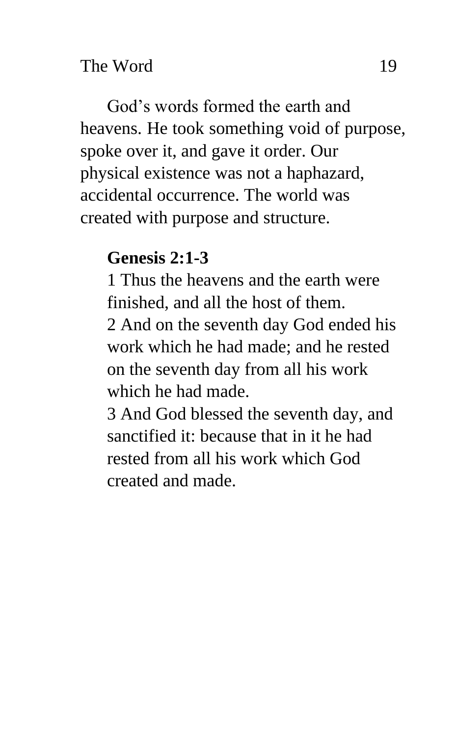God's words formed the earth and heavens. He took something void of purpose, spoke over it, and gave it order. Our physical existence was not a haphazard, accidental occurrence. The world was created with purpose and structure.

> **Genesis 2:1-3**
> 1 Thus the heavens and the earth were finished, and all the host of them.
> 2 And on the seventh day God ended his work which he had made; and he rested on the seventh day from all his work which he had made.
> 3 And God blessed the seventh day, and sanctified it: because that in it he had rested from all his work which God created and made.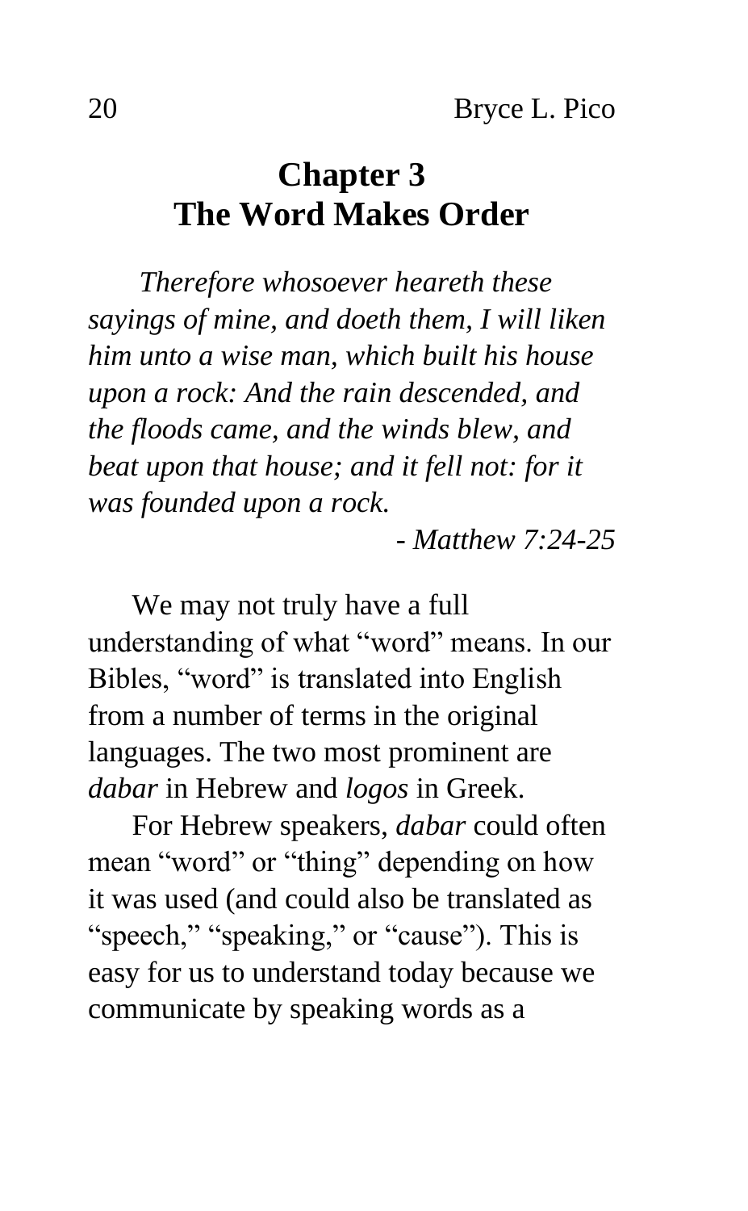# Chapter 3
# The Word Makes Order

*Therefore whosoever heareth these sayings of mine, and doeth them, I will liken him unto a wise man, which built his house upon a rock: And the rain descended, and the floods came, and the winds blew, and beat upon that house; and it fell not: for it was founded upon a rock.*

*- Matthew 7:24-25*

We may not truly have a full understanding of what "word" means. In our Bibles, "word" is translated into English from a number of terms in the original languages. The two most prominent are *dabar* in Hebrew and *logos* in Greek.

For Hebrew speakers, *dabar* could often mean "word" or "thing" depending on how it was used (and could also be translated as "speech," "speaking," or "cause"). This is easy for us to understand today because we communicate by speaking words as a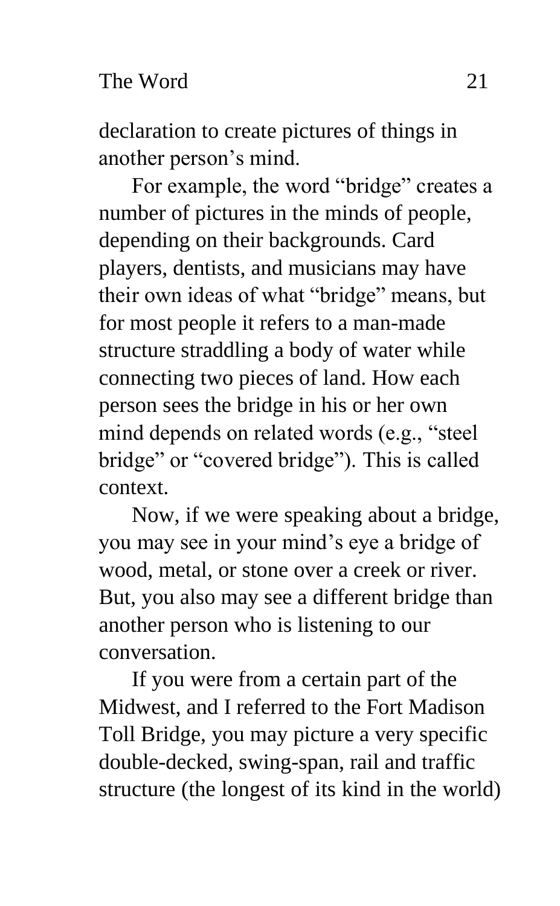declaration to create pictures of things in another person's mind.

For example, the word "bridge" creates a number of pictures in the minds of people, depending on their backgrounds. Card players, dentists, and musicians may have their own ideas of what "bridge" means, but for most people it refers to a man-made structure straddling a body of water while connecting two pieces of land. How each person sees the bridge in his or her own mind depends on related words (e.g., "steel bridge" or "covered bridge"). This is called context.

Now, if we were speaking about a bridge, you may see in your mind's eye a bridge of wood, metal, or stone over a creek or river. But, you also may see a different bridge than another person who is listening to our conversation.

If you were from a certain part of the Midwest, and I referred to the Fort Madison Toll Bridge, you may picture a very specific double-decked, swing-span, rail and traffic structure (the longest of its kind in the world)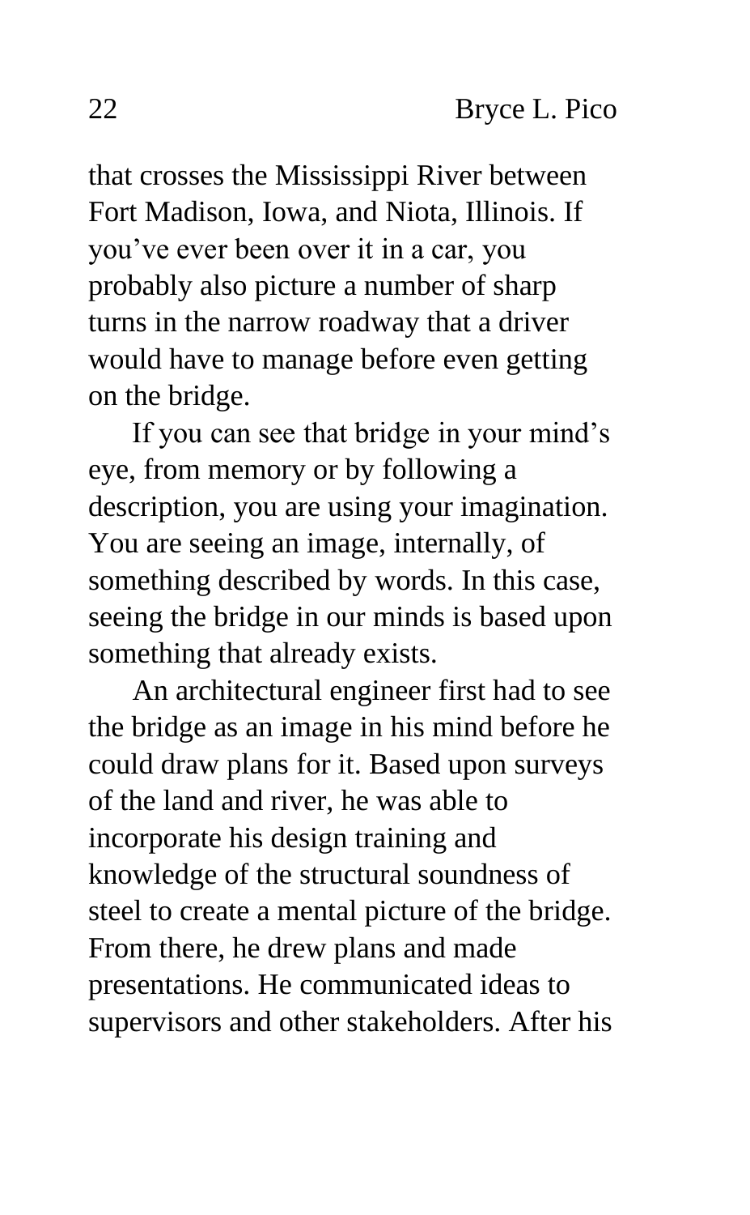that crosses the Mississippi River between Fort Madison, Iowa, and Niota, Illinois. If you've ever been over it in a car, you probably also picture a number of sharp turns in the narrow roadway that a driver would have to manage before even getting on the bridge.

If you can see that bridge in your mind's eye, from memory or by following a description, you are using your imagination. You are seeing an image, internally, of something described by words. In this case, seeing the bridge in our minds is based upon something that already exists.

An architectural engineer first had to see the bridge as an image in his mind before he could draw plans for it. Based upon surveys of the land and river, he was able to incorporate his design training and knowledge of the structural soundness of steel to create a mental picture of the bridge. From there, he drew plans and made presentations. He communicated ideas to supervisors and other stakeholders. After his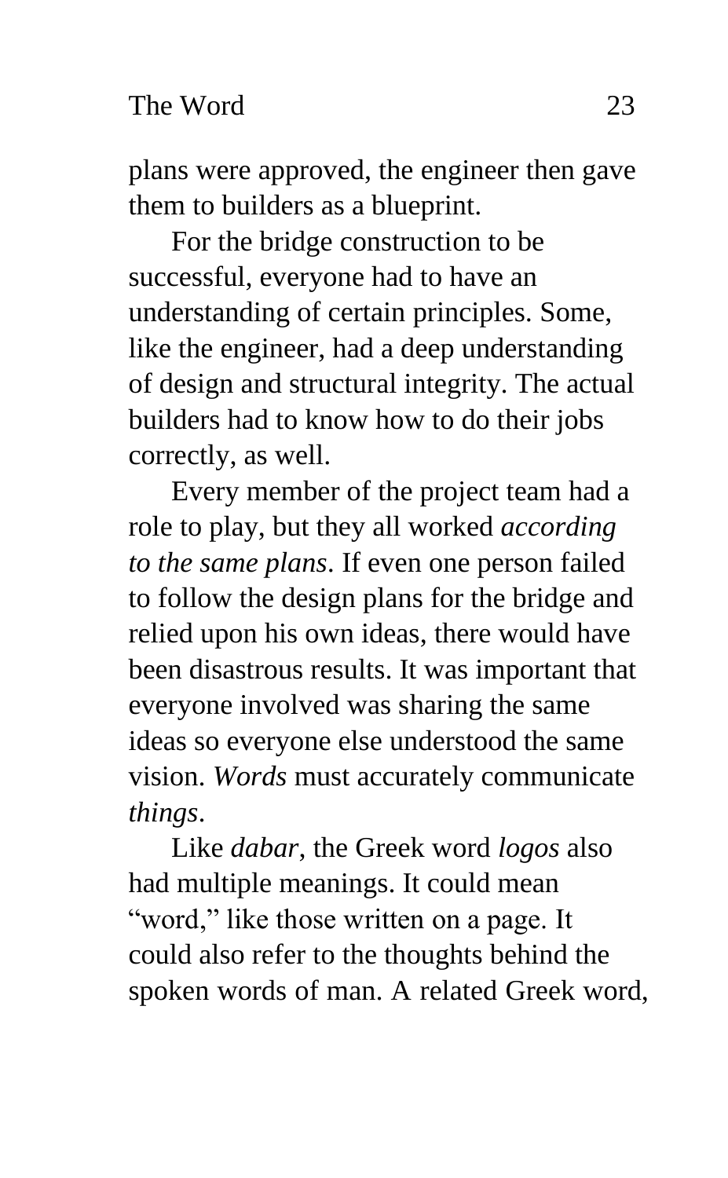plans were approved, the engineer then gave them to builders as a blueprint.

For the bridge construction to be successful, everyone had to have an understanding of certain principles. Some, like the engineer, had a deep understanding of design and structural integrity. The actual builders had to know how to do their jobs correctly, as well.

Every member of the project team had a role to play, but they all worked *according to the same plans*. If even one person failed to follow the design plans for the bridge and relied upon his own ideas, there would have been disastrous results. It was important that everyone involved was sharing the same ideas so everyone else understood the same vision. *Words* must accurately communicate *things*.

Like *dabar*, the Greek word *logos* also had multiple meanings. It could mean "word," like those written on a page. It could also refer to the thoughts behind the spoken words of man. A related Greek word,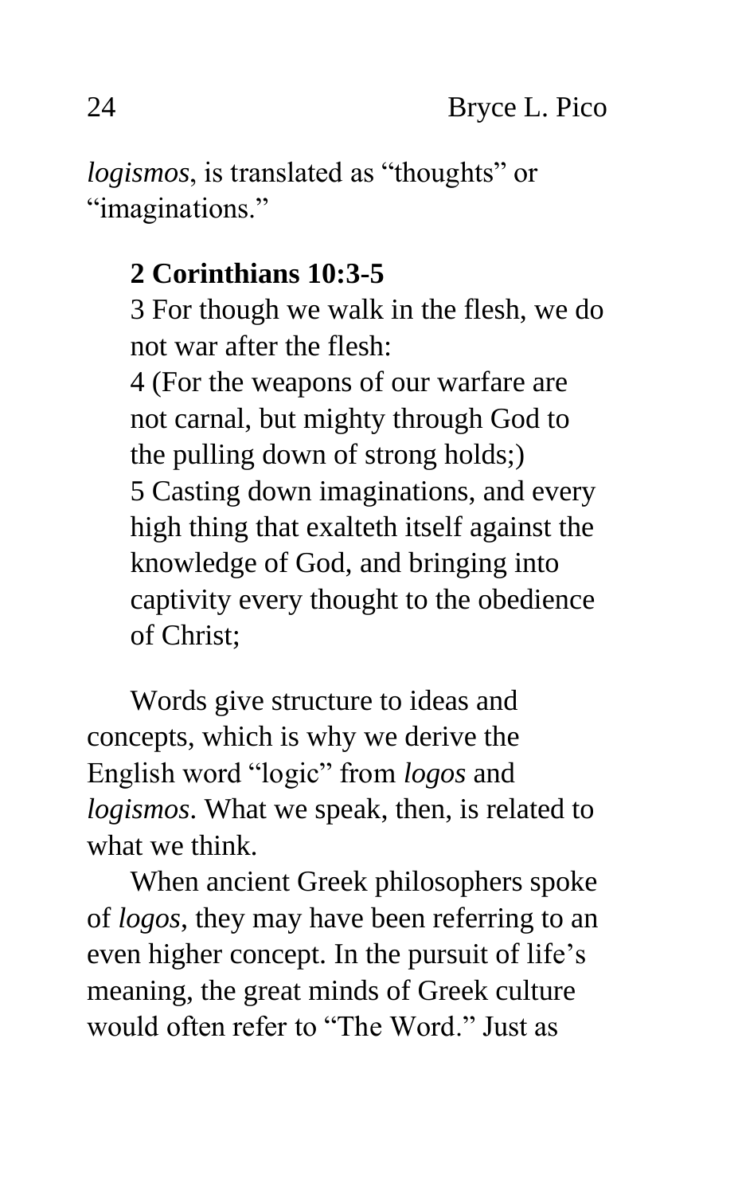*logismos*, is translated as "thoughts" or "imaginations."

> **2 Corinthians 10:3-5**
> 3 For though we walk in the flesh, we do not war after the flesh:
> 4 (For the weapons of our warfare are not carnal, but mighty through God to the pulling down of strong holds;)
> 5 Casting down imaginations, and every high thing that exalteth itself against the knowledge of God, and bringing into captivity every thought to the obedience of Christ;

Words give structure to ideas and concepts, which is why we derive the English word "logic" from *logos* and *logismos*. What we speak, then, is related to what we think.

When ancient Greek philosophers spoke of *logos*, they may have been referring to an even higher concept. In the pursuit of life's meaning, the great minds of Greek culture would often refer to "The Word." Just as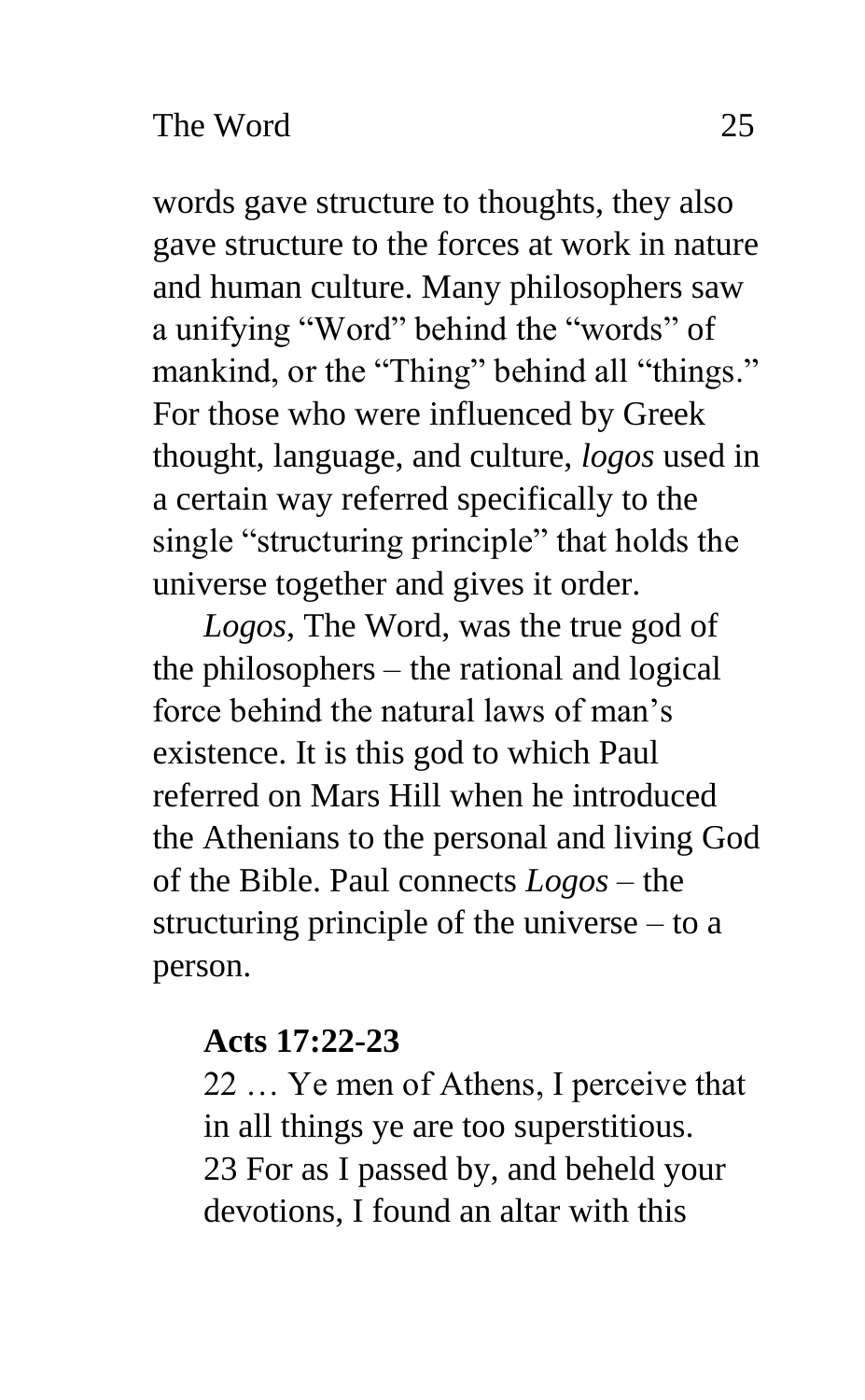words gave structure to thoughts, they also gave structure to the forces at work in nature and human culture. Many philosophers saw a unifying "Word" behind the "words" of mankind, or the "Thing" behind all "things." For those who were influenced by Greek thought, language, and culture, *logos* used in a certain way referred specifically to the single "structuring principle" that holds the universe together and gives it order.

*Logos*, The Word, was the true god of the philosophers – the rational and logical force behind the natural laws of man's existence. It is this god to which Paul referred on Mars Hill when he introduced the Athenians to the personal and living God of the Bible. Paul connects *Logos* – the structuring principle of the universe – to a person.

> **Acts 17:22-23**
> 22 … Ye men of Athens, I perceive that in all things ye are too superstitious.
> 23 For as I passed by, and beheld your devotions, I found an altar with this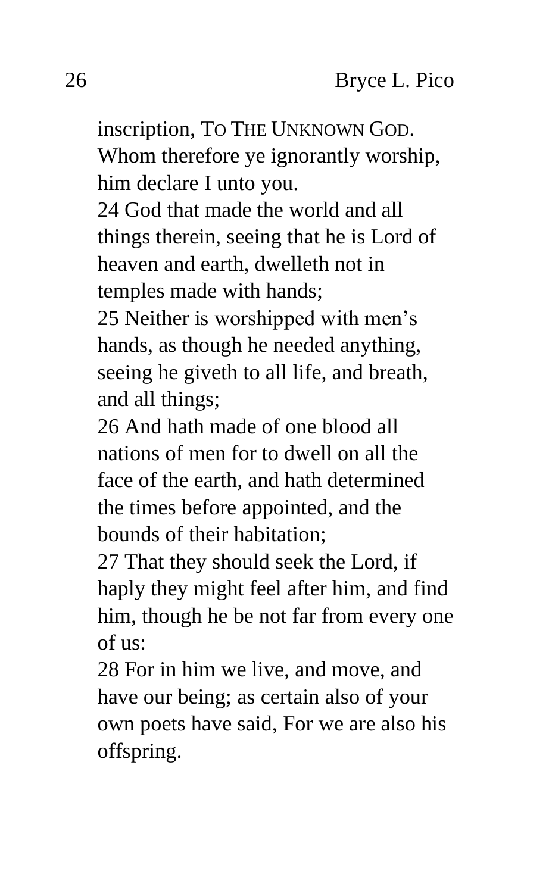inscription, TO THE UNKNOWN GOD. Whom therefore ye ignorantly worship, him declare I unto you.

24 God that made the world and all things therein, seeing that he is Lord of heaven and earth, dwelleth not in temples made with hands;

25 Neither is worshipped with men's hands, as though he needed anything, seeing he giveth to all life, and breath, and all things;

26 And hath made of one blood all nations of men for to dwell on all the face of the earth, and hath determined the times before appointed, and the bounds of their habitation;

27 That they should seek the Lord, if haply they might feel after him, and find him, though he be not far from every one of us:

28 For in him we live, and move, and have our being; as certain also of your own poets have said, For we are also his offspring.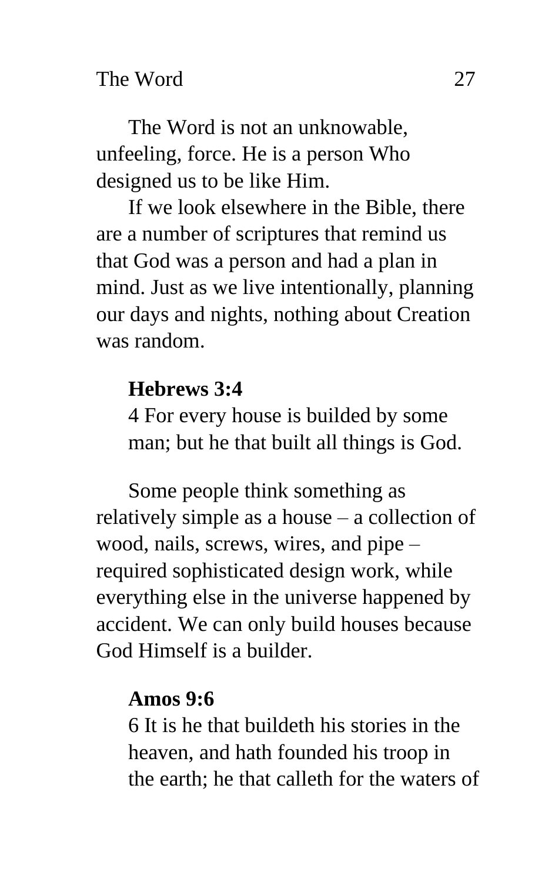The Word is not an unknowable, unfeeling, force. He is a person Who designed us to be like Him.

If we look elsewhere in the Bible, there are a number of scriptures that remind us that God was a person and had a plan in mind. Just as we live intentionally, planning our days and nights, nothing about Creation was random.

**Hebrews 3:4**

4 For every house is builded by some man; but he that built all things is God.

Some people think something as relatively simple as a house – a collection of wood, nails, screws, wires, and pipe – required sophisticated design work, while everything else in the universe happened by accident. We can only build houses because God Himself is a builder.

**Amos 9:6**

6 It is he that buildeth his stories in the heaven, and hath founded his troop in the earth; he that calleth for the waters of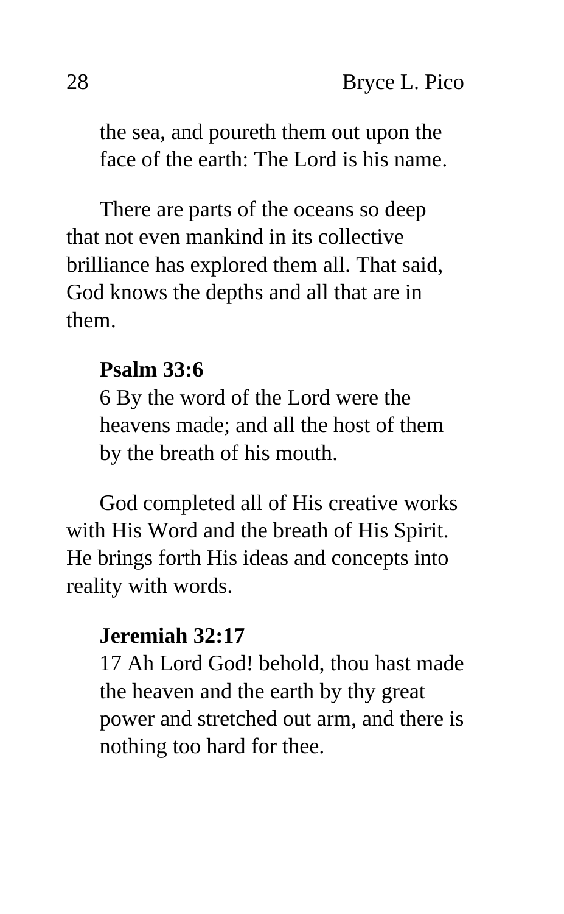the sea, and poureth them out upon the face of the earth: The Lord is his name.

There are parts of the oceans so deep that not even mankind in its collective brilliance has explored them all. That said, God knows the depths and all that are in them.

**Psalm 33:6**

6 By the word of the Lord were the heavens made; and all the host of them by the breath of his mouth.

God completed all of His creative works with His Word and the breath of His Spirit. He brings forth His ideas and concepts into reality with words.

**Jeremiah 32:17**

17 Ah Lord God! behold, thou hast made the heaven and the earth by thy great power and stretched out arm, and there is nothing too hard for thee.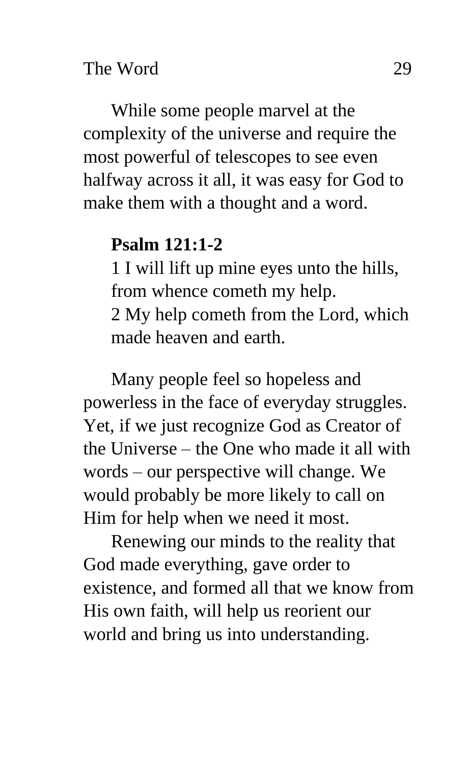While some people marvel at the complexity of the universe and require the most powerful of telescopes to see even halfway across it all, it was easy for God to make them with a thought and a word.

**Psalm 121:1-2**

1 I will lift up mine eyes unto the hills, from whence cometh my help.
2 My help cometh from the Lord, which made heaven and earth.

Many people feel so hopeless and powerless in the face of everyday struggles. Yet, if we just recognize God as Creator of the Universe – the One who made it all with words – our perspective will change. We would probably be more likely to call on Him for help when we need it most.

Renewing our minds to the reality that God made everything, gave order to existence, and formed all that we know from His own faith, will help us reorient our world and bring us into understanding.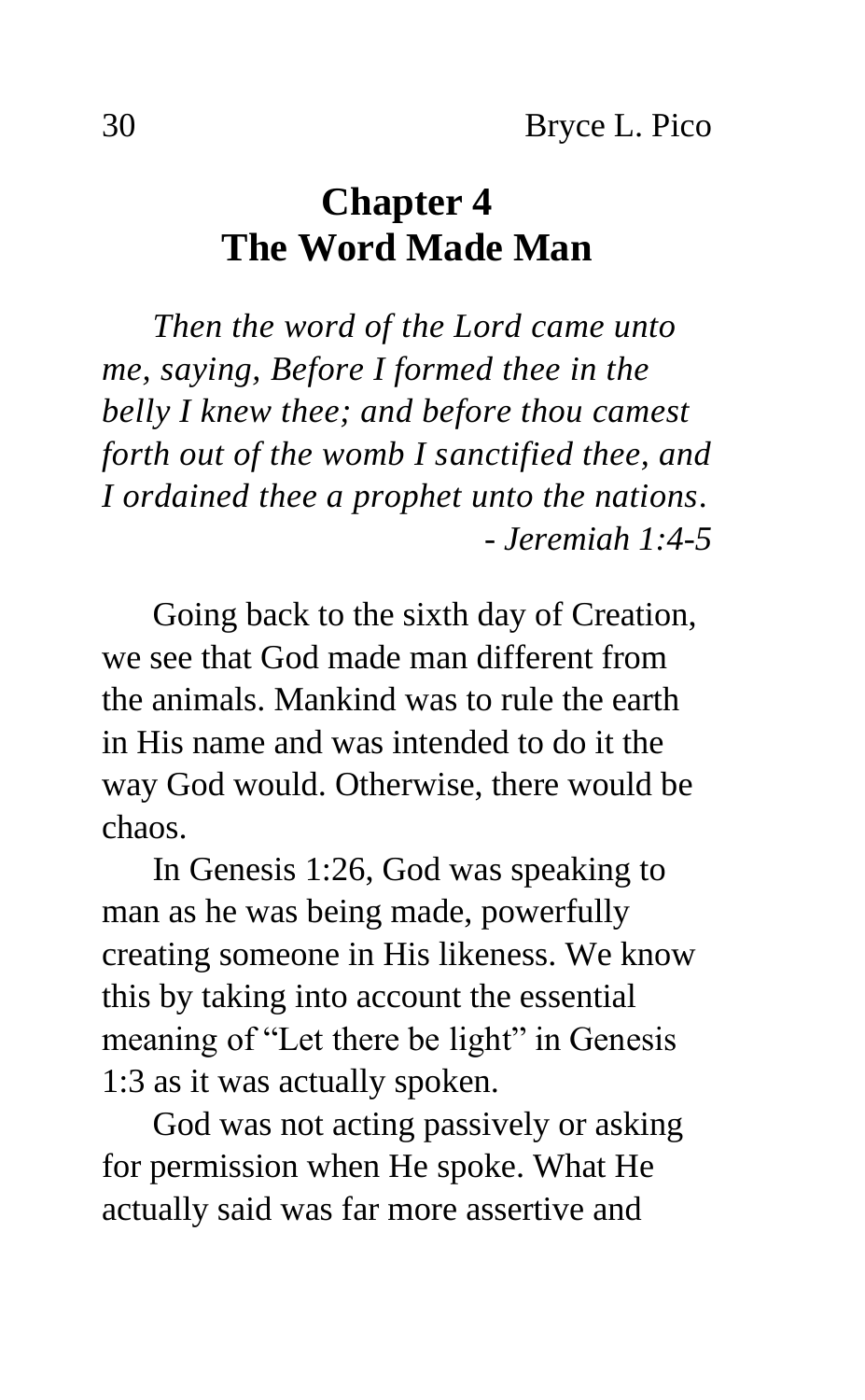# Chapter 4
# The Word Made Man

*Then the word of the Lord came unto me, saying, Before I formed thee in the belly I knew thee; and before thou camest forth out of the womb I sanctified thee, and I ordained thee a prophet unto the nations.*
*- Jeremiah 1:4-5*

Going back to the sixth day of Creation, we see that God made man different from the animals. Mankind was to rule the earth in His name and was intended to do it the way God would. Otherwise, there would be chaos.

In Genesis 1:26, God was speaking to man as he was being made, powerfully creating someone in His likeness. We know this by taking into account the essential meaning of "Let there be light" in Genesis 1:3 as it was actually spoken.

God was not acting passively or asking for permission when He spoke. What He actually said was far more assertive and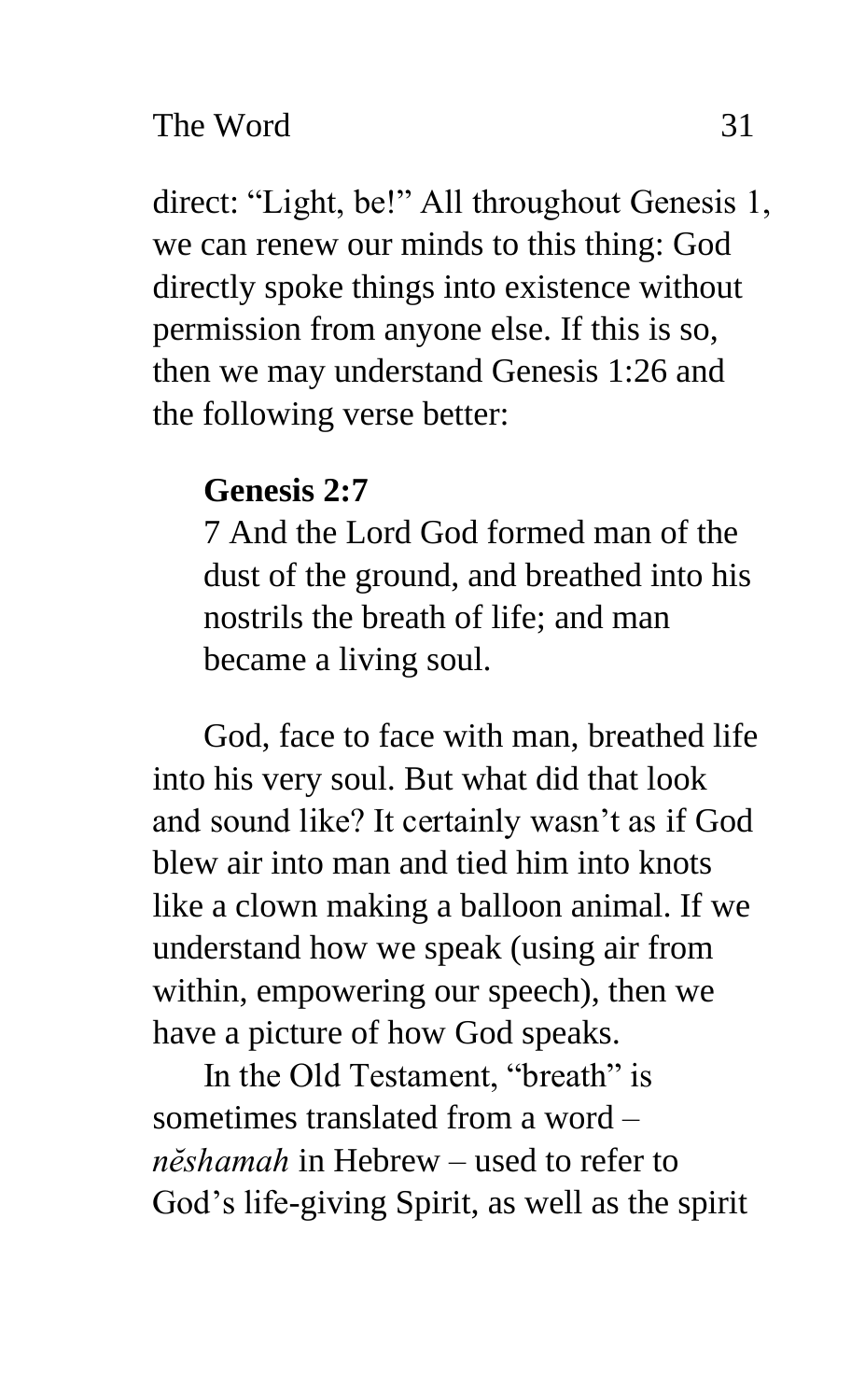direct: "Light, be!" All throughout Genesis 1, we can renew our minds to this thing: God directly spoke things into existence without permission from anyone else. If this is so, then we may understand Genesis 1:26 and the following verse better:

> **Genesis 2:7**
> 7 And the Lord God formed man of the dust of the ground, and breathed into his nostrils the breath of life; and man became a living soul.

God, face to face with man, breathed life into his very soul. But what did that look and sound like? It certainly wasn't as if God blew air into man and tied him into knots like a clown making a balloon animal. If we understand how we speak (using air from within, empowering our speech), then we have a picture of how God speaks.

In the Old Testament, "breath" is sometimes translated from a word – *nĕshamah* in Hebrew – used to refer to God's life-giving Spirit, as well as the spirit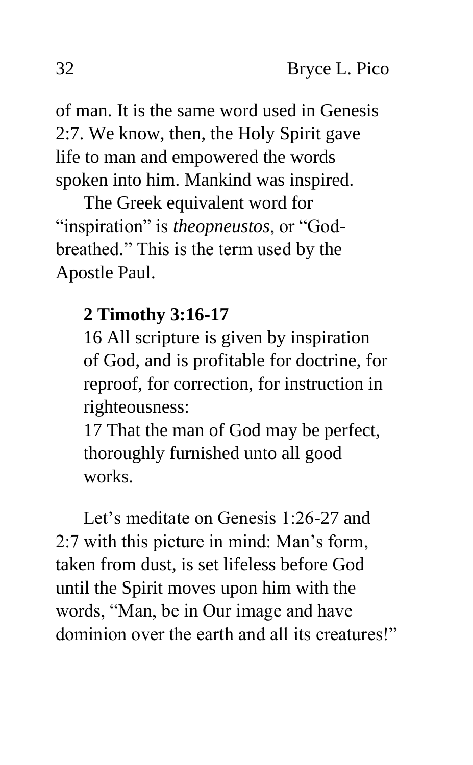of man. It is the same word used in Genesis 2:7. We know, then, the Holy Spirit gave life to man and empowered the words spoken into him. Mankind was inspired.

The Greek equivalent word for "inspiration" is *theopneustos*, or "God-breathed." This is the term used by the Apostle Paul.

> **2 Timothy 3:16-17**
> 16 All scripture is given by inspiration of God, and is profitable for doctrine, for reproof, for correction, for instruction in righteousness:
> 17 That the man of God may be perfect, thoroughly furnished unto all good works.

Let's meditate on Genesis 1:26-27 and 2:7 with this picture in mind: Man's form, taken from dust, is set lifeless before God until the Spirit moves upon him with the words, "Man, be in Our image and have dominion over the earth and all its creatures!"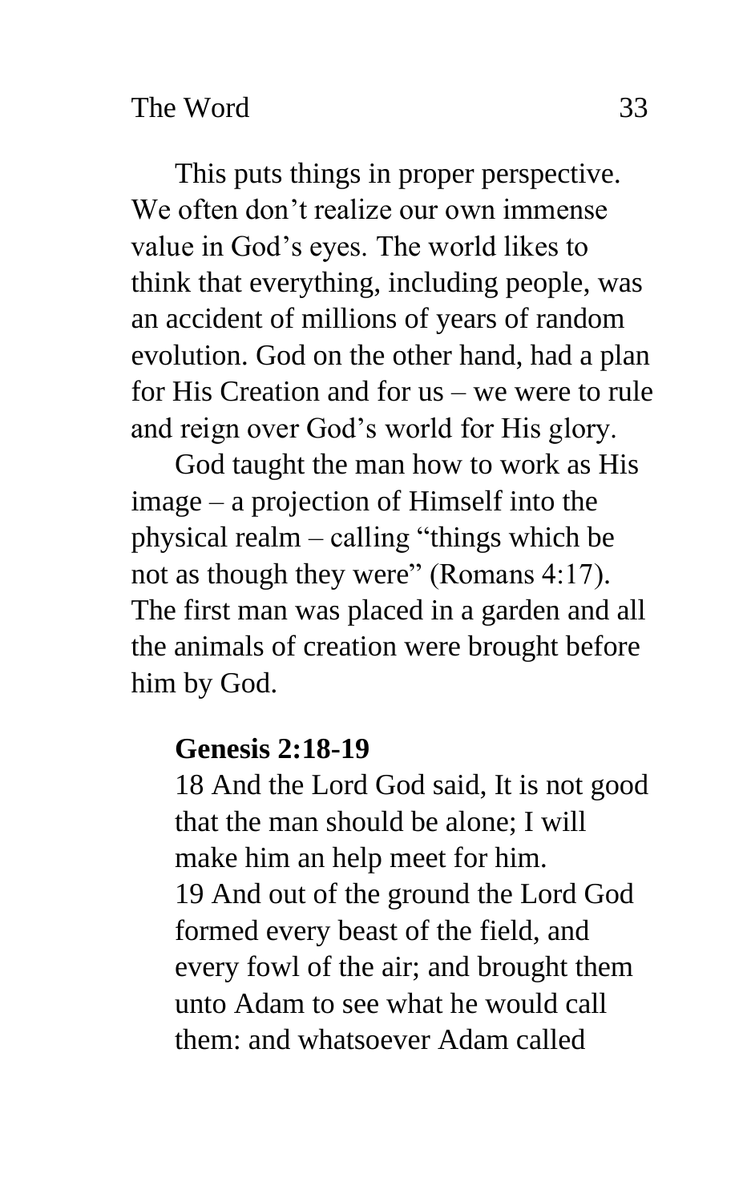This puts things in proper perspective. We often don't realize our own immense value in God's eyes. The world likes to think that everything, including people, was an accident of millions of years of random evolution. God on the other hand, had a plan for His Creation and for us – we were to rule and reign over God's world for His glory.

God taught the man how to work as His image – a projection of Himself into the physical realm – calling "things which be not as though they were" (Romans 4:17). The first man was placed in a garden and all the animals of creation were brought before him by God.

> **Genesis 2:18-19**
> 18 And the Lord God said, It is not good that the man should be alone; I will make him an help meet for him.
> 19 And out of the ground the Lord God formed every beast of the field, and every fowl of the air; and brought them unto Adam to see what he would call them: and whatsoever Adam called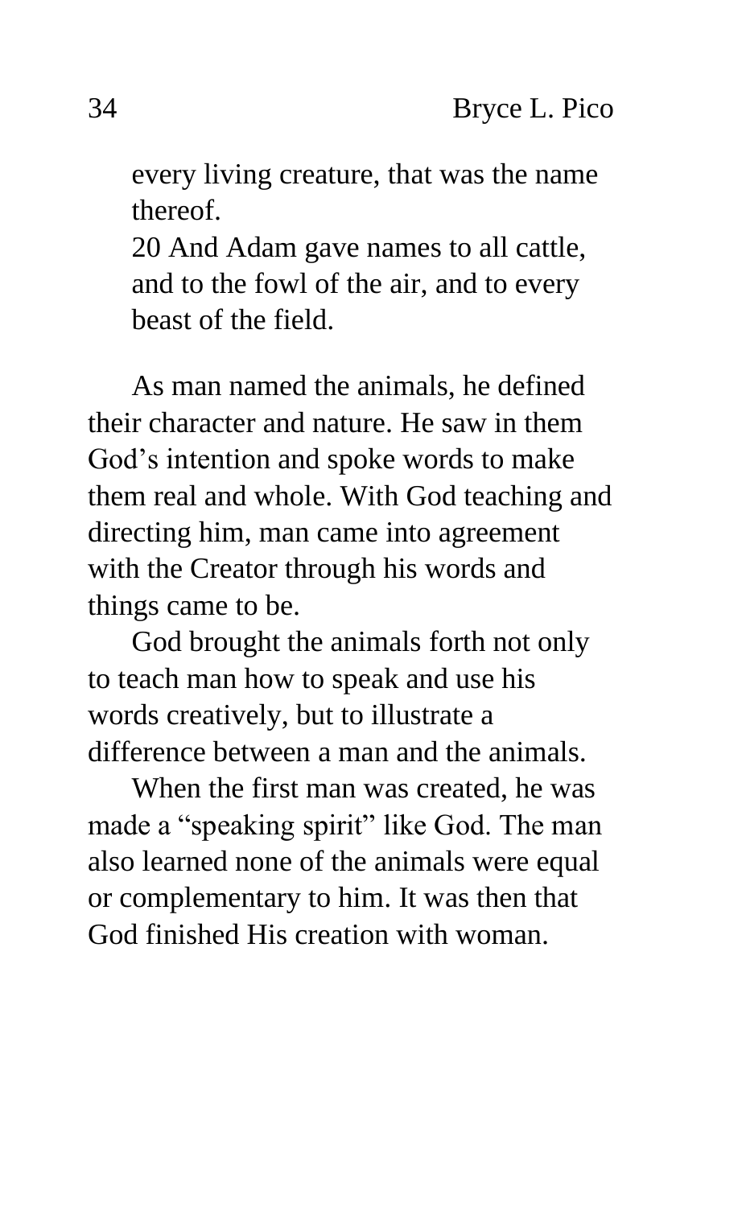> every living creature, that was the name thereof.
> 20 And Adam gave names to all cattle, and to the fowl of the air, and to every beast of the field.

As man named the animals, he defined their character and nature. He saw in them God's intention and spoke words to make them real and whole. With God teaching and directing him, man came into agreement with the Creator through his words and things came to be.

God brought the animals forth not only to teach man how to speak and use his words creatively, but to illustrate a difference between a man and the animals.

When the first man was created, he was made a "speaking spirit" like God. The man also learned none of the animals were equal or complementary to him. It was then that God finished His creation with woman.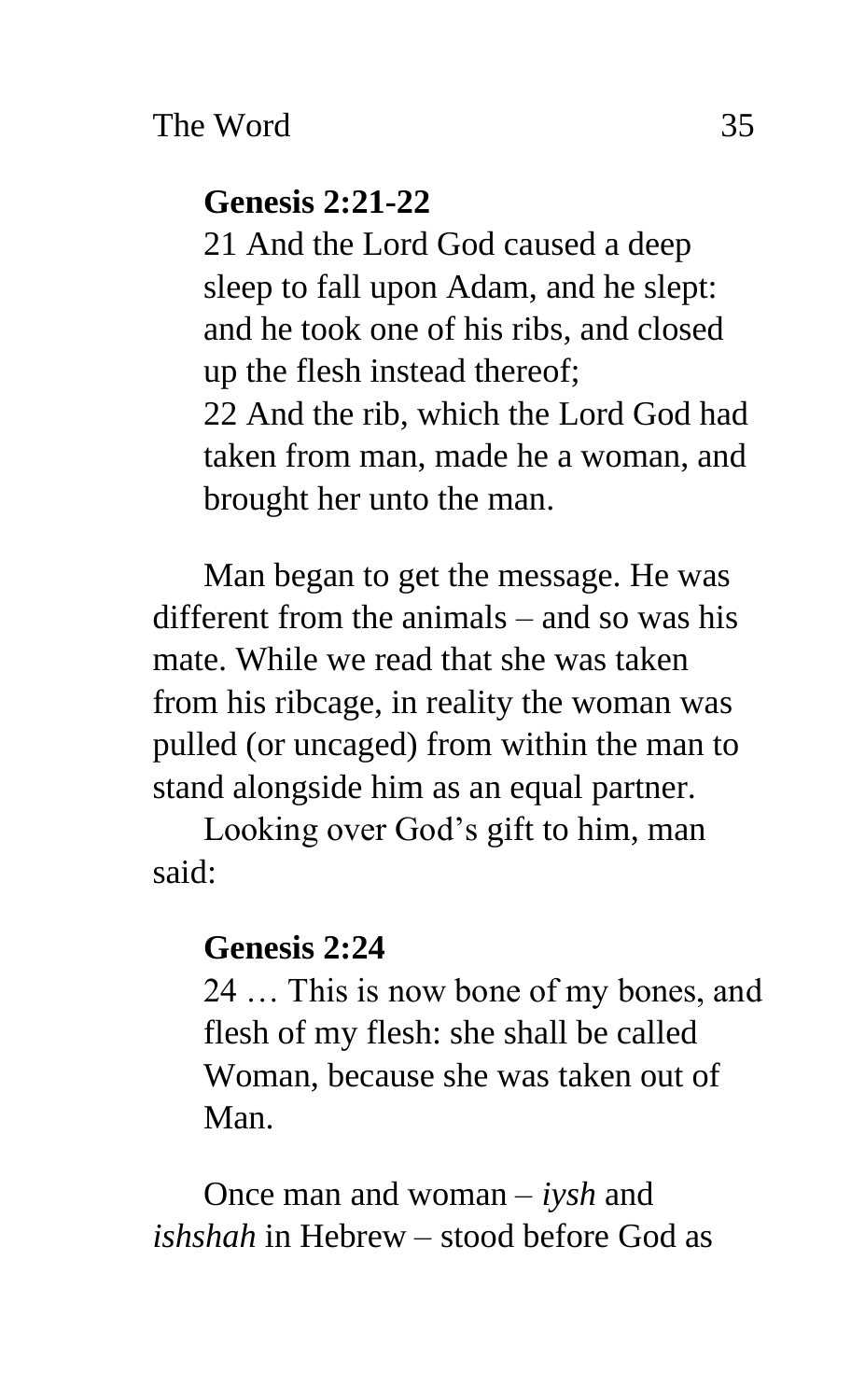**Genesis 2:21-22**

21 And the Lord God caused a deep sleep to fall upon Adam, and he slept: and he took one of his ribs, and closed up the flesh instead thereof;
22 And the rib, which the Lord God had taken from man, made he a woman, and brought her unto the man.

Man began to get the message. He was different from the animals – and so was his mate. While we read that she was taken from his ribcage, in reality the woman was pulled (or uncaged) from within the man to stand alongside him as an equal partner.

Looking over God's gift to him, man said:

**Genesis 2:24**

24 … This is now bone of my bones, and flesh of my flesh: she shall be called Woman, because she was taken out of Man.

Once man and woman – *iysh* and *ishshah* in Hebrew – stood before God as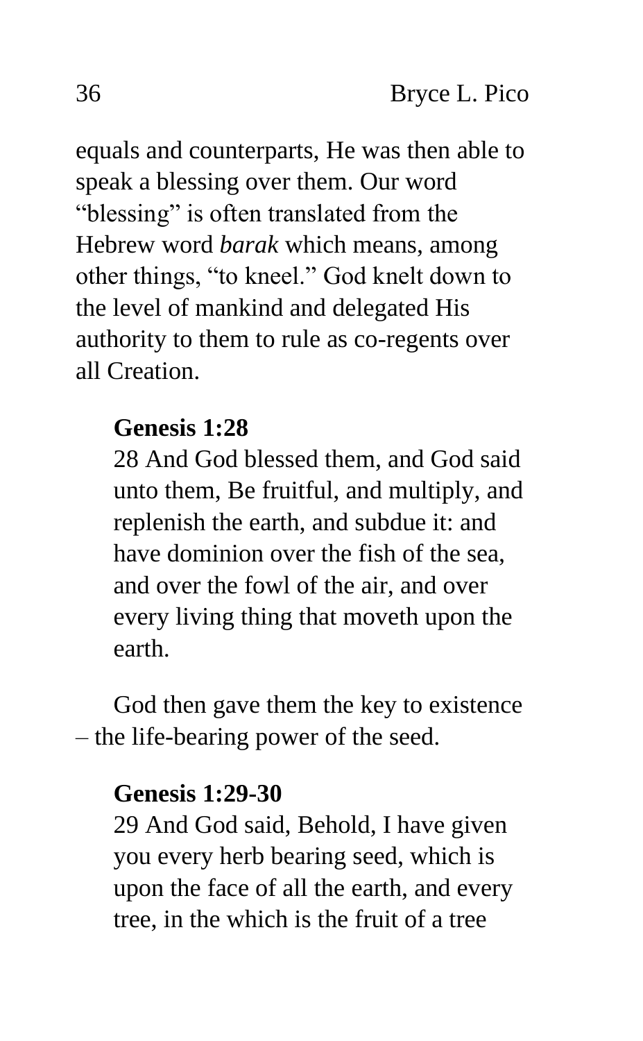equals and counterparts, He was then able to speak a blessing over them. Our word "blessing" is often translated from the Hebrew word *barak* which means, among other things, "to kneel." God knelt down to the level of mankind and delegated His authority to them to rule as co-regents over all Creation.

> **Genesis 1:28**
> 28 And God blessed them, and God said unto them, Be fruitful, and multiply, and replenish the earth, and subdue it: and have dominion over the fish of the sea, and over the fowl of the air, and over every living thing that moveth upon the earth.

God then gave them the key to existence – the life-bearing power of the seed.

> **Genesis 1:29-30**
> 29 And God said, Behold, I have given you every herb bearing seed, which is upon the face of all the earth, and every tree, in the which is the fruit of a tree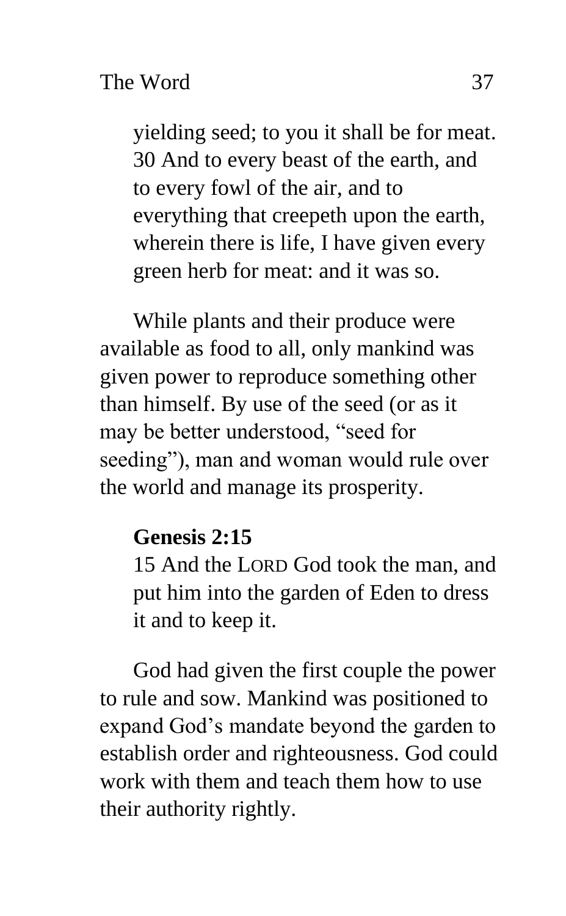yielding seed; to you it shall be for meat. 30 And to every beast of the earth, and to every fowl of the air, and to everything that creepeth upon the earth, wherein there is life, I have given every green herb for meat: and it was so.

While plants and their produce were available as food to all, only mankind was given power to reproduce something other than himself. By use of the seed (or as it may be better understood, "seed for seeding"), man and woman would rule over the world and manage its prosperity.

**Genesis 2:15**

15 And the LORD God took the man, and put him into the garden of Eden to dress it and to keep it.

God had given the first couple the power to rule and sow. Mankind was positioned to expand God's mandate beyond the garden to establish order and righteousness. God could work with them and teach them how to use their authority rightly.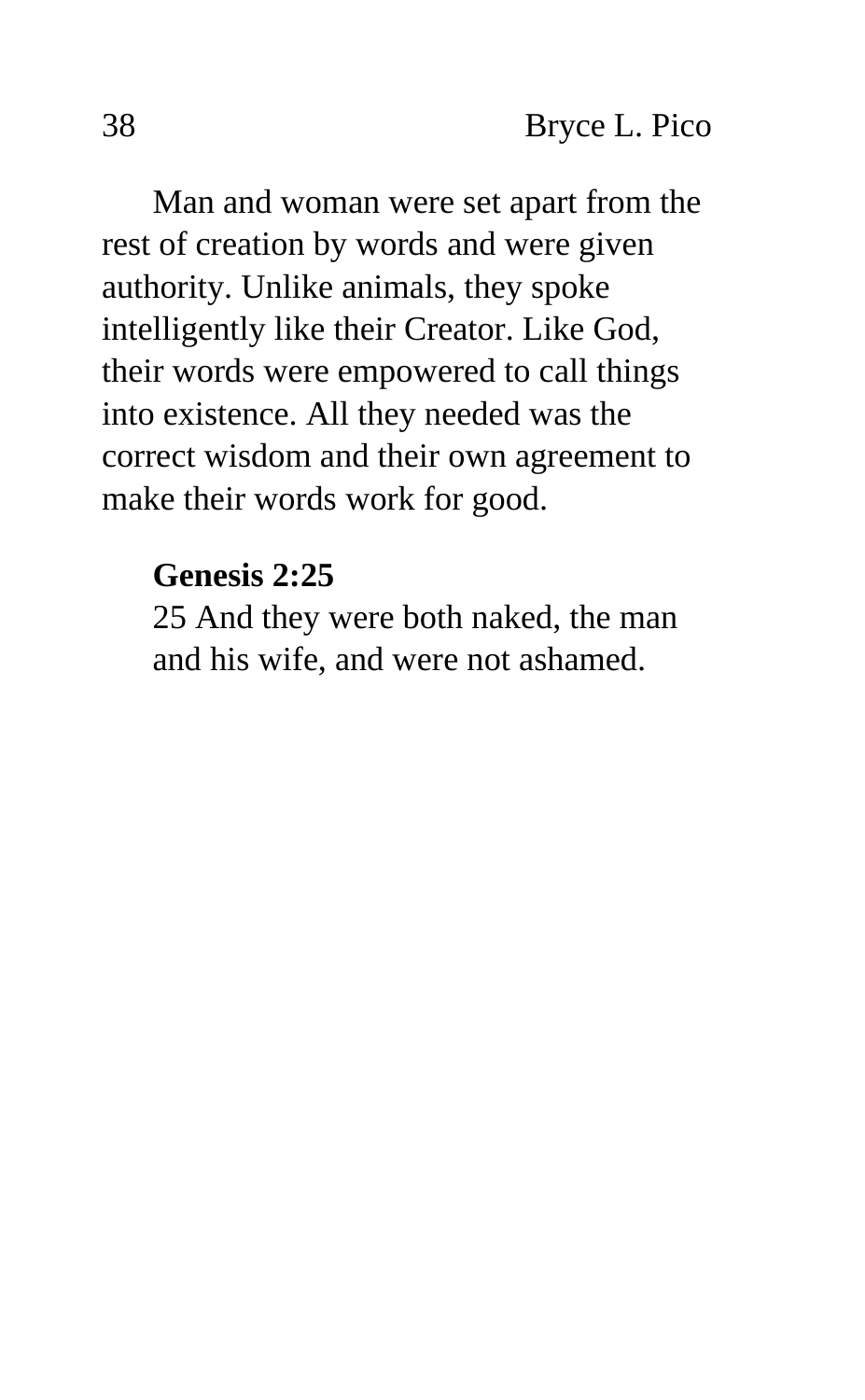Man and woman were set apart from the rest of creation by words and were given authority. Unlike animals, they spoke intelligently like their Creator. Like God, their words were empowered to call things into existence. All they needed was the correct wisdom and their own agreement to make their words work for good.

> **Genesis 2:25**
> 25 And they were both naked, the man and his wife, and were not ashamed.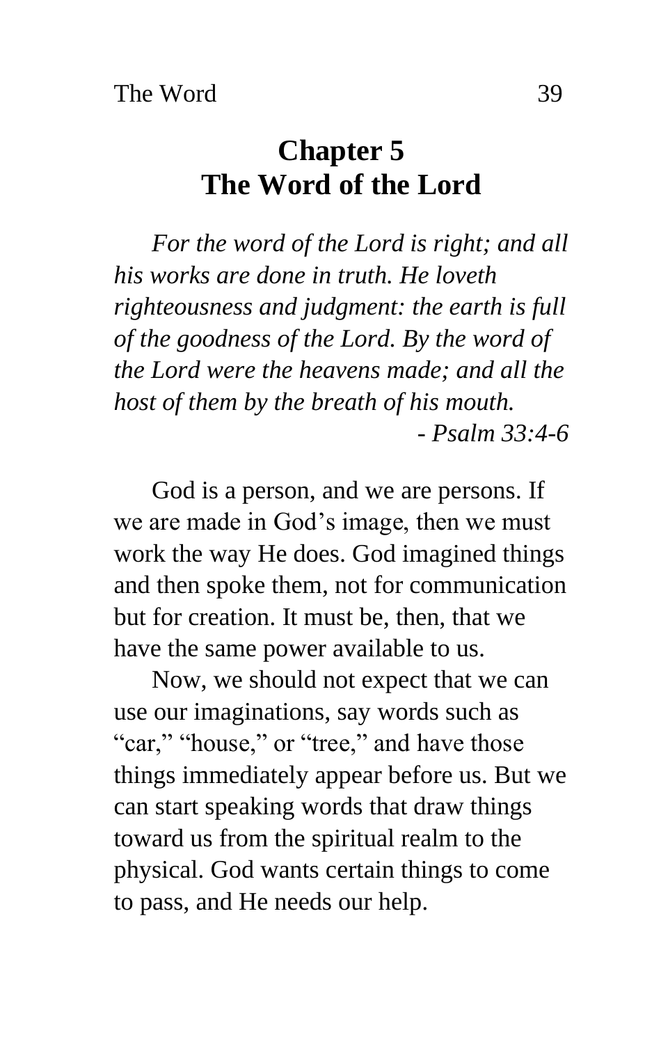# Chapter 5
# The Word of the Lord

*For the word of the Lord is right; and all his works are done in truth. He loveth righteousness and judgment: the earth is full of the goodness of the Lord. By the word of the Lord were the heavens made; and all the host of them by the breath of his mouth.*

*- Psalm 33:4-6*

God is a person, and we are persons. If we are made in God's image, then we must work the way He does. God imagined things and then spoke them, not for communication but for creation. It must be, then, that we have the same power available to us.

Now, we should not expect that we can use our imaginations, say words such as "car," "house," or "tree," and have those things immediately appear before us. But we can start speaking words that draw things toward us from the spiritual realm to the physical. God wants certain things to come to pass, and He needs our help.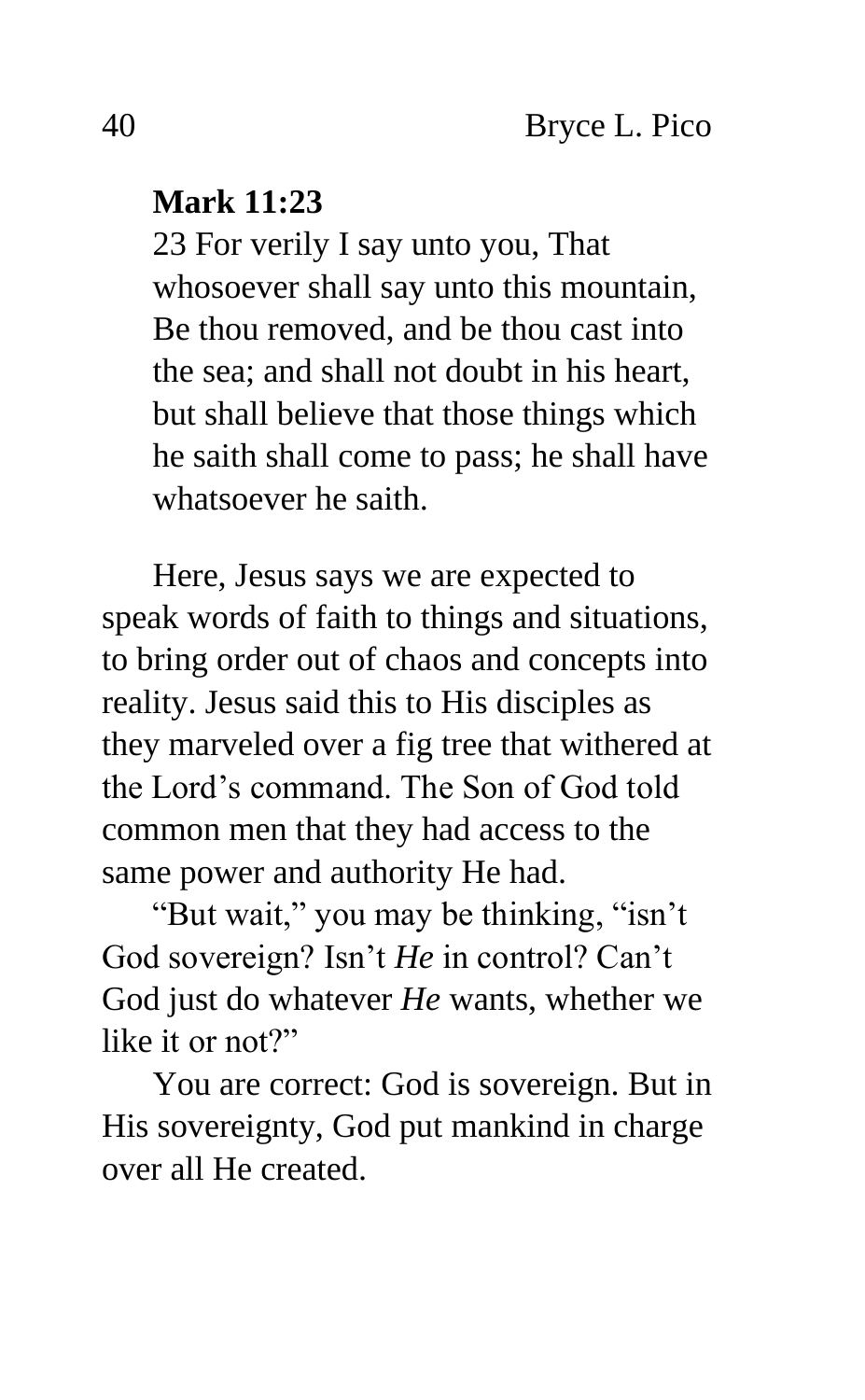**Mark 11:23**

23 For verily I say unto you, That whosoever shall say unto this mountain, Be thou removed, and be thou cast into the sea; and shall not doubt in his heart, but shall believe that those things which he saith shall come to pass; he shall have whatsoever he saith.

Here, Jesus says we are expected to speak words of faith to things and situations, to bring order out of chaos and concepts into reality. Jesus said this to His disciples as they marveled over a fig tree that withered at the Lord's command. The Son of God told common men that they had access to the same power and authority He had.

"But wait," you may be thinking, "isn't God sovereign? Isn't *He* in control? Can't God just do whatever *He* wants, whether we like it or not?"

You are correct: God is sovereign. But in His sovereignty, God put mankind in charge over all He created.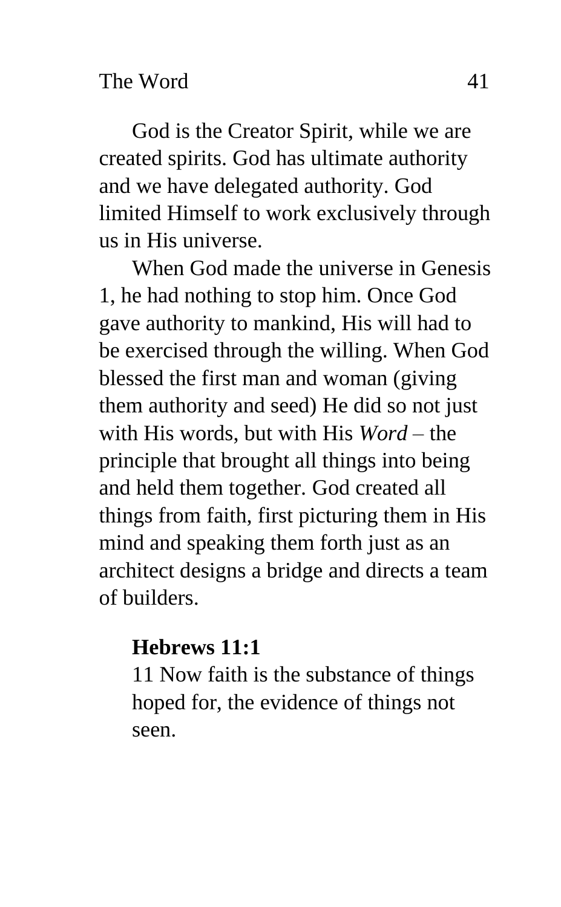God is the Creator Spirit, while we are created spirits. God has ultimate authority and we have delegated authority. God limited Himself to work exclusively through us in His universe.

When God made the universe in Genesis 1, he had nothing to stop him. Once God gave authority to mankind, His will had to be exercised through the willing. When God blessed the first man and woman (giving them authority and seed) He did so not just with His words, but with His *Word* – the principle that brought all things into being and held them together. God created all things from faith, first picturing them in His mind and speaking them forth just as an architect designs a bridge and directs a team of builders.

**Hebrews 11:1**

11 Now faith is the substance of things hoped for, the evidence of things not seen.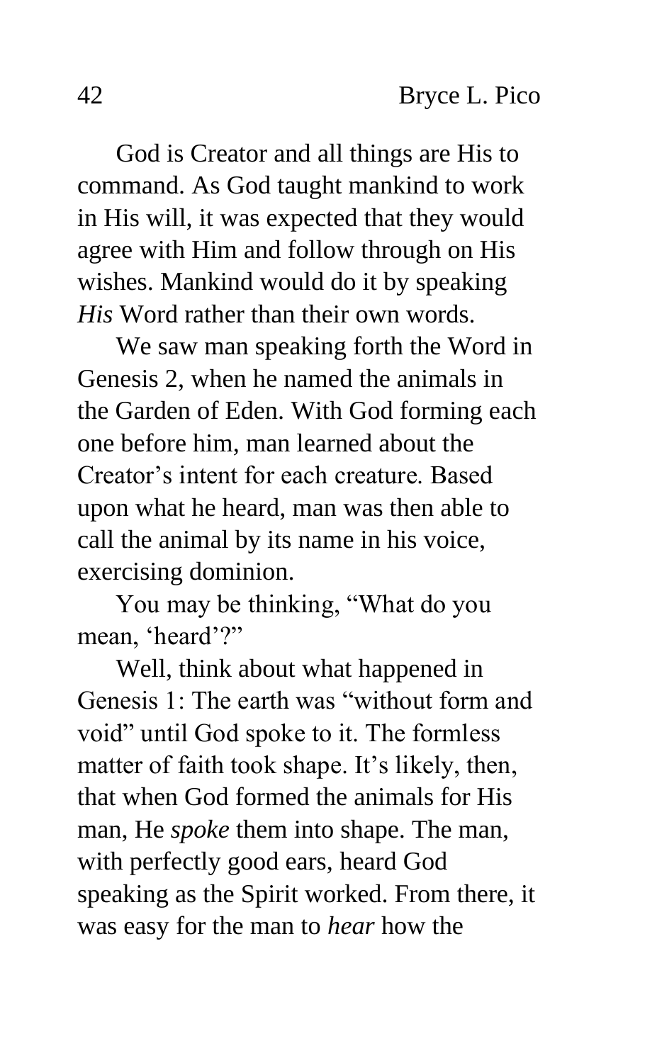God is Creator and all things are His to command. As God taught mankind to work in His will, it was expected that they would agree with Him and follow through on His wishes. Mankind would do it by speaking *His* Word rather than their own words.

We saw man speaking forth the Word in Genesis 2, when he named the animals in the Garden of Eden. With God forming each one before him, man learned about the Creator's intent for each creature. Based upon what he heard, man was then able to call the animal by its name in his voice, exercising dominion.

You may be thinking, "What do you mean, 'heard'?"

Well, think about what happened in Genesis 1: The earth was "without form and void" until God spoke to it. The formless matter of faith took shape. It's likely, then, that when God formed the animals for His man, He *spoke* them into shape. The man, with perfectly good ears, heard God speaking as the Spirit worked. From there, it was easy for the man to *hear* how the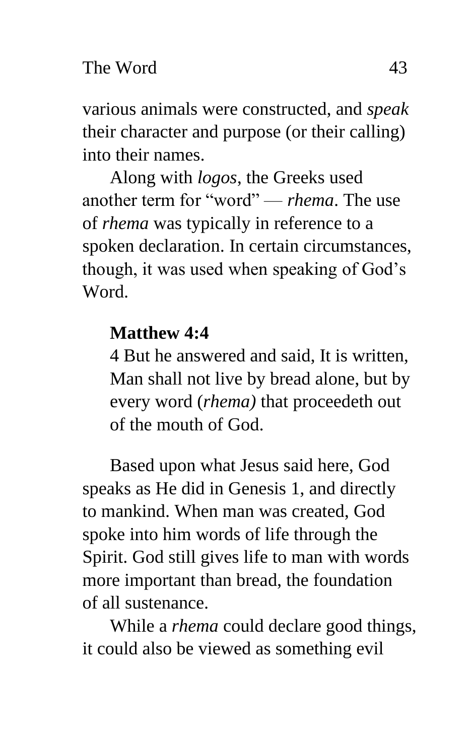various animals were constructed, and *speak* their character and purpose (or their calling) into their names.

Along with *logos*, the Greeks used another term for "word" — *rhema*. The use of *rhema* was typically in reference to a spoken declaration. In certain circumstances, though, it was used when speaking of God's Word.

> **Matthew 4:4**
> 4 But he answered and said, It is written, Man shall not live by bread alone, but by every word (*rhema)* that proceedeth out of the mouth of God.

Based upon what Jesus said here, God speaks as He did in Genesis 1, and directly to mankind. When man was created, God spoke into him words of life through the Spirit. God still gives life to man with words more important than bread, the foundation of all sustenance.

While a *rhema* could declare good things, it could also be viewed as something evil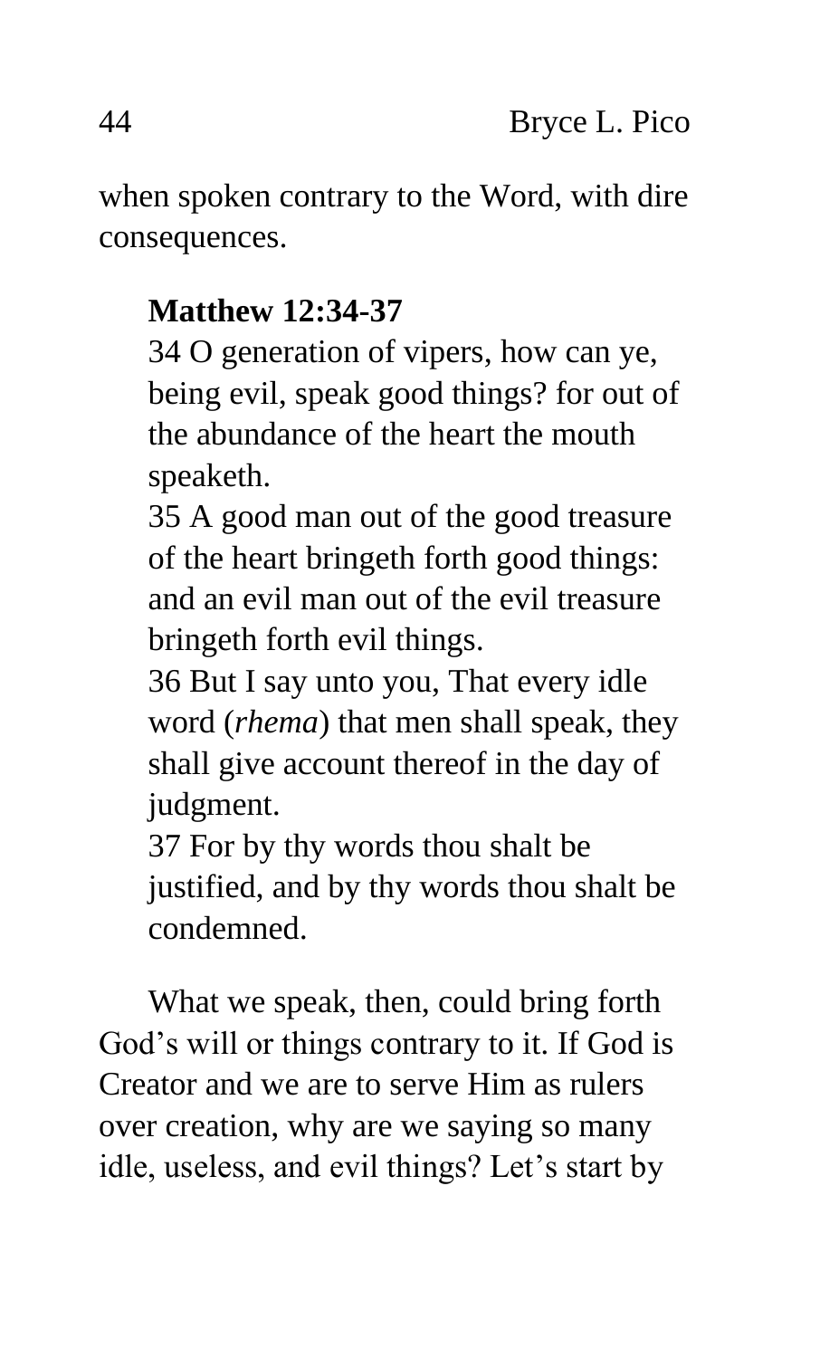when spoken contrary to the Word, with dire consequences.

**Matthew 12:34-37**

34 O generation of vipers, how can ye, being evil, speak good things? for out of the abundance of the heart the mouth speaketh.
35 A good man out of the good treasure of the heart bringeth forth good things: and an evil man out of the evil treasure bringeth forth evil things.
36 But I say unto you, That every idle word (*rhema*) that men shall speak, they shall give account thereof in the day of judgment.
37 For by thy words thou shalt be justified, and by thy words thou shalt be condemned.

What we speak, then, could bring forth God's will or things contrary to it. If God is Creator and we are to serve Him as rulers over creation, why are we saying so many idle, useless, and evil things? Let's start by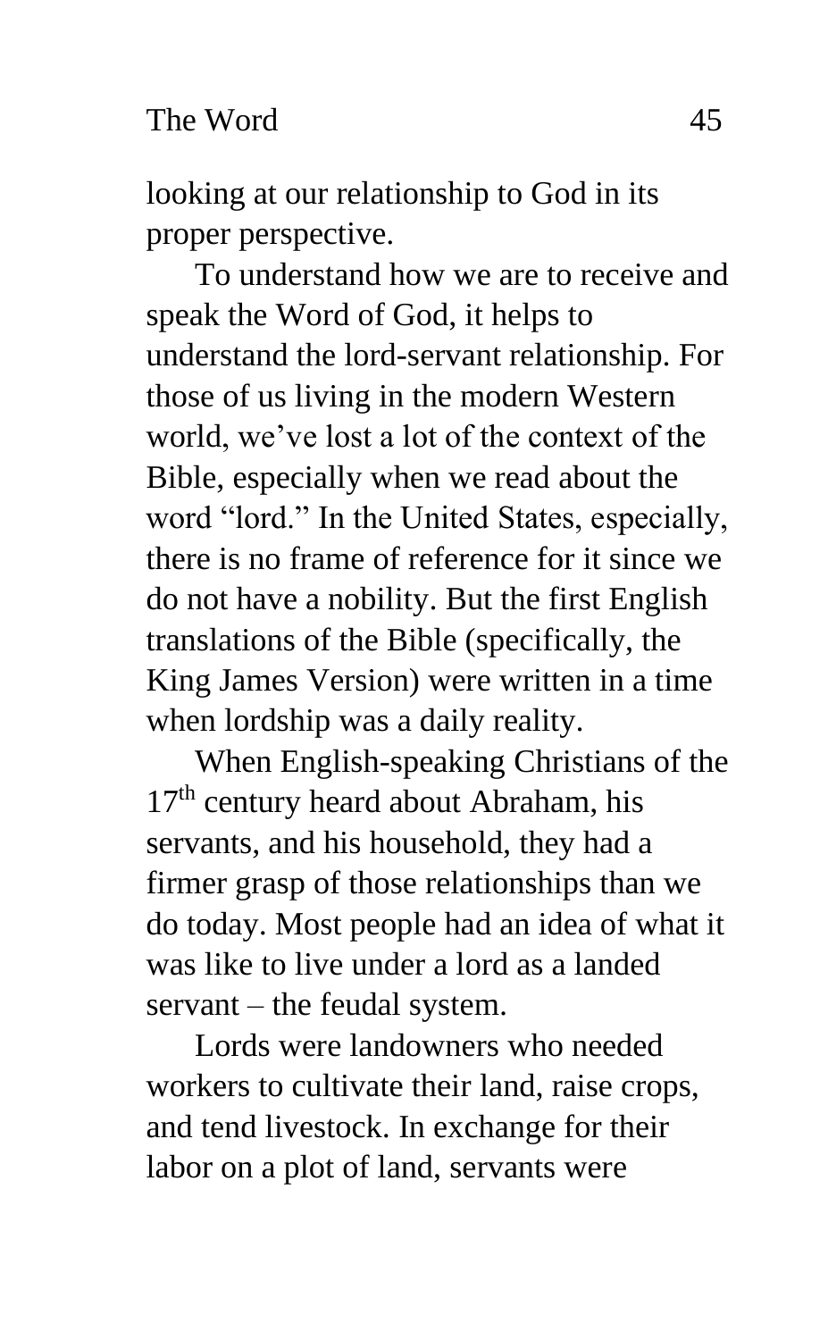looking at our relationship to God in its proper perspective.

To understand how we are to receive and speak the Word of God, it helps to understand the lord-servant relationship. For those of us living in the modern Western world, we've lost a lot of the context of the Bible, especially when we read about the word "lord." In the United States, especially, there is no frame of reference for it since we do not have a nobility. But the first English translations of the Bible (specifically, the King James Version) were written in a time when lordship was a daily reality.

When English-speaking Christians of the 17th century heard about Abraham, his servants, and his household, they had a firmer grasp of those relationships than we do today. Most people had an idea of what it was like to live under a lord as a landed servant – the feudal system.

Lords were landowners who needed workers to cultivate their land, raise crops, and tend livestock. In exchange for their labor on a plot of land, servants were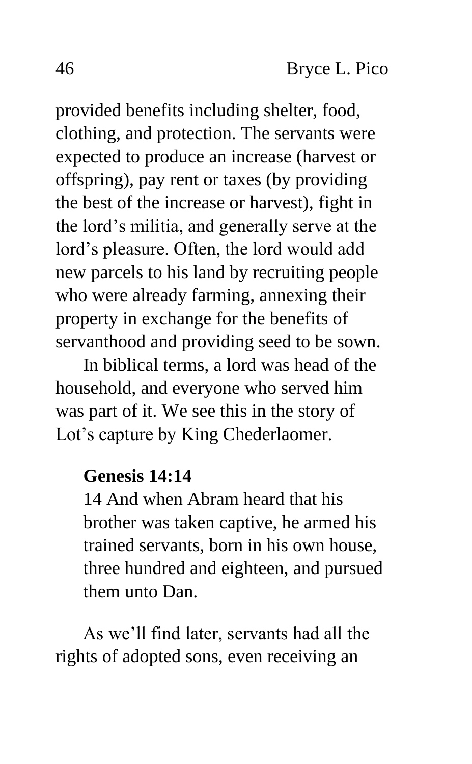provided benefits including shelter, food, clothing, and protection. The servants were expected to produce an increase (harvest or offspring), pay rent or taxes (by providing the best of the increase or harvest), fight in the lord's militia, and generally serve at the lord's pleasure. Often, the lord would add new parcels to his land by recruiting people who were already farming, annexing their property in exchange for the benefits of servanthood and providing seed to be sown.

In biblical terms, a lord was head of the household, and everyone who served him was part of it. We see this in the story of Lot's capture by King Chederlaomer.

> **Genesis 14:14**
>
> 14 And when Abram heard that his brother was taken captive, he armed his trained servants, born in his own house, three hundred and eighteen, and pursued them unto Dan.

As we'll find later, servants had all the rights of adopted sons, even receiving an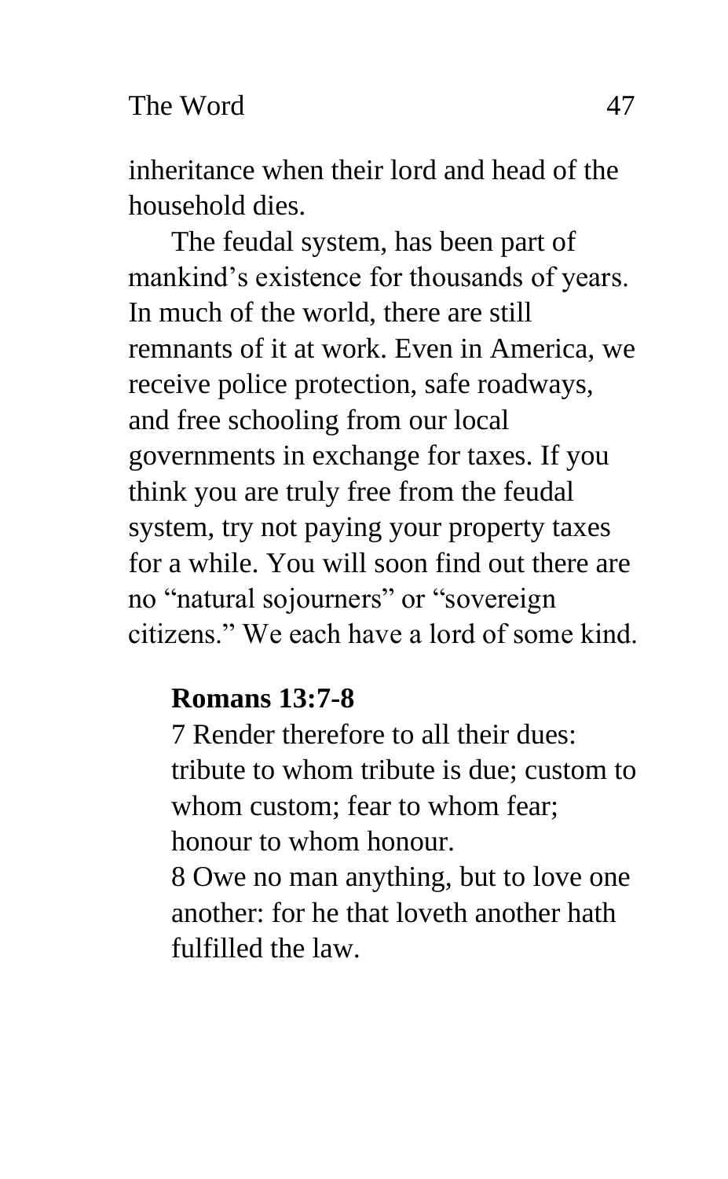inheritance when their lord and head of the household dies.

The feudal system, has been part of mankind's existence for thousands of years. In much of the world, there are still remnants of it at work. Even in America, we receive police protection, safe roadways, and free schooling from our local governments in exchange for taxes. If you think you are truly free from the feudal system, try not paying your property taxes for a while. You will soon find out there are no "natural sojourners" or "sovereign citizens." We each have a lord of some kind.

> **Romans 13:7-8**
>
> 7 Render therefore to all their dues: tribute to whom tribute is due; custom to whom custom; fear to whom fear; honour to whom honour.
>
> 8 Owe no man anything, but to love one another: for he that loveth another hath fulfilled the law.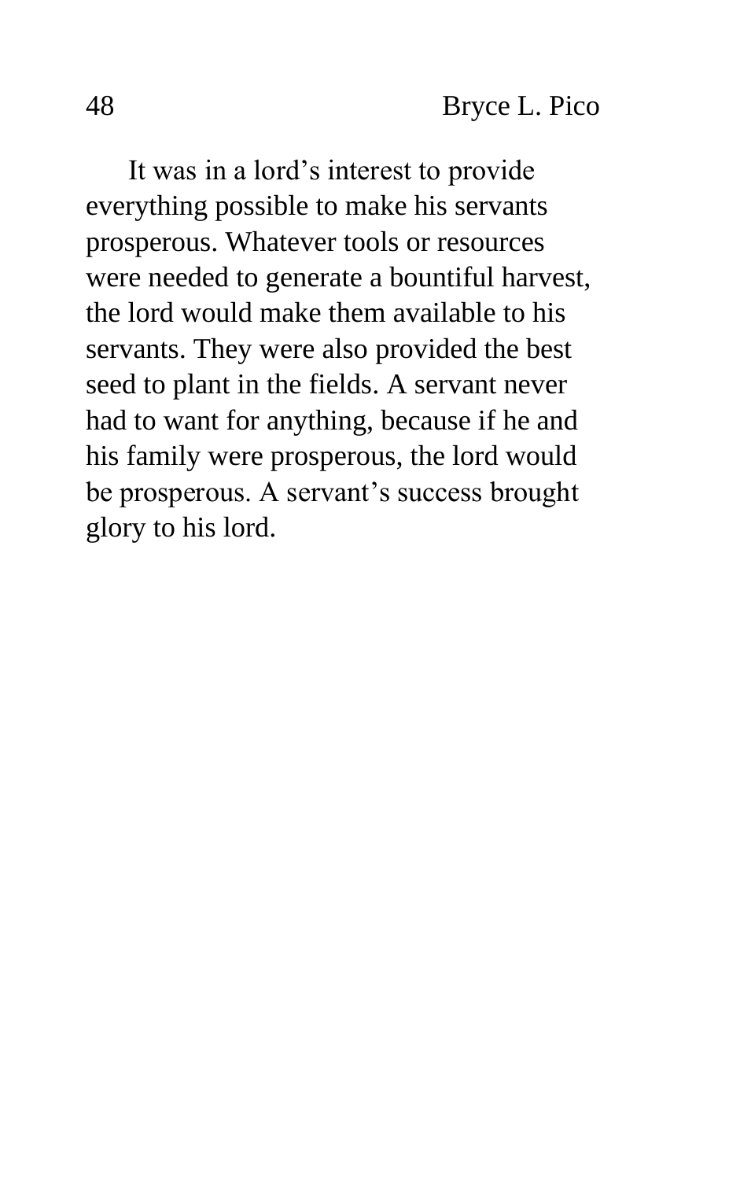It was in a lord's interest to provide everything possible to make his servants prosperous. Whatever tools or resources were needed to generate a bountiful harvest, the lord would make them available to his servants. They were also provided the best seed to plant in the fields. A servant never had to want for anything, because if he and his family were prosperous, the lord would be prosperous. A servant's success brought glory to his lord.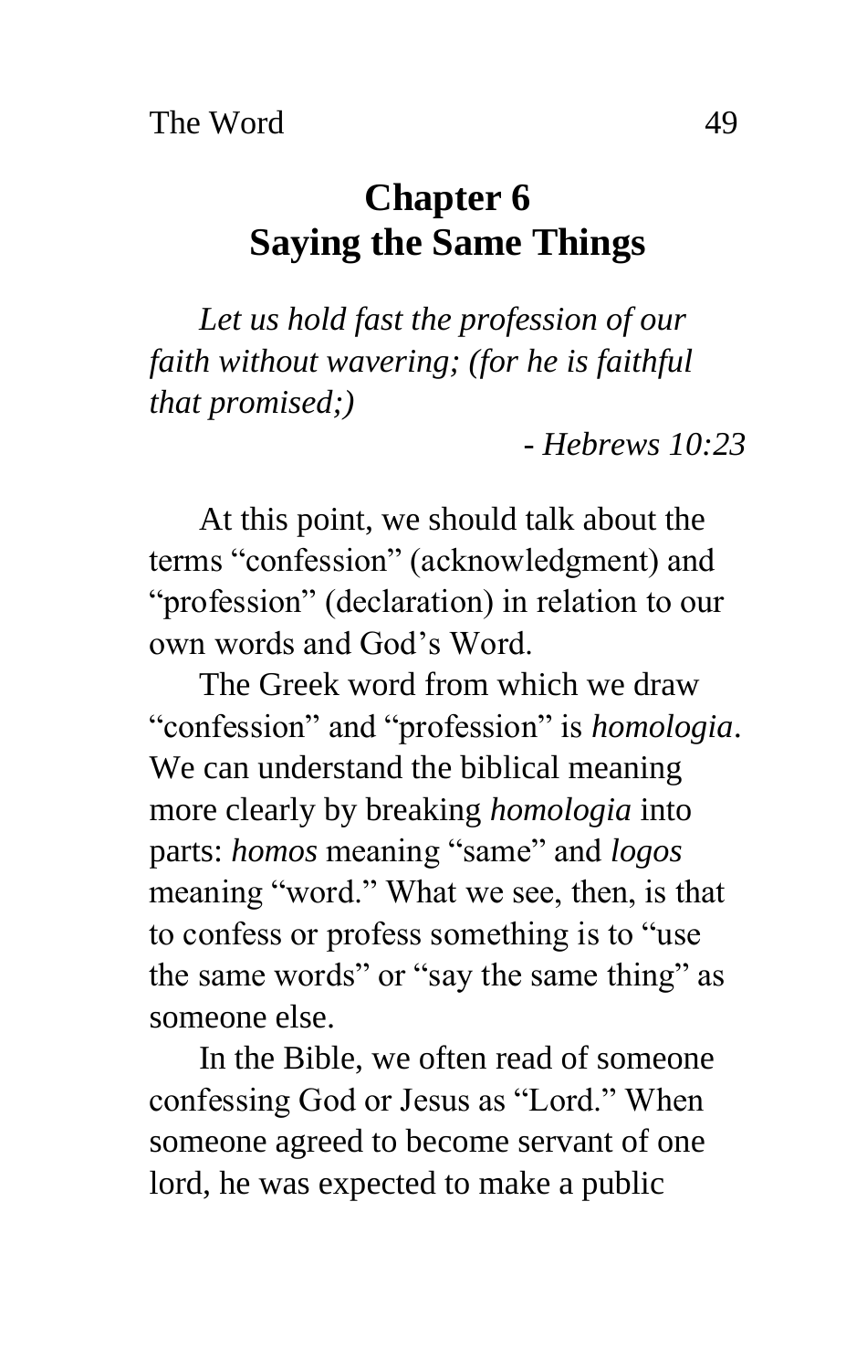# Chapter 6
# Saying the Same Things

*Let us hold fast the profession of our faith without wavering; (for he is faithful that promised;)*

*- Hebrews 10:23*

At this point, we should talk about the terms "confession" (acknowledgment) and "profession" (declaration) in relation to our own words and God's Word.

The Greek word from which we draw "confession" and "profession" is *homologia*. We can understand the biblical meaning more clearly by breaking *homologia* into parts: *homos* meaning "same" and *logos* meaning "word." What we see, then, is that to confess or profess something is to "use the same words" or "say the same thing" as someone else.

In the Bible, we often read of someone confessing God or Jesus as "Lord." When someone agreed to become servant of one lord, he was expected to make a public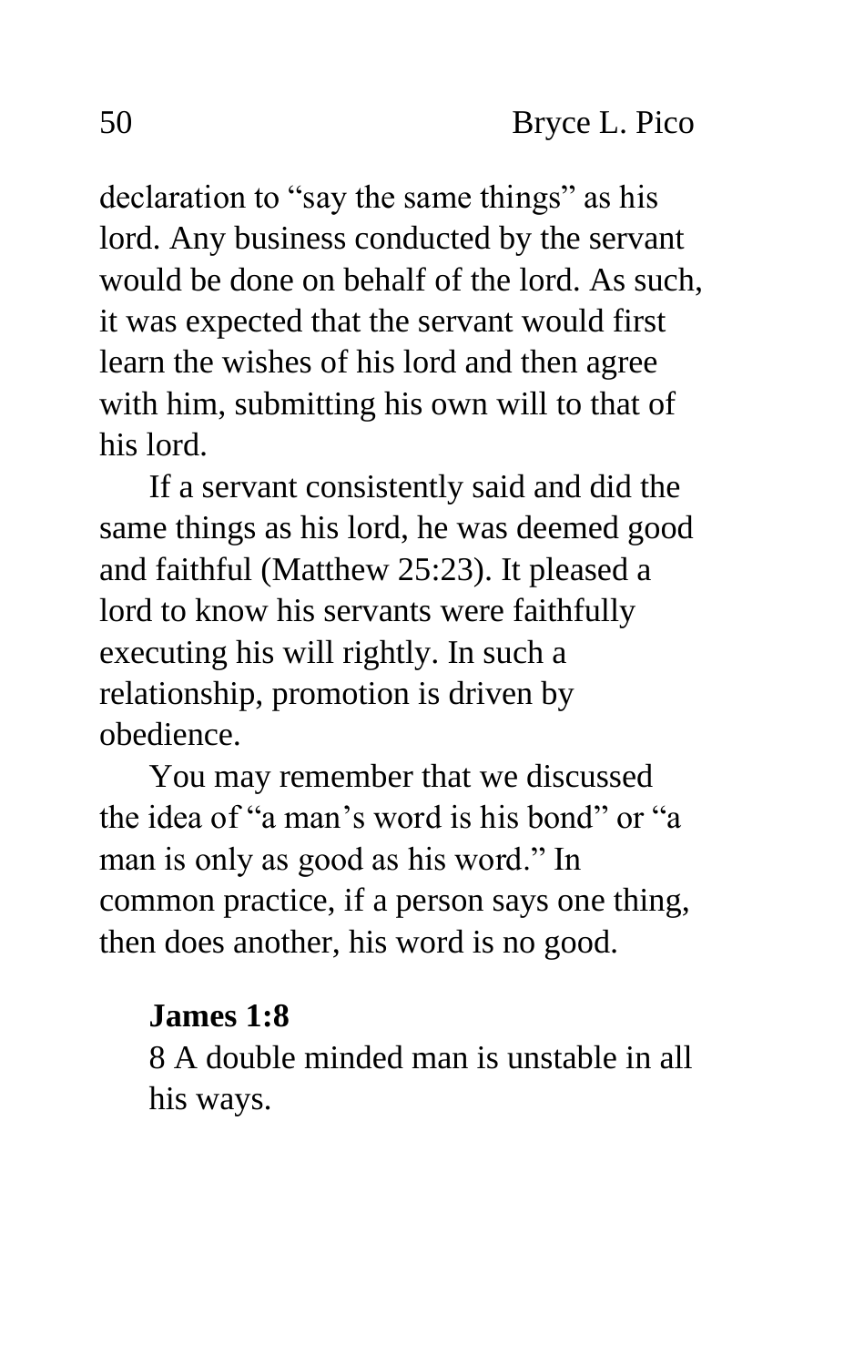declaration to "say the same things" as his lord. Any business conducted by the servant would be done on behalf of the lord. As such, it was expected that the servant would first learn the wishes of his lord and then agree with him, submitting his own will to that of his lord.

If a servant consistently said and did the same things as his lord, he was deemed good and faithful (Matthew 25:23). It pleased a lord to know his servants were faithfully executing his will rightly. In such a relationship, promotion is driven by obedience.

You may remember that we discussed the idea of "a man's word is his bond" or "a man is only as good as his word." In common practice, if a person says one thing, then does another, his word is no good.

**James 1:8**
8 A double minded man is unstable in all his ways.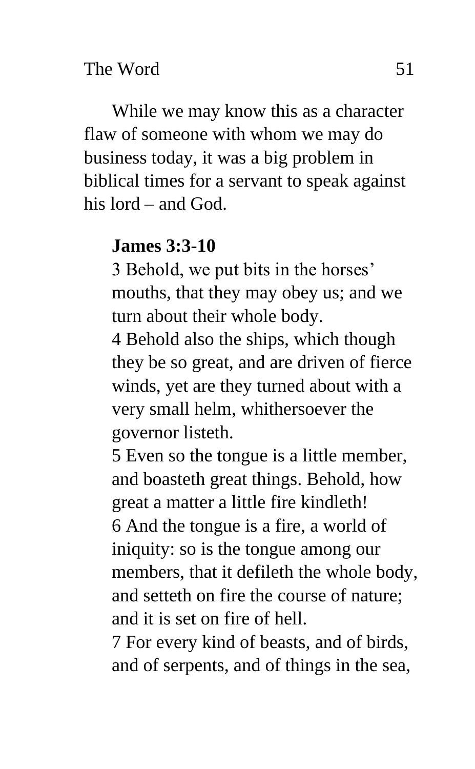While we may know this as a character flaw of someone with whom we may do business today, it was a big problem in biblical times for a servant to speak against his lord – and God.

**James 3:3-10**

3 Behold, we put bits in the horses' mouths, that they may obey us; and we turn about their whole body.
4 Behold also the ships, which though they be so great, and are driven of fierce winds, yet are they turned about with a very small helm, whithersoever the governor listeth.
5 Even so the tongue is a little member, and boasteth great things. Behold, how great a matter a little fire kindleth!
6 And the tongue is a fire, a world of iniquity: so is the tongue among our members, that it defileth the whole body, and setteth on fire the course of nature; and it is set on fire of hell.
7 For every kind of beasts, and of birds, and of serpents, and of things in the sea,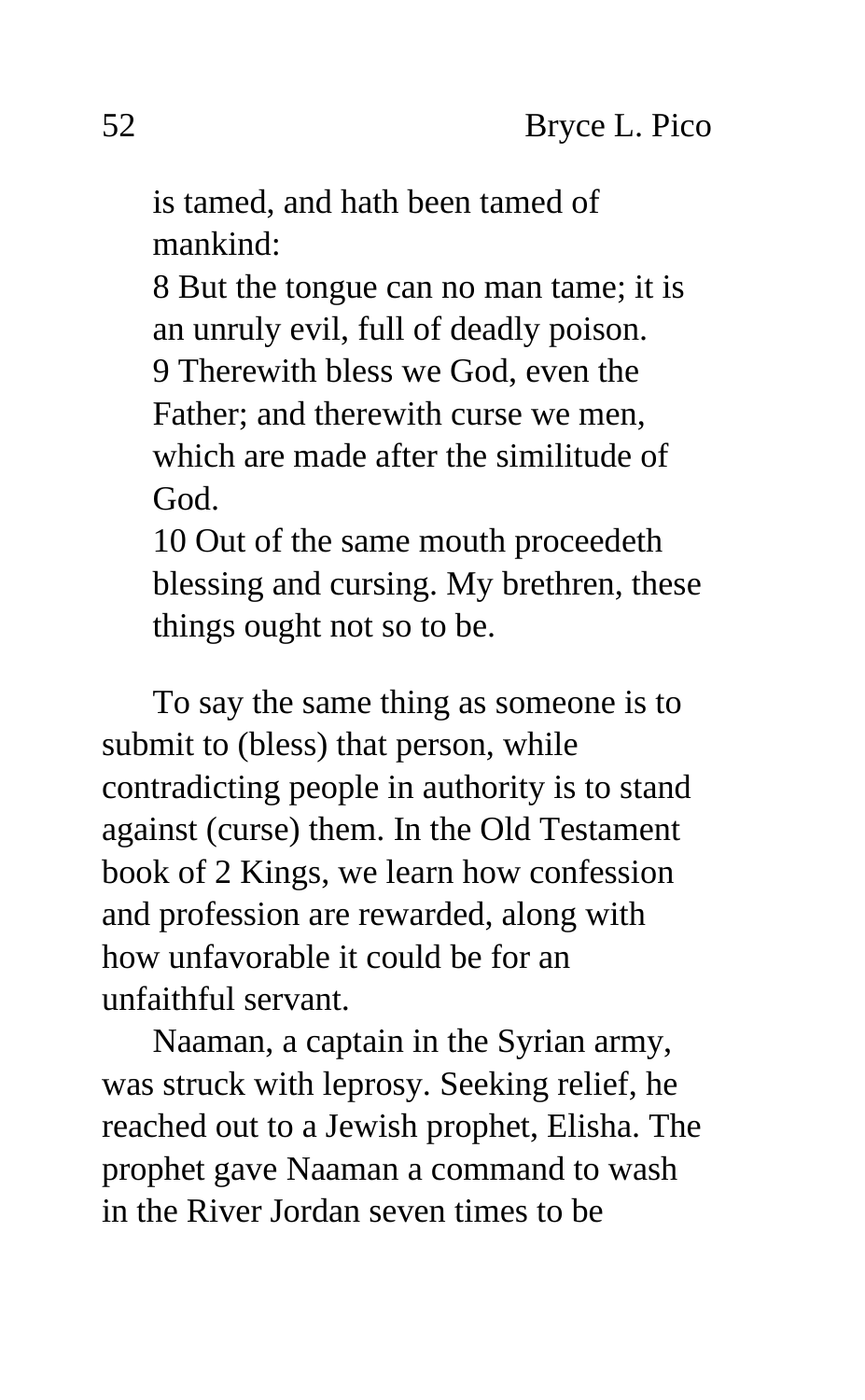is tamed, and hath been tamed of mankind:
8 But the tongue can no man tame; it is an unruly evil, full of deadly poison.
9 Therewith bless we God, even the Father; and therewith curse we men, which are made after the similitude of God.
10 Out of the same mouth proceedeth blessing and cursing. My brethren, these things ought not so to be.

To say the same thing as someone is to submit to (bless) that person, while contradicting people in authority is to stand against (curse) them. In the Old Testament book of 2 Kings, we learn how confession and profession are rewarded, along with how unfavorable it could be for an unfaithful servant.

Naaman, a captain in the Syrian army, was struck with leprosy. Seeking relief, he reached out to a Jewish prophet, Elisha. The prophet gave Naaman a command to wash in the River Jordan seven times to be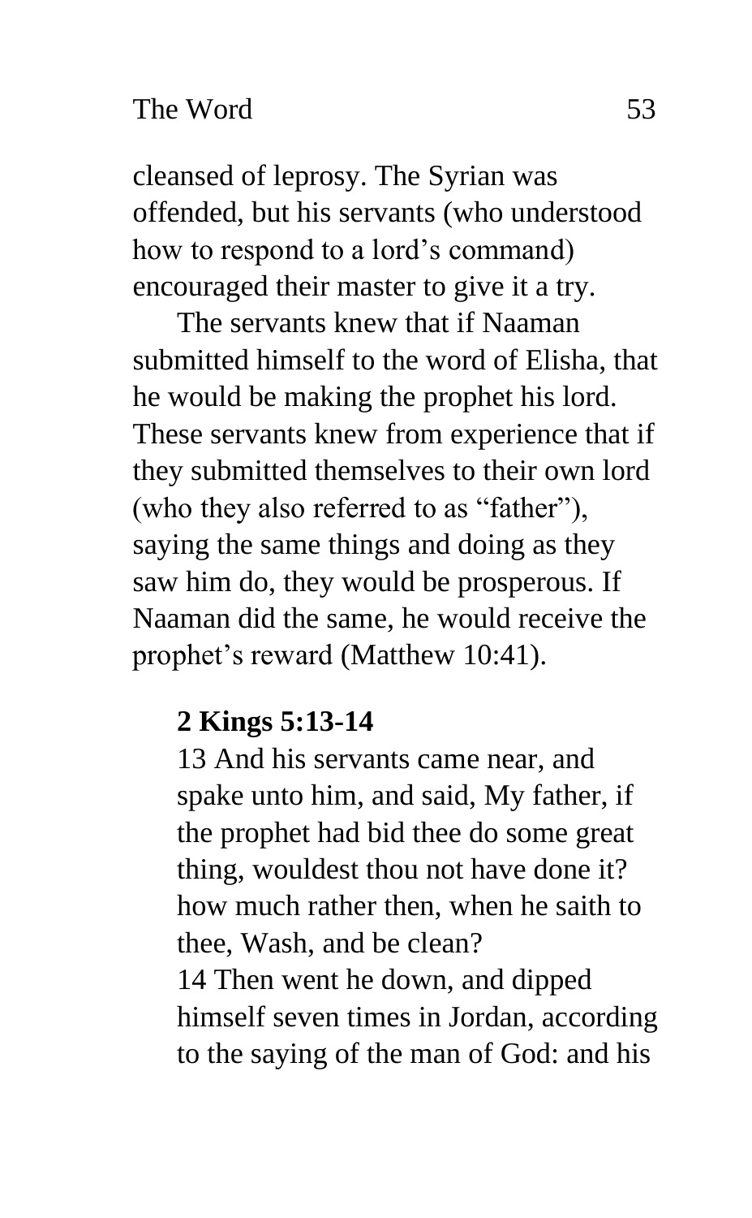cleansed of leprosy. The Syrian was offended, but his servants (who understood how to respond to a lord's command) encouraged their master to give it a try.

The servants knew that if Naaman submitted himself to the word of Elisha, that he would be making the prophet his lord. These servants knew from experience that if they submitted themselves to their own lord (who they also referred to as "father"), saying the same things and doing as they saw him do, they would be prosperous. If Naaman did the same, he would receive the prophet's reward (Matthew 10:41).

**2 Kings 5:13-14**

> 13 And his servants came near, and spake unto him, and said, My father, if the prophet had bid thee do some great thing, wouldest thou not have done it? how much rather then, when he saith to thee, Wash, and be clean?
> 14 Then went he down, and dipped himself seven times in Jordan, according to the saying of the man of God: and his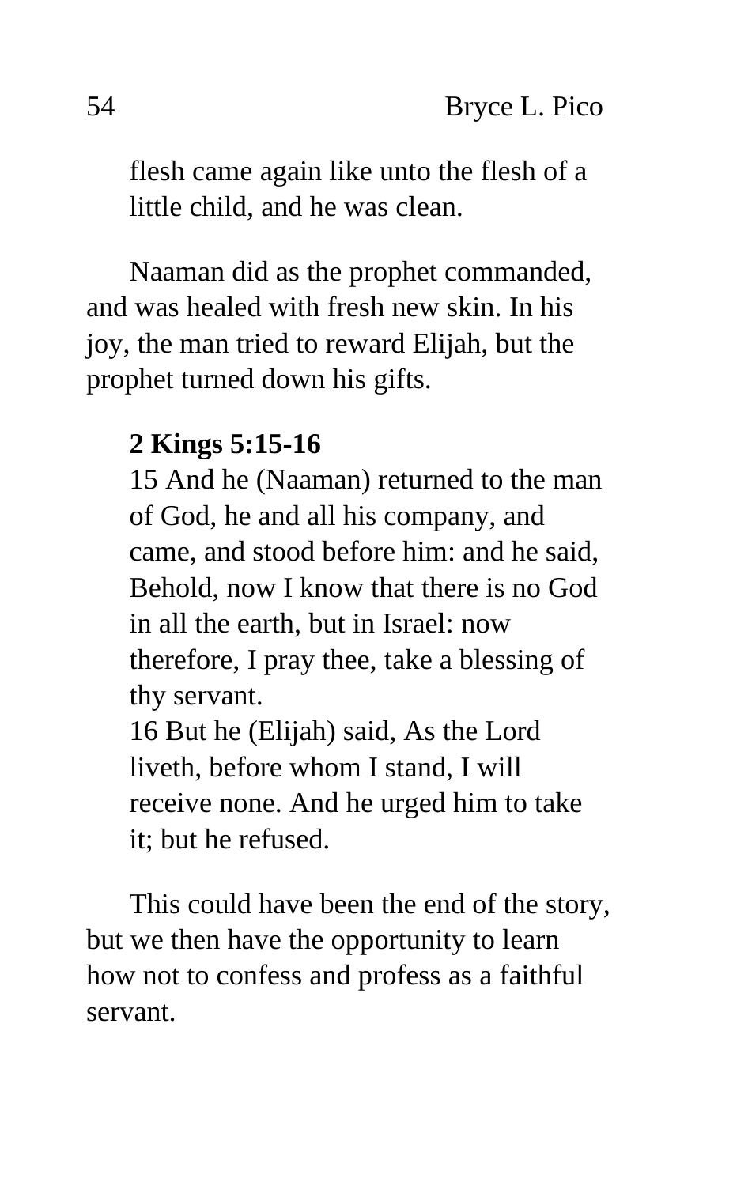flesh came again like unto the flesh of a little child, and he was clean.

Naaman did as the prophet commanded, and was healed with fresh new skin. In his joy, the man tried to reward Elijah, but the prophet turned down his gifts.

**2 Kings 5:15-16**
15 And he (Naaman) returned to the man of God, he and all his company, and came, and stood before him: and he said, Behold, now I know that there is no God in all the earth, but in Israel: now therefore, I pray thee, take a blessing of thy servant.
16 But he (Elijah) said, As the Lord liveth, before whom I stand, I will receive none. And he urged him to take it; but he refused.

This could have been the end of the story, but we then have the opportunity to learn how not to confess and profess as a faithful servant.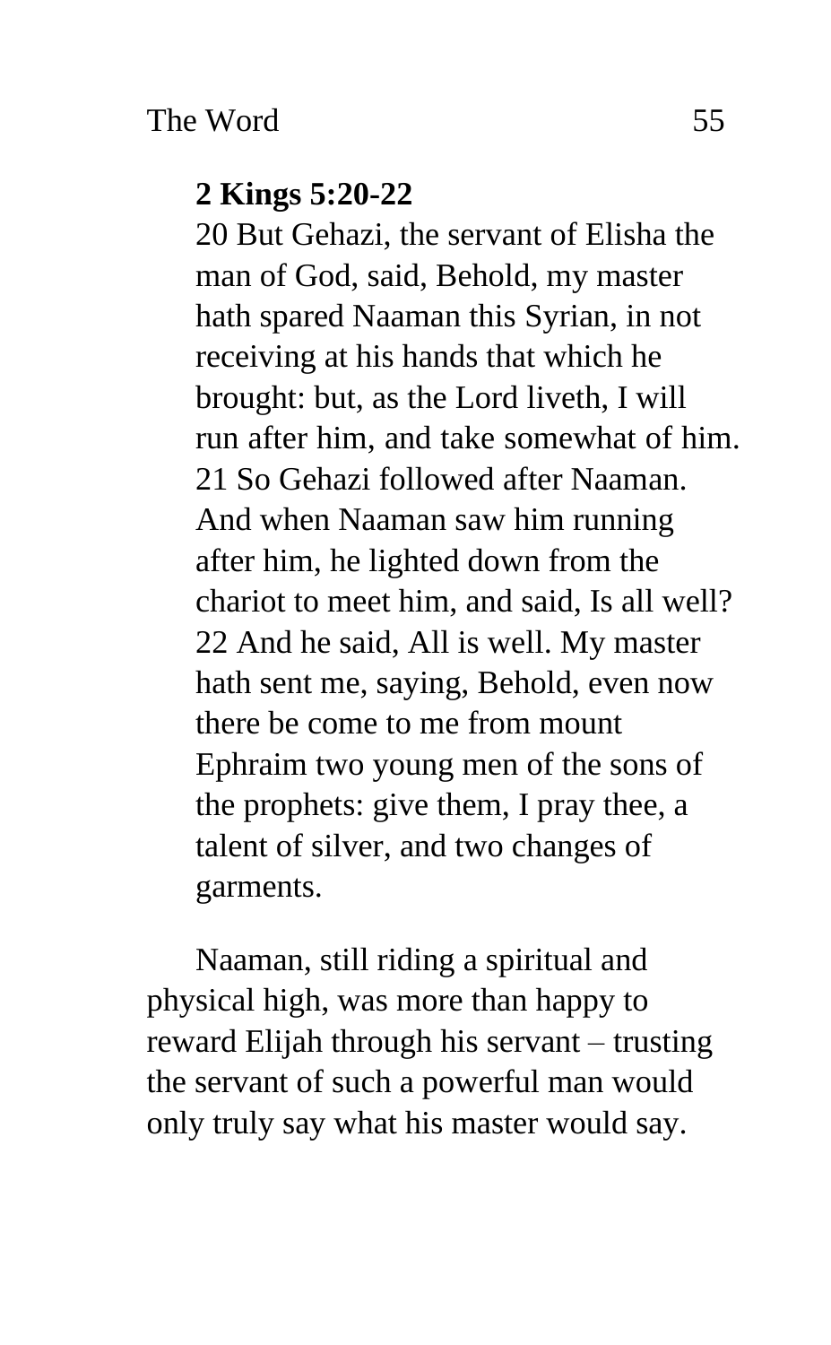**2 Kings 5:20-22**

20 But Gehazi, the servant of Elisha the man of God, said, Behold, my master hath spared Naaman this Syrian, in not receiving at his hands that which he brought: but, as the Lord liveth, I will run after him, and take somewhat of him. 21 So Gehazi followed after Naaman. And when Naaman saw him running after him, he lighted down from the chariot to meet him, and said, Is all well? 22 And he said, All is well. My master hath sent me, saying, Behold, even now there be come to me from mount Ephraim two young men of the sons of the prophets: give them, I pray thee, a talent of silver, and two changes of garments.

Naaman, still riding a spiritual and physical high, was more than happy to reward Elijah through his servant – trusting the servant of such a powerful man would only truly say what his master would say.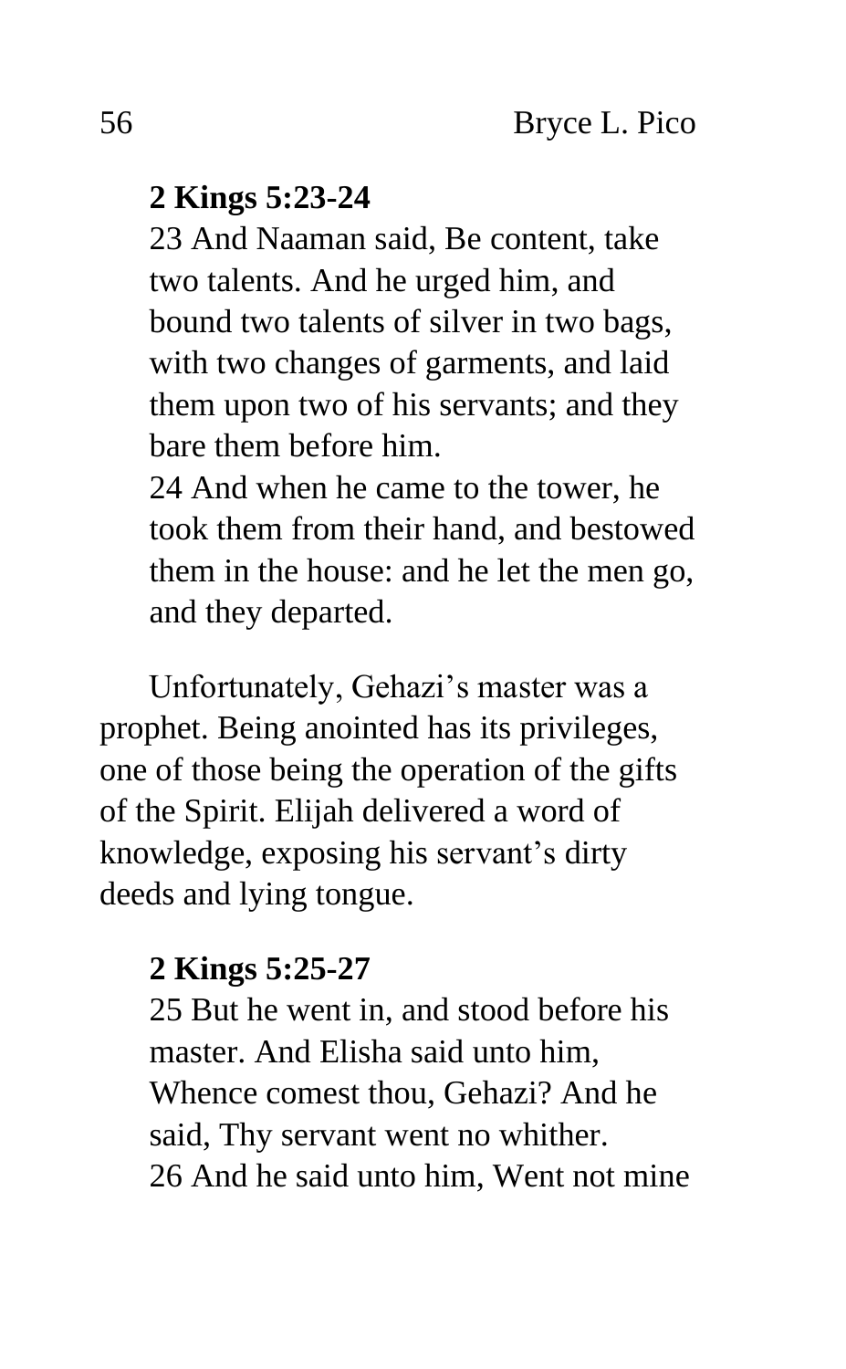**2 Kings 5:23-24**

23 And Naaman said, Be content, take two talents. And he urged him, and bound two talents of silver in two bags, with two changes of garments, and laid them upon two of his servants; and they bare them before him.
24 And when he came to the tower, he took them from their hand, and bestowed them in the house: and he let the men go, and they departed.

Unfortunately, Gehazi's master was a prophet. Being anointed has its privileges, one of those being the operation of the gifts of the Spirit. Elijah delivered a word of knowledge, exposing his servant's dirty deeds and lying tongue.

**2 Kings 5:25-27**

25 But he went in, and stood before his master. And Elisha said unto him, Whence comest thou, Gehazi? And he said, Thy servant went no whither.
26 And he said unto him, Went not mine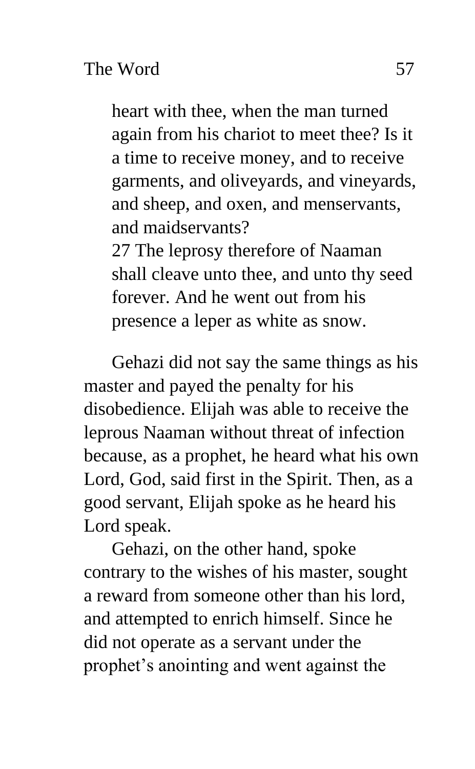> heart with thee, when the man turned again from his chariot to meet thee? Is it a time to receive money, and to receive garments, and oliveyards, and vineyards, and sheep, and oxen, and menservants, and maidservants?
>
> 27 The leprosy therefore of Naaman shall cleave unto thee, and unto thy seed forever. And he went out from his presence a leper as white as snow.

Gehazi did not say the same things as his master and payed the penalty for his disobedience. Elijah was able to receive the leprous Naaman without threat of infection because, as a prophet, he heard what his own Lord, God, said first in the Spirit. Then, as a good servant, Elijah spoke as he heard his Lord speak.

Gehazi, on the other hand, spoke contrary to the wishes of his master, sought a reward from someone other than his lord, and attempted to enrich himself. Since he did not operate as a servant under the prophet's anointing and went against the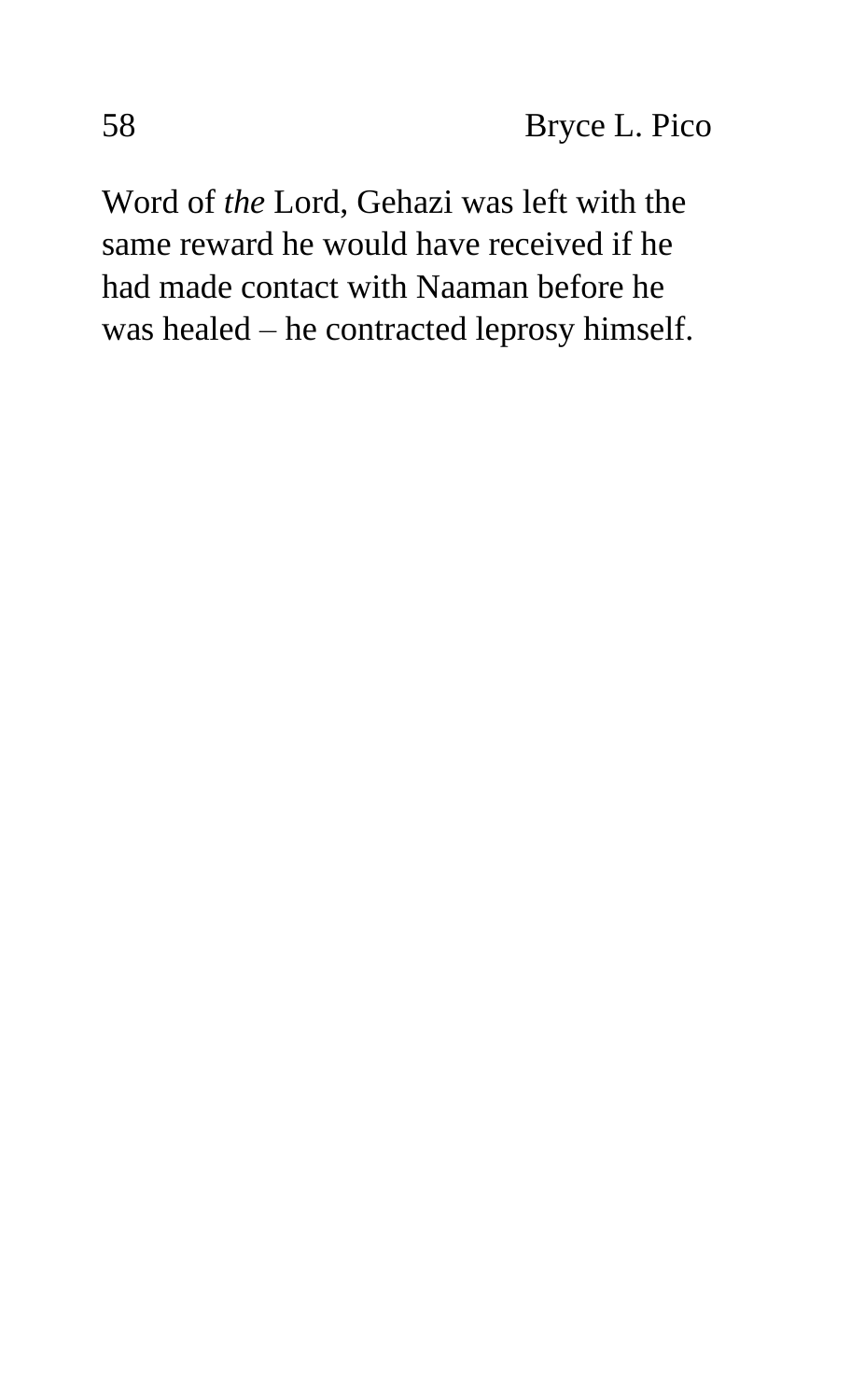Word of *the* Lord, Gehazi was left with the same reward he would have received if he had made contact with Naaman before he was healed – he contracted leprosy himself.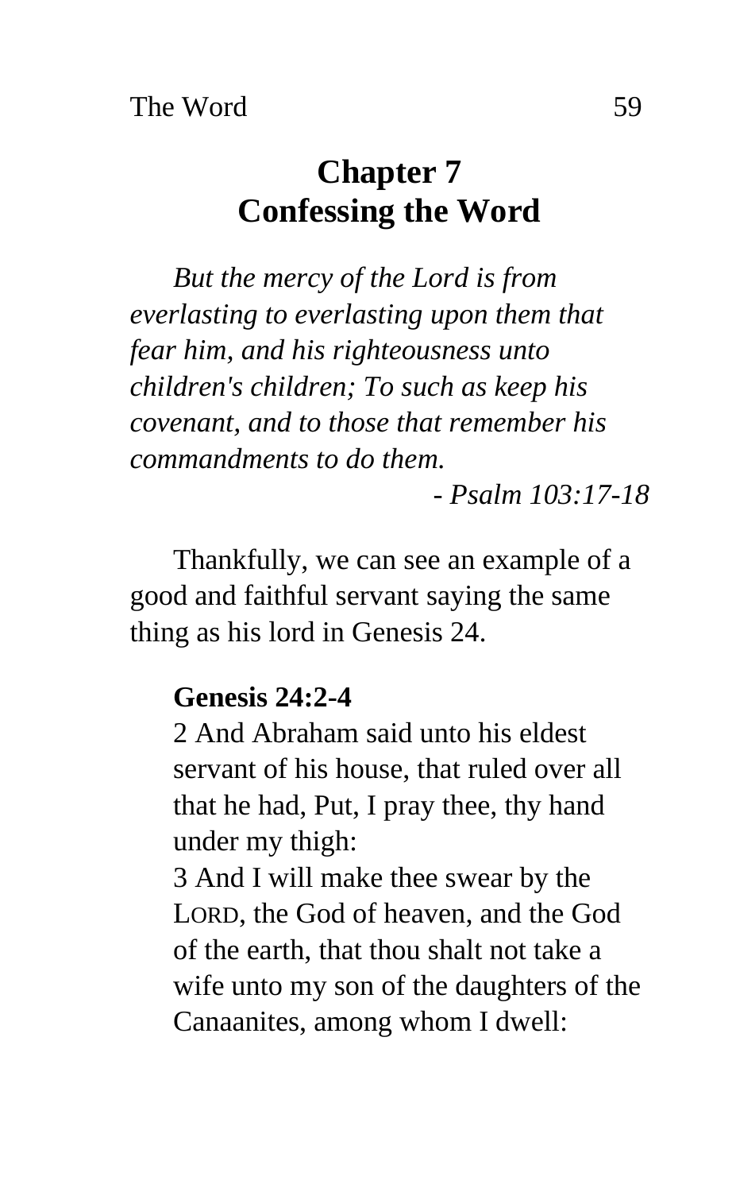# Chapter 7
# Confessing the Word

*But the mercy of the Lord is from everlasting to everlasting upon them that fear him, and his righteousness unto children's children; To such as keep his covenant, and to those that remember his commandments to do them.*

*- Psalm 103:17-18*

Thankfully, we can see an example of a good and faithful servant saying the same thing as his lord in Genesis 24.

**Genesis 24:2-4**

2 And Abraham said unto his eldest servant of his house, that ruled over all that he had, Put, I pray thee, thy hand under my thigh:

3 And I will make thee swear by the LORD, the God of heaven, and the God of the earth, that thou shalt not take a wife unto my son of the daughters of the Canaanites, among whom I dwell: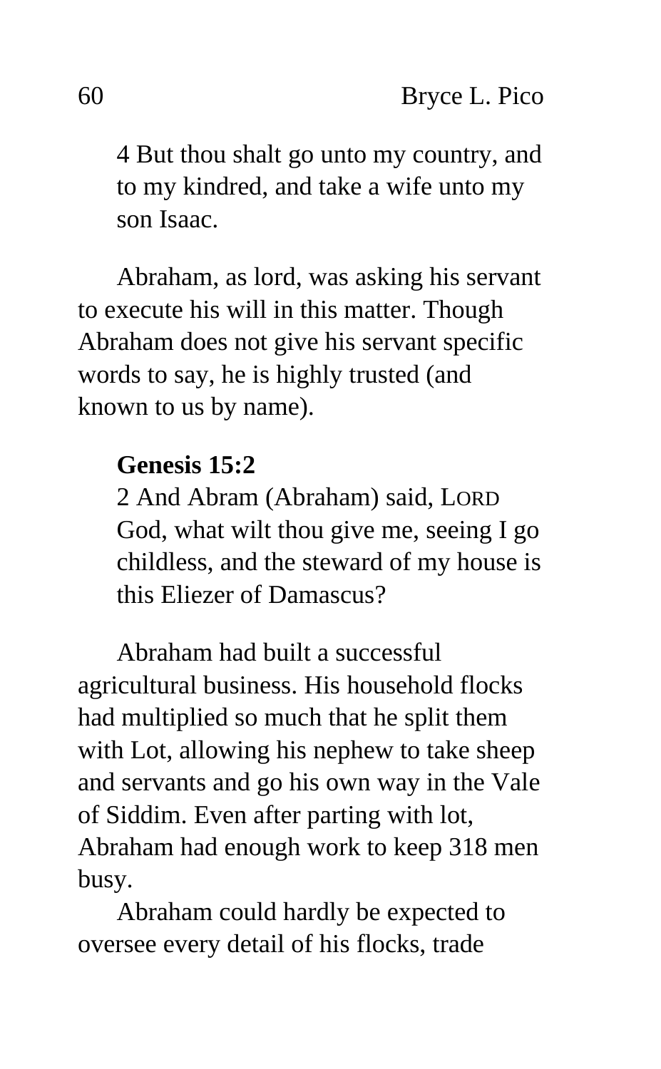4 But thou shalt go unto my country, and to my kindred, and take a wife unto my son Isaac.

Abraham, as lord, was asking his servant to execute his will in this matter. Though Abraham does not give his servant specific words to say, he is highly trusted (and known to us by name).

**Genesis 15:2**

2 And Abram (Abraham) said, LORD God, what wilt thou give me, seeing I go childless, and the steward of my house is this Eliezer of Damascus?

Abraham had built a successful agricultural business. His household flocks had multiplied so much that he split them with Lot, allowing his nephew to take sheep and servants and go his own way in the Vale of Siddim. Even after parting with lot, Abraham had enough work to keep 318 men busy.

Abraham could hardly be expected to oversee every detail of his flocks, trade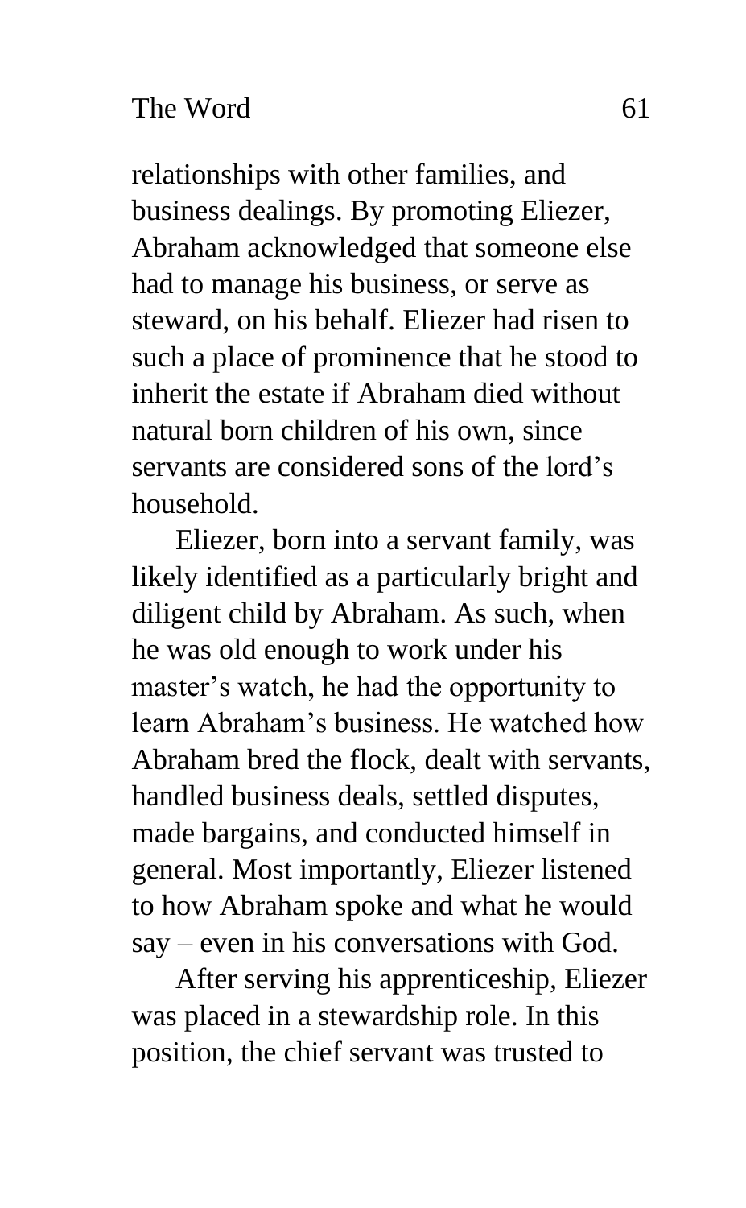relationships with other families, and business dealings. By promoting Eliezer, Abraham acknowledged that someone else had to manage his business, or serve as steward, on his behalf. Eliezer had risen to such a place of prominence that he stood to inherit the estate if Abraham died without natural born children of his own, since servants are considered sons of the lord's household.

Eliezer, born into a servant family, was likely identified as a particularly bright and diligent child by Abraham. As such, when he was old enough to work under his master's watch, he had the opportunity to learn Abraham's business. He watched how Abraham bred the flock, dealt with servants, handled business deals, settled disputes, made bargains, and conducted himself in general. Most importantly, Eliezer listened to how Abraham spoke and what he would say – even in his conversations with God.

After serving his apprenticeship, Eliezer was placed in a stewardship role. In this position, the chief servant was trusted to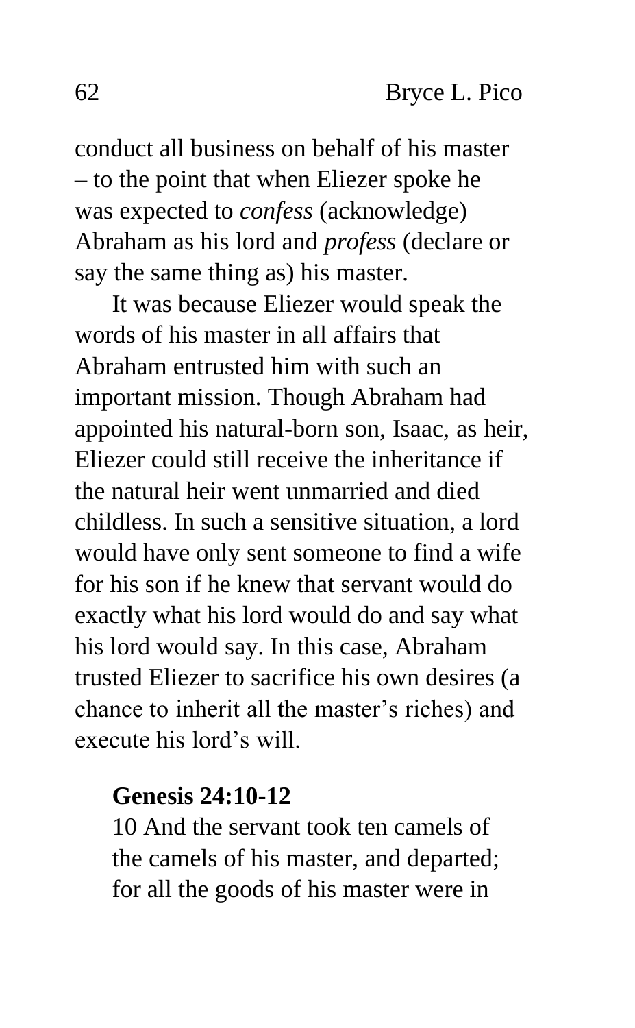conduct all business on behalf of his master – to the point that when Eliezer spoke he was expected to *confess* (acknowledge) Abraham as his lord and *profess* (declare or say the same thing as) his master.

It was because Eliezer would speak the words of his master in all affairs that Abraham entrusted him with such an important mission. Though Abraham had appointed his natural-born son, Isaac, as heir, Eliezer could still receive the inheritance if the natural heir went unmarried and died childless. In such a sensitive situation, a lord would have only sent someone to find a wife for his son if he knew that servant would do exactly what his lord would do and say what his lord would say. In this case, Abraham trusted Eliezer to sacrifice his own desires (a chance to inherit all the master's riches) and execute his lord's will.

> **Genesis 24:10-12**
> 10 And the servant took ten camels of the camels of his master, and departed; for all the goods of his master were in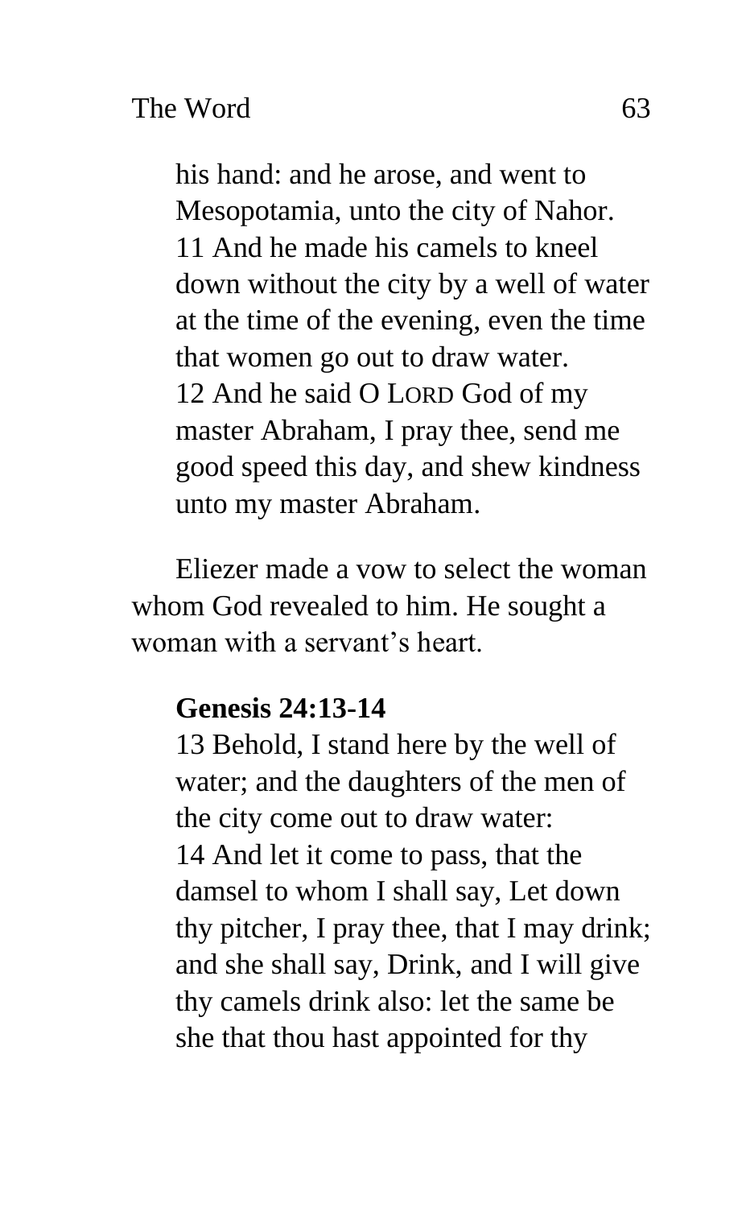his hand: and he arose, and went to Mesopotamia, unto the city of Nahor.
11 And he made his camels to kneel down without the city by a well of water at the time of the evening, even the time that women go out to draw water.
12 And he said O LORD God of my master Abraham, I pray thee, send me good speed this day, and shew kindness unto my master Abraham.

Eliezer made a vow to select the woman whom God revealed to him. He sought a woman with a servant's heart.

**Genesis 24:13-14**

13 Behold, I stand here by the well of water; and the daughters of the men of the city come out to draw water:
14 And let it come to pass, that the damsel to whom I shall say, Let down thy pitcher, I pray thee, that I may drink; and she shall say, Drink, and I will give thy camels drink also: let the same be she that thou hast appointed for thy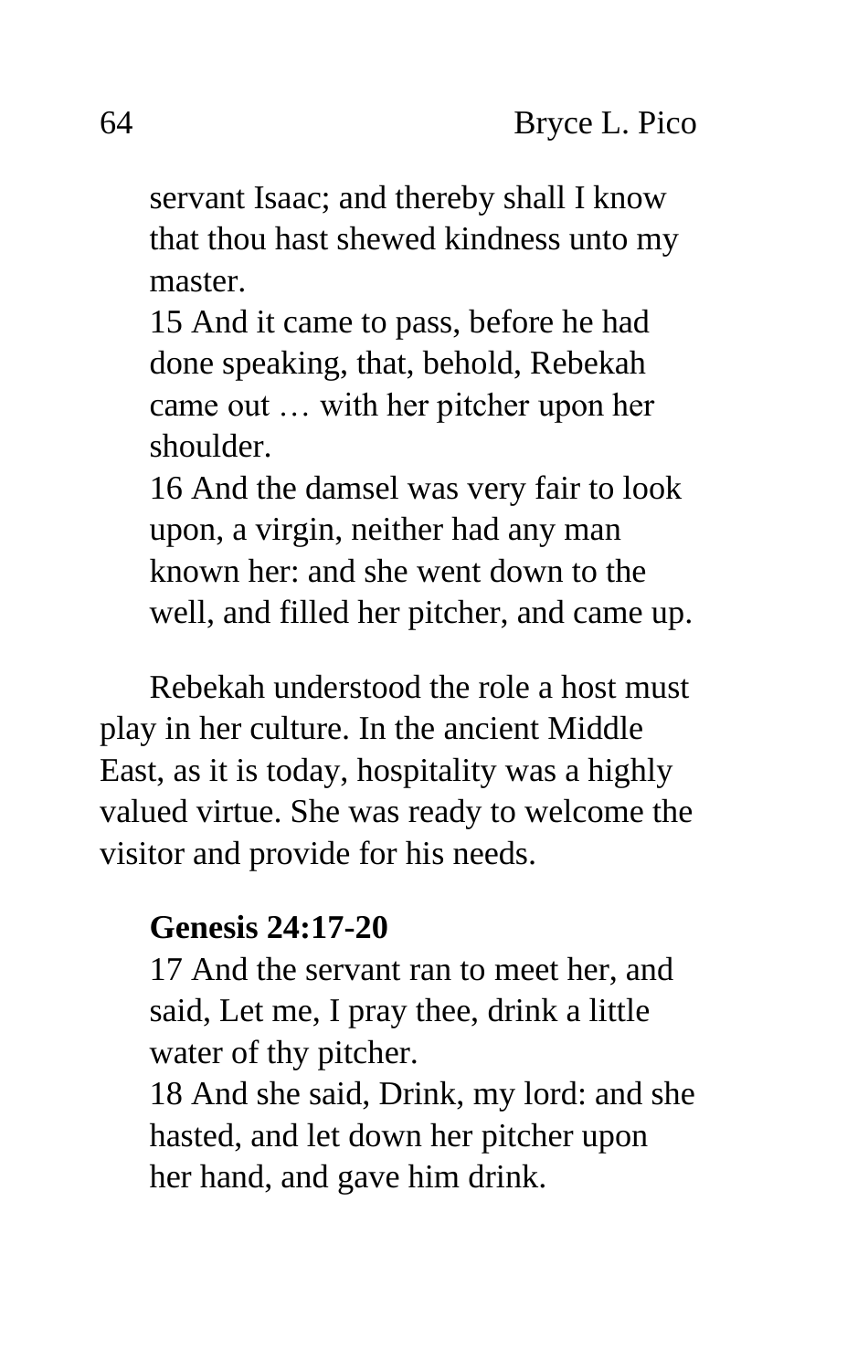servant Isaac; and thereby shall I know that thou hast shewed kindness unto my master.
15 And it came to pass, before he had done speaking, that, behold, Rebekah came out … with her pitcher upon her shoulder.
16 And the damsel was very fair to look upon, a virgin, neither had any man known her: and she went down to the well, and filled her pitcher, and came up.

Rebekah understood the role a host must play in her culture. In the ancient Middle East, as it is today, hospitality was a highly valued virtue. She was ready to welcome the visitor and provide for his needs.

**Genesis 24:17-20**
17 And the servant ran to meet her, and said, Let me, I pray thee, drink a little water of thy pitcher.
18 And she said, Drink, my lord: and she hasted, and let down her pitcher upon her hand, and gave him drink.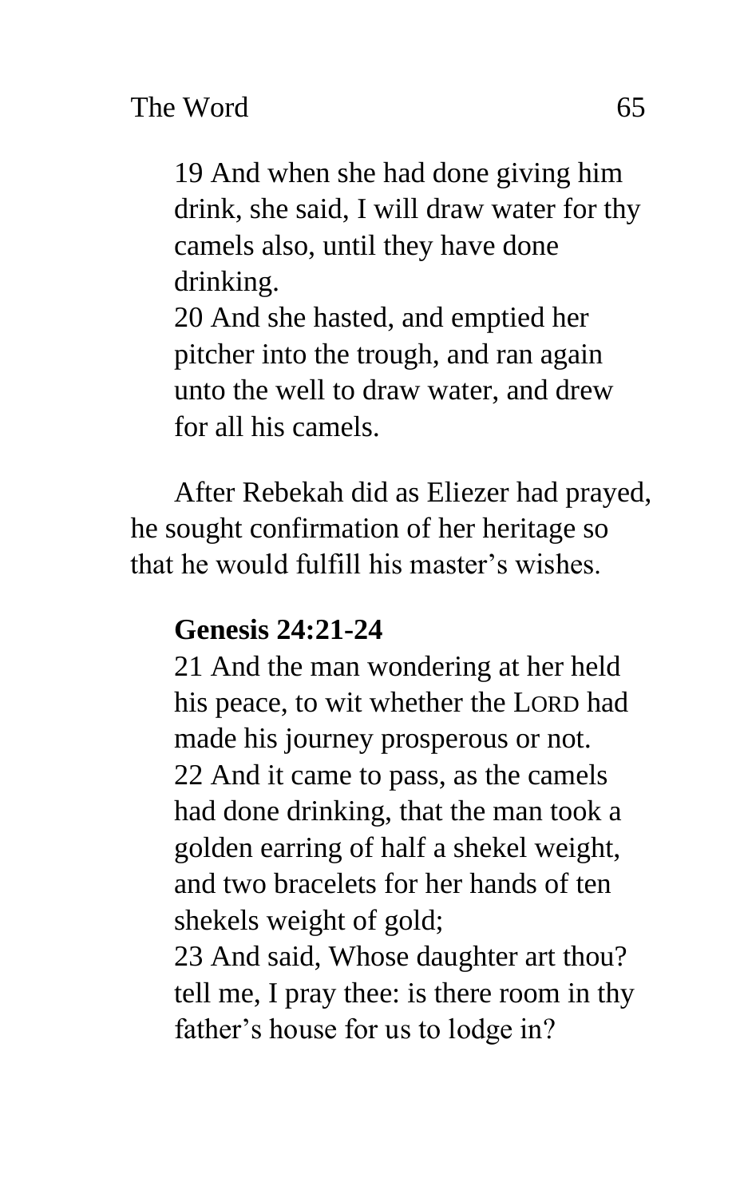19 And when she had done giving him drink, she said, I will draw water for thy camels also, until they have done drinking.
20 And she hasted, and emptied her pitcher into the trough, and ran again unto the well to draw water, and drew for all his camels.

After Rebekah did as Eliezer had prayed, he sought confirmation of her heritage so that he would fulfill his master's wishes.

**Genesis 24:21-24**

21 And the man wondering at her held his peace, to wit whether the LORD had made his journey prosperous or not.
22 And it came to pass, as the camels had done drinking, that the man took a golden earring of half a shekel weight, and two bracelets for her hands of ten shekels weight of gold;
23 And said, Whose daughter art thou? tell me, I pray thee: is there room in thy father's house for us to lodge in?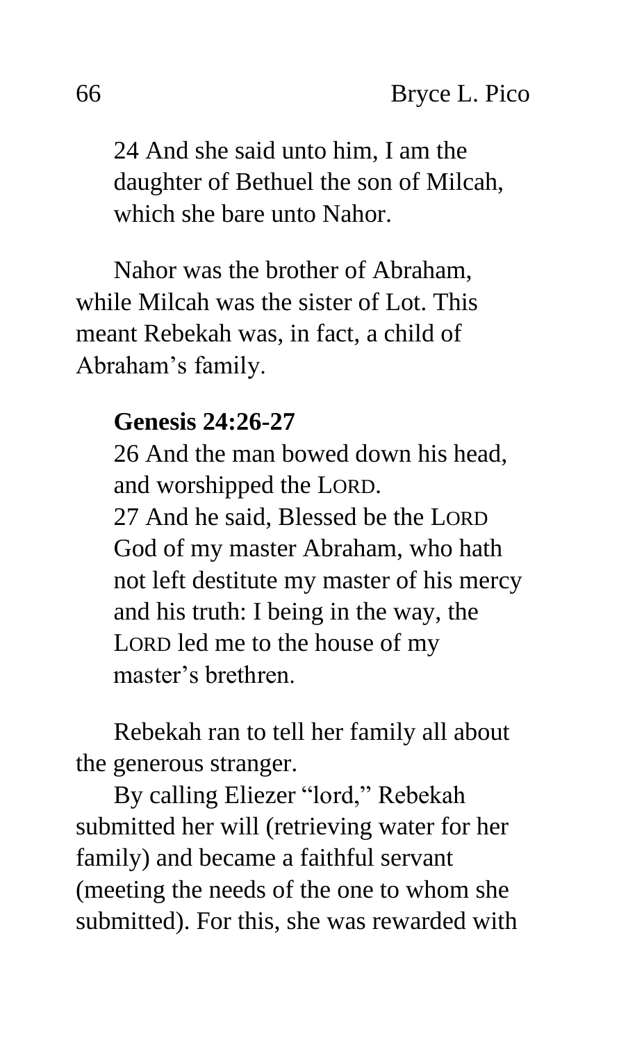24 And she said unto him, I am the daughter of Bethuel the son of Milcah, which she bare unto Nahor.

Nahor was the brother of Abraham, while Milcah was the sister of Lot. This meant Rebekah was, in fact, a child of Abraham's family.

**Genesis 24:26-27**

26 And the man bowed down his head, and worshipped the LORD.
27 And he said, Blessed be the LORD God of my master Abraham, who hath not left destitute my master of his mercy and his truth: I being in the way, the LORD led me to the house of my master's brethren.

Rebekah ran to tell her family all about the generous stranger.

By calling Eliezer "lord," Rebekah submitted her will (retrieving water for her family) and became a faithful servant (meeting the needs of the one to whom she submitted). For this, she was rewarded with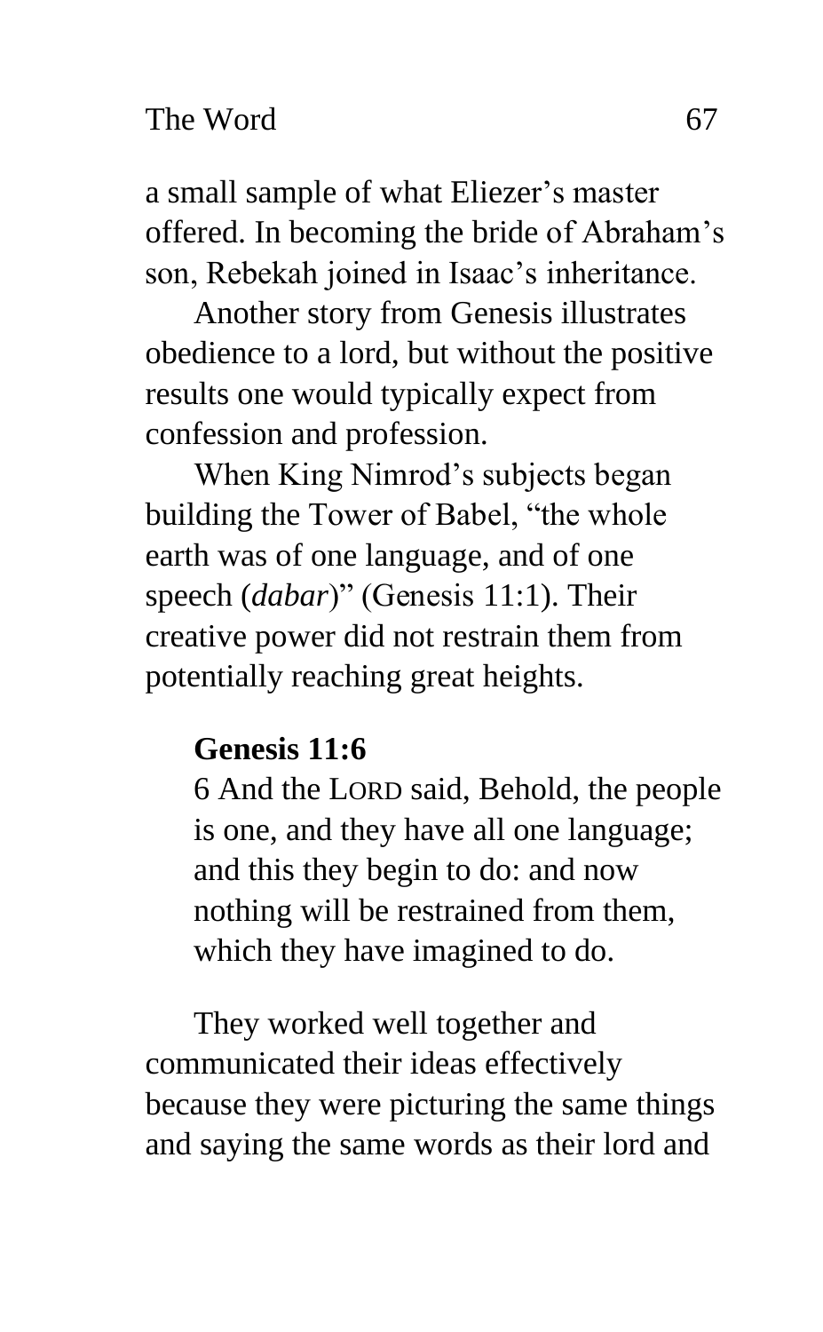a small sample of what Eliezer's master offered. In becoming the bride of Abraham's son, Rebekah joined in Isaac's inheritance.

Another story from Genesis illustrates obedience to a lord, but without the positive results one would typically expect from confession and profession.

When King Nimrod's subjects began building the Tower of Babel, "the whole earth was of one language, and of one speech (*dabar*)" (Genesis 11:1). Their creative power did not restrain them from potentially reaching great heights.

> **Genesis 11:6**
> 6 And the LORD said, Behold, the people is one, and they have all one language; and this they begin to do: and now nothing will be restrained from them, which they have imagined to do.

They worked well together and communicated their ideas effectively because they were picturing the same things and saying the same words as their lord and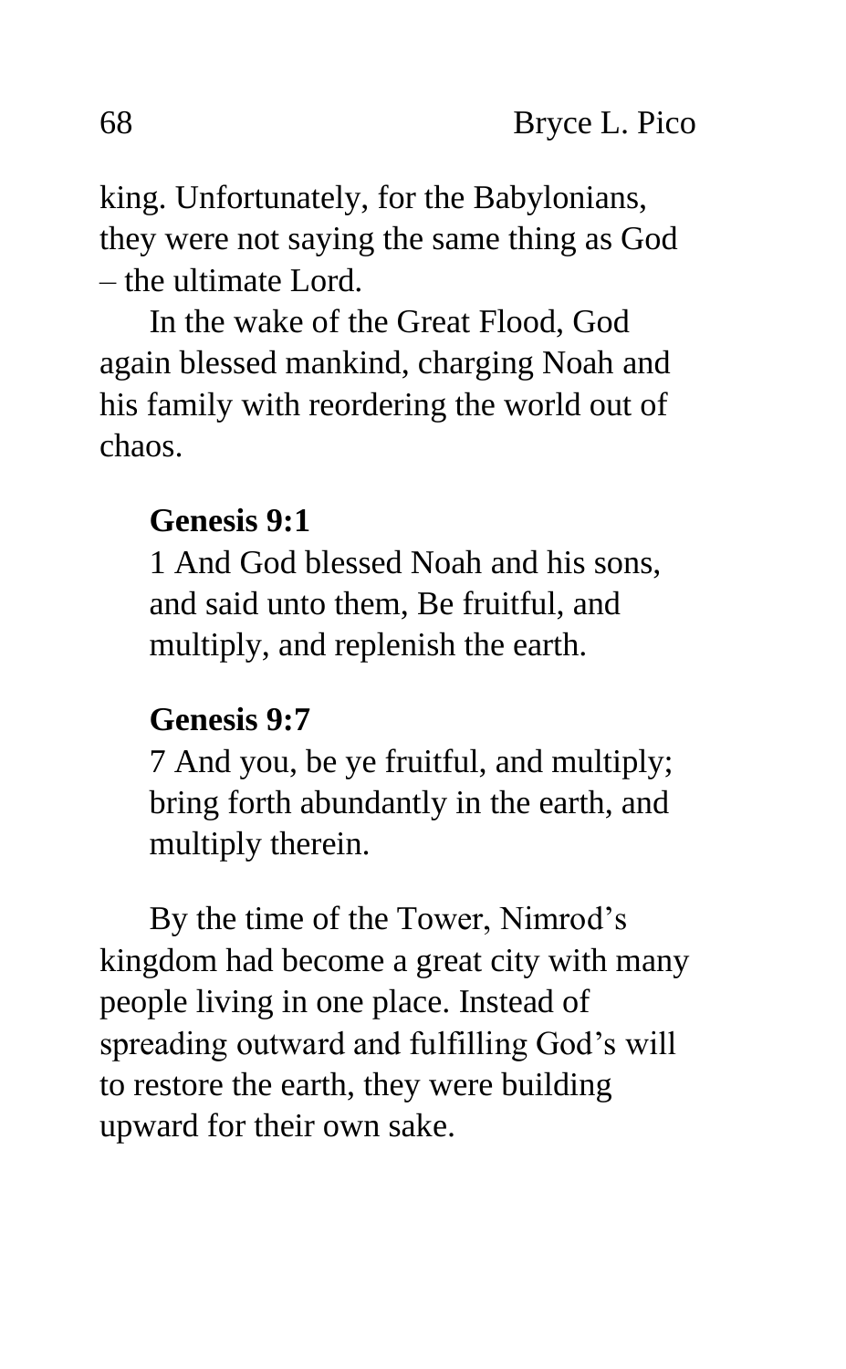king. Unfortunately, for the Babylonians, they were not saying the same thing as God – the ultimate Lord.

In the wake of the Great Flood, God again blessed mankind, charging Noah and his family with reordering the world out of chaos.

> **Genesis 9:1**
>
> 1 And God blessed Noah and his sons, and said unto them, Be fruitful, and multiply, and replenish the earth.

> **Genesis 9:7**
>
> 7 And you, be ye fruitful, and multiply; bring forth abundantly in the earth, and multiply therein.

By the time of the Tower, Nimrod's kingdom had become a great city with many people living in one place. Instead of spreading outward and fulfilling God's will to restore the earth, they were building upward for their own sake.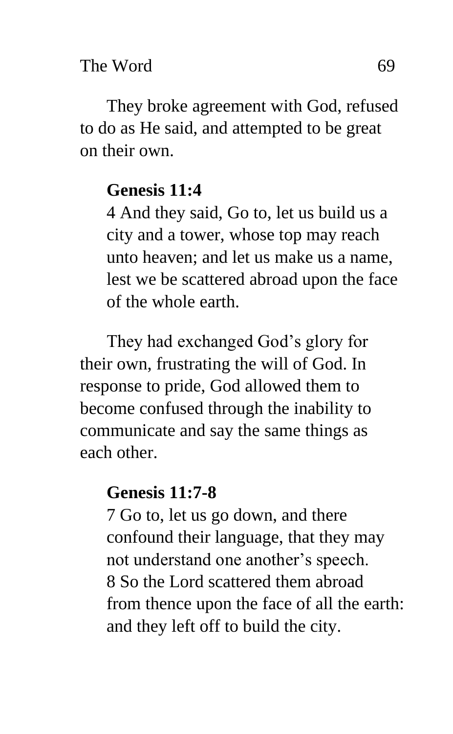They broke agreement with God, refused to do as He said, and attempted to be great on their own.

> **Genesis 11:4**
> 4 And they said, Go to, let us build us a city and a tower, whose top may reach unto heaven; and let us make us a name, lest we be scattered abroad upon the face of the whole earth.

They had exchanged God's glory for their own, frustrating the will of God. In response to pride, God allowed them to become confused through the inability to communicate and say the same things as each other.

> **Genesis 11:7-8**
> 7 Go to, let us go down, and there confound their language, that they may not understand one another's speech.
> 8 So the Lord scattered them abroad from thence upon the face of all the earth: and they left off to build the city.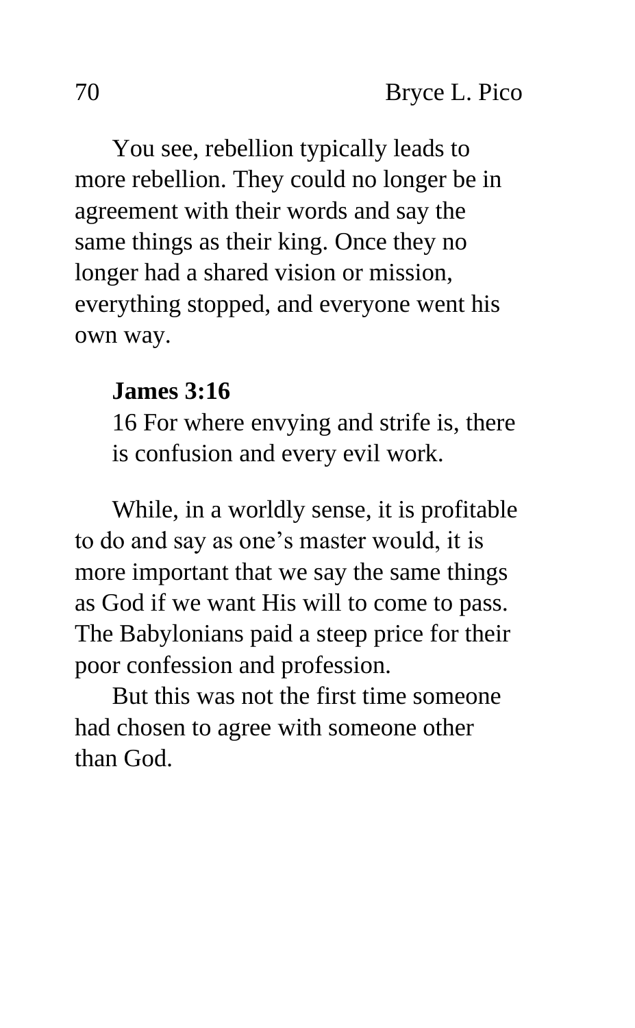You see, rebellion typically leads to more rebellion. They could no longer be in agreement with their words and say the same things as their king. Once they no longer had a shared vision or mission, everything stopped, and everyone went his own way.

> **James 3:16**
> 16 For where envying and strife is, there is confusion and every evil work.

While, in a worldly sense, it is profitable to do and say as one's master would, it is more important that we say the same things as God if we want His will to come to pass. The Babylonians paid a steep price for their poor confession and profession.

But this was not the first time someone had chosen to agree with someone other than God.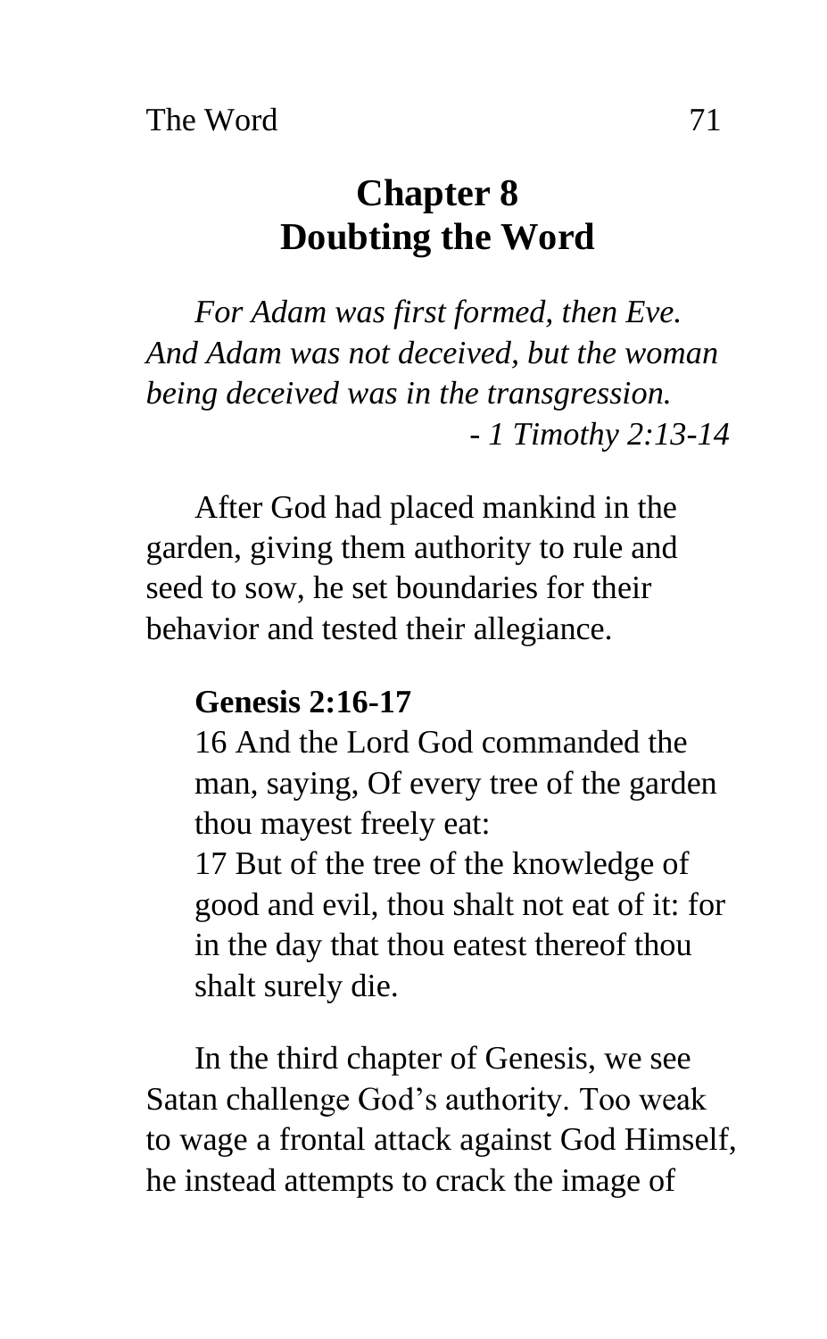# Chapter 8
# Doubting the Word

*For Adam was first formed, then Eve. And Adam was not deceived, but the woman being deceived was in the transgression.*
*- 1 Timothy 2:13-14*

After God had placed mankind in the garden, giving them authority to rule and seed to sow, he set boundaries for their behavior and tested their allegiance.

**Genesis 2:16-17**
16 And the Lord God commanded the man, saying, Of every tree of the garden thou mayest freely eat:
17 But of the tree of the knowledge of good and evil, thou shalt not eat of it: for in the day that thou eatest thereof thou shalt surely die.

In the third chapter of Genesis, we see Satan challenge God's authority. Too weak to wage a frontal attack against God Himself, he instead attempts to crack the image of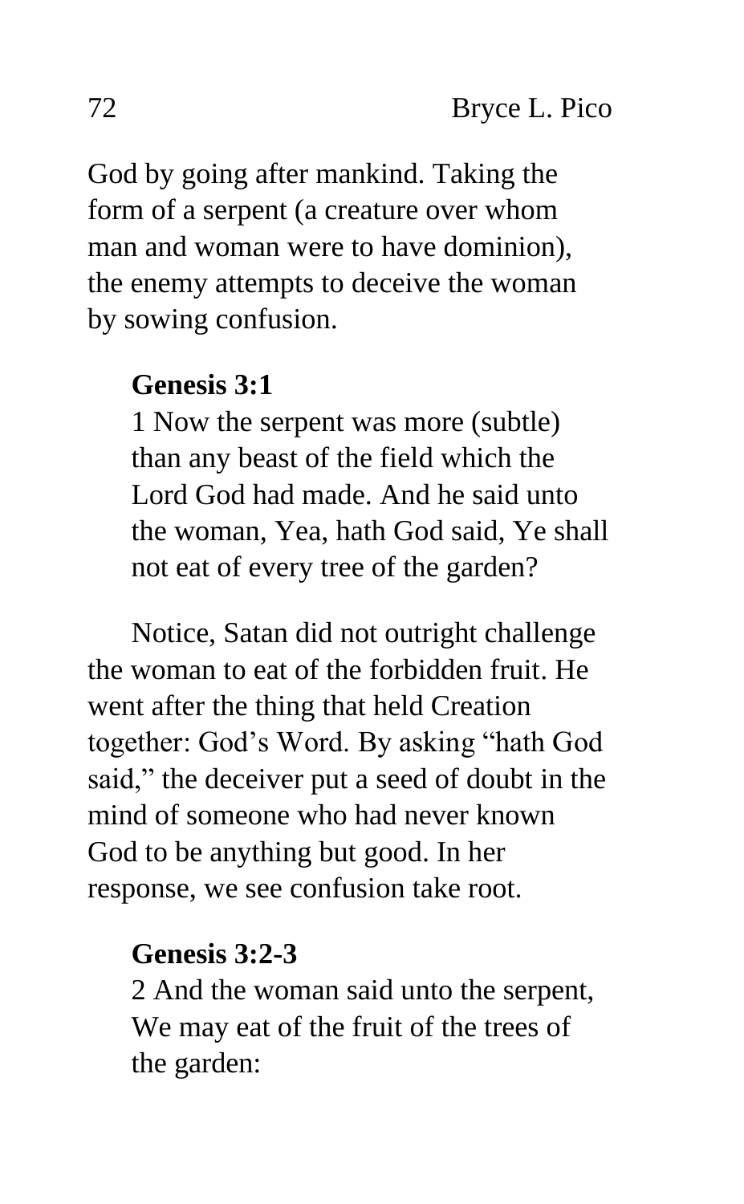God by going after mankind. Taking the form of a serpent (a creature over whom man and woman were to have dominion), the enemy attempts to deceive the woman by sowing confusion.

> **Genesis 3:1**
> 1 Now the serpent was more (subtle) than any beast of the field which the Lord God had made. And he said unto the woman, Yea, hath God said, Ye shall not eat of every tree of the garden?

Notice, Satan did not outright challenge the woman to eat of the forbidden fruit. He went after the thing that held Creation together: God's Word. By asking "hath God said," the deceiver put a seed of doubt in the mind of someone who had never known God to be anything but good. In her response, we see confusion take root.

> **Genesis 3:2-3**
> 2 And the woman said unto the serpent, We may eat of the fruit of the trees of the garden: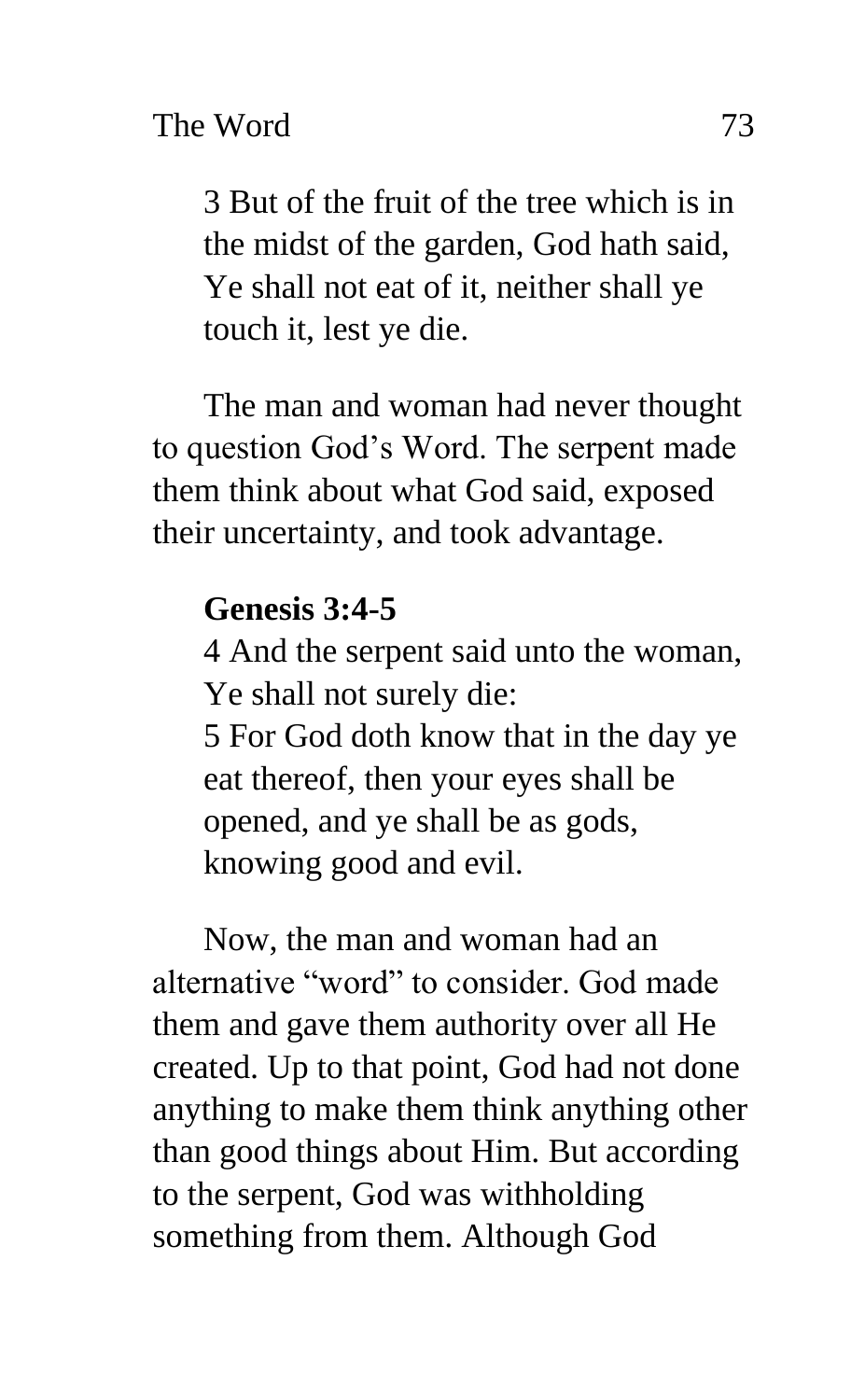3 But of the fruit of the tree which is in the midst of the garden, God hath said, Ye shall not eat of it, neither shall ye touch it, lest ye die.

The man and woman had never thought to question God's Word. The serpent made them think about what God said, exposed their uncertainty, and took advantage.

**Genesis 3:4-5**

4 And the serpent said unto the woman, Ye shall not surely die:
5 For God doth know that in the day ye eat thereof, then your eyes shall be opened, and ye shall be as gods, knowing good and evil.

Now, the man and woman had an alternative "word" to consider. God made them and gave them authority over all He created. Up to that point, God had not done anything to make them think anything other than good things about Him. But according to the serpent, God was withholding something from them. Although God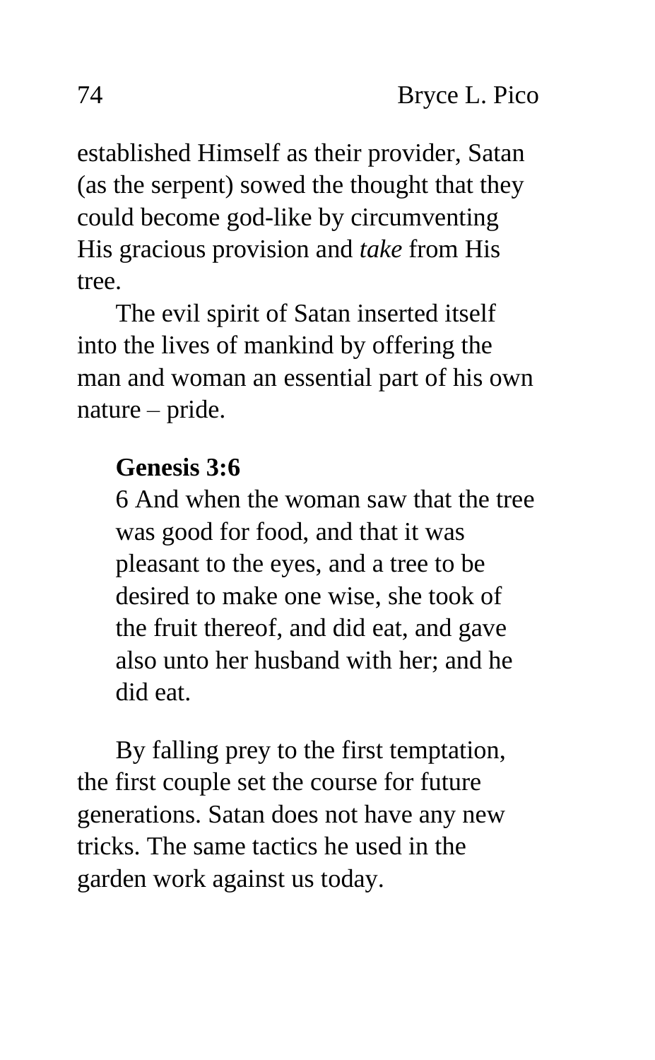established Himself as their provider, Satan (as the serpent) sowed the thought that they could become god-like by circumventing His gracious provision and *take* from His tree.

The evil spirit of Satan inserted itself into the lives of mankind by offering the man and woman an essential part of his own nature – pride.

> **Genesis 3:6**
> 6 And when the woman saw that the tree was good for food, and that it was pleasant to the eyes, and a tree to be desired to make one wise, she took of the fruit thereof, and did eat, and gave also unto her husband with her; and he did eat.

By falling prey to the first temptation, the first couple set the course for future generations. Satan does not have any new tricks. The same tactics he used in the garden work against us today.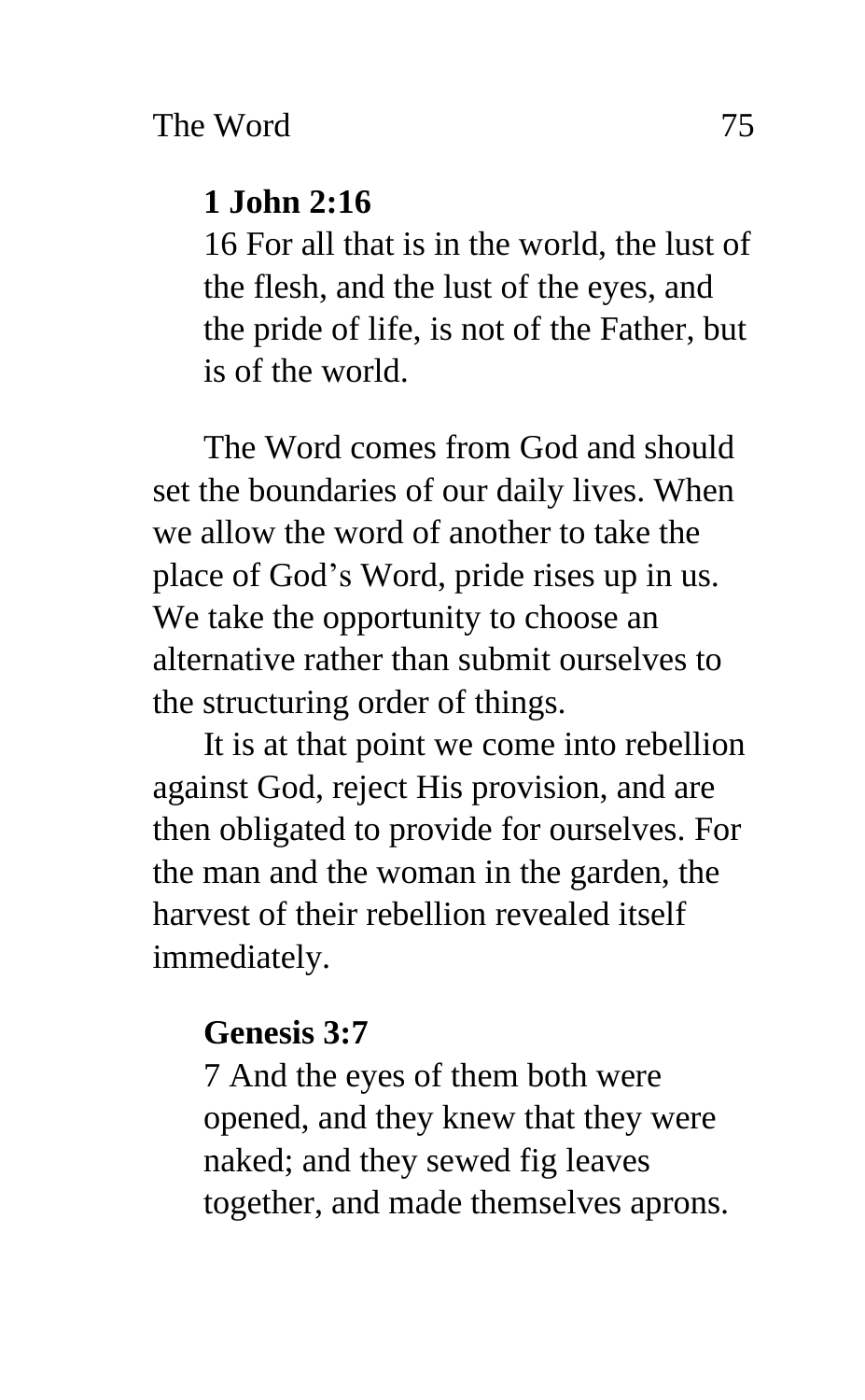**1 John 2:16**

16 For all that is in the world, the lust of the flesh, and the lust of the eyes, and the pride of life, is not of the Father, but is of the world.

The Word comes from God and should set the boundaries of our daily lives. When we allow the word of another to take the place of God's Word, pride rises up in us. We take the opportunity to choose an alternative rather than submit ourselves to the structuring order of things.

It is at that point we come into rebellion against God, reject His provision, and are then obligated to provide for ourselves. For the man and the woman in the garden, the harvest of their rebellion revealed itself immediately.

**Genesis 3:7**

7 And the eyes of them both were opened, and they knew that they were naked; and they sewed fig leaves together, and made themselves aprons.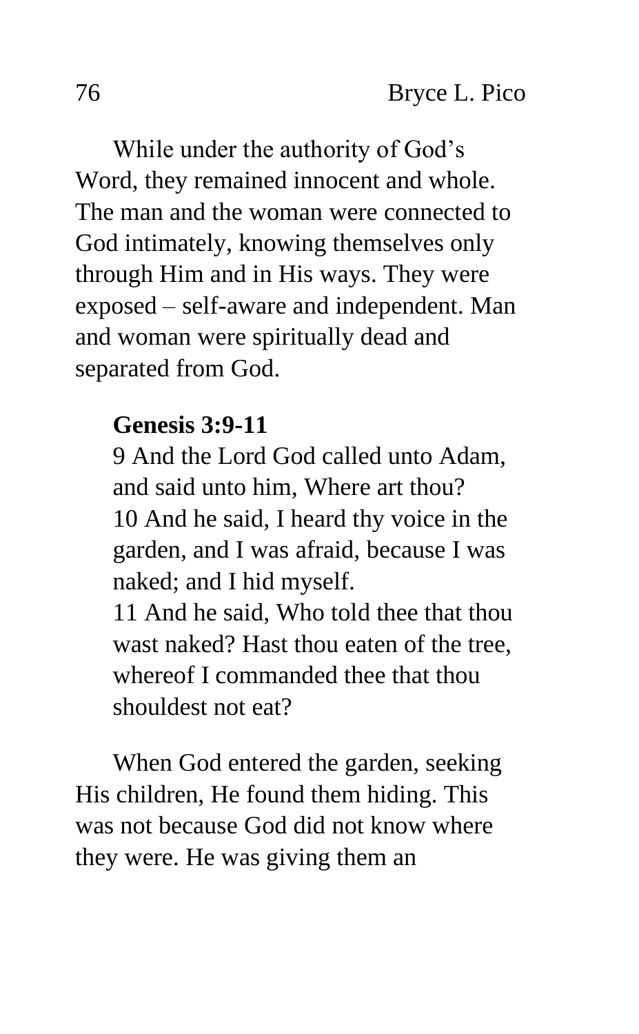While under the authority of God's Word, they remained innocent and whole. The man and the woman were connected to God intimately, knowing themselves only through Him and in His ways. They were exposed – self-aware and independent. Man and woman were spiritually dead and separated from God.

> **Genesis 3:9-11**
>
> 9 And the Lord God called unto Adam, and said unto him, Where art thou?
> 10 And he said, I heard thy voice in the garden, and I was afraid, because I was naked; and I hid myself.
> 11 And he said, Who told thee that thou wast naked? Hast thou eaten of the tree, whereof I commanded thee that thou shouldest not eat?

When God entered the garden, seeking His children, He found them hiding. This was not because God did not know where they were. He was giving them an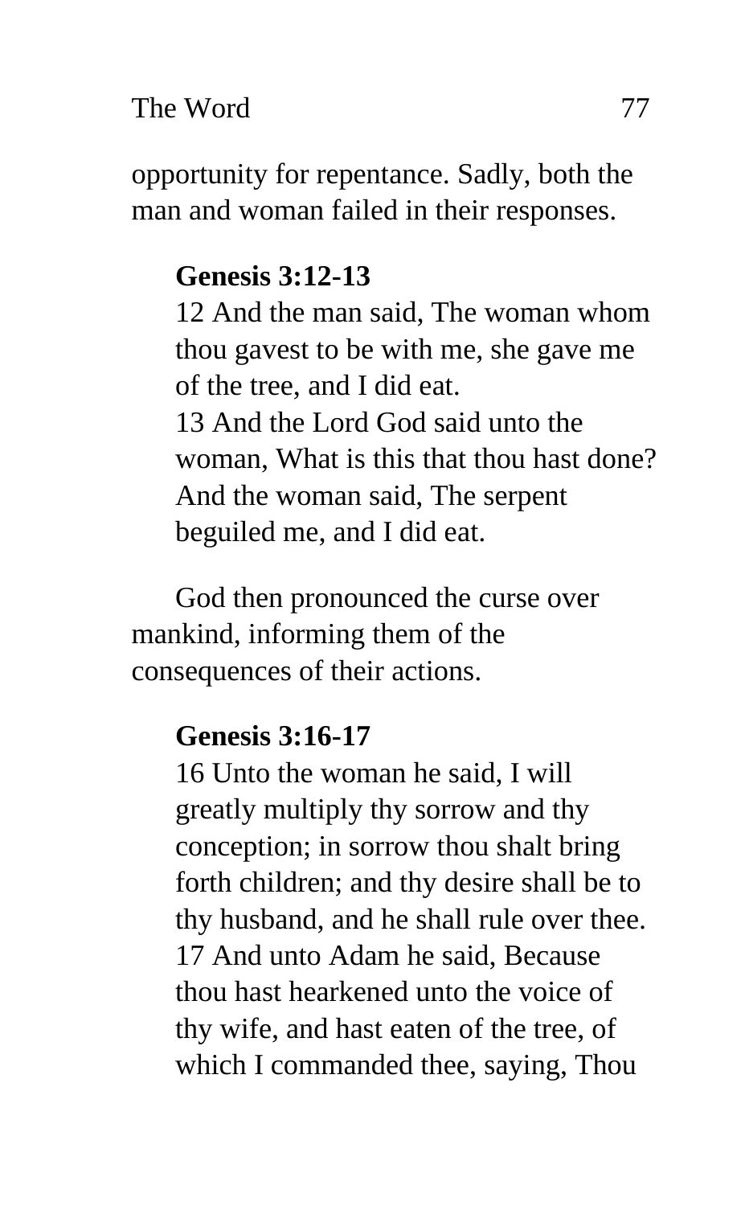opportunity for repentance. Sadly, both the man and woman failed in their responses.

> **Genesis 3:12-13**
> 12 And the man said, The woman whom thou gavest to be with me, she gave me of the tree, and I did eat.
> 13 And the Lord God said unto the woman, What is this that thou hast done? And the woman said, The serpent beguiled me, and I did eat.

God then pronounced the curse over mankind, informing them of the consequences of their actions.

> **Genesis 3:16-17**
> 16 Unto the woman he said, I will greatly multiply thy sorrow and thy conception; in sorrow thou shalt bring forth children; and thy desire shall be to thy husband, and he shall rule over thee.
> 17 And unto Adam he said, Because thou hast hearkened unto the voice of thy wife, and hast eaten of the tree, of which I commanded thee, saying, Thou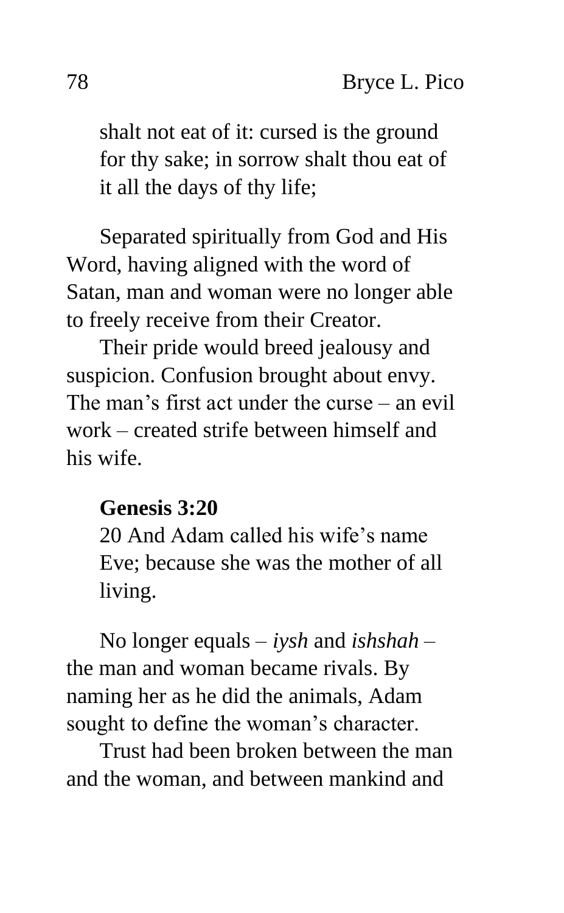shalt not eat of it: cursed is the ground for thy sake; in sorrow shalt thou eat of it all the days of thy life;

Separated spiritually from God and His Word, having aligned with the word of Satan, man and woman were no longer able to freely receive from their Creator.

Their pride would breed jealousy and suspicion. Confusion brought about envy. The man's first act under the curse – an evil work – created strife between himself and his wife.

**Genesis 3:20**

20 And Adam called his wife's name Eve; because she was the mother of all living.

No longer equals – *iysh* and *ishshah* – the man and woman became rivals. By naming her as he did the animals, Adam sought to define the woman's character.

Trust had been broken between the man and the woman, and between mankind and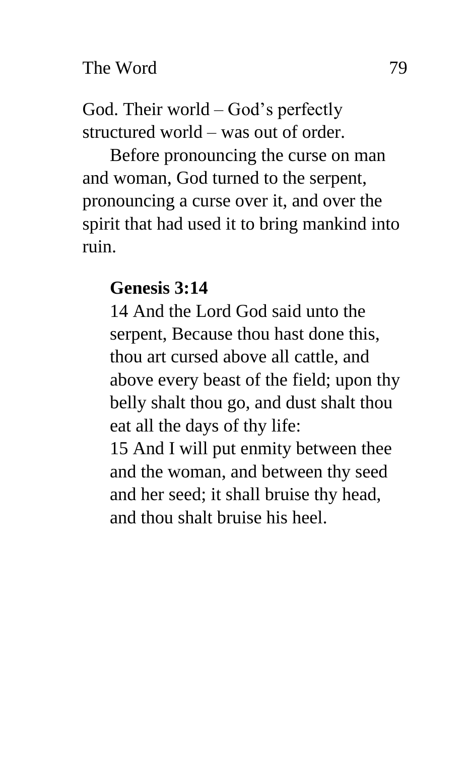God. Their world – God's perfectly structured world – was out of order.

Before pronouncing the curse on man and woman, God turned to the serpent, pronouncing a curse over it, and over the spirit that had used it to bring mankind into ruin.

> **Genesis 3:14**
> 14 And the Lord God said unto the serpent, Because thou hast done this, thou art cursed above all cattle, and above every beast of the field; upon thy belly shalt thou go, and dust shalt thou eat all the days of thy life:
> 15 And I will put enmity between thee and the woman, and between thy seed and her seed; it shall bruise thy head, and thou shalt bruise his heel.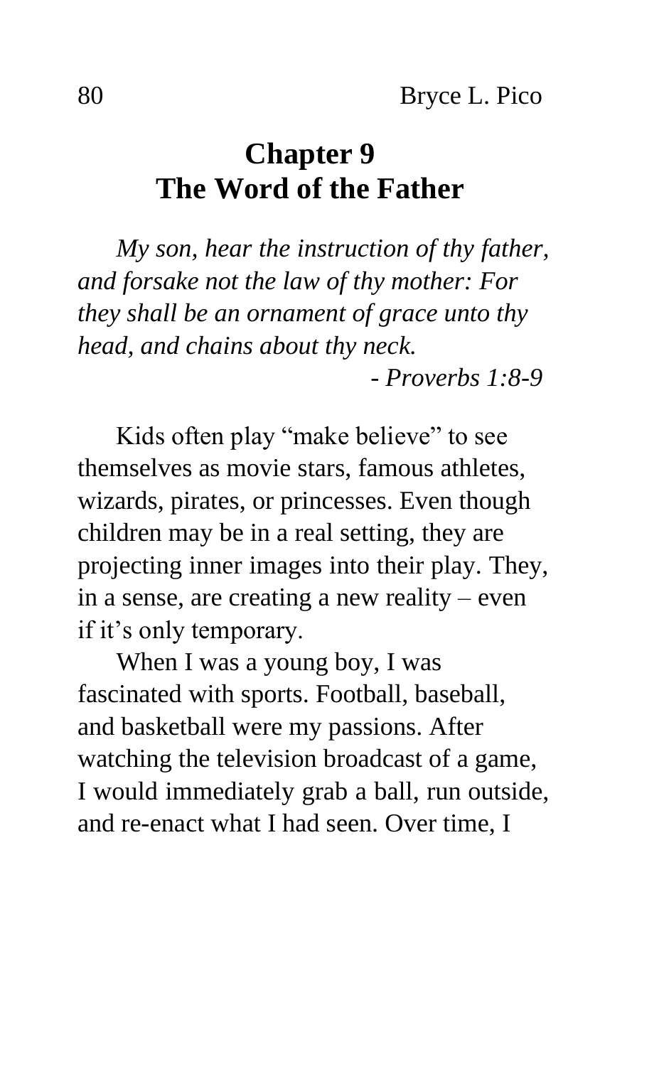# Chapter 9
# The Word of the Father

*My son, hear the instruction of thy father, and forsake not the law of thy mother: For they shall be an ornament of grace unto thy head, and chains about thy neck.*

*- Proverbs 1:8-9*

Kids often play "make believe" to see themselves as movie stars, famous athletes, wizards, pirates, or princesses. Even though children may be in a real setting, they are projecting inner images into their play. They, in a sense, are creating a new reality – even if it's only temporary.

When I was a young boy, I was fascinated with sports. Football, baseball, and basketball were my passions. After watching the television broadcast of a game, I would immediately grab a ball, run outside, and re-enact what I had seen. Over time, I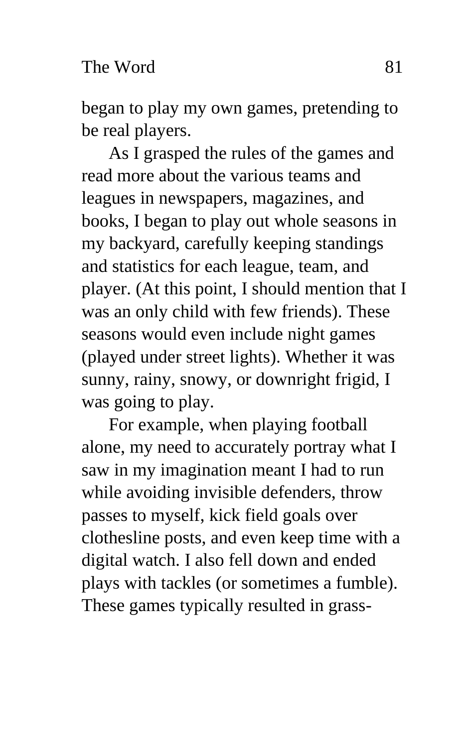began to play my own games, pretending to be real players.

As I grasped the rules of the games and read more about the various teams and leagues in newspapers, magazines, and books, I began to play out whole seasons in my backyard, carefully keeping standings and statistics for each league, team, and player. (At this point, I should mention that I was an only child with few friends). These seasons would even include night games (played under street lights). Whether it was sunny, rainy, snowy, or downright frigid, I was going to play.

For example, when playing football alone, my need to accurately portray what I saw in my imagination meant I had to run while avoiding invisible defenders, throw passes to myself, kick field goals over clothesline posts, and even keep time with a digital watch. I also fell down and ended plays with tackles (or sometimes a fumble). These games typically resulted in grass-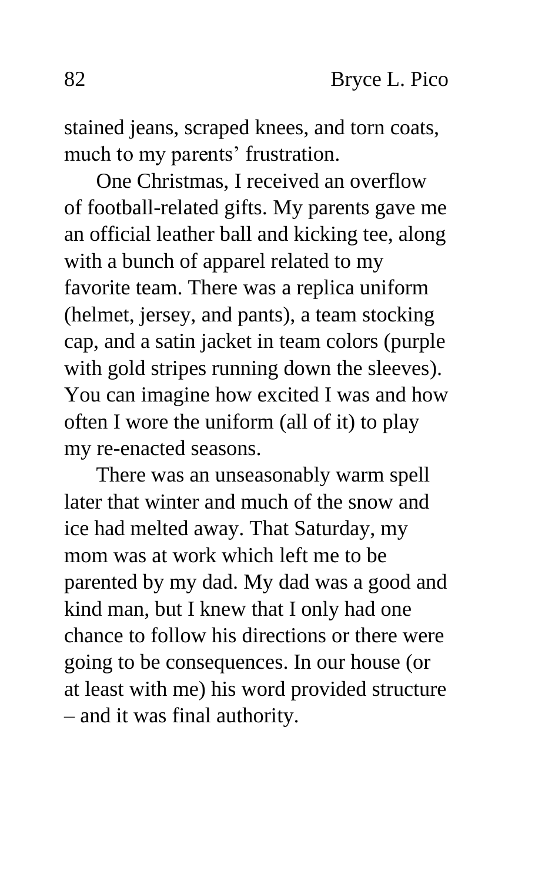stained jeans, scraped knees, and torn coats, much to my parents' frustration.

One Christmas, I received an overflow of football-related gifts. My parents gave me an official leather ball and kicking tee, along with a bunch of apparel related to my favorite team. There was a replica uniform (helmet, jersey, and pants), a team stocking cap, and a satin jacket in team colors (purple with gold stripes running down the sleeves). You can imagine how excited I was and how often I wore the uniform (all of it) to play my re-enacted seasons.

There was an unseasonably warm spell later that winter and much of the snow and ice had melted away. That Saturday, my mom was at work which left me to be parented by my dad. My dad was a good and kind man, but I knew that I only had one chance to follow his directions or there were going to be consequences. In our house (or at least with me) his word provided structure – and it was final authority.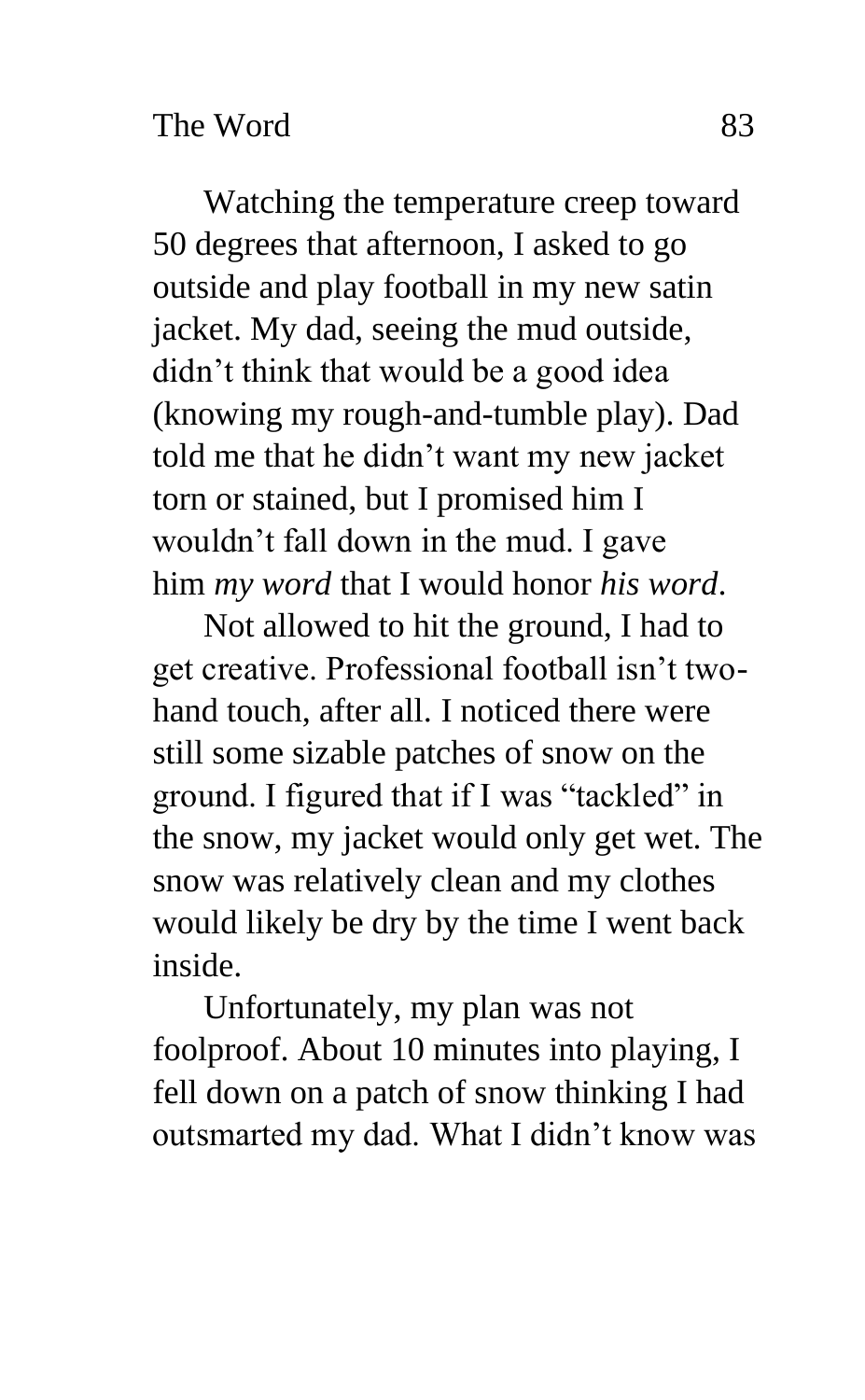Watching the temperature creep toward 50 degrees that afternoon, I asked to go outside and play football in my new satin jacket. My dad, seeing the mud outside, didn't think that would be a good idea (knowing my rough-and-tumble play). Dad told me that he didn't want my new jacket torn or stained, but I promised him I wouldn't fall down in the mud. I gave him *my word* that I would honor *his word*.

Not allowed to hit the ground, I had to get creative. Professional football isn't two-hand touch, after all. I noticed there were still some sizable patches of snow on the ground. I figured that if I was "tackled" in the snow, my jacket would only get wet. The snow was relatively clean and my clothes would likely be dry by the time I went back inside.

Unfortunately, my plan was not foolproof. About 10 minutes into playing, I fell down on a patch of snow thinking I had outsmarted my dad. What I didn't know was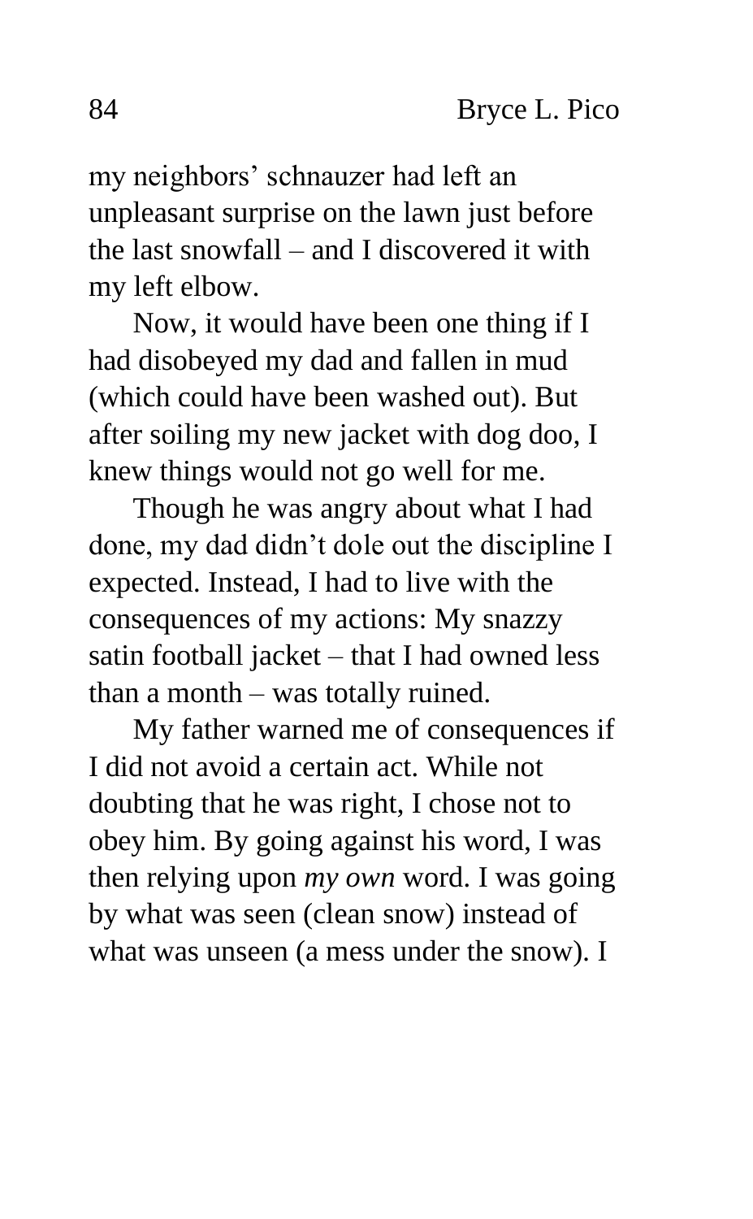my neighbors' schnauzer had left an unpleasant surprise on the lawn just before the last snowfall – and I discovered it with my left elbow.

Now, it would have been one thing if I had disobeyed my dad and fallen in mud (which could have been washed out). But after soiling my new jacket with dog doo, I knew things would not go well for me.

Though he was angry about what I had done, my dad didn't dole out the discipline I expected. Instead, I had to live with the consequences of my actions: My snazzy satin football jacket – that I had owned less than a month – was totally ruined.

My father warned me of consequences if I did not avoid a certain act. While not doubting that he was right, I chose not to obey him. By going against his word, I was then relying upon *my own* word. I was going by what was seen (clean snow) instead of what was unseen (a mess under the snow). I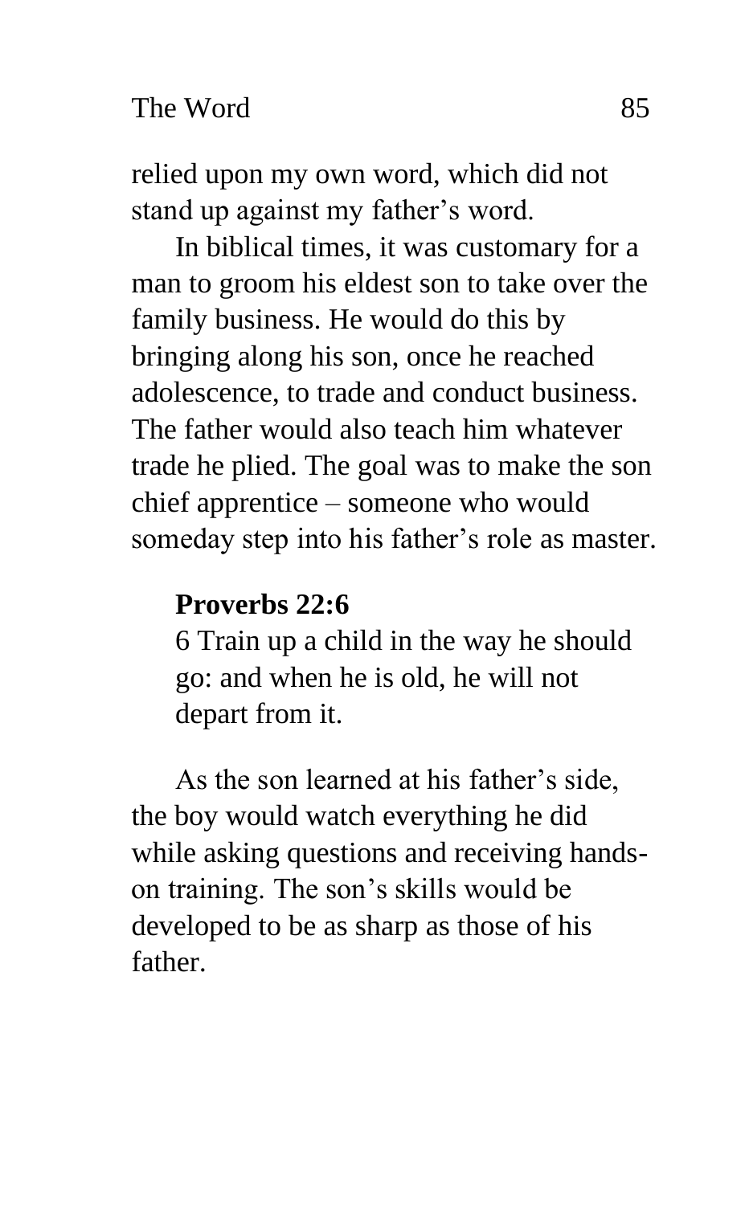relied upon my own word, which did not stand up against my father's word.

In biblical times, it was customary for a man to groom his eldest son to take over the family business. He would do this by bringing along his son, once he reached adolescence, to trade and conduct business. The father would also teach him whatever trade he plied. The goal was to make the son chief apprentice – someone who would someday step into his father's role as master.

> **Proverbs 22:6**
> 6 Train up a child in the way he should go: and when he is old, he will not depart from it.

As the son learned at his father's side, the boy would watch everything he did while asking questions and receiving hands-on training. The son's skills would be developed to be as sharp as those of his father.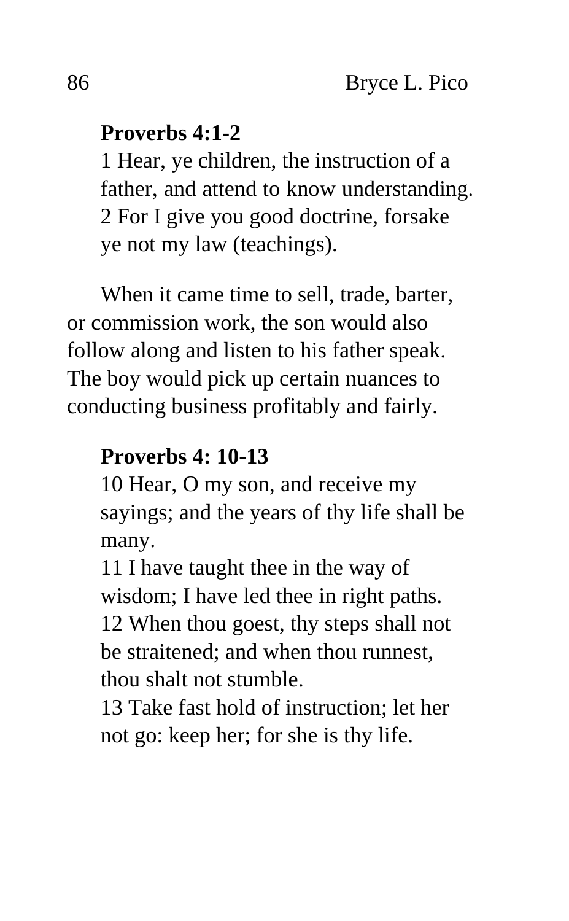**Proverbs 4:1-2**

1 Hear, ye children, the instruction of a father, and attend to know understanding.
2 For I give you good doctrine, forsake ye not my law (teachings).

When it came time to sell, trade, barter, or commission work, the son would also follow along and listen to his father speak. The boy would pick up certain nuances to conducting business profitably and fairly.

**Proverbs 4: 10-13**

10 Hear, O my son, and receive my sayings; and the years of thy life shall be many.
11 I have taught thee in the way of wisdom; I have led thee in right paths.
12 When thou goest, thy steps shall not be straitened; and when thou runnest, thou shalt not stumble.
13 Take fast hold of instruction; let her not go: keep her; for she is thy life.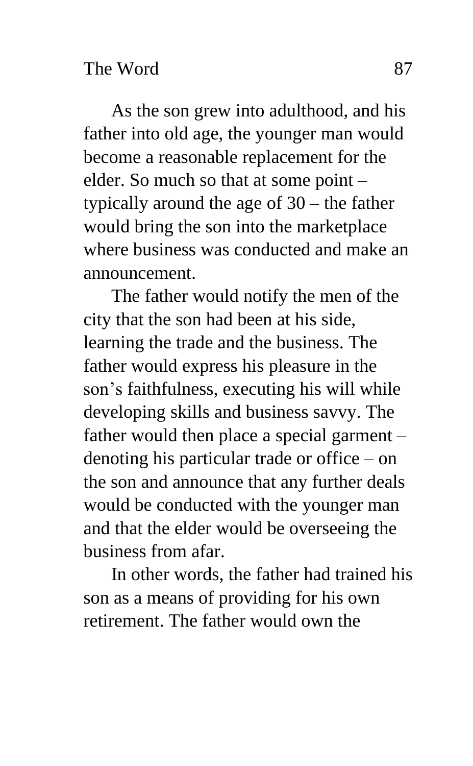As the son grew into adulthood, and his father into old age, the younger man would become a reasonable replacement for the elder. So much so that at some point – typically around the age of 30 – the father would bring the son into the marketplace where business was conducted and make an announcement.

The father would notify the men of the city that the son had been at his side, learning the trade and the business. The father would express his pleasure in the son's faithfulness, executing his will while developing skills and business savvy. The father would then place a special garment – denoting his particular trade or office – on the son and announce that any further deals would be conducted with the younger man and that the elder would be overseeing the business from afar.

In other words, the father had trained his son as a means of providing for his own retirement. The father would own the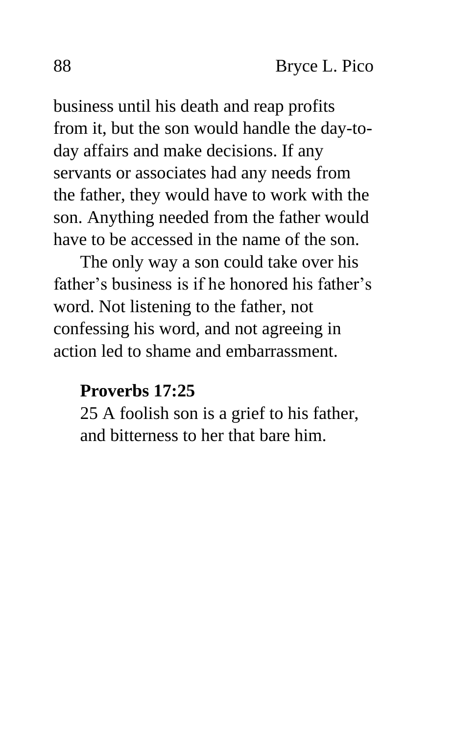business until his death and reap profits from it, but the son would handle the day-to-day affairs and make decisions. If any servants or associates had any needs from the father, they would have to work with the son. Anything needed from the father would have to be accessed in the name of the son.

The only way a son could take over his father's business is if he honored his father's word. Not listening to the father, not confessing his word, and not agreeing in action led to shame and embarrassment.

**Proverbs 17:25**

25 A foolish son is a grief to his father, and bitterness to her that bare him.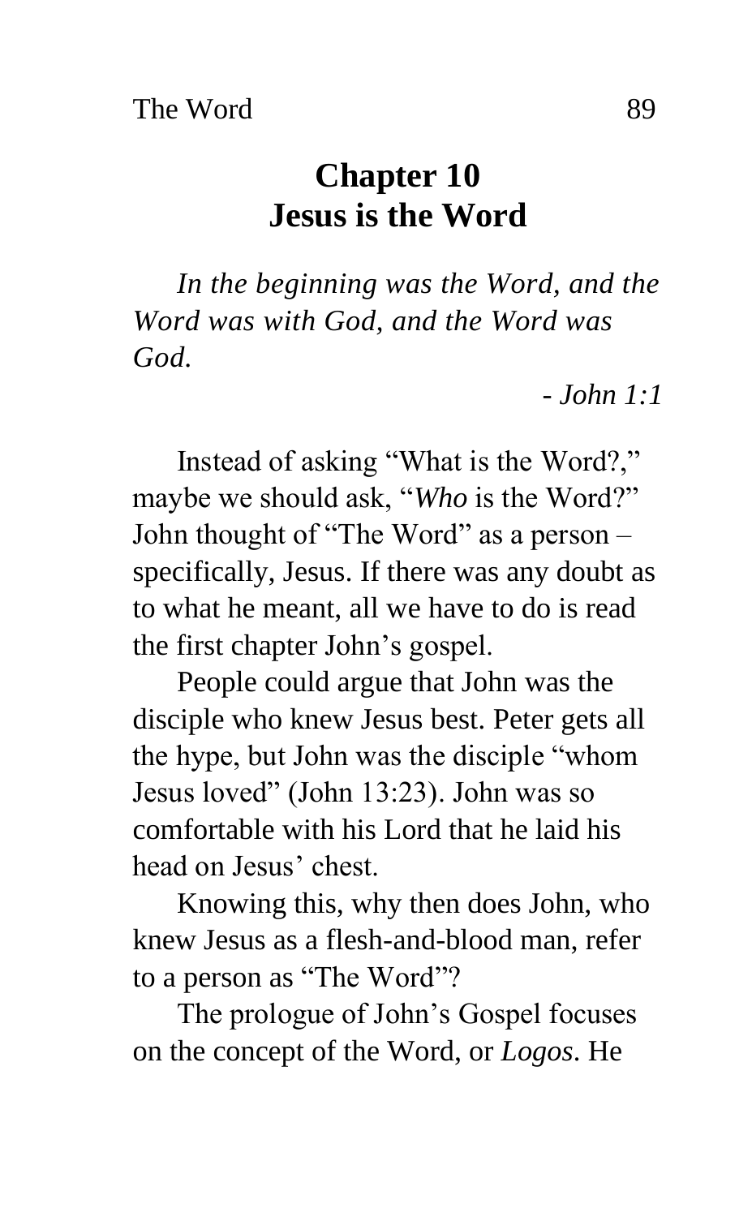# Chapter 10
# Jesus is the Word

*In the beginning was the Word, and the Word was with God, and the Word was God.*

*- John 1:1*

Instead of asking "What is the Word?," maybe we should ask, "*Who* is the Word?" John thought of "The Word" as a person – specifically, Jesus. If there was any doubt as to what he meant, all we have to do is read the first chapter John's gospel.

People could argue that John was the disciple who knew Jesus best. Peter gets all the hype, but John was the disciple "whom Jesus loved" (John 13:23). John was so comfortable with his Lord that he laid his head on Jesus' chest.

Knowing this, why then does John, who knew Jesus as a flesh-and-blood man, refer to a person as "The Word"?

The prologue of John's Gospel focuses on the concept of the Word, or *Logos*. He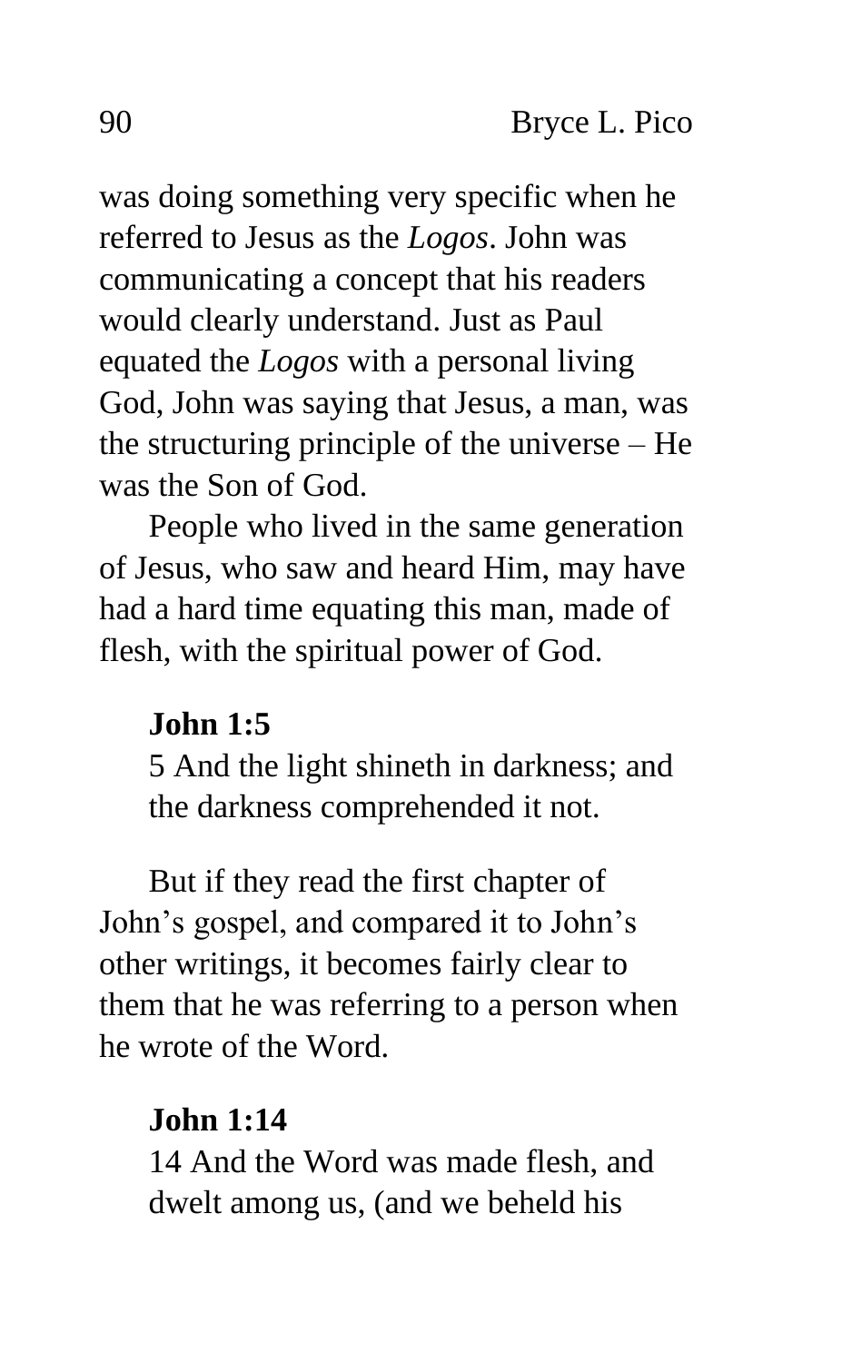was doing something very specific when he referred to Jesus as the *Logos*. John was communicating a concept that his readers would clearly understand. Just as Paul equated the *Logos* with a personal living God, John was saying that Jesus, a man, was the structuring principle of the universe – He was the Son of God.

People who lived in the same generation of Jesus, who saw and heard Him, may have had a hard time equating this man, made of flesh, with the spiritual power of God.

> **John 1:5**
> 5 And the light shineth in darkness; and the darkness comprehended it not.

But if they read the first chapter of John's gospel, and compared it to John's other writings, it becomes fairly clear to them that he was referring to a person when he wrote of the Word.

> **John 1:14**
> 14 And the Word was made flesh, and dwelt among us, (and we beheld his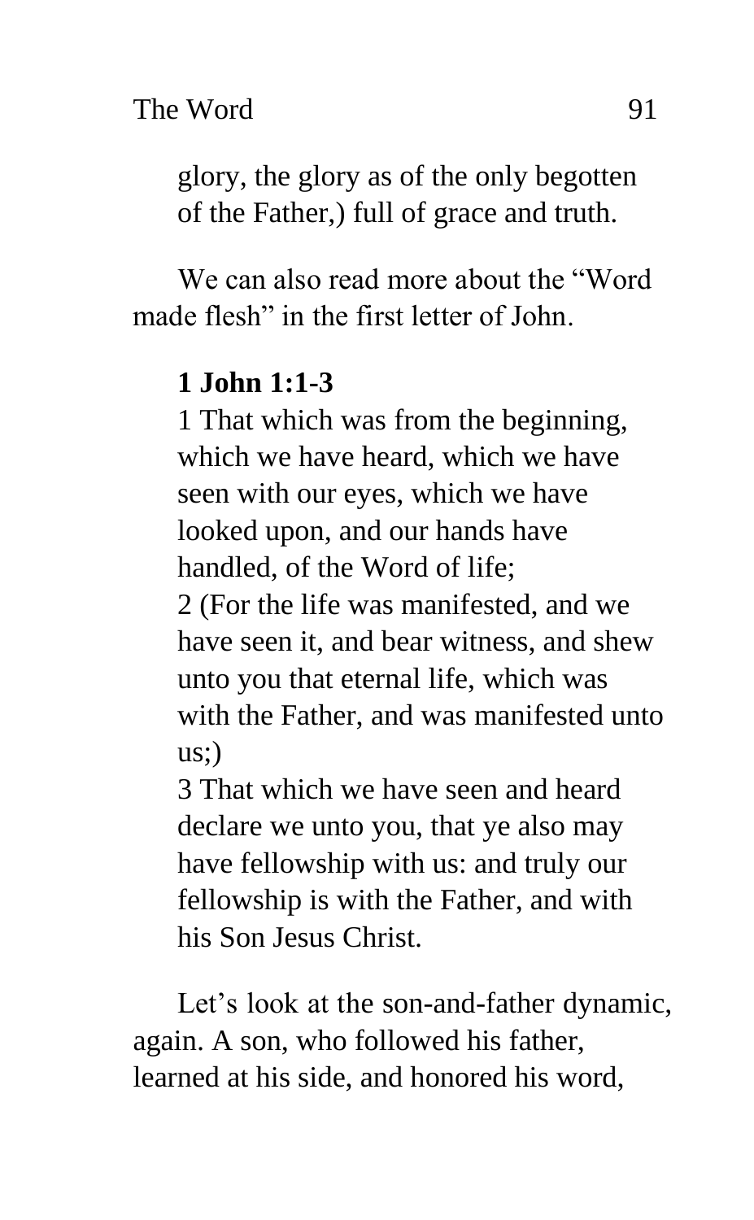glory, the glory as of the only begotten of the Father,) full of grace and truth.

We can also read more about the "Word made flesh" in the first letter of John.

**1 John 1:1-3**

1 That which was from the beginning, which we have heard, which we have seen with our eyes, which we have looked upon, and our hands have handled, of the Word of life;
2 (For the life was manifested, and we have seen it, and bear witness, and shew unto you that eternal life, which was with the Father, and was manifested unto us;)
3 That which we have seen and heard declare we unto you, that ye also may have fellowship with us: and truly our fellowship is with the Father, and with his Son Jesus Christ.

Let's look at the son-and-father dynamic, again. A son, who followed his father, learned at his side, and honored his word,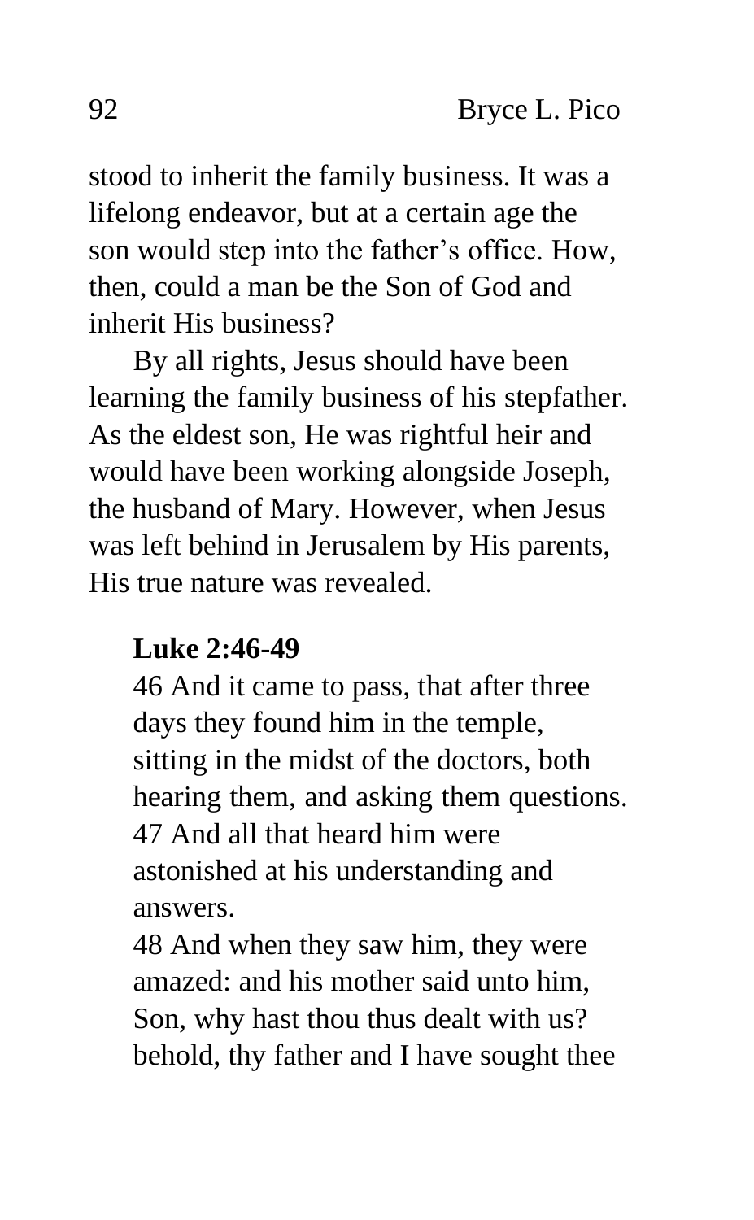stood to inherit the family business. It was a lifelong endeavor, but at a certain age the son would step into the father's office. How, then, could a man be the Son of God and inherit His business?

By all rights, Jesus should have been learning the family business of his stepfather. As the eldest son, He was rightful heir and would have been working alongside Joseph, the husband of Mary. However, when Jesus was left behind in Jerusalem by His parents, His true nature was revealed.

> **Luke 2:46-49**
> 46 And it came to pass, that after three days they found him in the temple, sitting in the midst of the doctors, both hearing them, and asking them questions.
> 47 And all that heard him were astonished at his understanding and answers.
> 48 And when they saw him, they were amazed: and his mother said unto him, Son, why hast thou thus dealt with us? behold, thy father and I have sought thee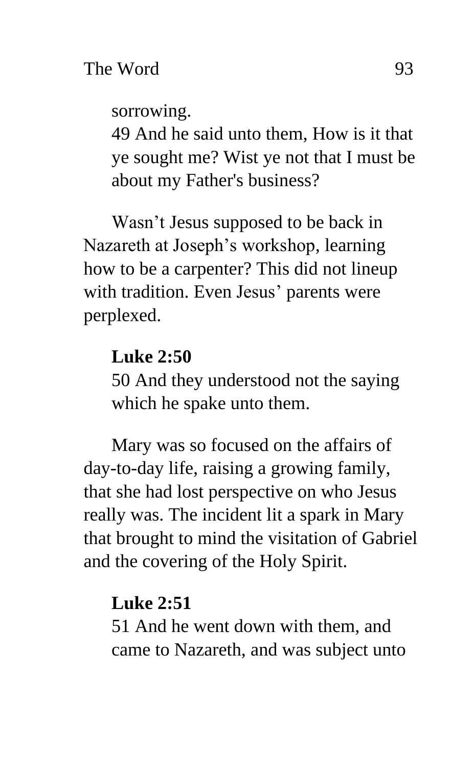sorrowing.
49 And he said unto them, How is it that ye sought me? Wist ye not that I must be about my Father's business?

Wasn't Jesus supposed to be back in Nazareth at Joseph's workshop, learning how to be a carpenter? This did not lineup with tradition. Even Jesus' parents were perplexed.

**Luke 2:50**
50 And they understood not the saying which he spake unto them.

Mary was so focused on the affairs of day-to-day life, raising a growing family, that she had lost perspective on who Jesus really was. The incident lit a spark in Mary that brought to mind the visitation of Gabriel and the covering of the Holy Spirit.

**Luke 2:51**
51 And he went down with them, and came to Nazareth, and was subject unto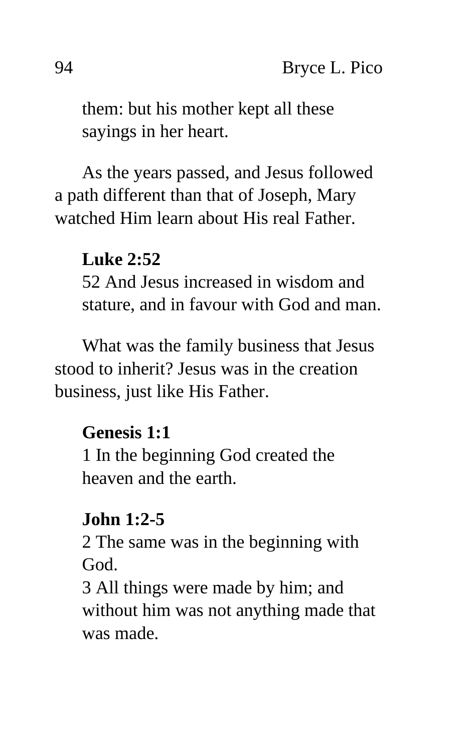them: but his mother kept all these sayings in her heart.

As the years passed, and Jesus followed a path different than that of Joseph, Mary watched Him learn about His real Father.

**Luke 2:52**

52 And Jesus increased in wisdom and stature, and in favour with God and man.

What was the family business that Jesus stood to inherit? Jesus was in the creation business, just like His Father.

**Genesis 1:1**

1 In the beginning God created the heaven and the earth.

**John 1:2-5**

2 The same was in the beginning with God.

3 All things were made by him; and without him was not anything made that was made.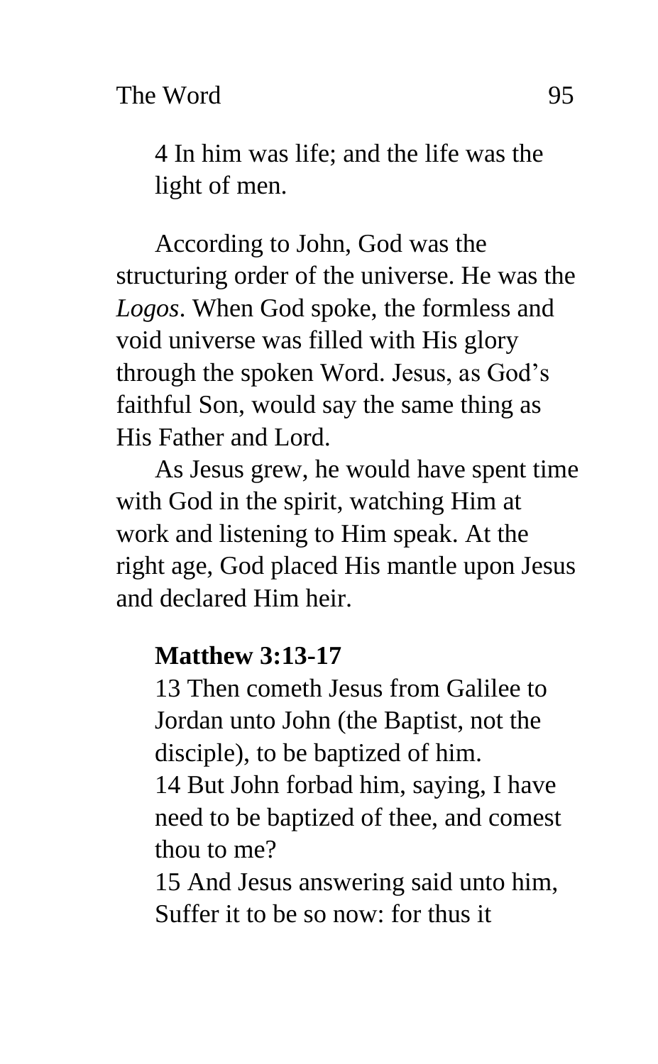4 In him was life; and the life was the light of men.

According to John, God was the structuring order of the universe. He was the *Logos*. When God spoke, the formless and void universe was filled with His glory through the spoken Word. Jesus, as God's faithful Son, would say the same thing as His Father and Lord.

As Jesus grew, he would have spent time with God in the spirit, watching Him at work and listening to Him speak. At the right age, God placed His mantle upon Jesus and declared Him heir.

**Matthew 3:13-17**

13 Then cometh Jesus from Galilee to Jordan unto John (the Baptist, not the disciple), to be baptized of him.
14 But John forbad him, saying, I have need to be baptized of thee, and comest thou to me?
15 And Jesus answering said unto him, Suffer it to be so now: for thus it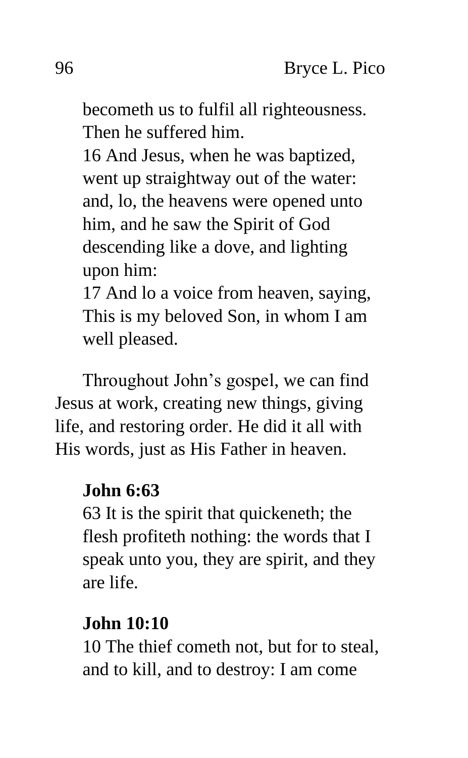becometh us to fulfil all righteousness. Then he suffered him.

16 And Jesus, when he was baptized, went up straightway out of the water: and, lo, the heavens were opened unto him, and he saw the Spirit of God descending like a dove, and lighting upon him:

17 And lo a voice from heaven, saying, This is my beloved Son, in whom I am well pleased.

Throughout John's gospel, we can find Jesus at work, creating new things, giving life, and restoring order. He did it all with His words, just as His Father in heaven.

**John 6:63**

63 It is the spirit that quickeneth; the flesh profiteth nothing: the words that I speak unto you, they are spirit, and they are life.

**John 10:10**

10 The thief cometh not, but for to steal, and to kill, and to destroy: I am come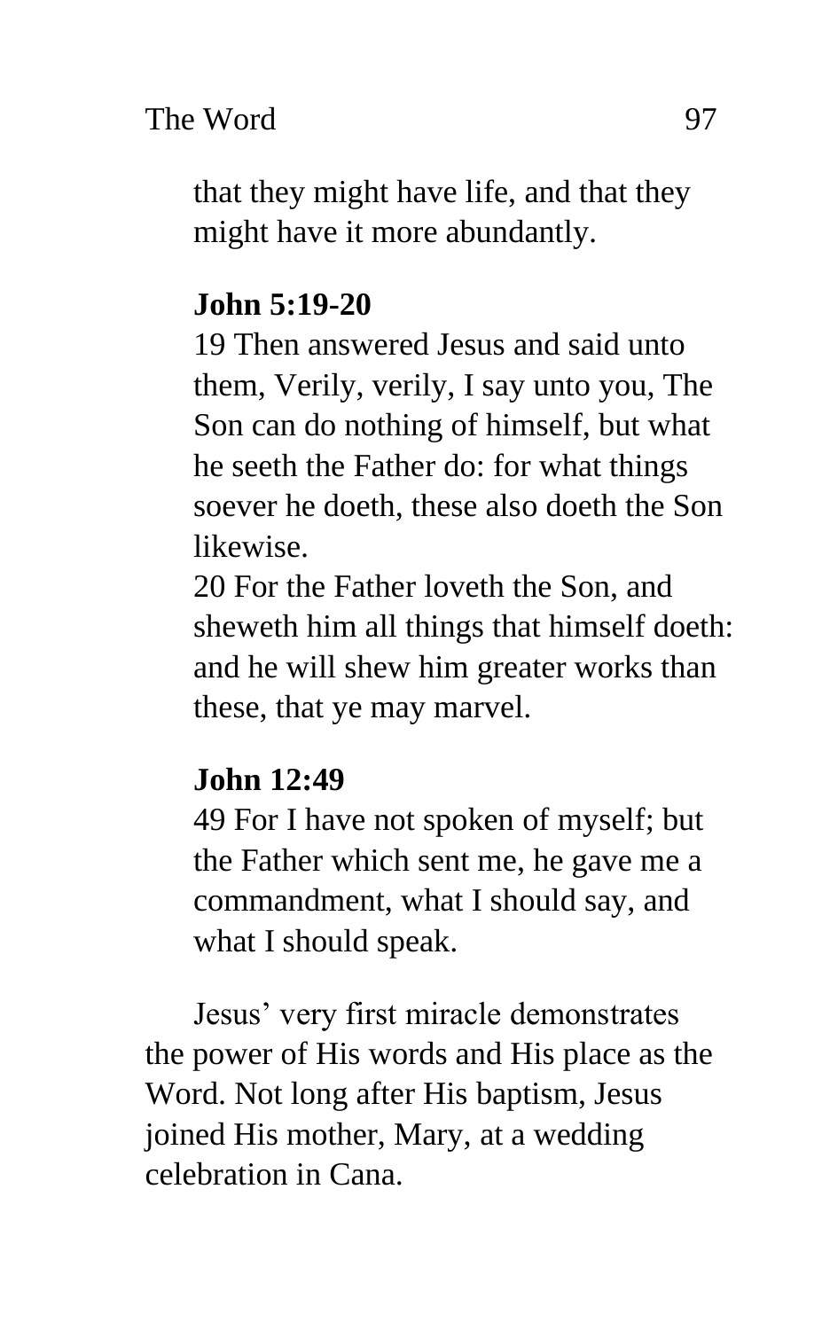that they might have life, and that they might have it more abundantly.

**John 5:19-20**

19 Then answered Jesus and said unto them, Verily, verily, I say unto you, The Son can do nothing of himself, but what he seeth the Father do: for what things soever he doeth, these also doeth the Son likewise.

20 For the Father loveth the Son, and sheweth him all things that himself doeth: and he will shew him greater works than these, that ye may marvel.

**John 12:49**

49 For I have not spoken of myself; but the Father which sent me, he gave me a commandment, what I should say, and what I should speak.

Jesus' very first miracle demonstrates the power of His words and His place as the Word. Not long after His baptism, Jesus joined His mother, Mary, at a wedding celebration in Cana.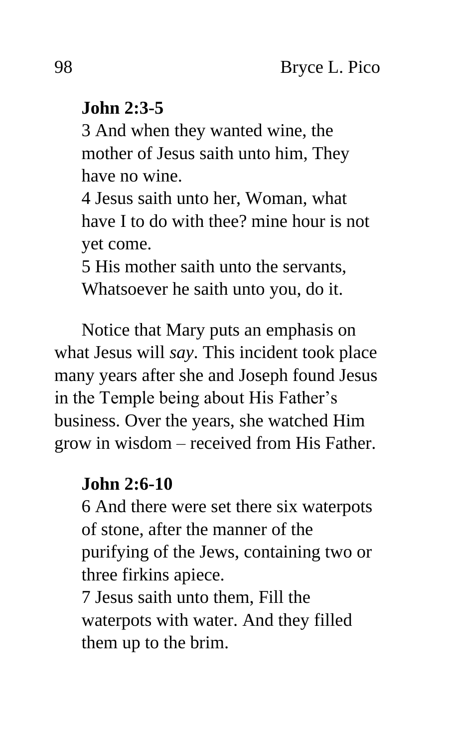**John 2:3-5**

3 And when they wanted wine, the mother of Jesus saith unto him, They have no wine.
4 Jesus saith unto her, Woman, what have I to do with thee? mine hour is not yet come.
5 His mother saith unto the servants, Whatsoever he saith unto you, do it.

Notice that Mary puts an emphasis on what Jesus will *say*. This incident took place many years after she and Joseph found Jesus in the Temple being about His Father's business. Over the years, she watched Him grow in wisdom – received from His Father.

**John 2:6-10**

6 And there were set there six waterpots of stone, after the manner of the purifying of the Jews, containing two or three firkins apiece.
7 Jesus saith unto them, Fill the waterpots with water. And they filled them up to the brim.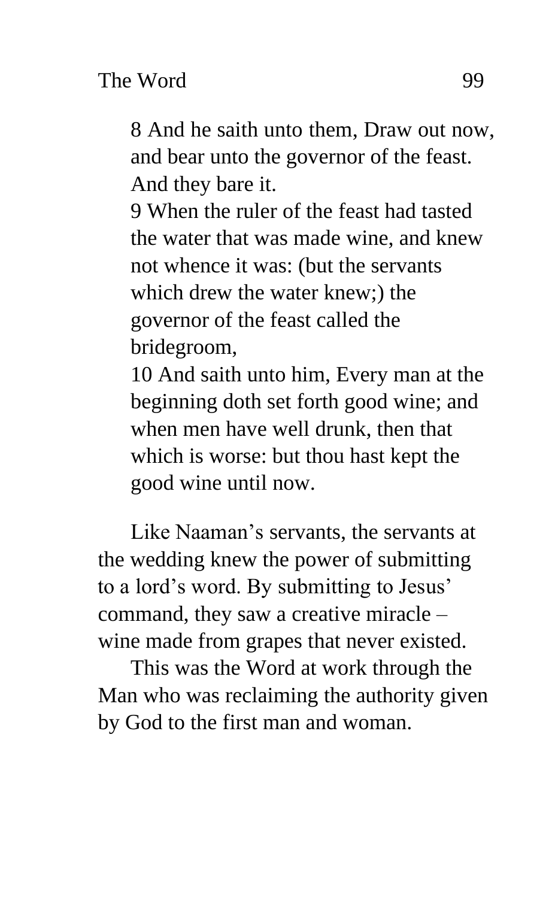> 8 And he saith unto them, Draw out now, and bear unto the governor of the feast. And they bare it.
> 9 When the ruler of the feast had tasted the water that was made wine, and knew not whence it was: (but the servants which drew the water knew;) the governor of the feast called the bridegroom,
> 10 And saith unto him, Every man at the beginning doth set forth good wine; and when men have well drunk, then that which is worse: but thou hast kept the good wine until now.

Like Naaman's servants, the servants at the wedding knew the power of submitting to a lord's word. By submitting to Jesus' command, they saw a creative miracle – wine made from grapes that never existed.

This was the Word at work through the Man who was reclaiming the authority given by God to the first man and woman.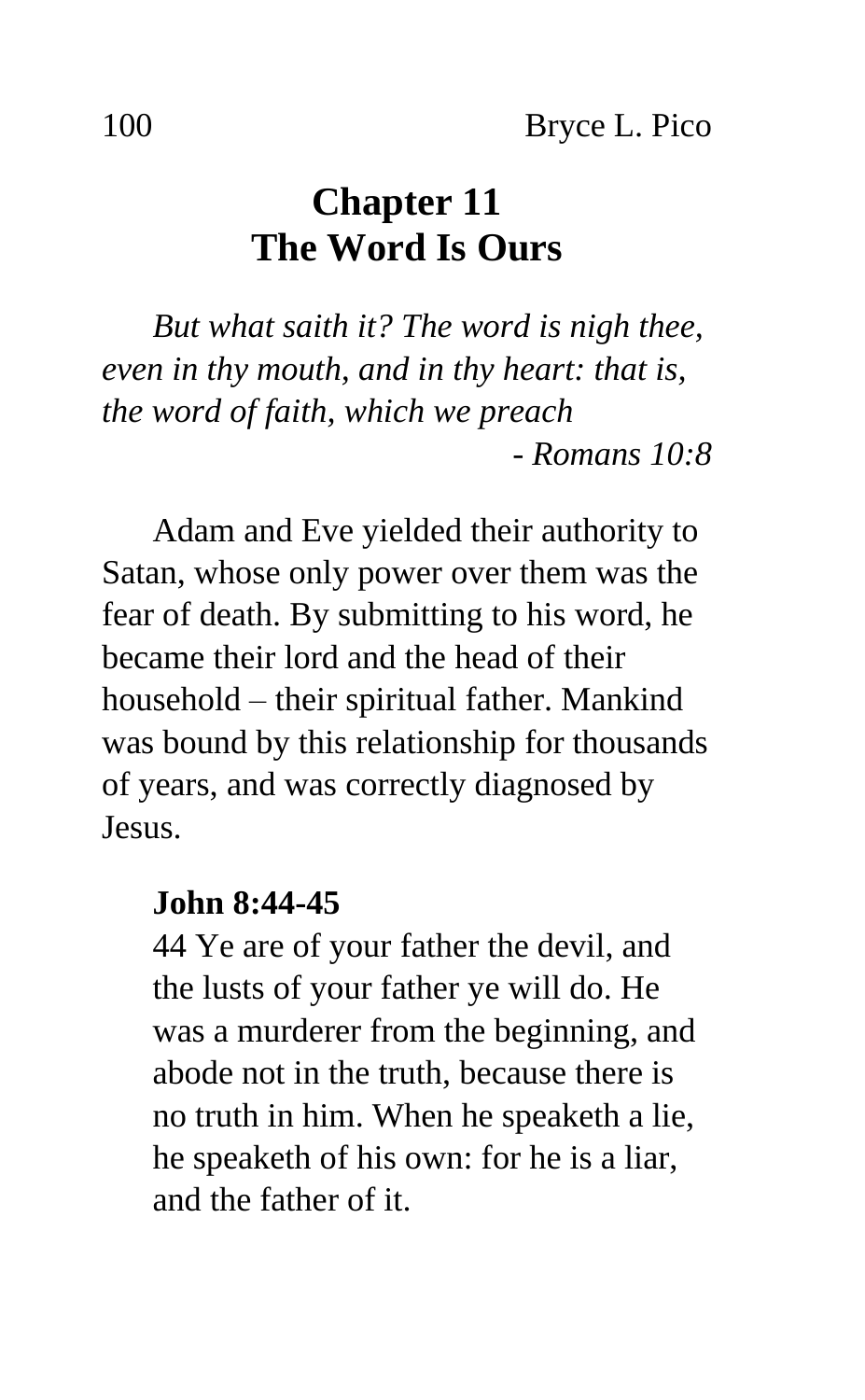# Chapter 11
# The Word Is Ours

*But what saith it? The word is nigh thee, even in thy mouth, and in thy heart: that is, the word of faith, which we preach*

*- Romans 10:8*

Adam and Eve yielded their authority to Satan, whose only power over them was the fear of death. By submitting to his word, he became their lord and the head of their household – their spiritual father. Mankind was bound by this relationship for thousands of years, and was correctly diagnosed by Jesus.

> **John 8:44-45**
>
> 44 Ye are of your father the devil, and the lusts of your father ye will do. He was a murderer from the beginning, and abode not in the truth, because there is no truth in him. When he speaketh a lie, he speaketh of his own: for he is a liar, and the father of it.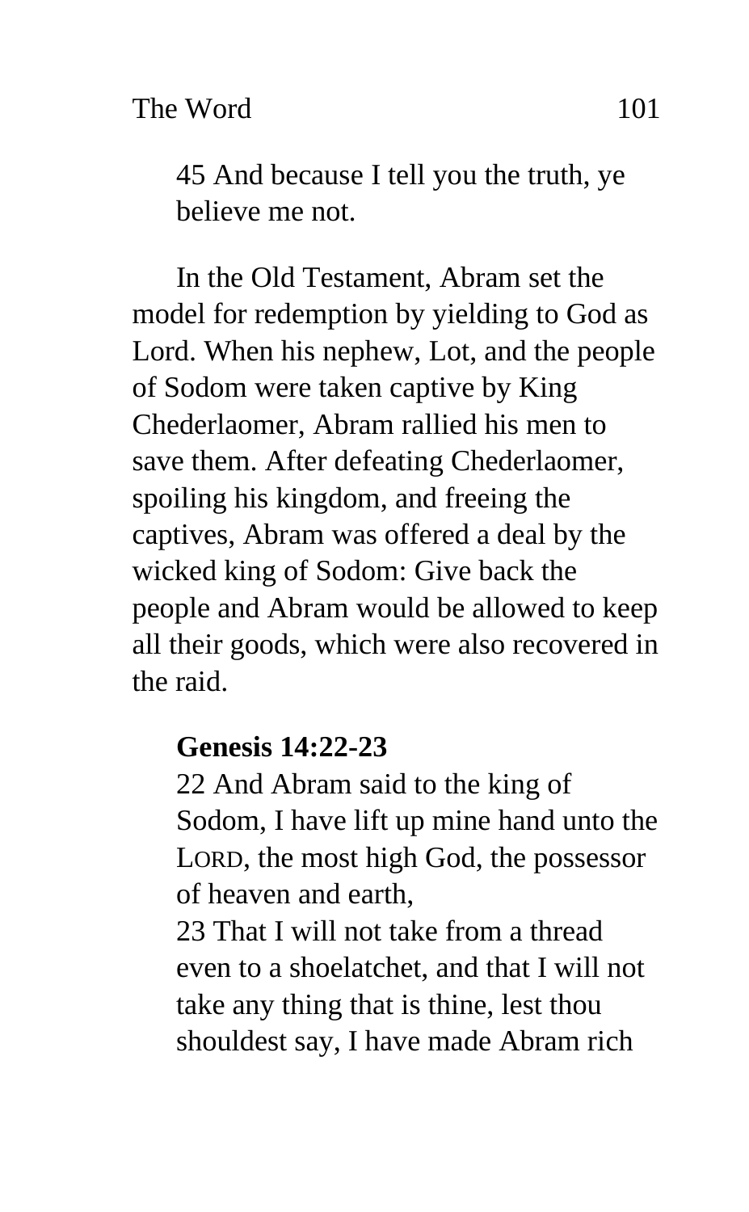45 And because I tell you the truth, ye believe me not.

In the Old Testament, Abram set the model for redemption by yielding to God as Lord. When his nephew, Lot, and the people of Sodom were taken captive by King Chederlaomer, Abram rallied his men to save them. After defeating Chederlaomer, spoiling his kingdom, and freeing the captives, Abram was offered a deal by the wicked king of Sodom: Give back the people and Abram would be allowed to keep all their goods, which were also recovered in the raid.

**Genesis 14:22-23**

22 And Abram said to the king of Sodom, I have lift up mine hand unto the LORD, the most high God, the possessor of heaven and earth,

23 That I will not take from a thread even to a shoelatchet, and that I will not take any thing that is thine, lest thou shouldest say, I have made Abram rich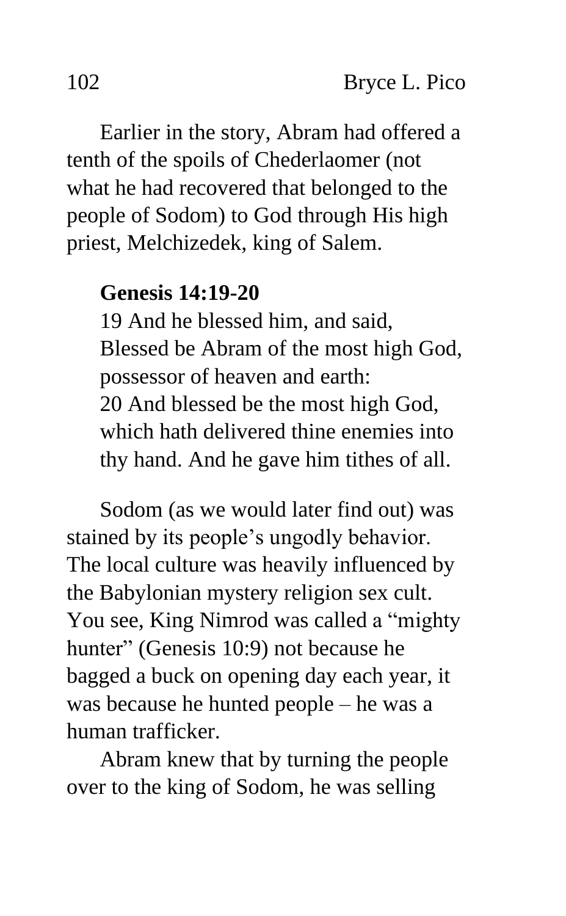Earlier in the story, Abram had offered a tenth of the spoils of Chederlaomer (not what he had recovered that belonged to the people of Sodom) to God through His high priest, Melchizedek, king of Salem.

> **Genesis 14:19-20**
> 19 And he blessed him, and said, Blessed be Abram of the most high God, possessor of heaven and earth:
> 20 And blessed be the most high God, which hath delivered thine enemies into thy hand. And he gave him tithes of all.

Sodom (as we would later find out) was stained by its people's ungodly behavior. The local culture was heavily influenced by the Babylonian mystery religion sex cult. You see, King Nimrod was called a "mighty hunter" (Genesis 10:9) not because he bagged a buck on opening day each year, it was because he hunted people – he was a human trafficker.

Abram knew that by turning the people over to the king of Sodom, he was selling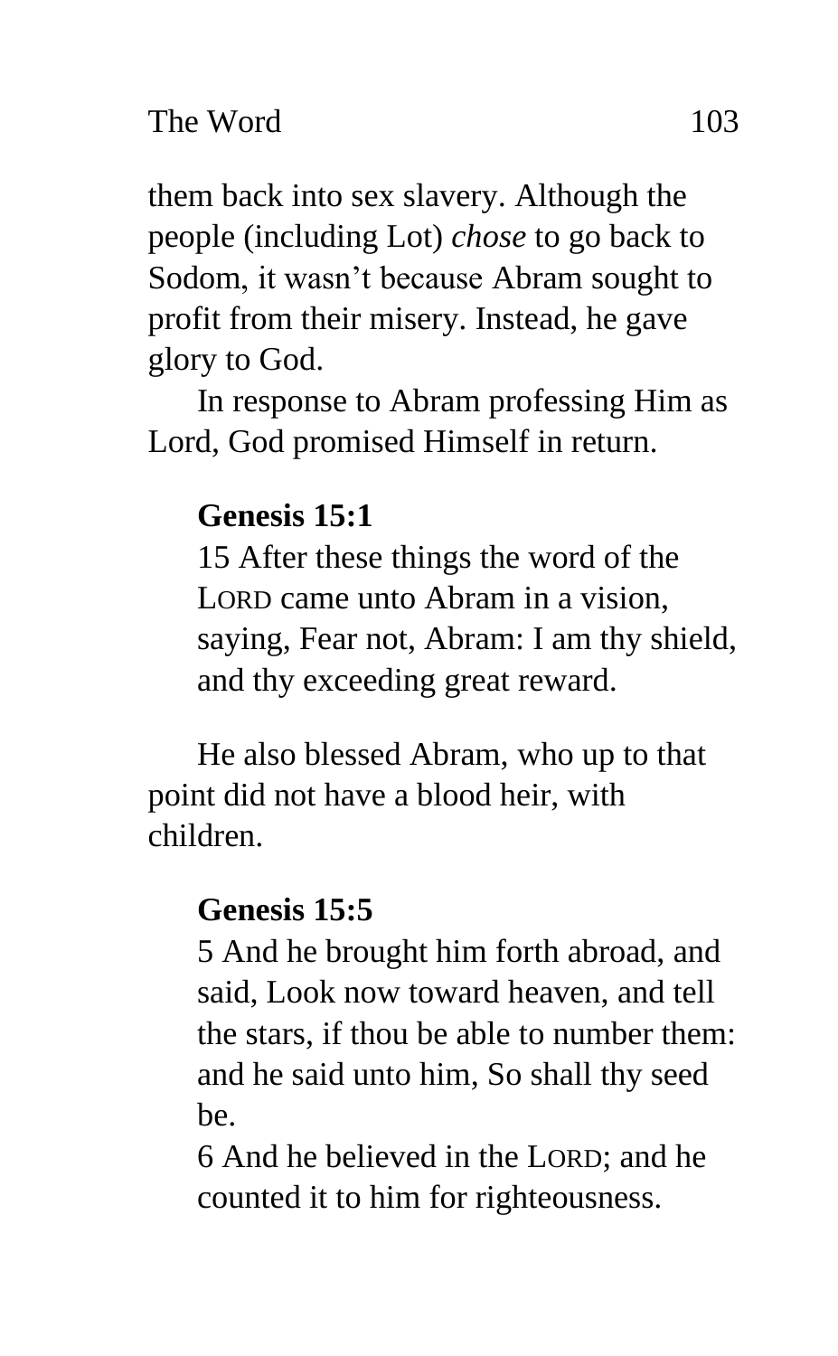them back into sex slavery. Although the people (including Lot) *chose* to go back to Sodom, it wasn't because Abram sought to profit from their misery. Instead, he gave glory to God.

In response to Abram professing Him as Lord, God promised Himself in return.

> **Genesis 15:1**
>
> 15 After these things the word of the LORD came unto Abram in a vision, saying, Fear not, Abram: I am thy shield, and thy exceeding great reward.

He also blessed Abram, who up to that point did not have a blood heir, with children.

> **Genesis 15:5**
>
> 5 And he brought him forth abroad, and said, Look now toward heaven, and tell the stars, if thou be able to number them: and he said unto him, So shall thy seed be.
>
> 6 And he believed in the LORD; and he counted it to him for righteousness.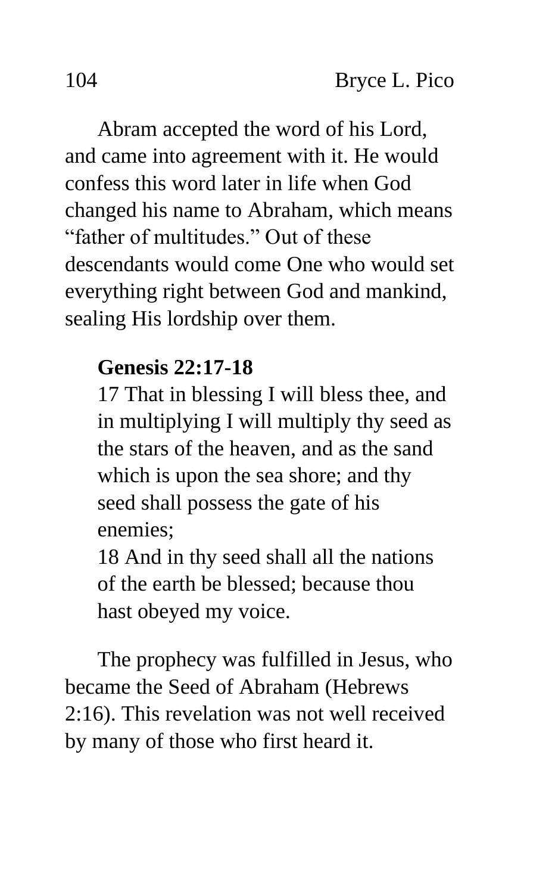Abram accepted the word of his Lord, and came into agreement with it. He would confess this word later in life when God changed his name to Abraham, which means "father of multitudes." Out of these descendants would come One who would set everything right between God and mankind, sealing His lordship over them.

> **Genesis 22:17-18**
> 17 That in blessing I will bless thee, and in multiplying I will multiply thy seed as the stars of the heaven, and as the sand which is upon the sea shore; and thy seed shall possess the gate of his enemies;
> 18 And in thy seed shall all the nations of the earth be blessed; because thou hast obeyed my voice.

The prophecy was fulfilled in Jesus, who became the Seed of Abraham (Hebrews 2:16). This revelation was not well received by many of those who first heard it.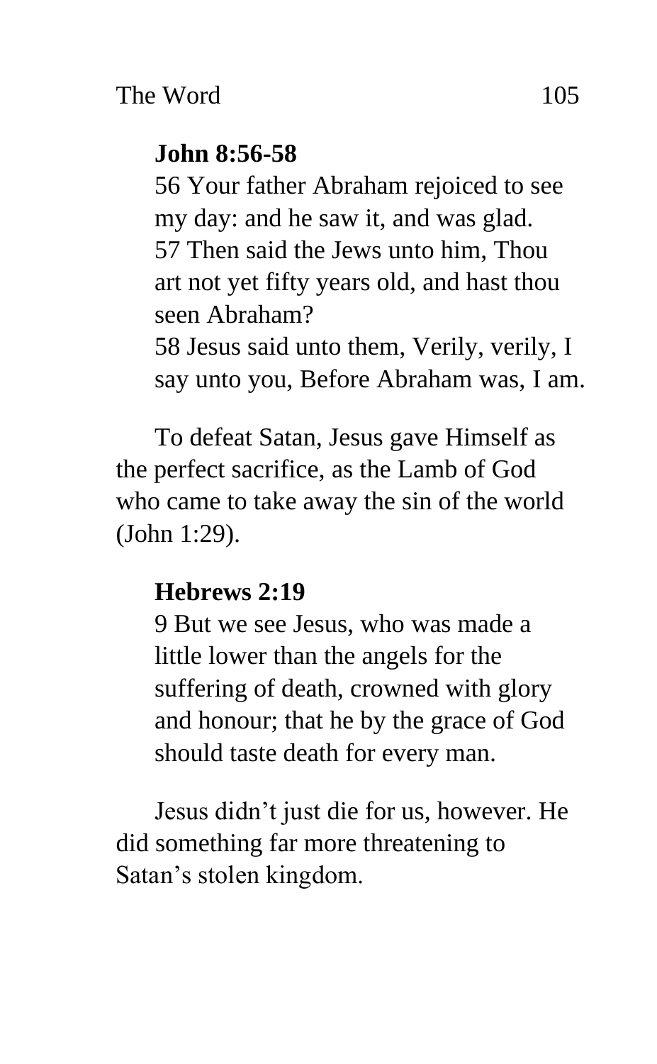**John 8:56-58**

56 Your father Abraham rejoiced to see my day: and he saw it, and was glad.
57 Then said the Jews unto him, Thou art not yet fifty years old, and hast thou seen Abraham?
58 Jesus said unto them, Verily, verily, I say unto you, Before Abraham was, I am.

To defeat Satan, Jesus gave Himself as the perfect sacrifice, as the Lamb of God who came to take away the sin of the world (John 1:29).

**Hebrews 2:19**

9 But we see Jesus, who was made a little lower than the angels for the suffering of death, crowned with glory and honour; that he by the grace of God should taste death for every man.

Jesus didn't just die for us, however. He did something far more threatening to Satan's stolen kingdom.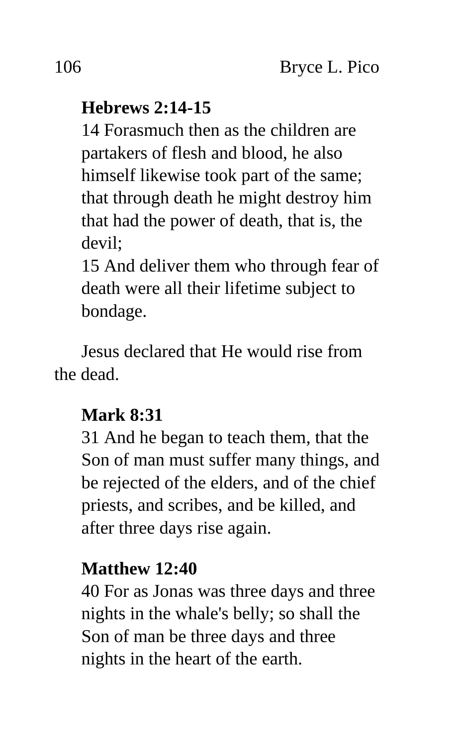**Hebrews 2:14-15**

14 Forasmuch then as the children are partakers of flesh and blood, he also himself likewise took part of the same; that through death he might destroy him that had the power of death, that is, the devil;

15 And deliver them who through fear of death were all their lifetime subject to bondage.

Jesus declared that He would rise from the dead.

**Mark 8:31**

31 And he began to teach them, that the Son of man must suffer many things, and be rejected of the elders, and of the chief priests, and scribes, and be killed, and after three days rise again.

**Matthew 12:40**

40 For as Jonas was three days and three nights in the whale's belly; so shall the Son of man be three days and three nights in the heart of the earth.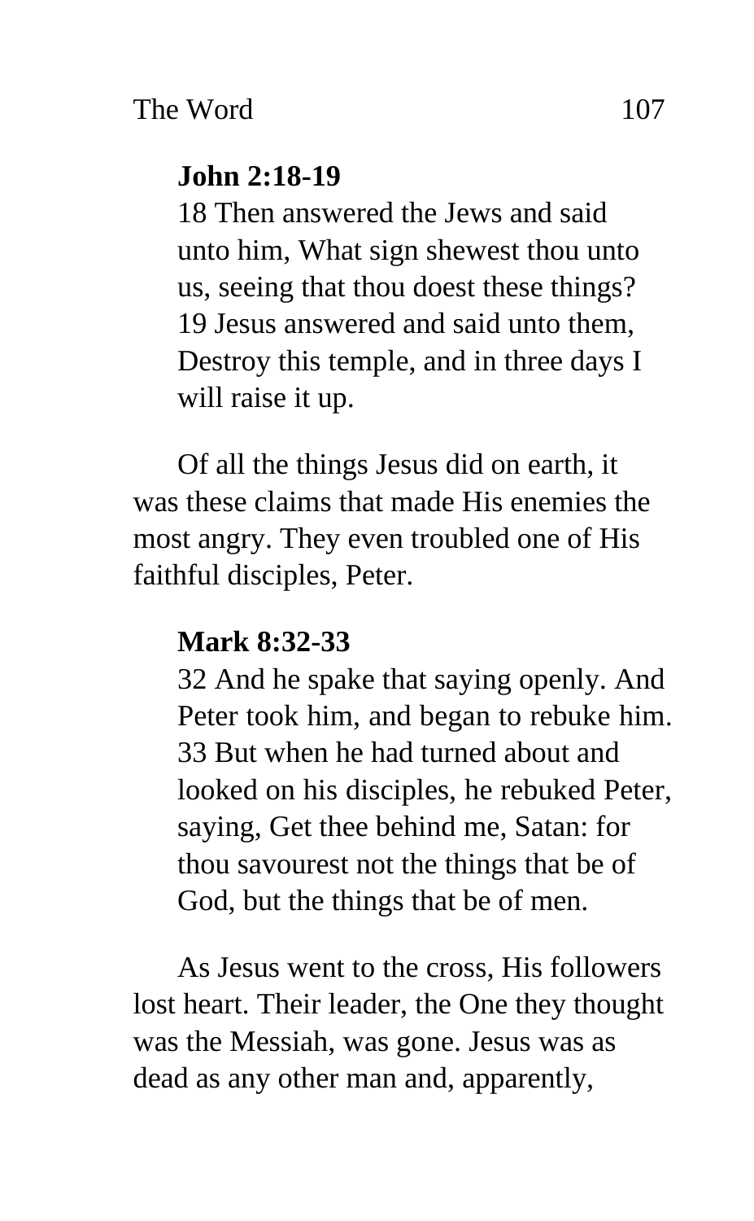**John 2:18-19**

18 Then answered the Jews and said unto him, What sign shewest thou unto us, seeing that thou doest these things? 19 Jesus answered and said unto them, Destroy this temple, and in three days I will raise it up.

Of all the things Jesus did on earth, it was these claims that made His enemies the most angry. They even troubled one of His faithful disciples, Peter.

**Mark 8:32-33**

32 And he spake that saying openly. And Peter took him, and began to rebuke him. 33 But when he had turned about and looked on his disciples, he rebuked Peter, saying, Get thee behind me, Satan: for thou savourest not the things that be of God, but the things that be of men.

As Jesus went to the cross, His followers lost heart. Their leader, the One they thought was the Messiah, was gone. Jesus was as dead as any other man and, apparently,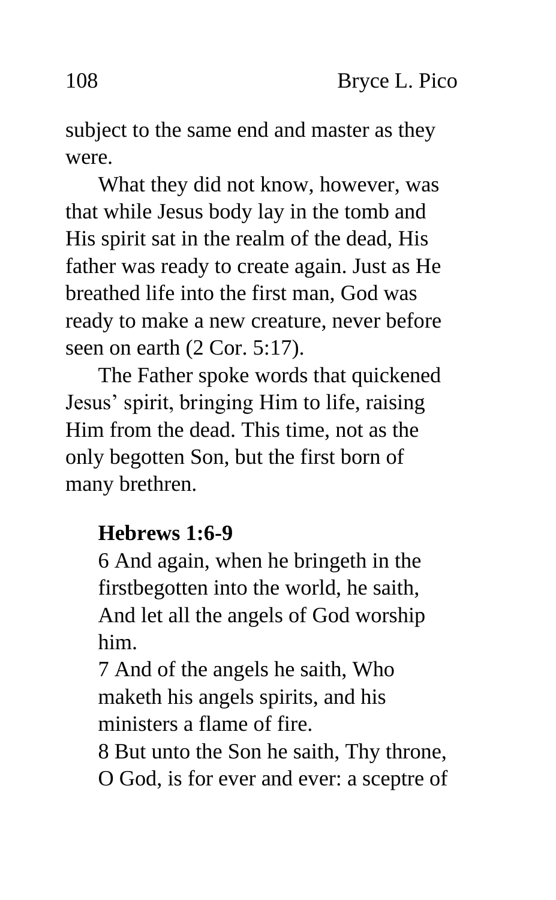subject to the same end and master as they were.

What they did not know, however, was that while Jesus body lay in the tomb and His spirit sat in the realm of the dead, His father was ready to create again. Just as He breathed life into the first man, God was ready to make a new creature, never before seen on earth (2 Cor. 5:17).

The Father spoke words that quickened Jesus' spirit, bringing Him to life, raising Him from the dead. This time, not as the only begotten Son, but the first born of many brethren.

> **Hebrews 1:6-9**
> 6 And again, when he bringeth in the firstbegotten into the world, he saith, And let all the angels of God worship him.
> 7 And of the angels he saith, Who maketh his angels spirits, and his ministers a flame of fire.
> 8 But unto the Son he saith, Thy throne, O God, is for ever and ever: a sceptre of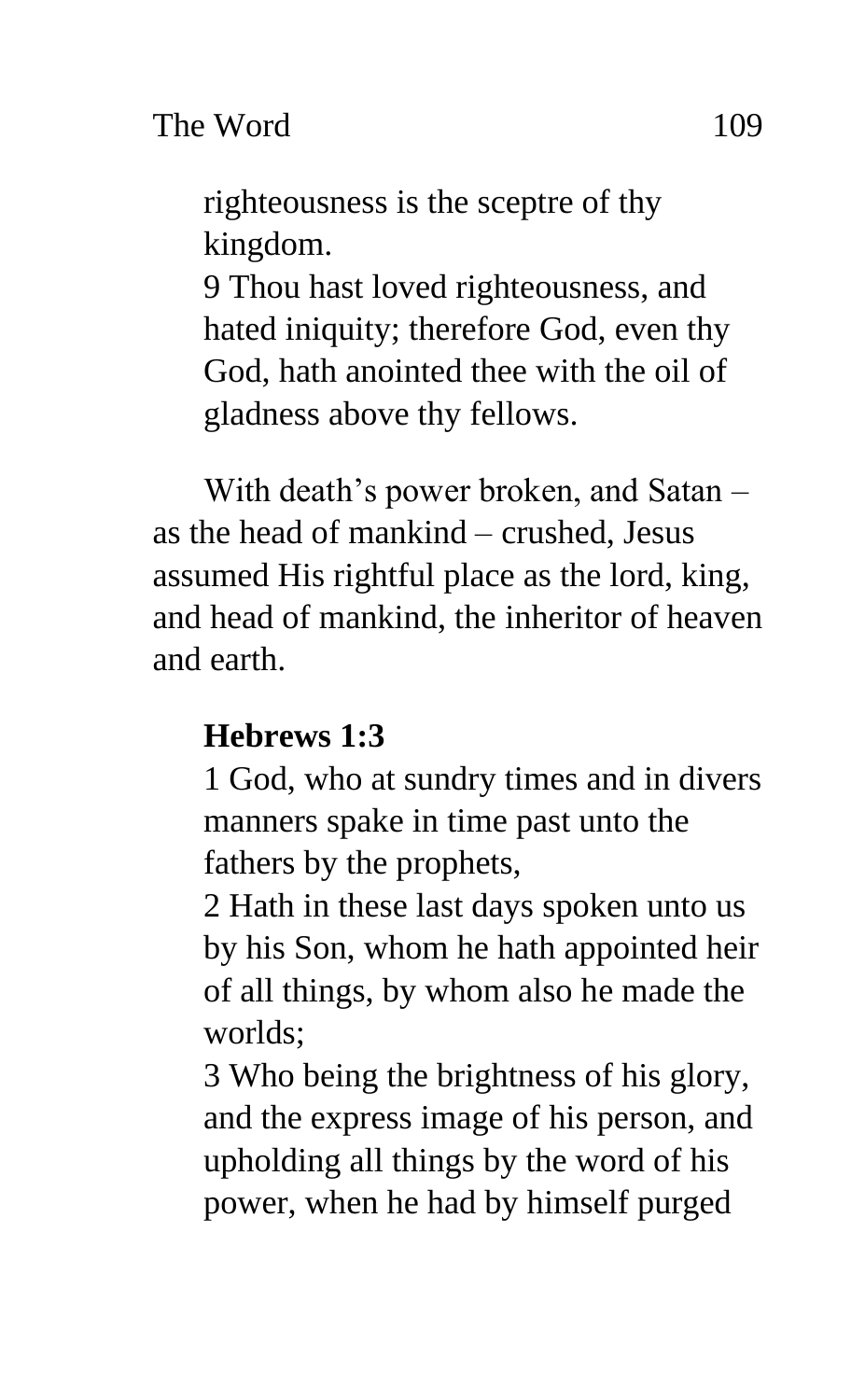righteousness is the sceptre of thy kingdom.
9 Thou hast loved righteousness, and hated iniquity; therefore God, even thy God, hath anointed thee with the oil of gladness above thy fellows.

With death's power broken, and Satan – as the head of mankind – crushed, Jesus assumed His rightful place as the lord, king, and head of mankind, the inheritor of heaven and earth.

**Hebrews 1:3**
1 God, who at sundry times and in divers manners spake in time past unto the fathers by the prophets,
2 Hath in these last days spoken unto us by his Son, whom he hath appointed heir of all things, by whom also he made the worlds;
3 Who being the brightness of his glory, and the express image of his person, and upholding all things by the word of his power, when he had by himself purged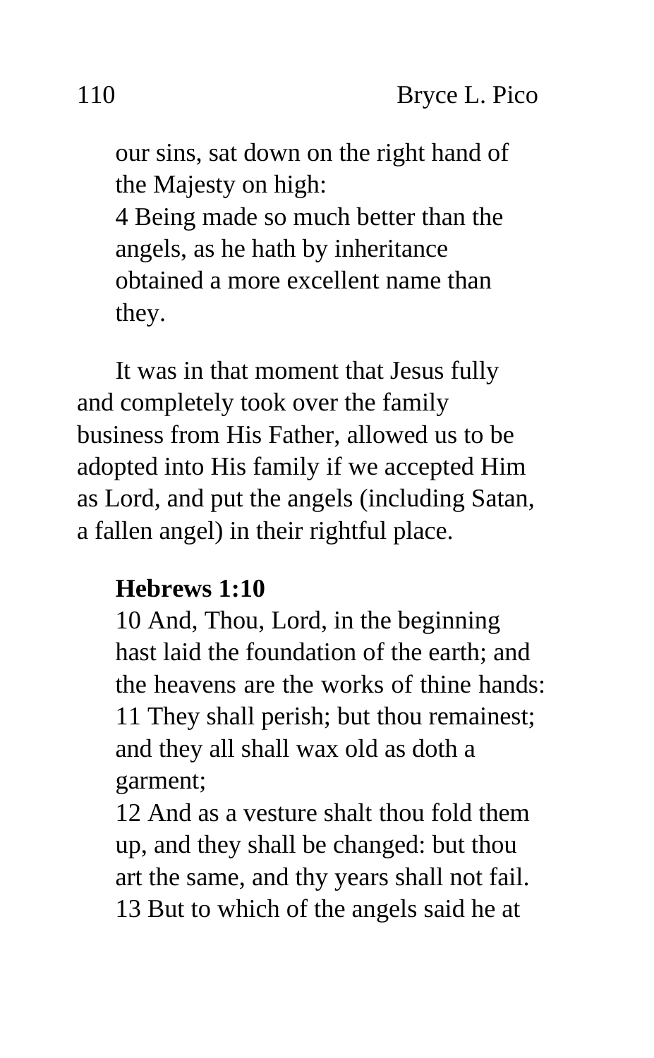our sins, sat down on the right hand of the Majesty on high:
4 Being made so much better than the angels, as he hath by inheritance obtained a more excellent name than they.

It was in that moment that Jesus fully and completely took over the family business from His Father, allowed us to be adopted into His family if we accepted Him as Lord, and put the angels (including Satan, a fallen angel) in their rightful place.

**Hebrews 1:10**
10 And, Thou, Lord, in the beginning hast laid the foundation of the earth; and the heavens are the works of thine hands:
11 They shall perish; but thou remainest; and they all shall wax old as doth a garment;
12 And as a vesture shalt thou fold them up, and they shall be changed: but thou art the same, and thy years shall not fail.
13 But to which of the angels said he at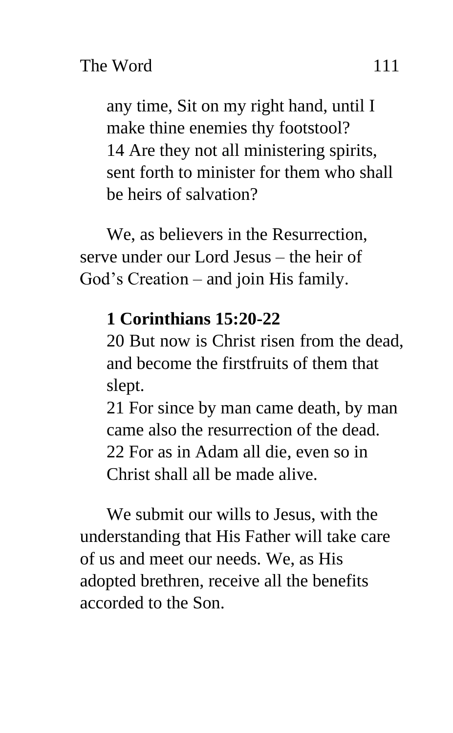any time, Sit on my right hand, until I make thine enemies thy footstool?
14 Are they not all ministering spirits, sent forth to minister for them who shall be heirs of salvation?

We, as believers in the Resurrection, serve under our Lord Jesus – the heir of God's Creation – and join His family.

**1 Corinthians 15:20-22**

20 But now is Christ risen from the dead, and become the firstfruits of them that slept.
21 For since by man came death, by man came also the resurrection of the dead.
22 For as in Adam all die, even so in Christ shall all be made alive.

We submit our wills to Jesus, with the understanding that His Father will take care of us and meet our needs. We, as His adopted brethren, receive all the benefits accorded to the Son.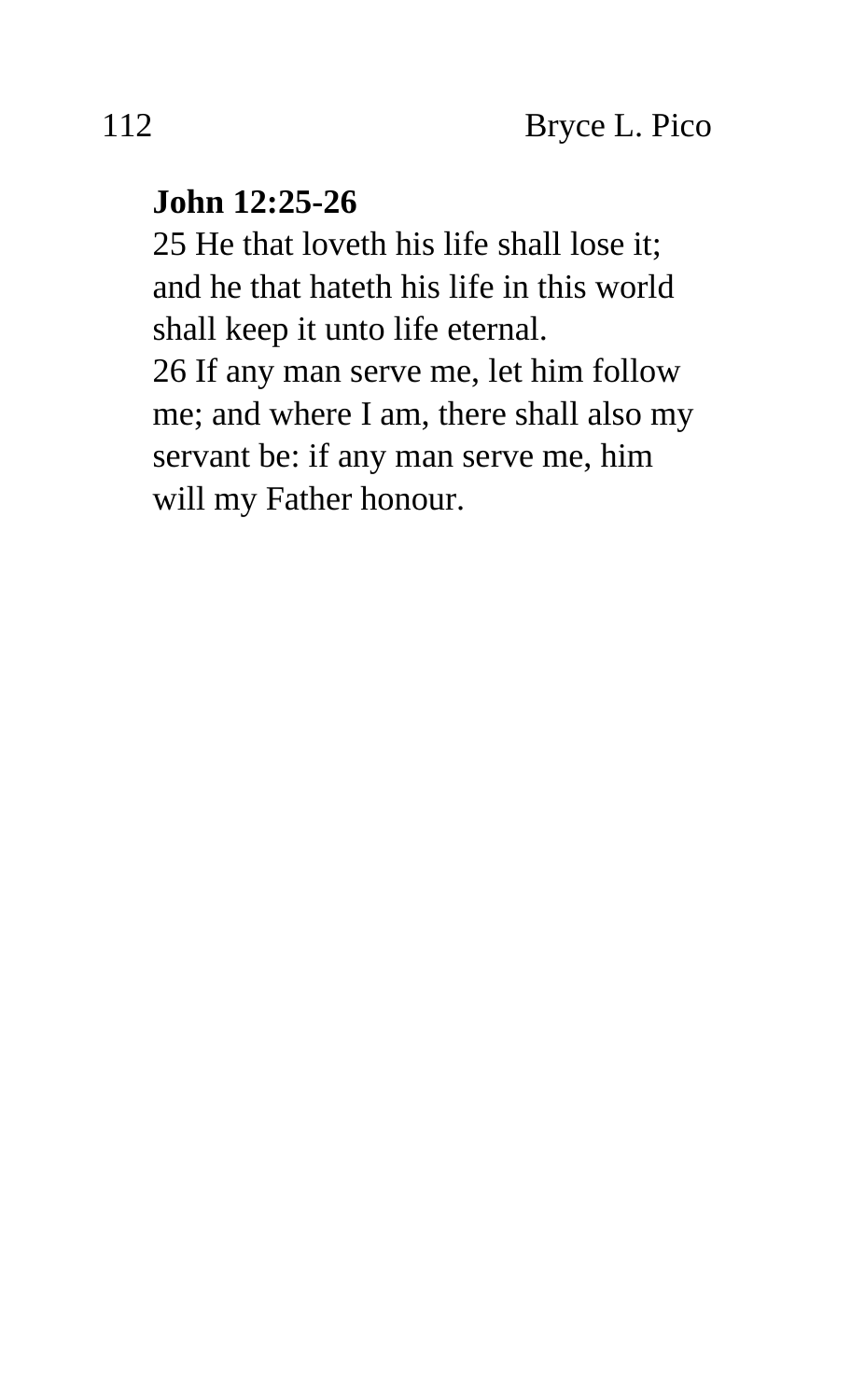**John 12:25-26**

25 He that loveth his life shall lose it; and he that hateth his life in this world shall keep it unto life eternal.

26 If any man serve me, let him follow me; and where I am, there shall also my servant be: if any man serve me, him will my Father honour.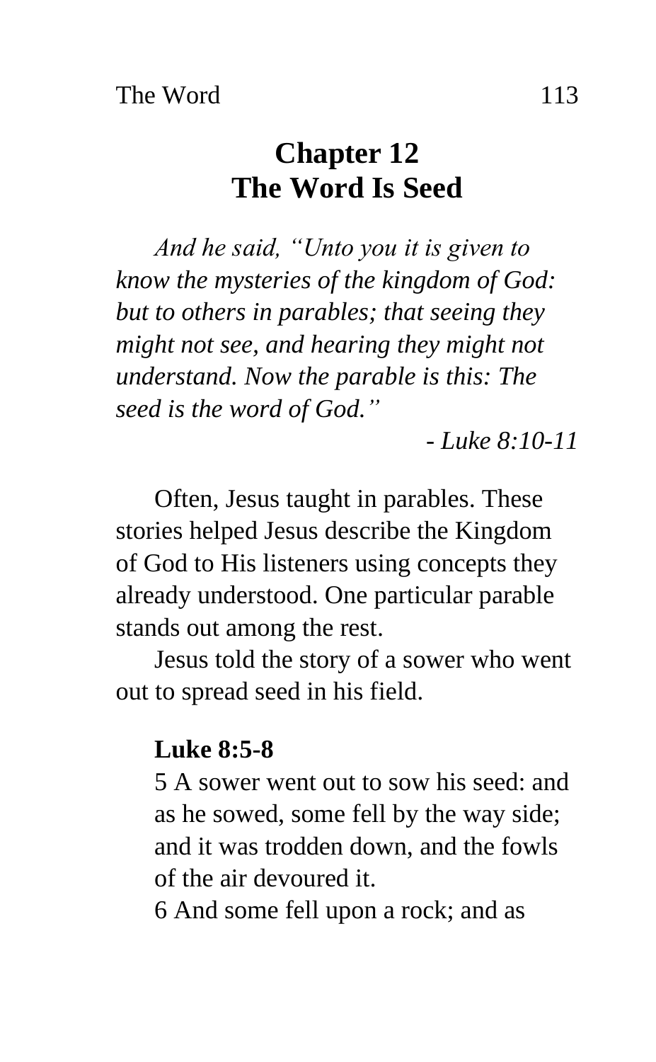# Chapter 12
# The Word Is Seed

*And he said, "Unto you it is given to know the mysteries of the kingdom of God: but to others in parables; that seeing they might not see, and hearing they might not understand. Now the parable is this: The seed is the word of God."*

*- Luke 8:10-11*

Often, Jesus taught in parables. These stories helped Jesus describe the Kingdom of God to His listeners using concepts they already understood. One particular parable stands out among the rest.

Jesus told the story of a sower who went out to spread seed in his field.

**Luke 8:5-8**

5 A sower went out to sow his seed: and as he sowed, some fell by the way side; and it was trodden down, and the fowls of the air devoured it.

6 And some fell upon a rock; and as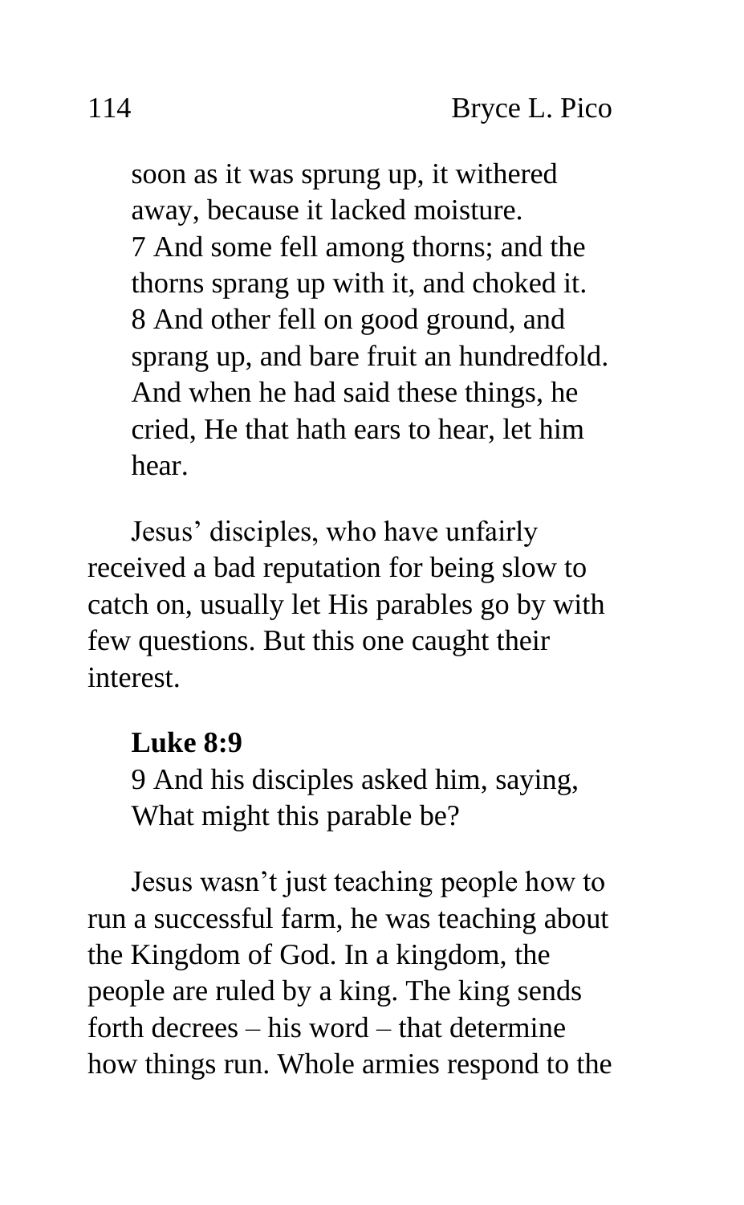soon as it was sprung up, it withered away, because it lacked moisture.
7 And some fell among thorns; and the thorns sprang up with it, and choked it.
8 And other fell on good ground, and sprang up, and bare fruit an hundredfold. And when he had said these things, he cried, He that hath ears to hear, let him hear.

Jesus' disciples, who have unfairly received a bad reputation for being slow to catch on, usually let His parables go by with few questions. But this one caught their interest.

**Luke 8:9**
9 And his disciples asked him, saying, What might this parable be?

Jesus wasn't just teaching people how to run a successful farm, he was teaching about the Kingdom of God. In a kingdom, the people are ruled by a king. The king sends forth decrees – his word – that determine how things run. Whole armies respond to the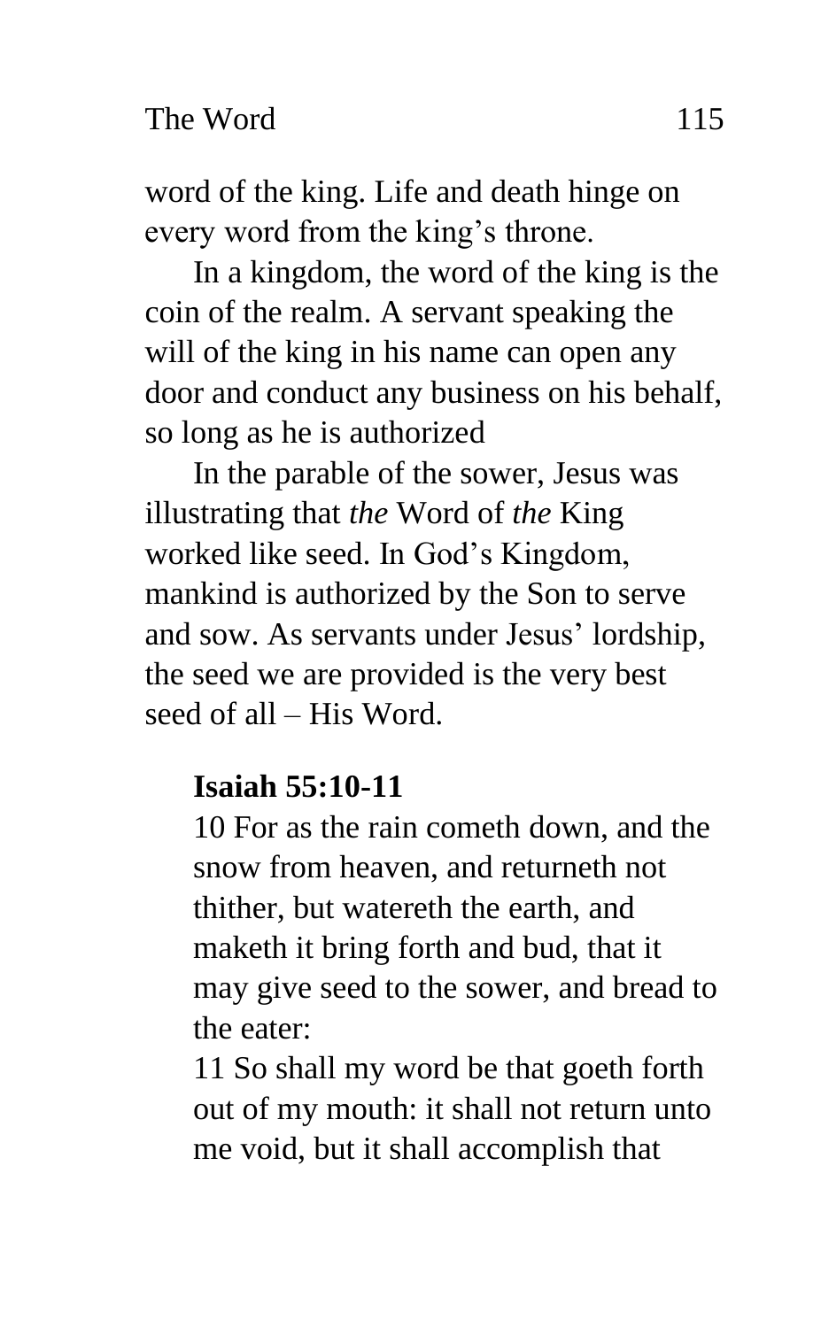word of the king. Life and death hinge on every word from the king's throne.

In a kingdom, the word of the king is the coin of the realm. A servant speaking the will of the king in his name can open any door and conduct any business on his behalf, so long as he is authorized

In the parable of the sower, Jesus was illustrating that *the* Word of *the* King worked like seed. In God's Kingdom, mankind is authorized by the Son to serve and sow. As servants under Jesus' lordship, the seed we are provided is the very best seed of all – His Word.

> **Isaiah 55:10-11**
> 10 For as the rain cometh down, and the snow from heaven, and returneth not thither, but watereth the earth, and maketh it bring forth and bud, that it may give seed to the sower, and bread to the eater:
> 11 So shall my word be that goeth forth out of my mouth: it shall not return unto me void, but it shall accomplish that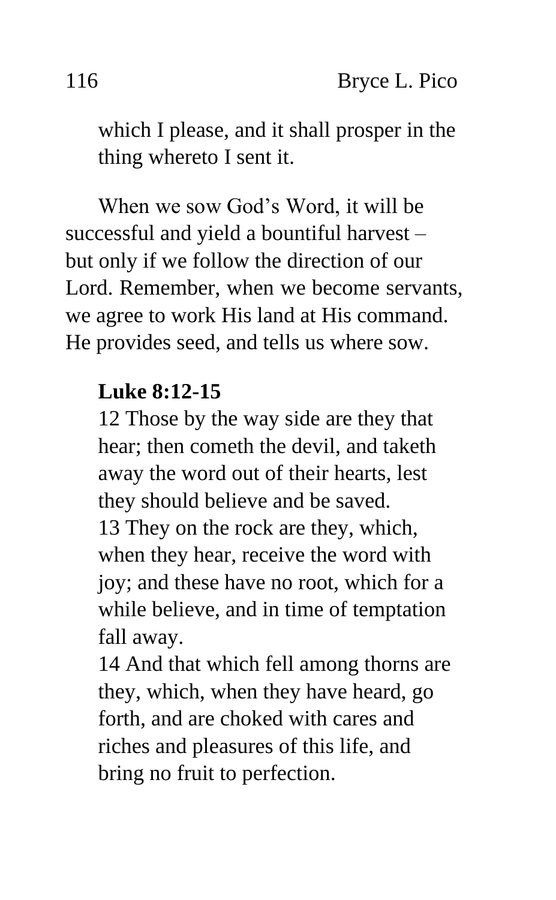which I please, and it shall prosper in the thing whereto I sent it.

When we sow God's Word, it will be successful and yield a bountiful harvest – but only if we follow the direction of our Lord. Remember, when we become servants, we agree to work His land at His command. He provides seed, and tells us where sow.

**Luke 8:12-15**

12 Those by the way side are they that hear; then cometh the devil, and taketh away the word out of their hearts, lest they should believe and be saved.
13 They on the rock are they, which, when they hear, receive the word with joy; and these have no root, which for a while believe, and in time of temptation fall away.
14 And that which fell among thorns are they, which, when they have heard, go forth, and are choked with cares and riches and pleasures of this life, and bring no fruit to perfection.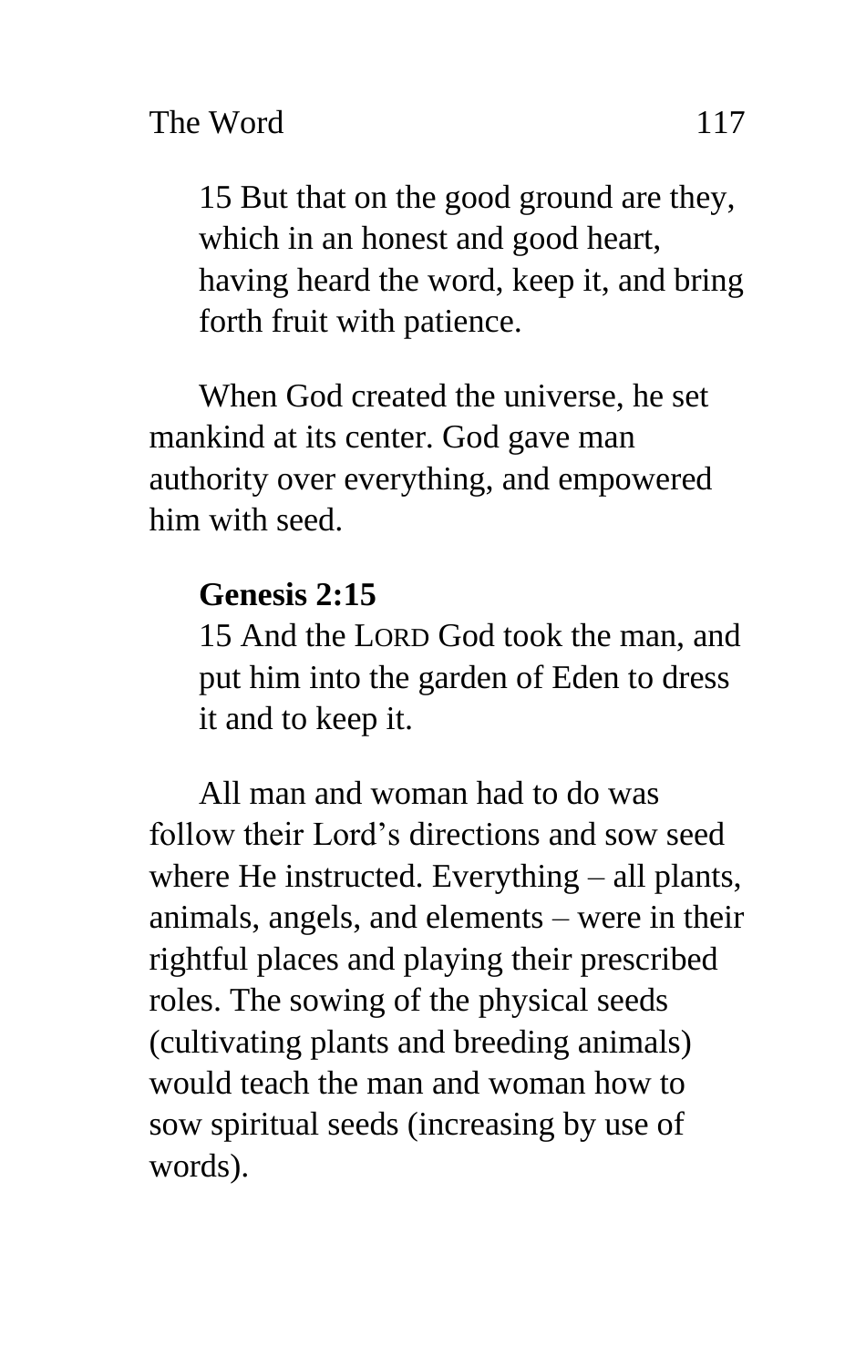> 15 But that on the good ground are they, which in an honest and good heart, having heard the word, keep it, and bring forth fruit with patience.

When God created the universe, he set mankind at its center. God gave man authority over everything, and empowered him with seed.

> **Genesis 2:15**
>
> 15 And the LORD God took the man, and put him into the garden of Eden to dress it and to keep it.

All man and woman had to do was follow their Lord's directions and sow seed where He instructed. Everything – all plants, animals, angels, and elements – were in their rightful places and playing their prescribed roles. The sowing of the physical seeds (cultivating plants and breeding animals) would teach the man and woman how to sow spiritual seeds (increasing by use of words).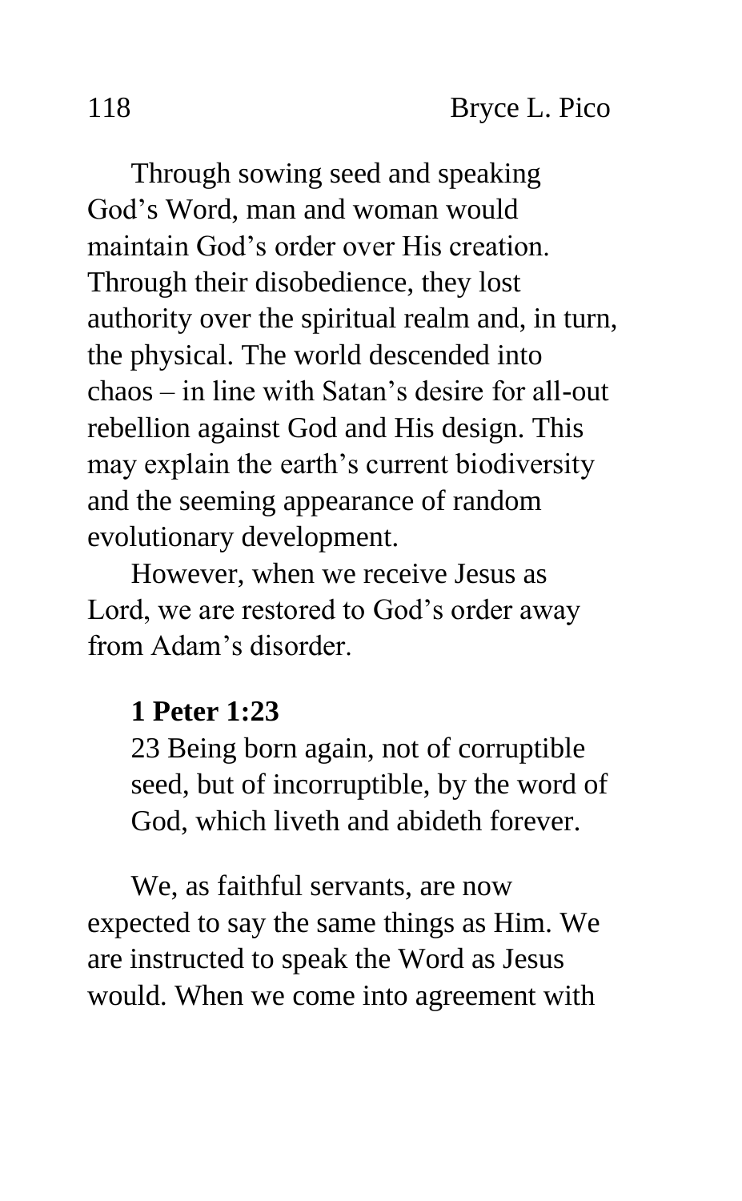Through sowing seed and speaking God's Word, man and woman would maintain God's order over His creation. Through their disobedience, they lost authority over the spiritual realm and, in turn, the physical. The world descended into chaos – in line with Satan's desire for all-out rebellion against God and His design. This may explain the earth's current biodiversity and the seeming appearance of random evolutionary development.

However, when we receive Jesus as Lord, we are restored to God's order away from Adam's disorder.

> **1 Peter 1:23**
> 23 Being born again, not of corruptible seed, but of incorruptible, by the word of God, which liveth and abideth forever.

We, as faithful servants, are now expected to say the same things as Him. We are instructed to speak the Word as Jesus would. When we come into agreement with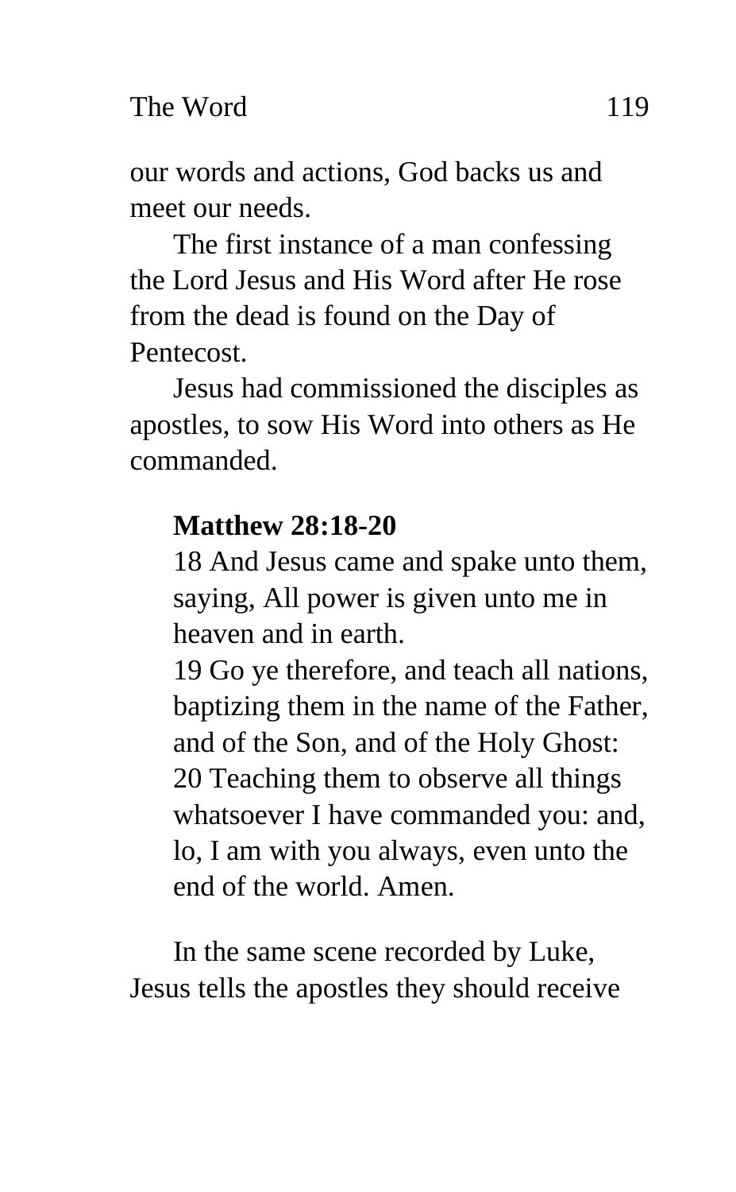our words and actions, God backs us and meet our needs.

The first instance of a man confessing the Lord Jesus and His Word after He rose from the dead is found on the Day of Pentecost.

Jesus had commissioned the disciples as apostles, to sow His Word into others as He commanded.

> **Matthew 28:18-20**
> 18 And Jesus came and spake unto them, saying, All power is given unto me in heaven and in earth.
> 19 Go ye therefore, and teach all nations, baptizing them in the name of the Father, and of the Son, and of the Holy Ghost:
> 20 Teaching them to observe all things whatsoever I have commanded you: and, lo, I am with you always, even unto the end of the world. Amen.

In the same scene recorded by Luke, Jesus tells the apostles they should receive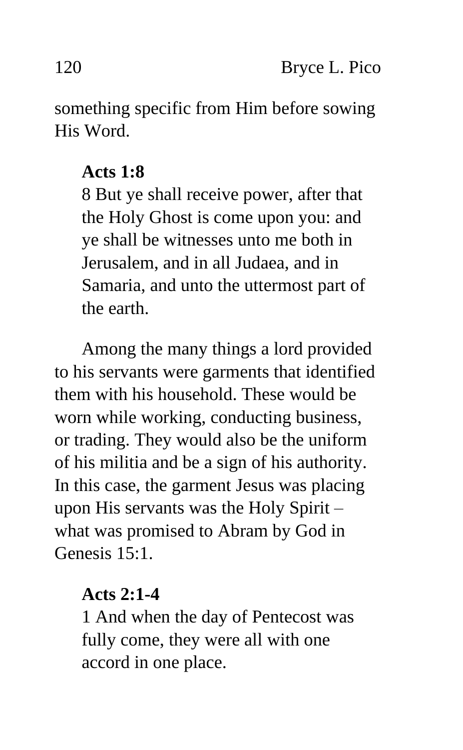something specific from Him before sowing His Word.

> **Acts 1:8**
> 8 But ye shall receive power, after that the Holy Ghost is come upon you: and ye shall be witnesses unto me both in Jerusalem, and in all Judaea, and in Samaria, and unto the uttermost part of the earth.

Among the many things a lord provided to his servants were garments that identified them with his household. These would be worn while working, conducting business, or trading. They would also be the uniform of his militia and be a sign of his authority. In this case, the garment Jesus was placing upon His servants was the Holy Spirit – what was promised to Abram by God in Genesis 15:1.

> **Acts 2:1-4**
> 1 And when the day of Pentecost was fully come, they were all with one accord in one place.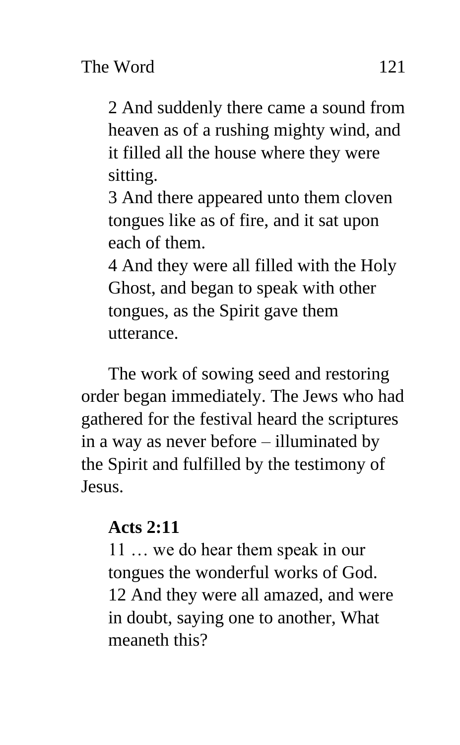2 And suddenly there came a sound from heaven as of a rushing mighty wind, and it filled all the house where they were sitting.
3 And there appeared unto them cloven tongues like as of fire, and it sat upon each of them.
4 And they were all filled with the Holy Ghost, and began to speak with other tongues, as the Spirit gave them utterance.

The work of sowing seed and restoring order began immediately. The Jews who had gathered for the festival heard the scriptures in a way as never before – illuminated by the Spirit and fulfilled by the testimony of Jesus.

**Acts 2:11**
11 … we do hear them speak in our tongues the wonderful works of God.
12 And they were all amazed, and were in doubt, saying one to another, What meaneth this?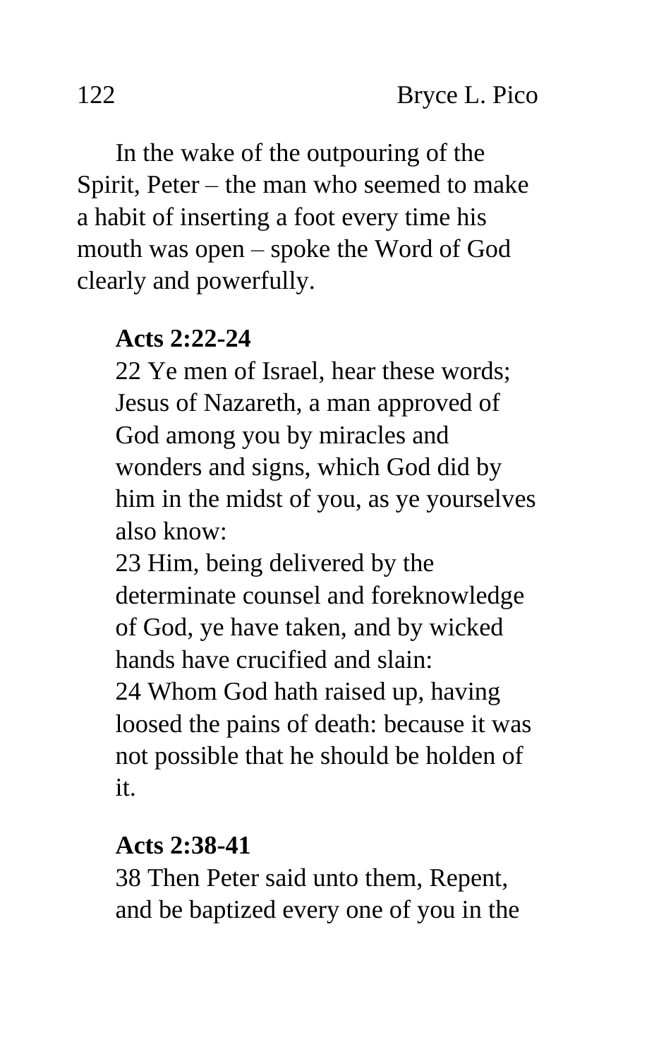In the wake of the outpouring of the Spirit, Peter – the man who seemed to make a habit of inserting a foot every time his mouth was open – spoke the Word of God clearly and powerfully.

**Acts 2:22-24**

22 Ye men of Israel, hear these words; Jesus of Nazareth, a man approved of God among you by miracles and wonders and signs, which God did by him in the midst of you, as ye yourselves also know:
23 Him, being delivered by the determinate counsel and foreknowledge of God, ye have taken, and by wicked hands have crucified and slain:
24 Whom God hath raised up, having loosed the pains of death: because it was not possible that he should be holden of it.

**Acts 2:38-41**

38 Then Peter said unto them, Repent, and be baptized every one of you in the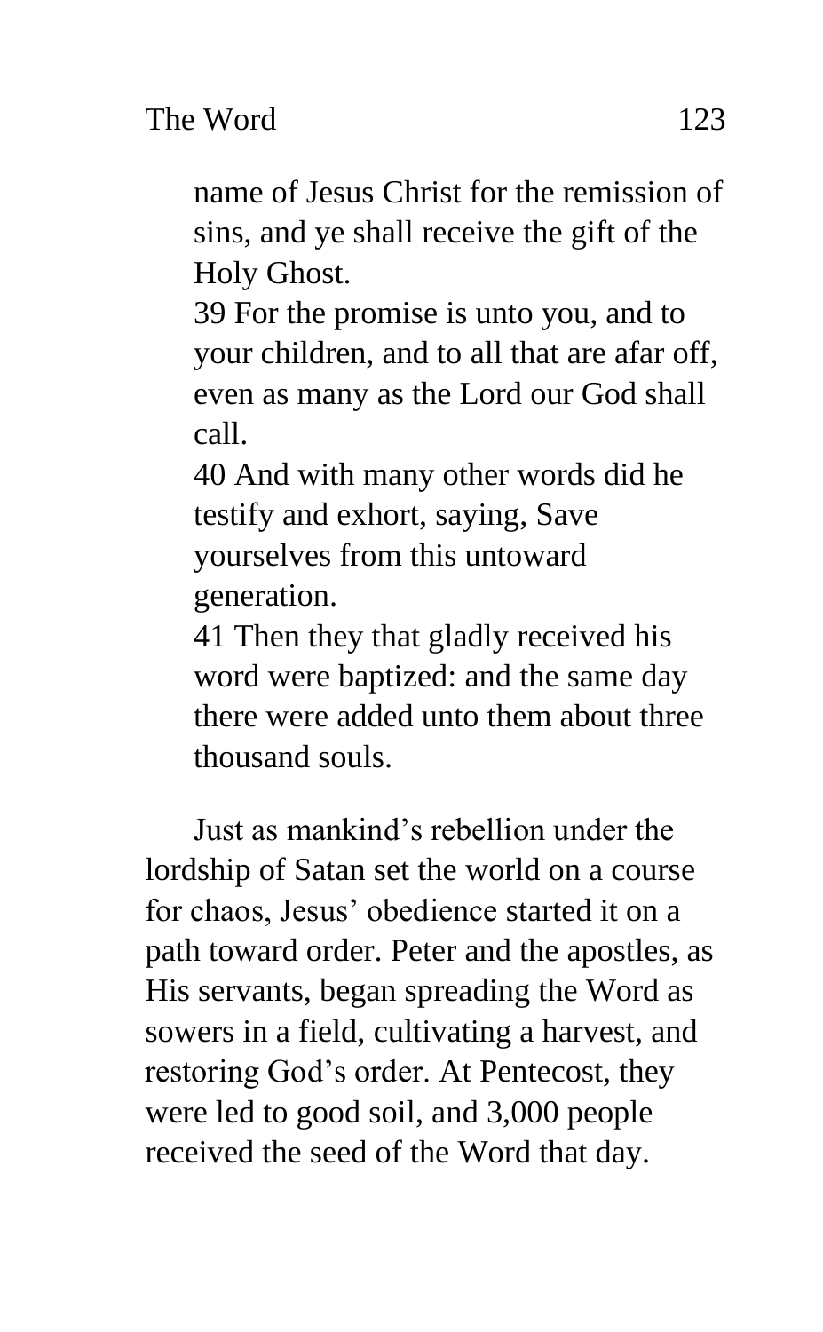name of Jesus Christ for the remission of sins, and ye shall receive the gift of the Holy Ghost.

39 For the promise is unto you, and to your children, and to all that are afar off, even as many as the Lord our God shall call.

40 And with many other words did he testify and exhort, saying, Save yourselves from this untoward generation.

41 Then they that gladly received his word were baptized: and the same day there were added unto them about three thousand souls.

Just as mankind's rebellion under the lordship of Satan set the world on a course for chaos, Jesus' obedience started it on a path toward order. Peter and the apostles, as His servants, began spreading the Word as sowers in a field, cultivating a harvest, and restoring God's order. At Pentecost, they were led to good soil, and 3,000 people received the seed of the Word that day.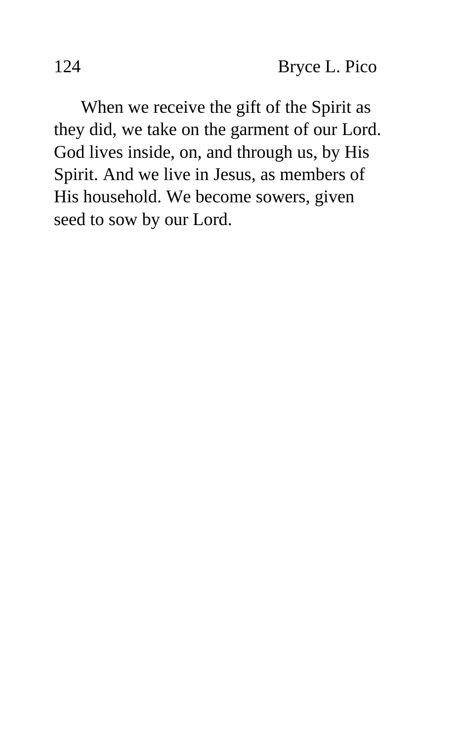When we receive the gift of the Spirit as they did, we take on the garment of our Lord. God lives inside, on, and through us, by His Spirit. And we live in Jesus, as members of His household. We become sowers, given seed to sow by our Lord.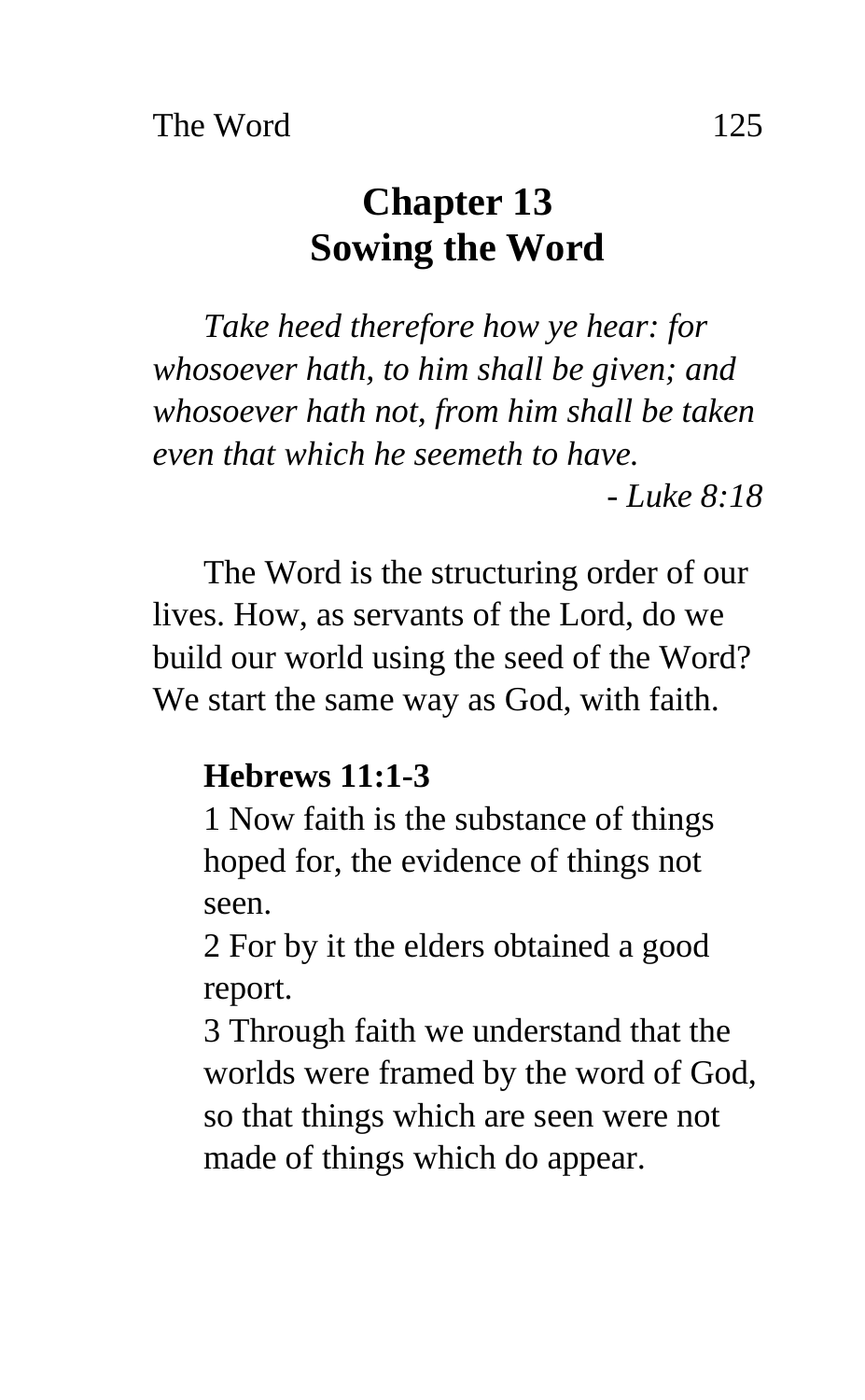# Chapter 13
# Sowing the Word

*Take heed therefore how ye hear: for whosoever hath, to him shall be given; and whosoever hath not, from him shall be taken even that which he seemeth to have.*

*- Luke 8:18*

The Word is the structuring order of our lives. How, as servants of the Lord, do we build our world using the seed of the Word? We start the same way as God, with faith.

**Hebrews 11:1-3**

1 Now faith is the substance of things hoped for, the evidence of things not seen.

2 For by it the elders obtained a good report.

3 Through faith we understand that the worlds were framed by the word of God, so that things which are seen were not made of things which do appear.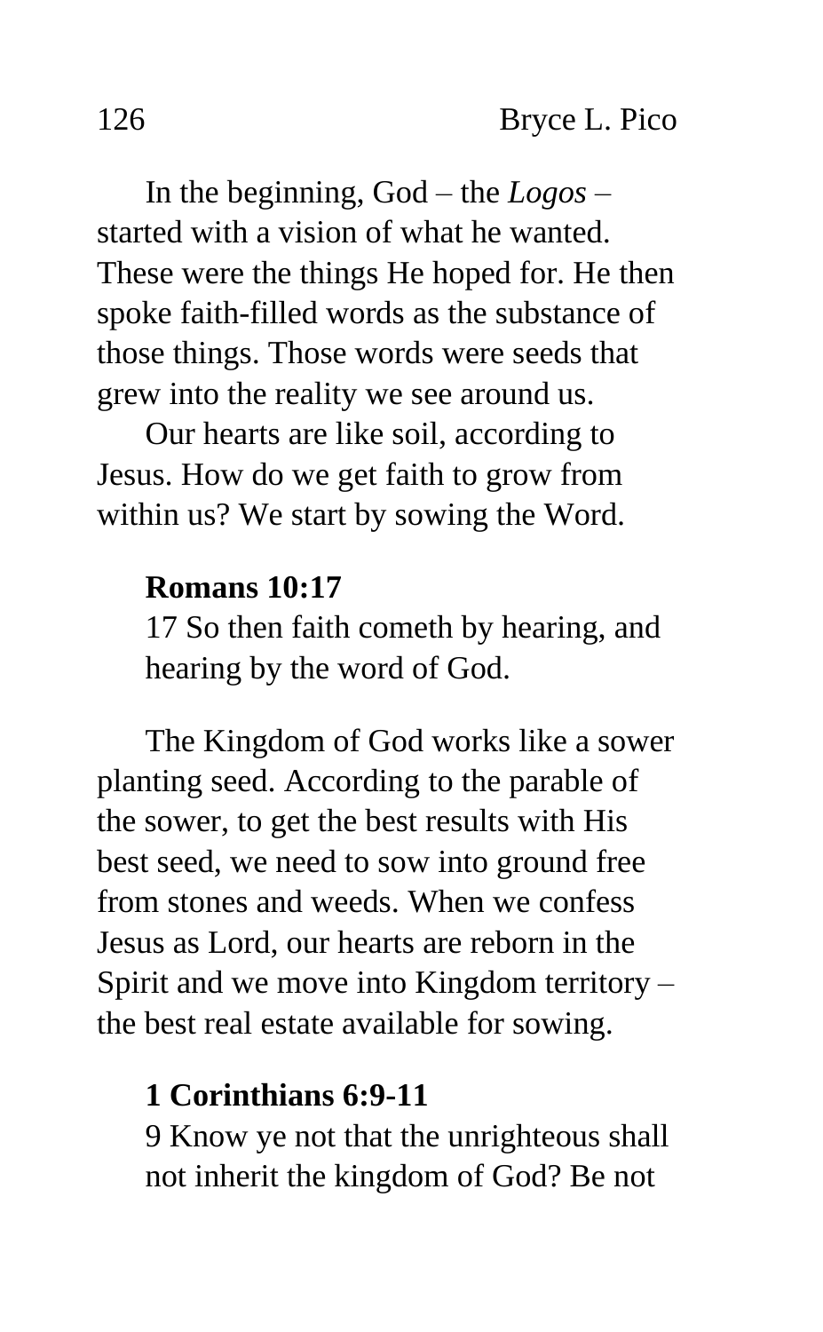In the beginning, God – the *Logos* – started with a vision of what he wanted. These were the things He hoped for. He then spoke faith-filled words as the substance of those things. Those words were seeds that grew into the reality we see around us.

Our hearts are like soil, according to Jesus. How do we get faith to grow from within us? We start by sowing the Word.

> **Romans 10:17**
>
> 17 So then faith cometh by hearing, and hearing by the word of God.

The Kingdom of God works like a sower planting seed. According to the parable of the sower, to get the best results with His best seed, we need to sow into ground free from stones and weeds. When we confess Jesus as Lord, our hearts are reborn in the Spirit and we move into Kingdom territory – the best real estate available for sowing.

> **1 Corinthians 6:9-11**
>
> 9 Know ye not that the unrighteous shall not inherit the kingdom of God? Be not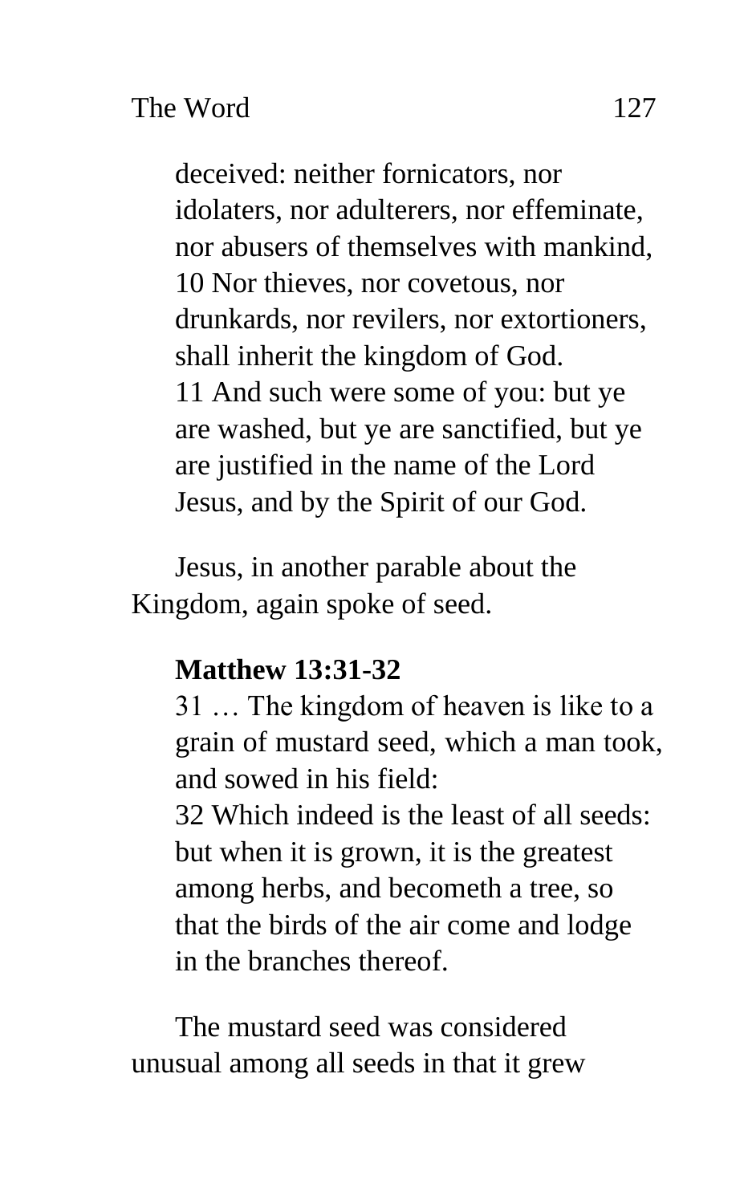deceived: neither fornicators, nor idolaters, nor adulterers, nor effeminate, nor abusers of themselves with mankind,
10 Nor thieves, nor covetous, nor drunkards, nor revilers, nor extortioners, shall inherit the kingdom of God.
11 And such were some of you: but ye are washed, but ye are sanctified, but ye are justified in the name of the Lord Jesus, and by the Spirit of our God.

Jesus, in another parable about the Kingdom, again spoke of seed.

**Matthew 13:31-32**
31 … The kingdom of heaven is like to a grain of mustard seed, which a man took, and sowed in his field:
32 Which indeed is the least of all seeds: but when it is grown, it is the greatest among herbs, and becometh a tree, so that the birds of the air come and lodge in the branches thereof.

The mustard seed was considered unusual among all seeds in that it grew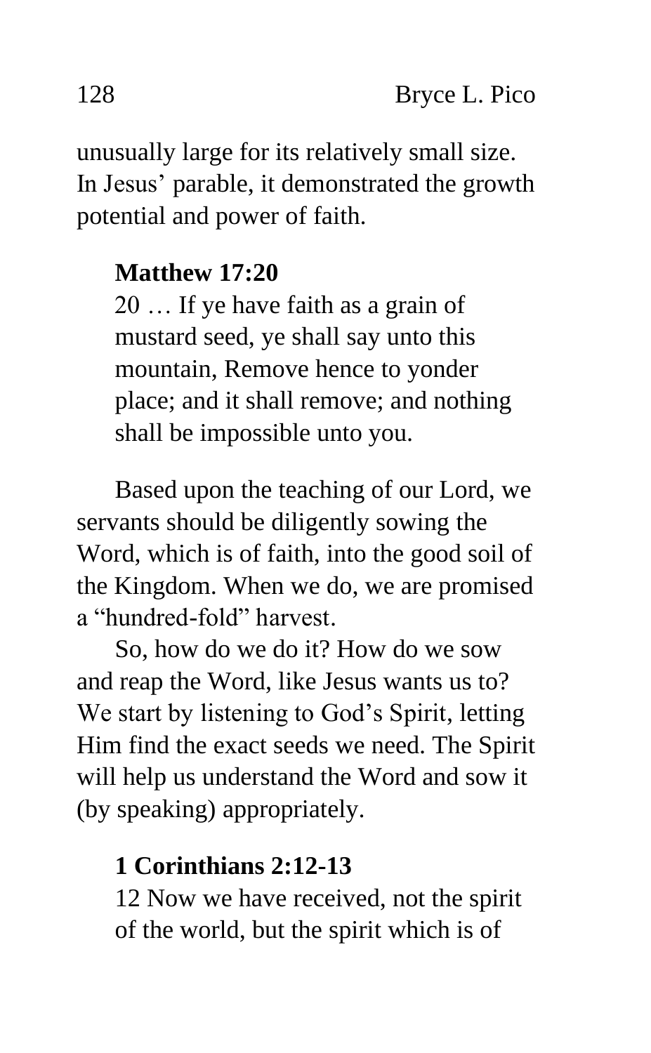unusually large for its relatively small size. In Jesus' parable, it demonstrated the growth potential and power of faith.

**Matthew 17:20**

20 … If ye have faith as a grain of mustard seed, ye shall say unto this mountain, Remove hence to yonder place; and it shall remove; and nothing shall be impossible unto you.

Based upon the teaching of our Lord, we servants should be diligently sowing the Word, which is of faith, into the good soil of the Kingdom. When we do, we are promised a "hundred-fold" harvest.

So, how do we do it? How do we sow and reap the Word, like Jesus wants us to? We start by listening to God's Spirit, letting Him find the exact seeds we need. The Spirit will help us understand the Word and sow it (by speaking) appropriately.

**1 Corinthians 2:12-13**

12 Now we have received, not the spirit of the world, but the spirit which is of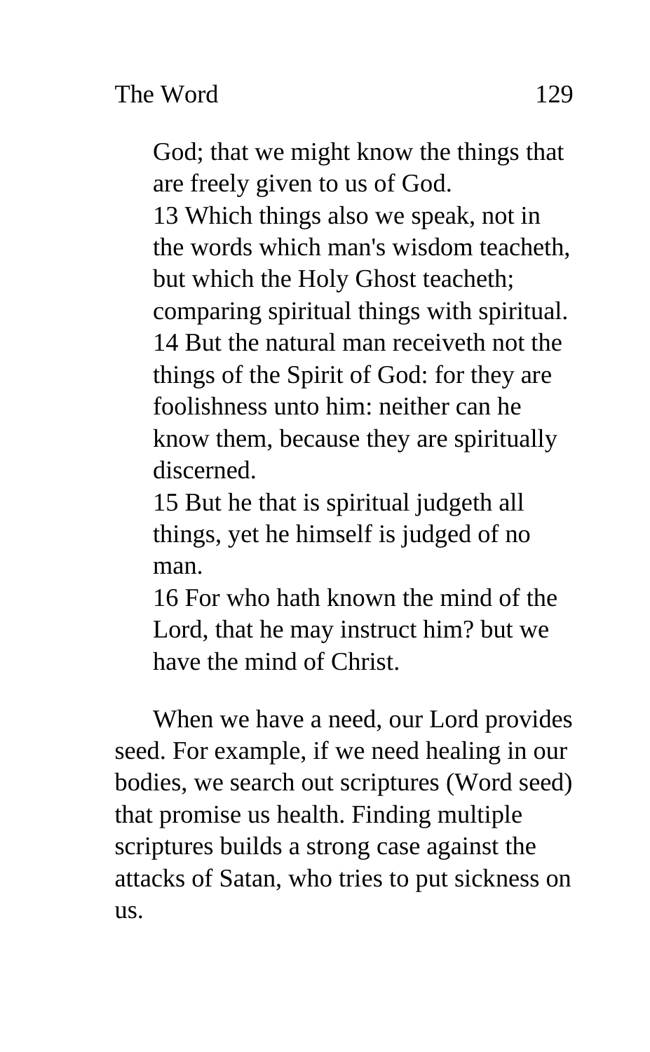God; that we might know the things that are freely given to us of God.
13 Which things also we speak, not in the words which man's wisdom teacheth, but which the Holy Ghost teacheth; comparing spiritual things with spiritual.
14 But the natural man receiveth not the things of the Spirit of God: for they are foolishness unto him: neither can he know them, because they are spiritually discerned.
15 But he that is spiritual judgeth all things, yet he himself is judged of no man.
16 For who hath known the mind of the Lord, that he may instruct him? but we have the mind of Christ.

When we have a need, our Lord provides seed. For example, if we need healing in our bodies, we search out scriptures (Word seed) that promise us health. Finding multiple scriptures builds a strong case against the attacks of Satan, who tries to put sickness on us.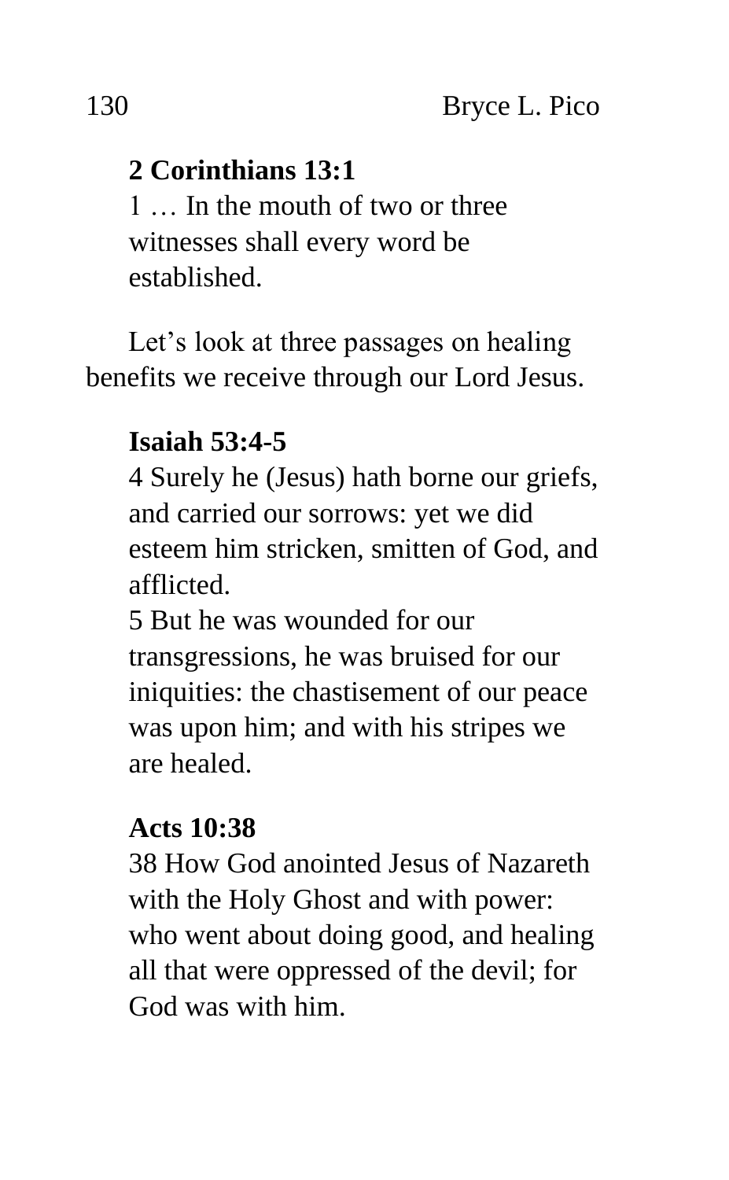**2 Corinthians 13:1**

1 … In the mouth of two or three witnesses shall every word be established.

Let's look at three passages on healing benefits we receive through our Lord Jesus.

**Isaiah 53:4-5**

4 Surely he (Jesus) hath borne our griefs, and carried our sorrows: yet we did esteem him stricken, smitten of God, and afflicted.

5 But he was wounded for our transgressions, he was bruised for our iniquities: the chastisement of our peace was upon him; and with his stripes we are healed.

**Acts 10:38**

38 How God anointed Jesus of Nazareth with the Holy Ghost and with power: who went about doing good, and healing all that were oppressed of the devil; for God was with him.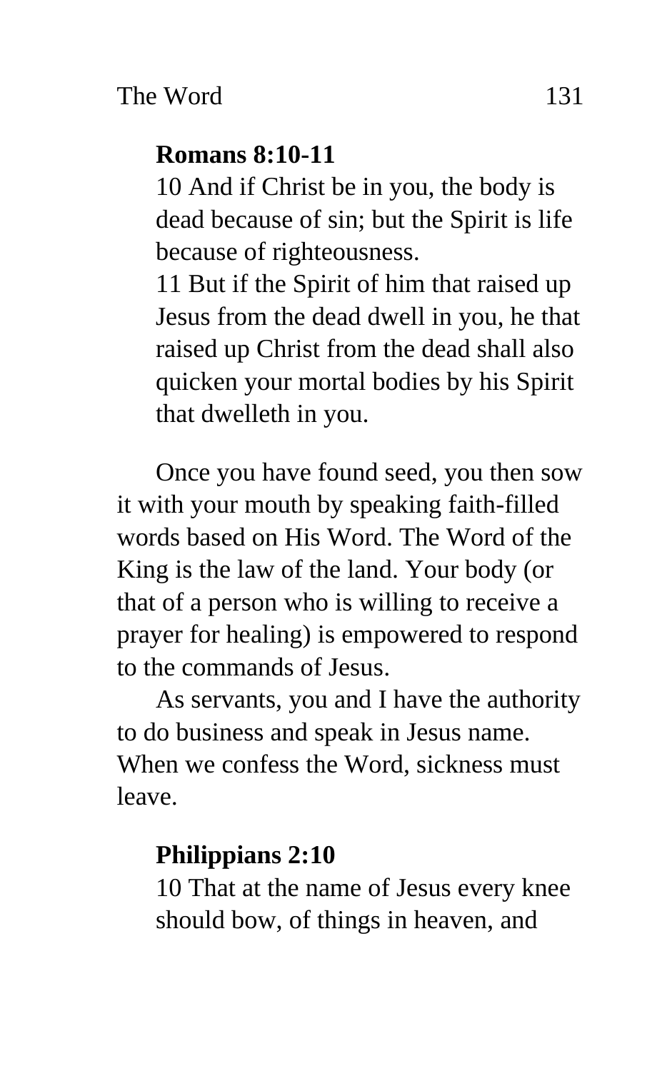**Romans 8:10-11**

10 And if Christ be in you, the body is dead because of sin; but the Spirit is life because of righteousness.
11 But if the Spirit of him that raised up Jesus from the dead dwell in you, he that raised up Christ from the dead shall also quicken your mortal bodies by his Spirit that dwelleth in you.

Once you have found seed, you then sow it with your mouth by speaking faith-filled words based on His Word. The Word of the King is the law of the land. Your body (or that of a person who is willing to receive a prayer for healing) is empowered to respond to the commands of Jesus.

As servants, you and I have the authority to do business and speak in Jesus name. When we confess the Word, sickness must leave.

**Philippians 2:10**

10 That at the name of Jesus every knee should bow, of things in heaven, and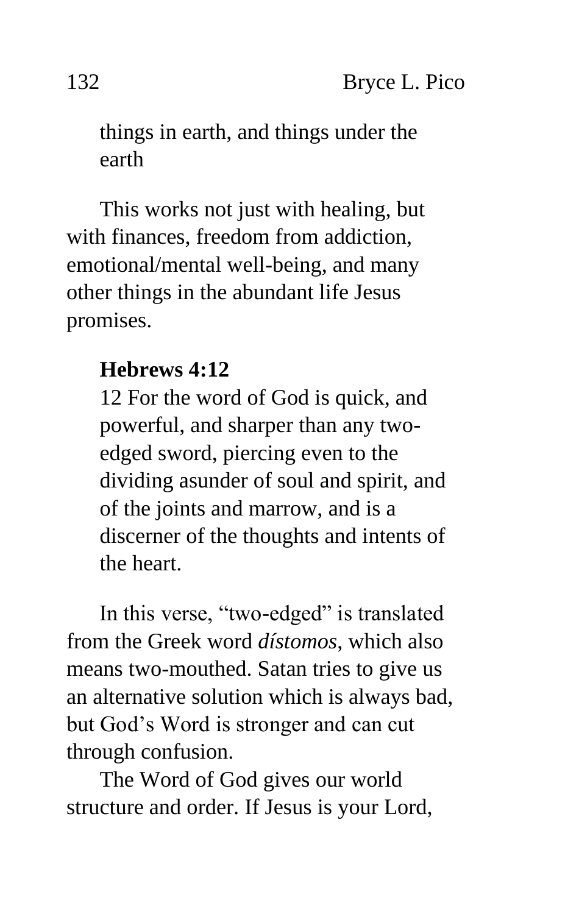things in earth, and things under the earth

This works not just with healing, but with finances, freedom from addiction, emotional/mental well-being, and many other things in the abundant life Jesus promises.

**Hebrews 4:12**

12 For the word of God is quick, and powerful, and sharper than any two-edged sword, piercing even to the dividing asunder of soul and spirit, and of the joints and marrow, and is a discerner of the thoughts and intents of the heart.

In this verse, "two-edged" is translated from the Greek word *dístomos*, which also means two-mouthed. Satan tries to give us an alternative solution which is always bad, but God's Word is stronger and can cut through confusion.

The Word of God gives our world structure and order. If Jesus is your Lord,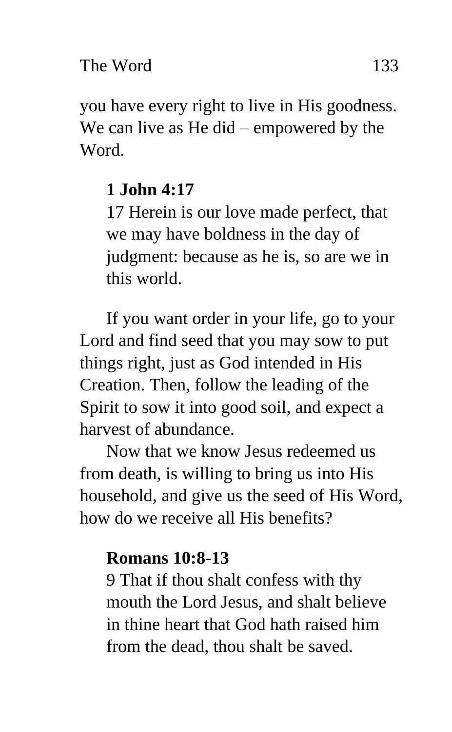you have every right to live in His goodness. We can live as He did – empowered by the Word.

> **1 John 4:17**
> 17 Herein is our love made perfect, that we may have boldness in the day of judgment: because as he is, so are we in this world.

If you want order in your life, go to your Lord and find seed that you may sow to put things right, just as God intended in His Creation. Then, follow the leading of the Spirit to sow it into good soil, and expect a harvest of abundance.

Now that we know Jesus redeemed us from death, is willing to bring us into His household, and give us the seed of His Word, how do we receive all His benefits?

> **Romans 10:8-13**
> 9 That if thou shalt confess with thy mouth the Lord Jesus, and shalt believe in thine heart that God hath raised him from the dead, thou shalt be saved.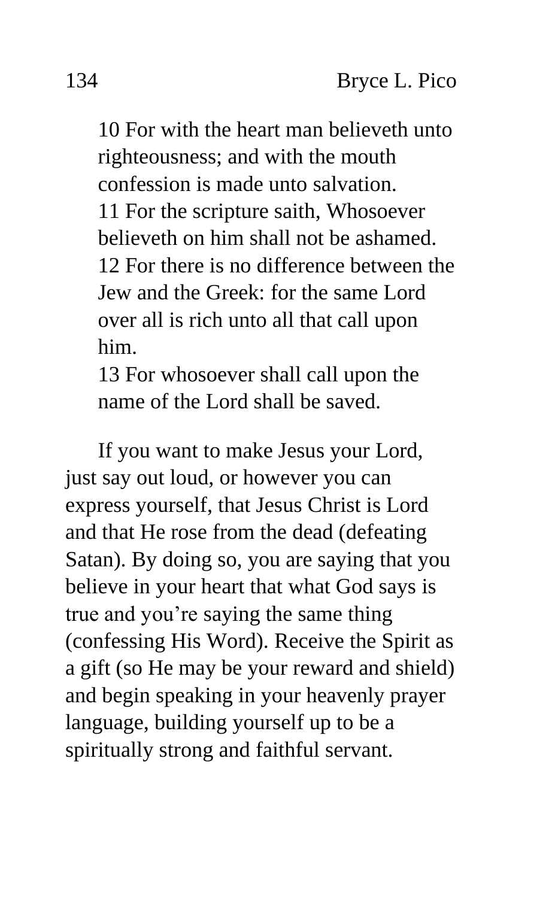> 10 For with the heart man believeth unto righteousness; and with the mouth confession is made unto salvation.
> 11 For the scripture saith, Whosoever believeth on him shall not be ashamed.
> 12 For there is no difference between the Jew and the Greek: for the same Lord over all is rich unto all that call upon him.
> 13 For whosoever shall call upon the name of the Lord shall be saved.

If you want to make Jesus your Lord, just say out loud, or however you can express yourself, that Jesus Christ is Lord and that He rose from the dead (defeating Satan). By doing so, you are saying that you believe in your heart that what God says is true and you're saying the same thing (confessing His Word). Receive the Spirit as a gift (so He may be your reward and shield) and begin speaking in your heavenly prayer language, building yourself up to be a spiritually strong and faithful servant.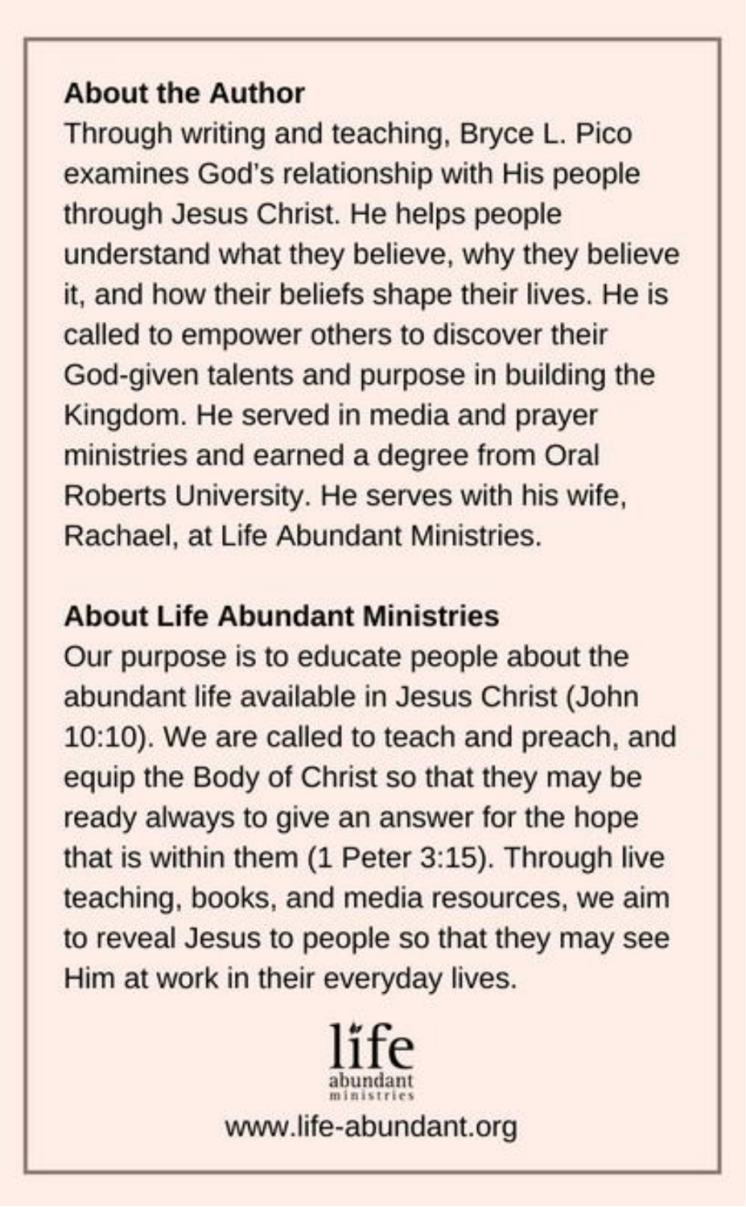## About the Author

Through writing and teaching, Bryce L. Pico examines God's relationship with His people through Jesus Christ. He helps people understand what they believe, why they believe it, and how their beliefs shape their lives. He is called to empower others to discover their God-given talents and purpose in building the Kingdom. He served in media and prayer ministries and earned a degree from Oral Roberts University. He serves with his wife, Rachael, at Life Abundant Ministries.

## About Life Abundant Ministries

Our purpose is to educate people about the abundant life available in Jesus Christ (John 10:10). We are called to teach and preach, and equip the Body of Christ so that they may be ready always to give an answer for the hope that is within them (1 Peter 3:15). Through live teaching, books, and media resources, we aim to reveal Jesus to people so that they may see Him at work in their everyday lives.

life
abundant
ministries

www.life-abundant.org